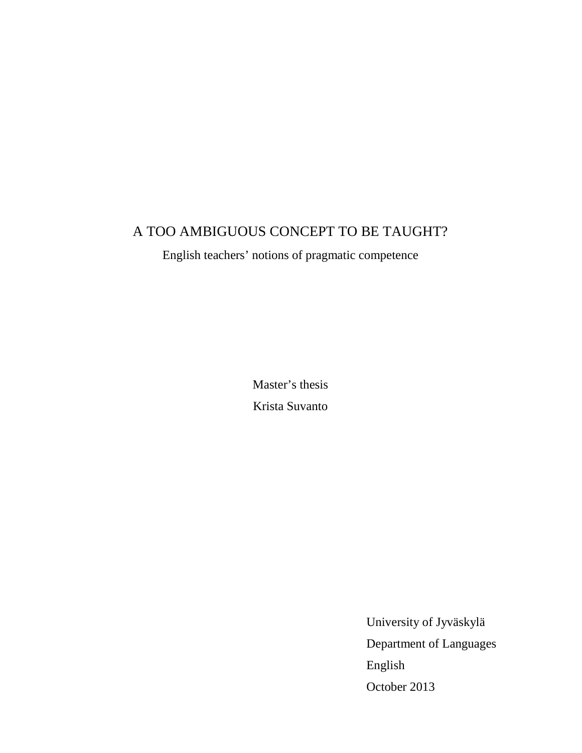# A TOO AMBIGUOUS CONCEPT TO BE TAUGHT?

English teachers' notions of pragmatic competence

Master's thesis

Krista Suvanto

University of Jyväskylä

Department of Languages

English

October 2013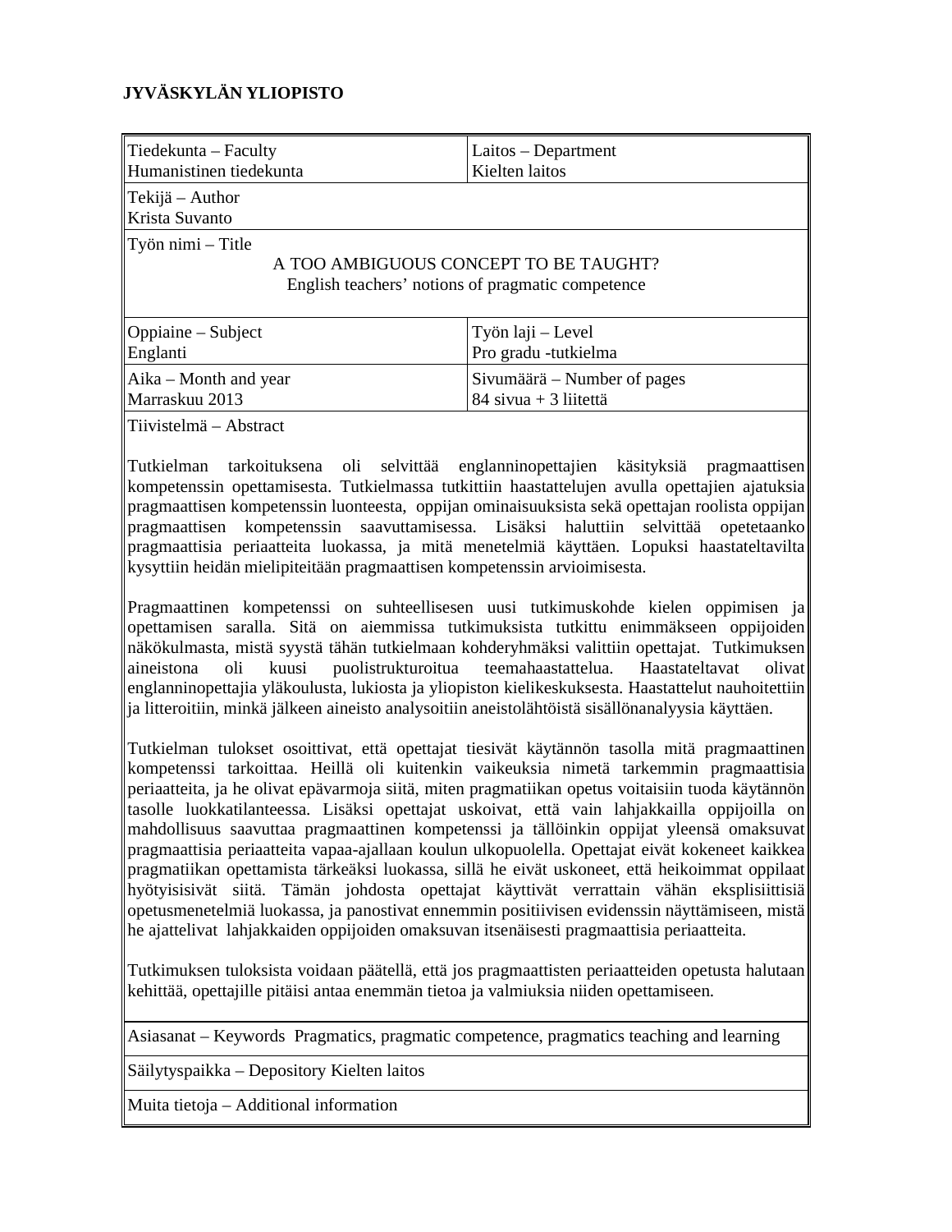**JYVÄSKYLÄN YLIOPISTO**

| Tiedekunta – Faculty<br>Humanistinen tiedekunta | Laitos – Department<br>Kielten laitos |
|---|---|
| Tekijä – Author<br>Krista Suvanto | |
| Työn nimi – Title<br>A TOO AMBIGUOUS CONCEPT TO BE TAUGHT?<br>English teachers' notions of pragmatic competence | |
| Oppiaine – Subject<br>Englanti | Työn laji – Level<br>Pro gradu -tutkielma |
| Aika – Month and year<br>Marraskuu 2013 | Sivumäärä – Number of pages<br>84 sivua + 3 liitettä |

Tiivistelmä – Abstract

Tutkielman tarkoituksena oli selvittää englanninopettajien käsityksiä pragmaattisen kompetenssin opettamisesta. Tutkielmassa tutkittiin haastattelujen avulla opettajien ajatuksia pragmaattisen kompetenssin luonteesta, oppijan ominaisuuksista sekä opettajan roolista oppijan pragmaattisen kompetenssin saavuttamisessa. Lisäksi haluttiin selvittää opetetaanko pragmaattisia periaatteita luokassa, ja mitä menetelmiä käyttäen. Lopuksi haastateltavilta kysyttiin heidän mielipiteitään pragmaattisen kompetenssin arvioimisesta.

Pragmaattinen kompetenssi on suhteellisesen uusi tutkimuskohde kielen oppimisen ja opettamisen saralla. Sitä on aiemmissa tutkimuksista tutkittu enimmäkseen oppijoiden näkökulmasta, mistä syystä tähän tutkielmaan kohderyhmäksi valittiin opettajat. Tutkimuksen aineistona oli kuusi puolistrukturoitua teemahaastattelua. Haastateltavat olivat englanninopettajia yläkoulusta, lukiosta ja yliopiston kielikeskuksesta. Haastattelut nauhoitettiin ja litteroitiin, minkä jälkeen aineisto analysoitiin aneistolähtöistä sisällönanalyysia käyttäen.

Tutkielman tulokset osoittivat, että opettajat tiesivät käytännön tasolla mitä pragmaattinen kompetenssi tarkoittaa. Heillä oli kuitenkin vaikeuksia nimetä tarkemmin pragmaattisia periaatteita, ja he olivat epävarmoja siitä, miten pragmatiikan opetus voitaisiin tuoda käytännön tasolle luokkatilanteessa. Lisäksi opettajat uskoivat, että vain lahjakkailla oppijoilla on mahdollisuus saavuttaa pragmaattinen kompetenssi ja tällöinkin oppijat yleensä omaksuvat pragmaattisia periaatteita vapaa-ajallaan koulun ulkopuolella. Opettajat eivät kokeneet kaikkea pragmatiikan opettamista tärkeäksi luokassa, sillä he eivät uskoneet, että heikoimmat oppilaat hyötyisisivät siitä. Tämän johdosta opettajat käyttivät verrattain vähän eksplisiittisiä opetusmenetelmiä luokassa, ja panostivat ennemmin positiivisen evidenssin näyttämiseen, mistä he ajattelivat lahjakkaiden oppijoiden omaksuvan itsenäisesti pragmaattisia periaatteita.

Tutkimuksen tuloksista voidaan päätellä, että jos pragmaattisten periaatteiden opetusta halutaan kehittää, opettajille pitäisi antaa enemmän tietoa ja valmiuksia niiden opettamiseen.

Asiasanat – Keywords Pragmatics, pragmatic competence, pragmatics teaching and learning

Säilytyspaikka – Depository Kielten laitos

Muita tietoja – Additional information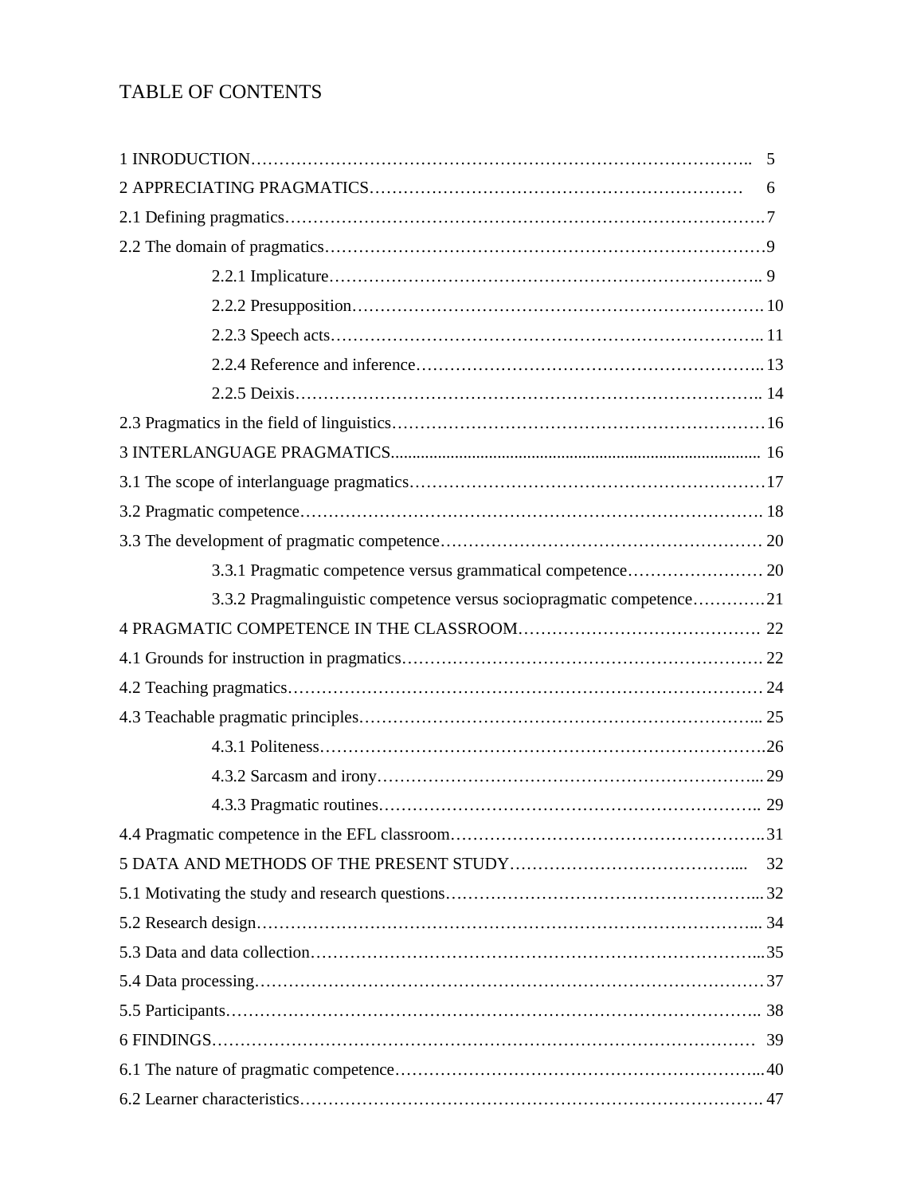# TABLE OF CONTENTS

1 INTRODUCTION…………………………………………………………………………….. 5

2 APPRECIATING PRAGMATICS………………………………………………………… 6

2.1 Defining pragmatics……………………………………………………………………….7

2.2 The domain of pragmatics…………………………………………………………………9

- 2.2.1 Implicature………………………………………………………………….. 9
- 2.2.2 Presupposition………………………………………………………………. 10
- 2.2.3 Speech acts………………………………………………………………….. 11
- 2.2.4 Reference and inference…………………………………………………….. 13
- 2.2.5 Deixis……………………………………………………………………….. 14

2.3 Pragmatics in the field of linguistics………………………………………………………16

3 INTERLANGUAGE PRAGMATICS...................................................................................... 16

3.1 The scope of interlanguage pragmatics……………………………………………………17

3.2 Pragmatic competence…………………………………………………………………… 18

3.3 The development of pragmatic competence……………………………………………… 20

- 3.3.1 Pragmatic competence versus grammatical competence…………………… 20
- 3.3.2 Pragmalinguistic competence versus sociopragmatic competence…………21

4 PRAGMATIC COMPETENCE IN THE CLASSROOM……………………………………. 22

4.1 Grounds for instruction in pragmatics……………………………………………………. 22

4.2 Teaching pragmatics……………………………………………………………………… 24

4.3 Teachable pragmatic principles………………………………………………………….... 25

- 4.3.1 Politeness…………………………………………………………………….26
- 4.3.2 Sarcasm and irony………………………………………………………….... 29
- 4.3.3 Pragmatic routines………………………………………………………….. 29

4.4 Pragmatic competence in the EFL classroom……………………………………………..31

5 DATA AND METHODS OF THE PRESENT STUDY………………………………….... 32

5.1 Motivating the study and research questions……………………………………………... 32

5.2 Research design…………………………………………………………………………... 34

5.3 Data and data collection………………………………………………………………….. 35

5.4 Data processing……………………………………………………………………………37

5.5 Participants……………………………………………………………………………….. 38

6 FINDINGS…………………………………………………………………………………… 39

6.1 The nature of pragmatic competence……………………………………………………... 40

6.2 Learner characteristics……………………………………………………………………. 47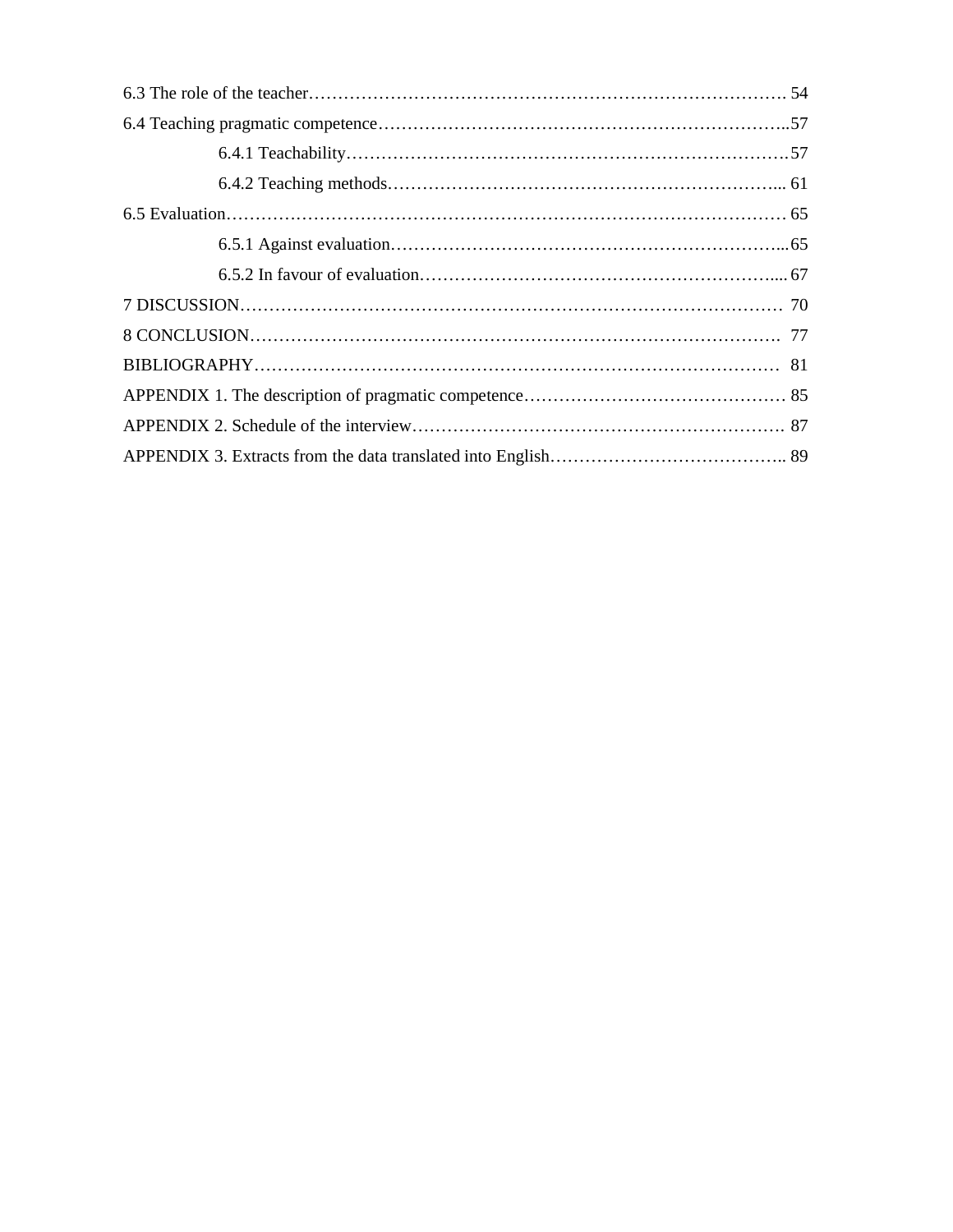6.3 The role of the teacher………………………………………………………………………. 54

6.4 Teaching pragmatic competence……………………………………………………………..57

6.4.1 Teachability………………………………………………………………….57

6.4.2 Teaching methods…………………………………………………………... 61

6.5 Evaluation……………………………………………………………………………………… 65

6.5.1 Against evaluation…………………………………………………………...65

6.5.2 In favour of evaluation……………………………………………………..... 67

7 DISCUSSION……………………………………………………………………………… 70

8 CONCLUSION……………………………………………………………………………. 77

BIBLIOGRAPHY…………………………………………………………………………… 81

APPENDIX 1. The description of pragmatic competence……………………………………… 85

APPENDIX 2. Schedule of the interview………………………………………………………. 87

APPENDIX 3. Extracts from the data translated into English………………………………….. 89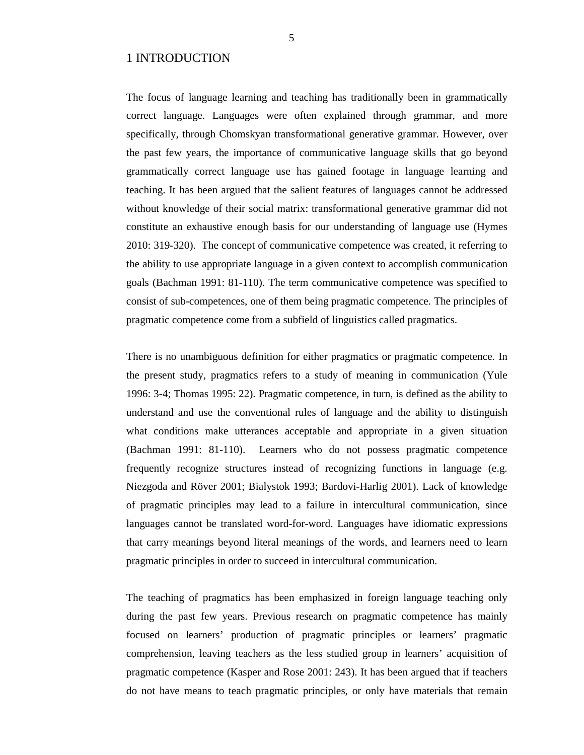# 1 INTRODUCTION

The focus of language learning and teaching has traditionally been in grammatically correct language. Languages were often explained through grammar, and more specifically, through Chomskyan transformational generative grammar. However, over the past few years, the importance of communicative language skills that go beyond grammatically correct language use has gained footage in language learning and teaching. It has been argued that the salient features of languages cannot be addressed without knowledge of their social matrix: transformational generative grammar did not constitute an exhaustive enough basis for our understanding of language use (Hymes 2010: 319-320). The concept of communicative competence was created, it referring to the ability to use appropriate language in a given context to accomplish communication goals (Bachman 1991: 81-110). The term communicative competence was specified to consist of sub-competences, one of them being pragmatic competence. The principles of pragmatic competence come from a subfield of linguistics called pragmatics.

There is no unambiguous definition for either pragmatics or pragmatic competence. In the present study, pragmatics refers to a study of meaning in communication (Yule 1996: 3-4; Thomas 1995: 22). Pragmatic competence, in turn, is defined as the ability to understand and use the conventional rules of language and the ability to distinguish what conditions make utterances acceptable and appropriate in a given situation (Bachman 1991: 81-110). Learners who do not possess pragmatic competence frequently recognize structures instead of recognizing functions in language (e.g. Niezgoda and Röver 2001; Bialystok 1993; Bardovi-Harlig 2001). Lack of knowledge of pragmatic principles may lead to a failure in intercultural communication, since languages cannot be translated word-for-word. Languages have idiomatic expressions that carry meanings beyond literal meanings of the words, and learners need to learn pragmatic principles in order to succeed in intercultural communication.

The teaching of pragmatics has been emphasized in foreign language teaching only during the past few years. Previous research on pragmatic competence has mainly focused on learners' production of pragmatic principles or learners' pragmatic comprehension, leaving teachers as the less studied group in learners' acquisition of pragmatic competence (Kasper and Rose 2001: 243). It has been argued that if teachers do not have means to teach pragmatic principles, or only have materials that remain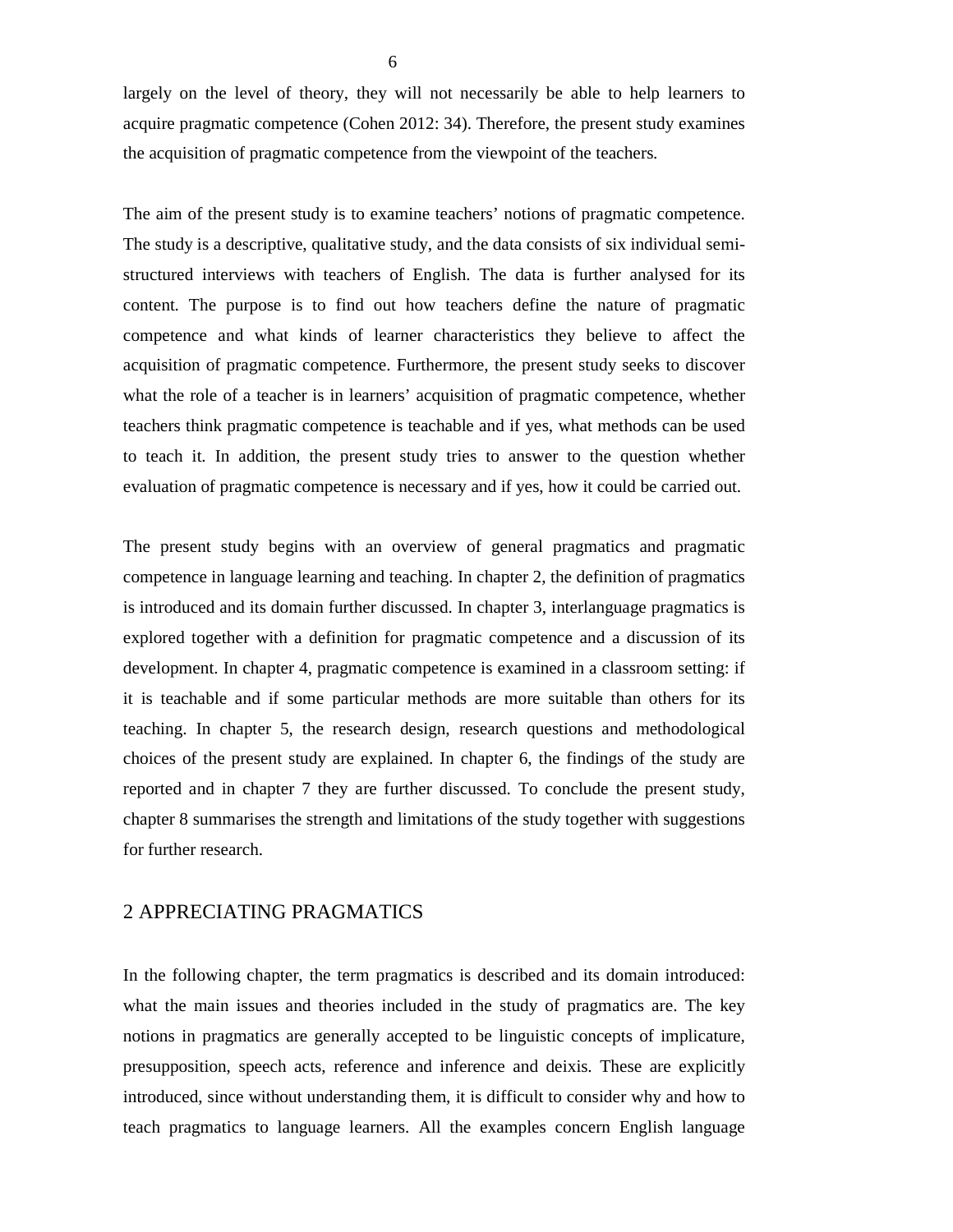largely on the level of theory, they will not necessarily be able to help learners to acquire pragmatic competence (Cohen 2012: 34). Therefore, the present study examines the acquisition of pragmatic competence from the viewpoint of the teachers.

The aim of the present study is to examine teachers' notions of pragmatic competence. The study is a descriptive, qualitative study, and the data consists of six individual semi-structured interviews with teachers of English. The data is further analysed for its content. The purpose is to find out how teachers define the nature of pragmatic competence and what kinds of learner characteristics they believe to affect the acquisition of pragmatic competence. Furthermore, the present study seeks to discover what the role of a teacher is in learners' acquisition of pragmatic competence, whether teachers think pragmatic competence is teachable and if yes, what methods can be used to teach it. In addition, the present study tries to answer to the question whether evaluation of pragmatic competence is necessary and if yes, how it could be carried out.

The present study begins with an overview of general pragmatics and pragmatic competence in language learning and teaching. In chapter 2, the definition of pragmatics is introduced and its domain further discussed. In chapter 3, interlanguage pragmatics is explored together with a definition for pragmatic competence and a discussion of its development. In chapter 4, pragmatic competence is examined in a classroom setting: if it is teachable and if some particular methods are more suitable than others for its teaching. In chapter 5, the research design, research questions and methodological choices of the present study are explained. In chapter 6, the findings of the study are reported and in chapter 7 they are further discussed. To conclude the present study, chapter 8 summarises the strength and limitations of the study together with suggestions for further research.

# 2 APPRECIATING PRAGMATICS

In the following chapter, the term pragmatics is described and its domain introduced: what the main issues and theories included in the study of pragmatics are. The key notions in pragmatics are generally accepted to be linguistic concepts of implicature, presupposition, speech acts, reference and inference and deixis. These are explicitly introduced, since without understanding them, it is difficult to consider why and how to teach pragmatics to language learners. All the examples concern English language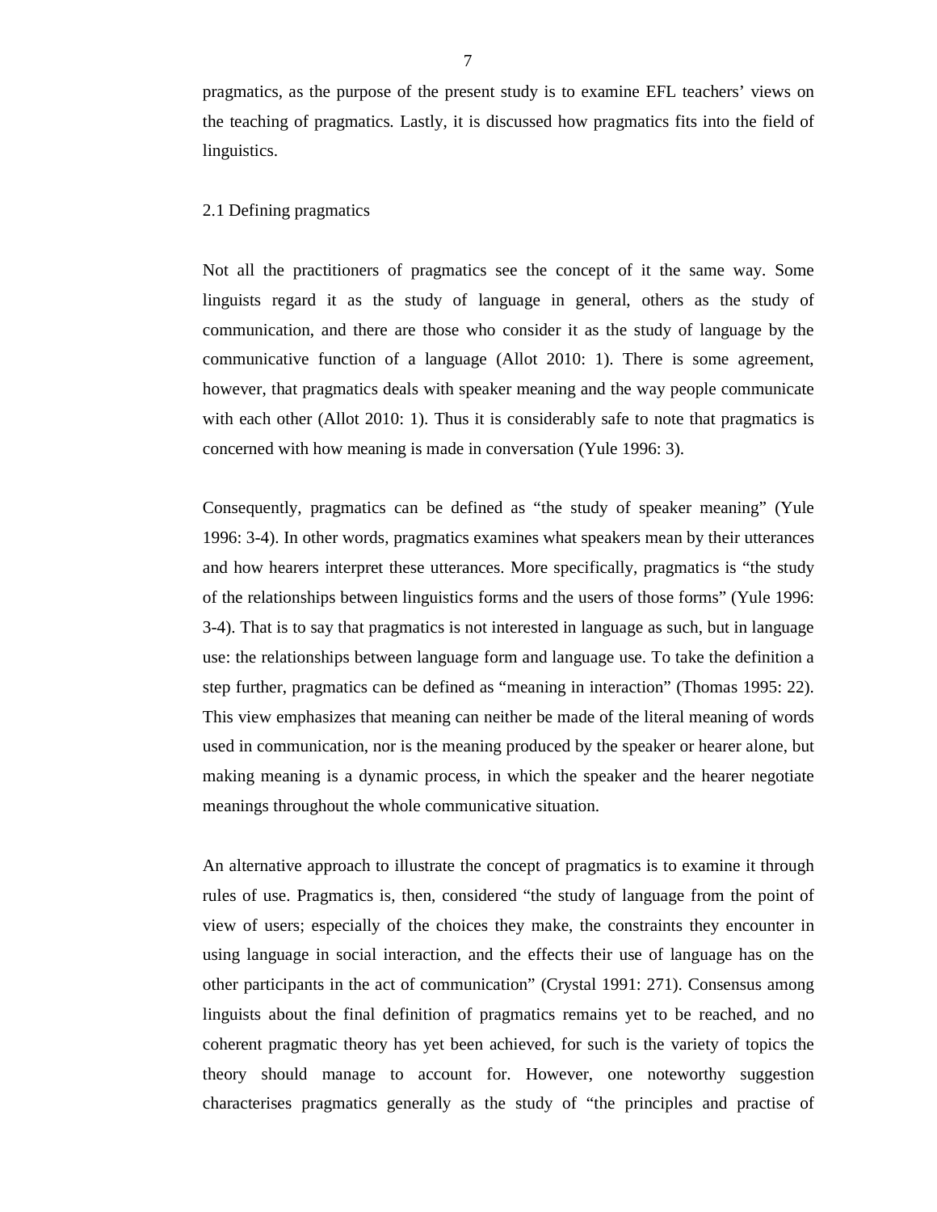pragmatics, as the purpose of the present study is to examine EFL teachers' views on the teaching of pragmatics. Lastly, it is discussed how pragmatics fits into the field of linguistics.

## 2.1 Defining pragmatics

Not all the practitioners of pragmatics see the concept of it the same way. Some linguists regard it as the study of language in general, others as the study of communication, and there are those who consider it as the study of language by the communicative function of a language (Allot 2010: 1). There is some agreement, however, that pragmatics deals with speaker meaning and the way people communicate with each other (Allot 2010: 1). Thus it is considerably safe to note that pragmatics is concerned with how meaning is made in conversation (Yule 1996: 3).

Consequently, pragmatics can be defined as "the study of speaker meaning" (Yule 1996: 3-4). In other words, pragmatics examines what speakers mean by their utterances and how hearers interpret these utterances. More specifically, pragmatics is "the study of the relationships between linguistics forms and the users of those forms" (Yule 1996: 3-4). That is to say that pragmatics is not interested in language as such, but in language use: the relationships between language form and language use. To take the definition a step further, pragmatics can be defined as "meaning in interaction" (Thomas 1995: 22). This view emphasizes that meaning can neither be made of the literal meaning of words used in communication, nor is the meaning produced by the speaker or hearer alone, but making meaning is a dynamic process, in which the speaker and the hearer negotiate meanings throughout the whole communicative situation.

An alternative approach to illustrate the concept of pragmatics is to examine it through rules of use. Pragmatics is, then, considered "the study of language from the point of view of users; especially of the choices they make, the constraints they encounter in using language in social interaction, and the effects their use of language has on the other participants in the act of communication" (Crystal 1991: 271). Consensus among linguists about the final definition of pragmatics remains yet to be reached, and no coherent pragmatic theory has yet been achieved, for such is the variety of topics the theory should manage to account for. However, one noteworthy suggestion characterises pragmatics generally as the study of "the principles and practise of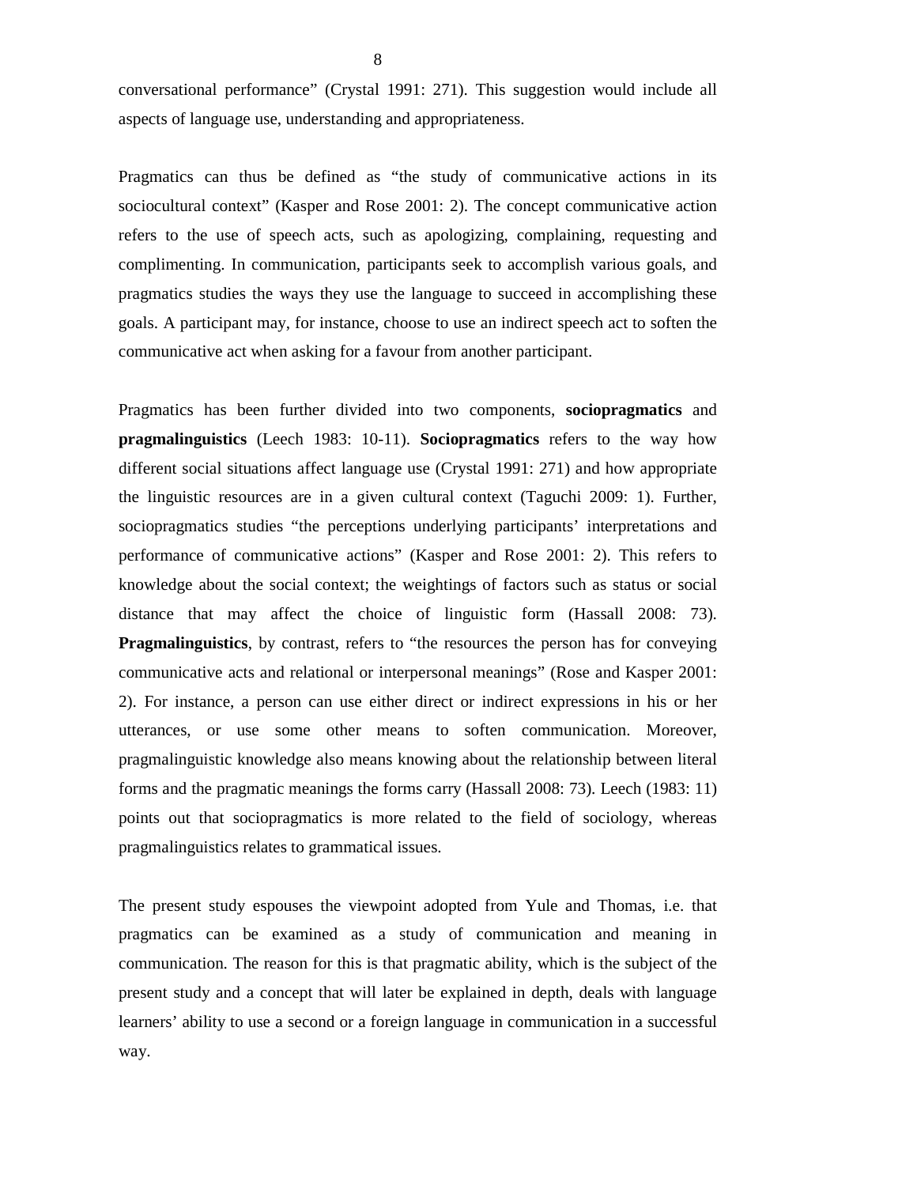conversational performance" (Crystal 1991: 271). This suggestion would include all aspects of language use, understanding and appropriateness.

Pragmatics can thus be defined as "the study of communicative actions in its sociocultural context" (Kasper and Rose 2001: 2). The concept communicative action refers to the use of speech acts, such as apologizing, complaining, requesting and complimenting. In communication, participants seek to accomplish various goals, and pragmatics studies the ways they use the language to succeed in accomplishing these goals. A participant may, for instance, choose to use an indirect speech act to soften the communicative act when asking for a favour from another participant.

Pragmatics has been further divided into two components, **sociopragmatics** and **pragmalinguistics** (Leech 1983: 10-11). **Sociopragmatics** refers to the way how different social situations affect language use (Crystal 1991: 271) and how appropriate the linguistic resources are in a given cultural context (Taguchi 2009: 1). Further, sociopragmatics studies "the perceptions underlying participants' interpretations and performance of communicative actions" (Kasper and Rose 2001: 2). This refers to knowledge about the social context; the weightings of factors such as status or social distance that may affect the choice of linguistic form (Hassall 2008: 73). **Pragmalinguistics**, by contrast, refers to "the resources the person has for conveying communicative acts and relational or interpersonal meanings" (Rose and Kasper 2001: 2). For instance, a person can use either direct or indirect expressions in his or her utterances, or use some other means to soften communication. Moreover, pragmalinguistic knowledge also means knowing about the relationship between literal forms and the pragmatic meanings the forms carry (Hassall 2008: 73). Leech (1983: 11) points out that sociopragmatics is more related to the field of sociology, whereas pragmalinguistics relates to grammatical issues.

The present study espouses the viewpoint adopted from Yule and Thomas, i.e. that pragmatics can be examined as a study of communication and meaning in communication. The reason for this is that pragmatic ability, which is the subject of the present study and a concept that will later be explained in depth, deals with language learners' ability to use a second or a foreign language in communication in a successful way.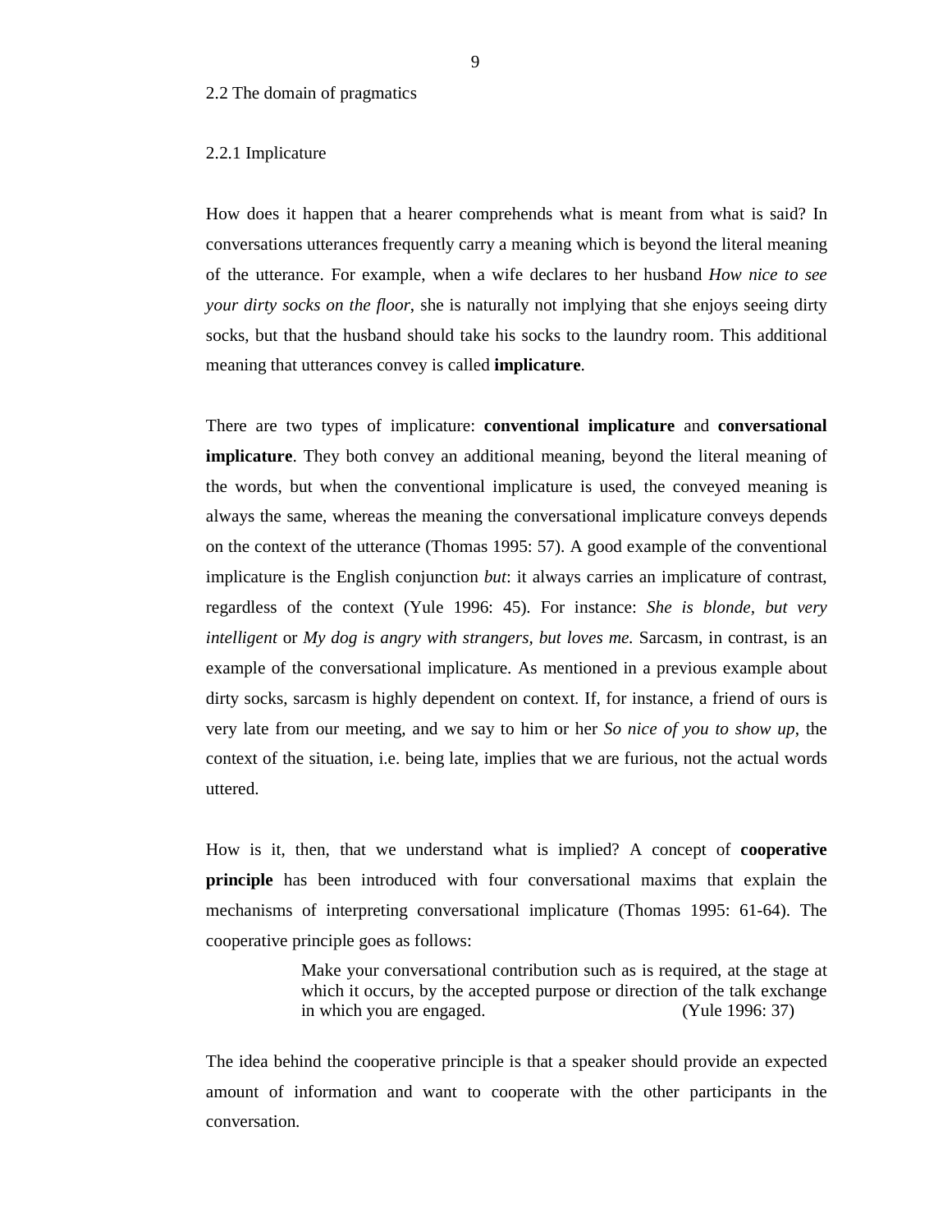## 2.2 The domain of pragmatics

### 2.2.1 Implicature

How does it happen that a hearer comprehends what is meant from what is said? In conversations utterances frequently carry a meaning which is beyond the literal meaning of the utterance. For example, when a wife declares to her husband *How nice to see your dirty socks on the floor*, she is naturally not implying that she enjoys seeing dirty socks, but that the husband should take his socks to the laundry room. This additional meaning that utterances convey is called **implicature**.

There are two types of implicature: **conventional implicature** and **conversational implicature**. They both convey an additional meaning, beyond the literal meaning of the words, but when the conventional implicature is used, the conveyed meaning is always the same, whereas the meaning the conversational implicature conveys depends on the context of the utterance (Thomas 1995: 57). A good example of the conventional implicature is the English conjunction *but*: it always carries an implicature of contrast, regardless of the context (Yule 1996: 45). For instance: *She is blonde, but very intelligent* or *My dog is angry with strangers, but loves me.* Sarcasm, in contrast, is an example of the conversational implicature. As mentioned in a previous example about dirty socks, sarcasm is highly dependent on context. If, for instance, a friend of ours is very late from our meeting, and we say to him or her *So nice of you to show up*, the context of the situation, i.e. being late, implies that we are furious, not the actual words uttered.

How is it, then, that we understand what is implied? A concept of **cooperative principle** has been introduced with four conversational maxims that explain the mechanisms of interpreting conversational implicature (Thomas 1995: 61-64). The cooperative principle goes as follows:

> Make your conversational contribution such as is required, at the stage at which it occurs, by the accepted purpose or direction of the talk exchange in which you are engaged. (Yule 1996: 37)

The idea behind the cooperative principle is that a speaker should provide an expected amount of information and want to cooperate with the other participants in the conversation.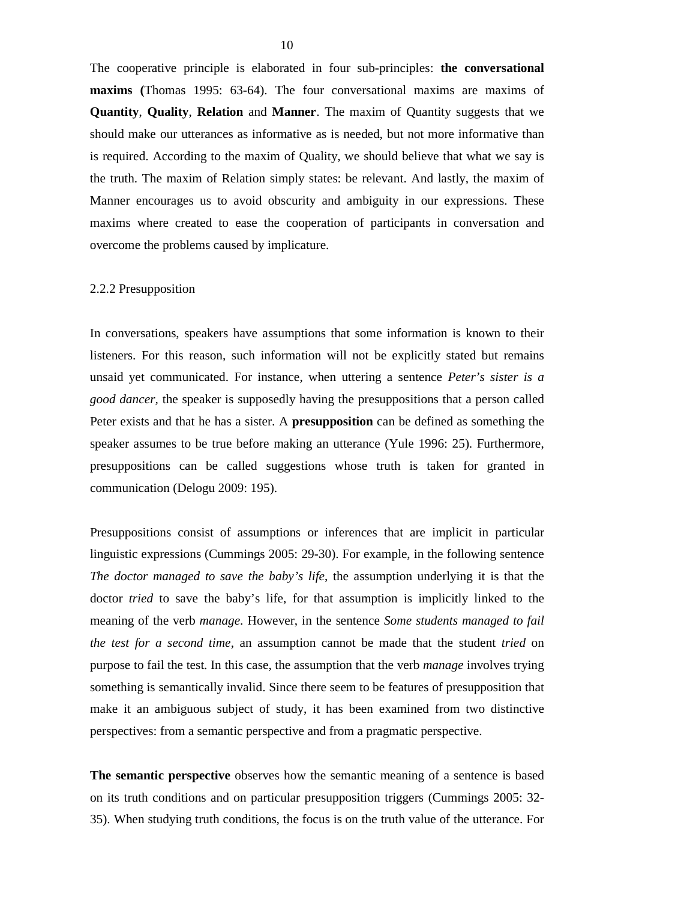The cooperative principle is elaborated in four sub-principles: **the conversational maxims (**Thomas 1995: 63-64). The four conversational maxims are maxims of **Quantity**, **Quality**, **Relation** and **Manner**. The maxim of Quantity suggests that we should make our utterances as informative as is needed, but not more informative than is required. According to the maxim of Quality, we should believe that what we say is the truth. The maxim of Relation simply states: be relevant. And lastly, the maxim of Manner encourages us to avoid obscurity and ambiguity in our expressions. These maxims where created to ease the cooperation of participants in conversation and overcome the problems caused by implicature.

### 2.2.2 Presupposition

In conversations, speakers have assumptions that some information is known to their listeners. For this reason, such information will not be explicitly stated but remains unsaid yet communicated. For instance, when uttering a sentence *Peter's sister is a good dancer,* the speaker is supposedly having the presuppositions that a person called Peter exists and that he has a sister. A **presupposition** can be defined as something the speaker assumes to be true before making an utterance (Yule 1996: 25). Furthermore, presuppositions can be called suggestions whose truth is taken for granted in communication (Delogu 2009: 195).

Presuppositions consist of assumptions or inferences that are implicit in particular linguistic expressions (Cummings 2005: 29-30). For example, in the following sentence *The doctor managed to save the baby's life*, the assumption underlying it is that the doctor *tried* to save the baby's life, for that assumption is implicitly linked to the meaning of the verb *manage*. However, in the sentence *Some students managed to fail the test for a second time*, an assumption cannot be made that the student *tried* on purpose to fail the test. In this case, the assumption that the verb *manage* involves trying something is semantically invalid. Since there seem to be features of presupposition that make it an ambiguous subject of study, it has been examined from two distinctive perspectives: from a semantic perspective and from a pragmatic perspective.

**The semantic perspective** observes how the semantic meaning of a sentence is based on its truth conditions and on particular presupposition triggers (Cummings 2005: 32-35). When studying truth conditions, the focus is on the truth value of the utterance. For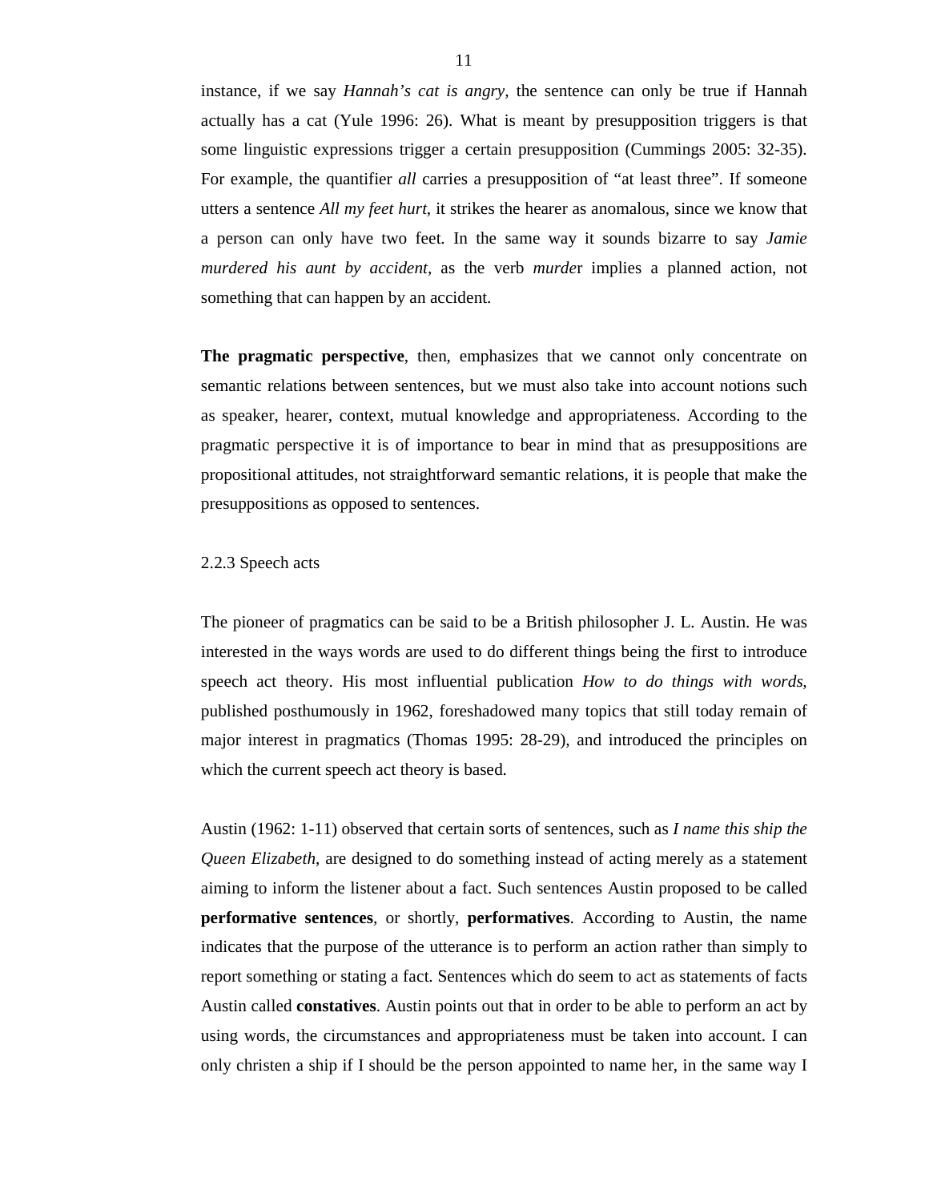instance, if we say *Hannah's cat is angry,* the sentence can only be true if Hannah actually has a cat (Yule 1996: 26). What is meant by presupposition triggers is that some linguistic expressions trigger a certain presupposition (Cummings 2005: 32-35). For example, the quantifier *all* carries a presupposition of "at least three". If someone utters a sentence *All my feet hurt*, it strikes the hearer as anomalous, since we know that a person can only have two feet. In the same way it sounds bizarre to say *Jamie murdered his aunt by accident*, as the verb *murde*r implies a planned action, not something that can happen by an accident.

**The pragmatic perspective**, then, emphasizes that we cannot only concentrate on semantic relations between sentences, but we must also take into account notions such as speaker, hearer, context, mutual knowledge and appropriateness. According to the pragmatic perspective it is of importance to bear in mind that as presuppositions are propositional attitudes, not straightforward semantic relations, it is people that make the presuppositions as opposed to sentences.

### 2.2.3 Speech acts

The pioneer of pragmatics can be said to be a British philosopher J. L. Austin. He was interested in the ways words are used to do different things being the first to introduce speech act theory. His most influential publication *How to do things with words,* published posthumously in 1962, foreshadowed many topics that still today remain of major interest in pragmatics (Thomas 1995: 28-29), and introduced the principles on which the current speech act theory is based.

Austin (1962: 1-11) observed that certain sorts of sentences, such as *I name this ship the Queen Elizabeth*, are designed to do something instead of acting merely as a statement aiming to inform the listener about a fact. Such sentences Austin proposed to be called **performative sentences**, or shortly, **performatives**. According to Austin, the name indicates that the purpose of the utterance is to perform an action rather than simply to report something or stating a fact. Sentences which do seem to act as statements of facts Austin called **constatives**. Austin points out that in order to be able to perform an act by using words, the circumstances and appropriateness must be taken into account. I can only christen a ship if I should be the person appointed to name her, in the same way I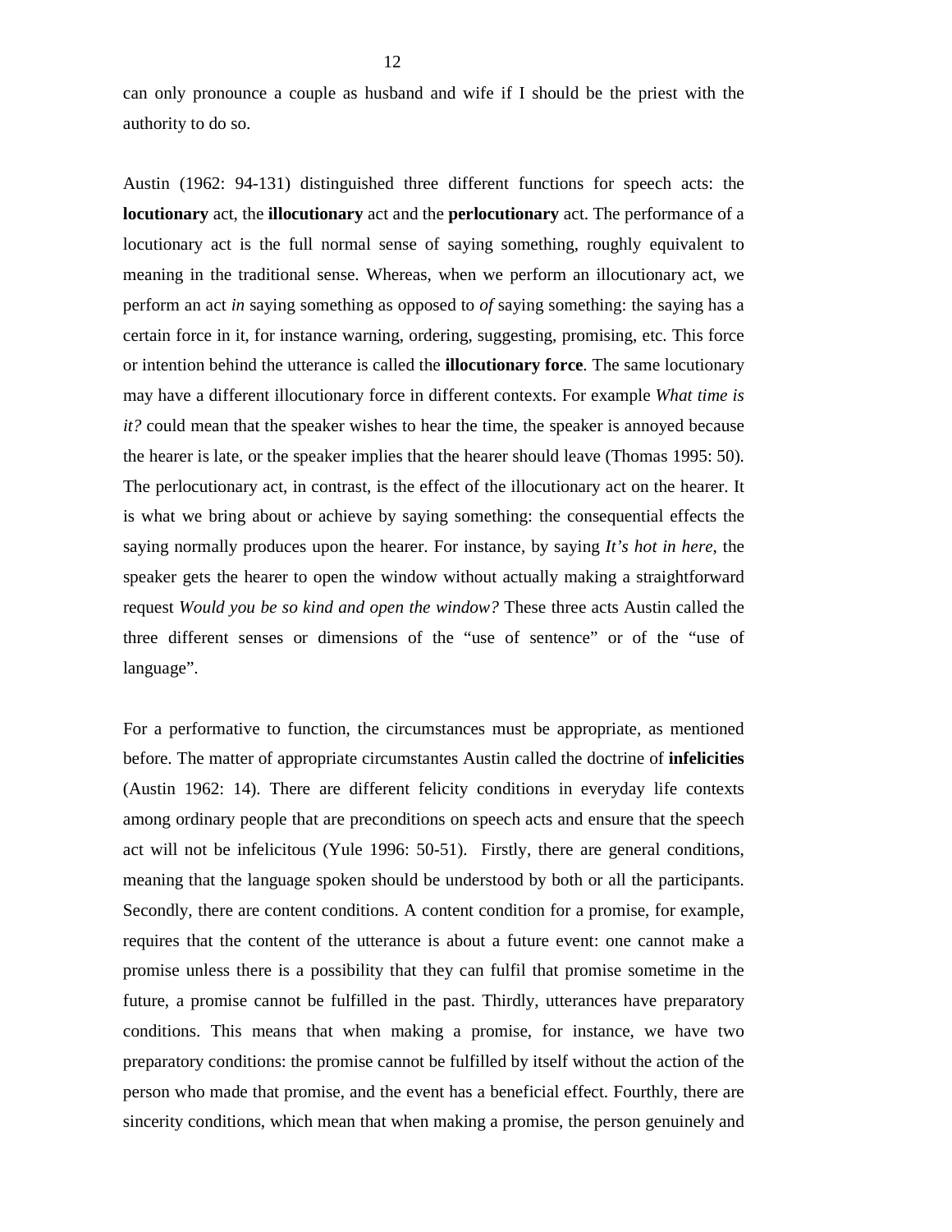can only pronounce a couple as husband and wife if I should be the priest with the authority to do so.

Austin (1962: 94-131) distinguished three different functions for speech acts: the **locutionary** act, the **illocutionary** act and the **perlocutionary** act. The performance of a locutionary act is the full normal sense of saying something, roughly equivalent to meaning in the traditional sense. Whereas, when we perform an illocutionary act, we perform an act *in* saying something as opposed to *of* saying something: the saying has a certain force in it, for instance warning, ordering, suggesting, promising, etc. This force or intention behind the utterance is called the **illocutionary force**. The same locutionary may have a different illocutionary force in different contexts. For example *What time is it?* could mean that the speaker wishes to hear the time, the speaker is annoyed because the hearer is late, or the speaker implies that the hearer should leave (Thomas 1995: 50). The perlocutionary act, in contrast, is the effect of the illocutionary act on the hearer. It is what we bring about or achieve by saying something: the consequential effects the saying normally produces upon the hearer. For instance, by saying *It's hot in here*, the speaker gets the hearer to open the window without actually making a straightforward request *Would you be so kind and open the window?* These three acts Austin called the three different senses or dimensions of the "use of sentence" or of the "use of language".

For a performative to function, the circumstances must be appropriate, as mentioned before. The matter of appropriate circumstantes Austin called the doctrine of **infelicities** (Austin 1962: 14). There are different felicity conditions in everyday life contexts among ordinary people that are preconditions on speech acts and ensure that the speech act will not be infelicitous (Yule 1996: 50-51). Firstly, there are general conditions, meaning that the language spoken should be understood by both or all the participants. Secondly, there are content conditions. A content condition for a promise, for example, requires that the content of the utterance is about a future event: one cannot make a promise unless there is a possibility that they can fulfil that promise sometime in the future, a promise cannot be fulfilled in the past. Thirdly, utterances have preparatory conditions. This means that when making a promise, for instance, we have two preparatory conditions: the promise cannot be fulfilled by itself without the action of the person who made that promise, and the event has a beneficial effect. Fourthly, there are sincerity conditions, which mean that when making a promise, the person genuinely and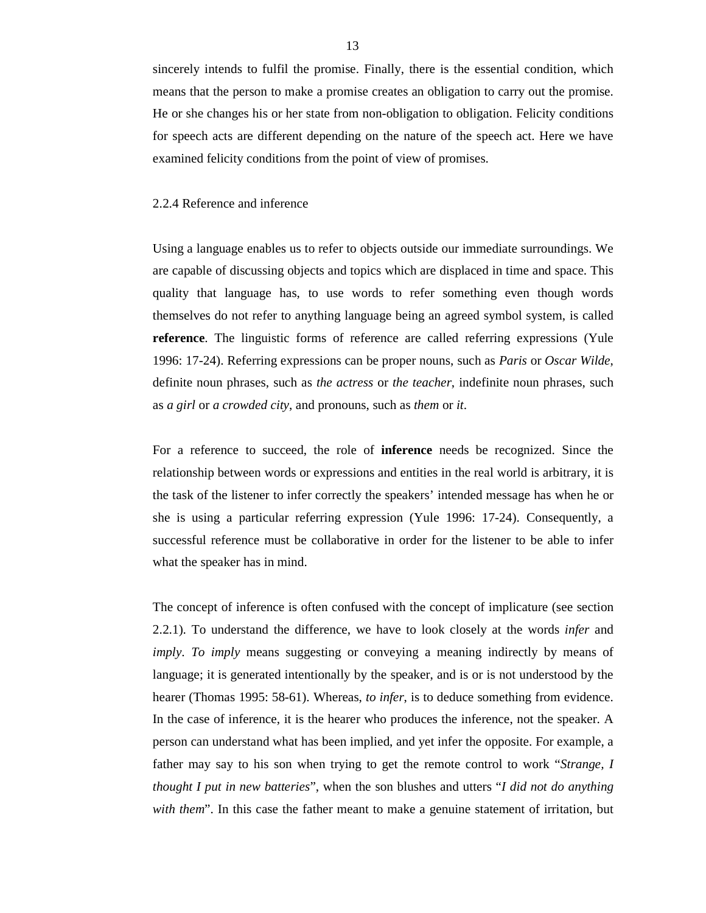sincerely intends to fulfil the promise. Finally, there is the essential condition, which means that the person to make a promise creates an obligation to carry out the promise. He or she changes his or her state from non-obligation to obligation. Felicity conditions for speech acts are different depending on the nature of the speech act. Here we have examined felicity conditions from the point of view of promises.

### 2.2.4 Reference and inference

Using a language enables us to refer to objects outside our immediate surroundings. We are capable of discussing objects and topics which are displaced in time and space. This quality that language has, to use words to refer something even though words themselves do not refer to anything language being an agreed symbol system, is called **reference**. The linguistic forms of reference are called referring expressions (Yule 1996: 17-24). Referring expressions can be proper nouns, such as *Paris* or *Oscar Wilde*, definite noun phrases, such as *the actress* or *the teacher*, indefinite noun phrases, such as *a girl* or *a crowded city*, and pronouns, such as *them* or *it*.

For a reference to succeed, the role of **inference** needs be recognized. Since the relationship between words or expressions and entities in the real world is arbitrary, it is the task of the listener to infer correctly the speakers' intended message has when he or she is using a particular referring expression (Yule 1996: 17-24). Consequently, a successful reference must be collaborative in order for the listener to be able to infer what the speaker has in mind.

The concept of inference is often confused with the concept of implicature (see section 2.2.1). To understand the difference, we have to look closely at the words *infer* and *imply*. *To imply* means suggesting or conveying a meaning indirectly by means of language; it is generated intentionally by the speaker, and is or is not understood by the hearer (Thomas 1995: 58-61). Whereas, *to infer*, is to deduce something from evidence. In the case of inference, it is the hearer who produces the inference, not the speaker. A person can understand what has been implied, and yet infer the opposite. For example, a father may say to his son when trying to get the remote control to work "*Strange, I thought I put in new batteries*", when the son blushes and utters "*I did not do anything with them*". In this case the father meant to make a genuine statement of irritation, but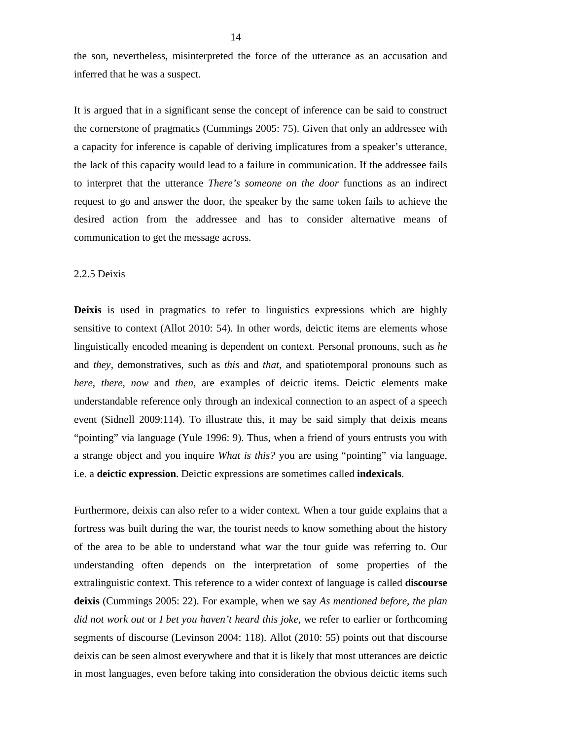the son, nevertheless, misinterpreted the force of the utterance as an accusation and inferred that he was a suspect.

It is argued that in a significant sense the concept of inference can be said to construct the cornerstone of pragmatics (Cummings 2005: 75). Given that only an addressee with a capacity for inference is capable of deriving implicatures from a speaker's utterance, the lack of this capacity would lead to a failure in communication. If the addressee fails to interpret that the utterance *There's someone on the door* functions as an indirect request to go and answer the door, the speaker by the same token fails to achieve the desired action from the addressee and has to consider alternative means of communication to get the message across.

### 2.2.5 Deixis

**Deixis** is used in pragmatics to refer to linguistics expressions which are highly sensitive to context (Allot 2010: 54). In other words, deictic items are elements whose linguistically encoded meaning is dependent on context. Personal pronouns, such as *he* and *they*, demonstratives, such as *this* and *that*, and spatiotemporal pronouns such as *here*, *there*, *now* and *then*, are examples of deictic items. Deictic elements make understandable reference only through an indexical connection to an aspect of a speech event (Sidnell 2009:114). To illustrate this, it may be said simply that deixis means "pointing" via language (Yule 1996: 9). Thus, when a friend of yours entrusts you with a strange object and you inquire *What is this?* you are using "pointing" via language, i.e. a **deictic expression**. Deictic expressions are sometimes called **indexicals**.

Furthermore, deixis can also refer to a wider context. When a tour guide explains that a fortress was built during the war, the tourist needs to know something about the history of the area to be able to understand what war the tour guide was referring to. Our understanding often depends on the interpretation of some properties of the extralinguistic context. This reference to a wider context of language is called **discourse deixis** (Cummings 2005: 22). For example, when we say *As mentioned before, the plan did not work out* or *I bet you haven't heard this joke,* we refer to earlier or forthcoming segments of discourse (Levinson 2004: 118). Allot (2010: 55) points out that discourse deixis can be seen almost everywhere and that it is likely that most utterances are deictic in most languages, even before taking into consideration the obvious deictic items such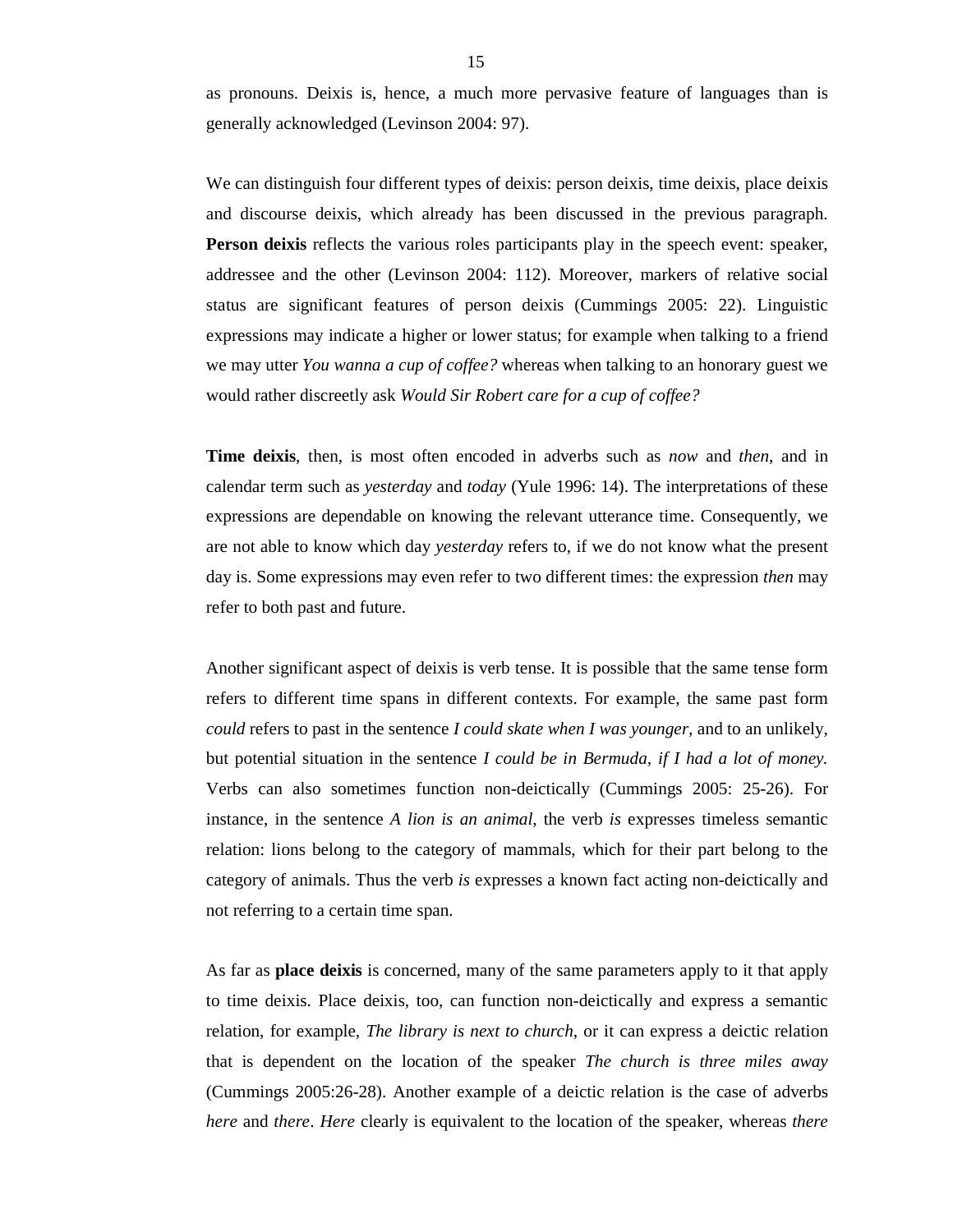as pronouns. Deixis is, hence, a much more pervasive feature of languages than is generally acknowledged (Levinson 2004: 97).

We can distinguish four different types of deixis: person deixis, time deixis, place deixis and discourse deixis, which already has been discussed in the previous paragraph. **Person deixis** reflects the various roles participants play in the speech event: speaker, addressee and the other (Levinson 2004: 112). Moreover, markers of relative social status are significant features of person deixis (Cummings 2005: 22). Linguistic expressions may indicate a higher or lower status; for example when talking to a friend we may utter *You wanna a cup of coffee?* whereas when talking to an honorary guest we would rather discreetly ask *Would Sir Robert care for a cup of coffee?*

**Time deixis**, then, is most often encoded in adverbs such as *now* and *then*, and in calendar term such as *yesterday* and *today* (Yule 1996: 14). The interpretations of these expressions are dependable on knowing the relevant utterance time. Consequently, we are not able to know which day *yesterday* refers to, if we do not know what the present day is. Some expressions may even refer to two different times: the expression *then* may refer to both past and future.

Another significant aspect of deixis is verb tense. It is possible that the same tense form refers to different time spans in different contexts. For example, the same past form *could* refers to past in the sentence *I could skate when I was younger*, and to an unlikely, but potential situation in the sentence *I could be in Bermuda, if I had a lot of money.* Verbs can also sometimes function non-deictically (Cummings 2005: 25-26). For instance, in the sentence *A lion is an animal*, the verb *is* expresses timeless semantic relation: lions belong to the category of mammals, which for their part belong to the category of animals. Thus the verb *is* expresses a known fact acting non-deictically and not referring to a certain time span.

As far as **place deixis** is concerned, many of the same parameters apply to it that apply to time deixis. Place deixis, too, can function non-deictically and express a semantic relation, for example, *The library is next to church*, or it can express a deictic relation that is dependent on the location of the speaker *The church is three miles away* (Cummings 2005:26-28). Another example of a deictic relation is the case of adverbs *here* and *there*. *Here* clearly is equivalent to the location of the speaker, whereas *there*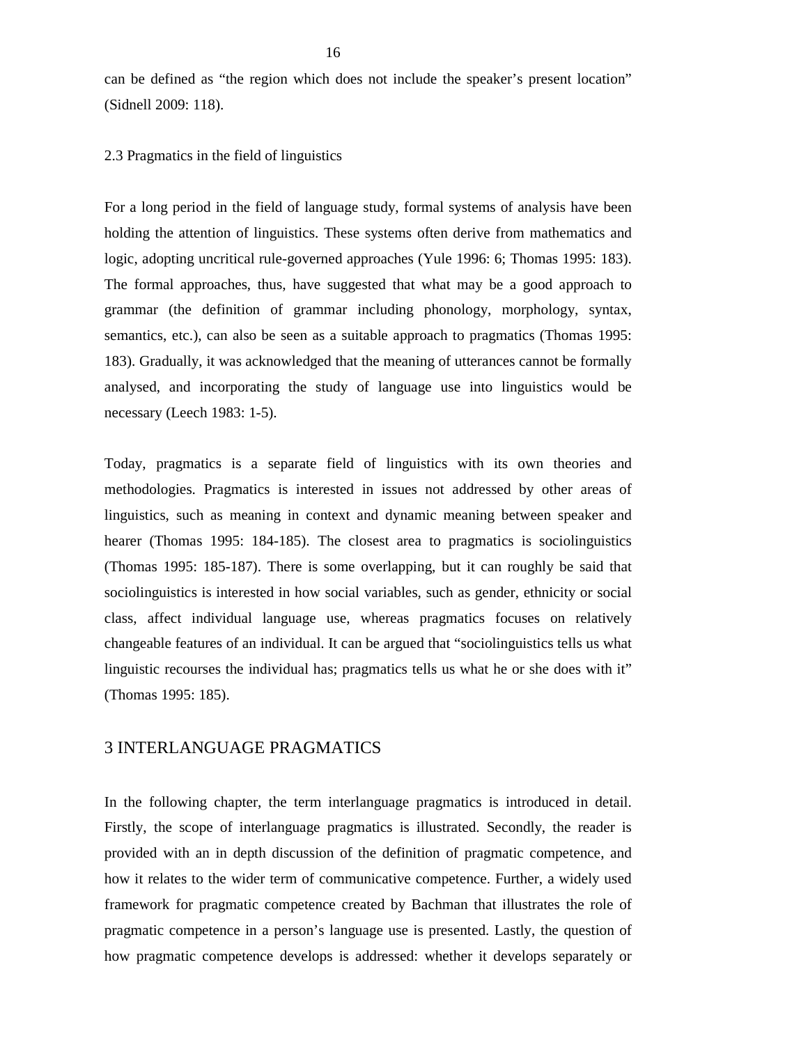can be defined as “the region which does not include the speaker’s present location” (Sidnell 2009: 118).

### 2.3 Pragmatics in the field of linguistics

For a long period in the field of language study, formal systems of analysis have been holding the attention of linguistics. These systems often derive from mathematics and logic, adopting uncritical rule-governed approaches (Yule 1996: 6; Thomas 1995: 183). The formal approaches, thus, have suggested that what may be a good approach to grammar (the definition of grammar including phonology, morphology, syntax, semantics, etc.), can also be seen as a suitable approach to pragmatics (Thomas 1995: 183). Gradually, it was acknowledged that the meaning of utterances cannot be formally analysed, and incorporating the study of language use into linguistics would be necessary (Leech 1983: 1-5).

Today, pragmatics is a separate field of linguistics with its own theories and methodologies. Pragmatics is interested in issues not addressed by other areas of linguistics, such as meaning in context and dynamic meaning between speaker and hearer (Thomas 1995: 184-185). The closest area to pragmatics is sociolinguistics (Thomas 1995: 185-187). There is some overlapping, but it can roughly be said that sociolinguistics is interested in how social variables, such as gender, ethnicity or social class, affect individual language use, whereas pragmatics focuses on relatively changeable features of an individual. It can be argued that “sociolinguistics tells us what linguistic recourses the individual has; pragmatics tells us what he or she does with it” (Thomas 1995: 185).

## 3 INTERLANGUAGE PRAGMATICS

In the following chapter, the term interlanguage pragmatics is introduced in detail. Firstly, the scope of interlanguage pragmatics is illustrated. Secondly, the reader is provided with an in depth discussion of the definition of pragmatic competence, and how it relates to the wider term of communicative competence. Further, a widely used framework for pragmatic competence created by Bachman that illustrates the role of pragmatic competence in a person’s language use is presented. Lastly, the question of how pragmatic competence develops is addressed: whether it develops separately or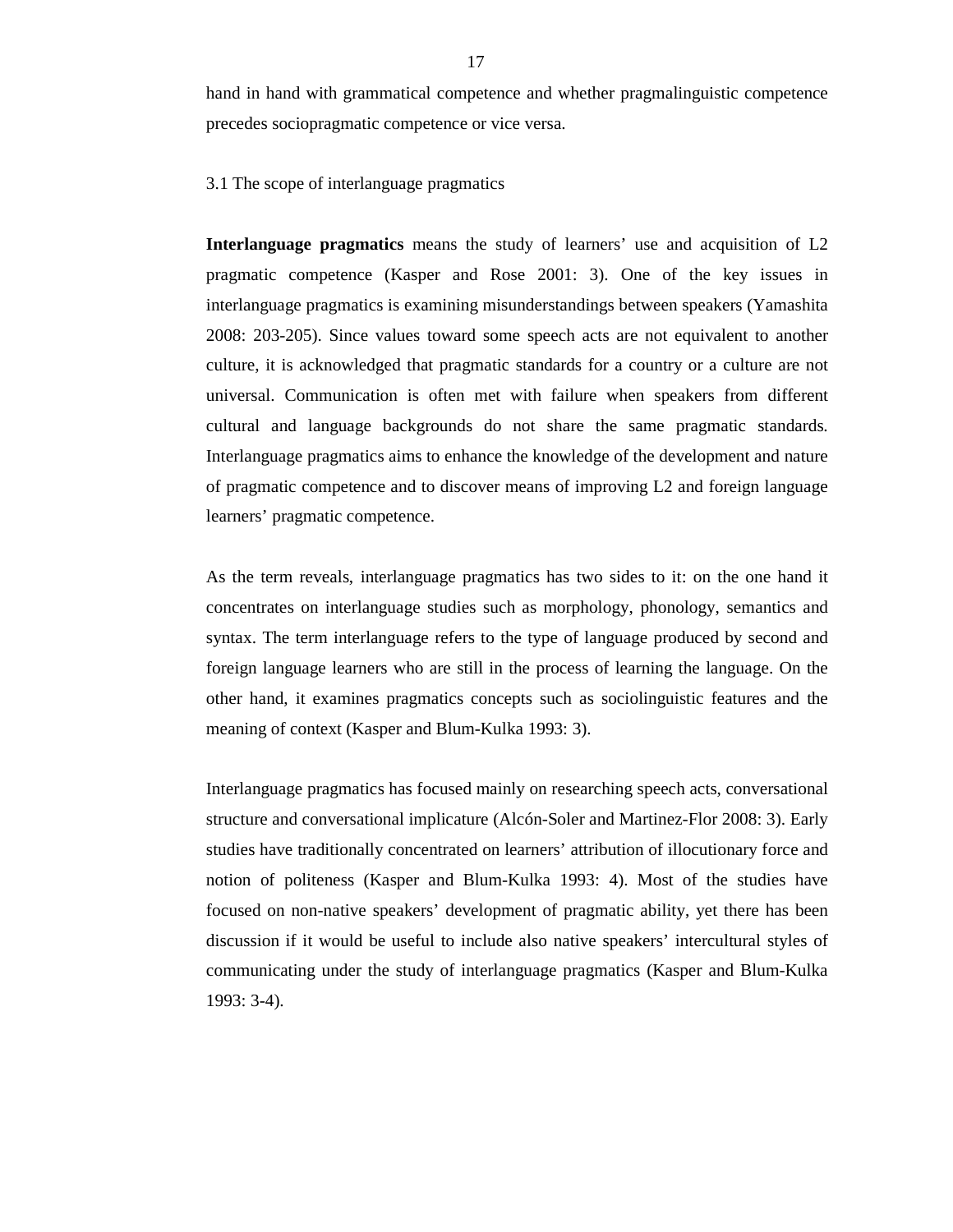hand in hand with grammatical competence and whether pragmalinguistic competence precedes sociopragmatic competence or vice versa.

## 3.1 The scope of interlanguage pragmatics

**Interlanguage pragmatics** means the study of learners' use and acquisition of L2 pragmatic competence (Kasper and Rose 2001: 3). One of the key issues in interlanguage pragmatics is examining misunderstandings between speakers (Yamashita 2008: 203-205). Since values toward some speech acts are not equivalent to another culture, it is acknowledged that pragmatic standards for a country or a culture are not universal. Communication is often met with failure when speakers from different cultural and language backgrounds do not share the same pragmatic standards. Interlanguage pragmatics aims to enhance the knowledge of the development and nature of pragmatic competence and to discover means of improving L2 and foreign language learners' pragmatic competence.

As the term reveals, interlanguage pragmatics has two sides to it: on the one hand it concentrates on interlanguage studies such as morphology, phonology, semantics and syntax. The term interlanguage refers to the type of language produced by second and foreign language learners who are still in the process of learning the language. On the other hand, it examines pragmatics concepts such as sociolinguistic features and the meaning of context (Kasper and Blum-Kulka 1993: 3).

Interlanguage pragmatics has focused mainly on researching speech acts, conversational structure and conversational implicature (Alcón-Soler and Martinez-Flor 2008: 3). Early studies have traditionally concentrated on learners' attribution of illocutionary force and notion of politeness (Kasper and Blum-Kulka 1993: 4). Most of the studies have focused on non-native speakers' development of pragmatic ability, yet there has been discussion if it would be useful to include also native speakers' intercultural styles of communicating under the study of interlanguage pragmatics (Kasper and Blum-Kulka 1993: 3-4).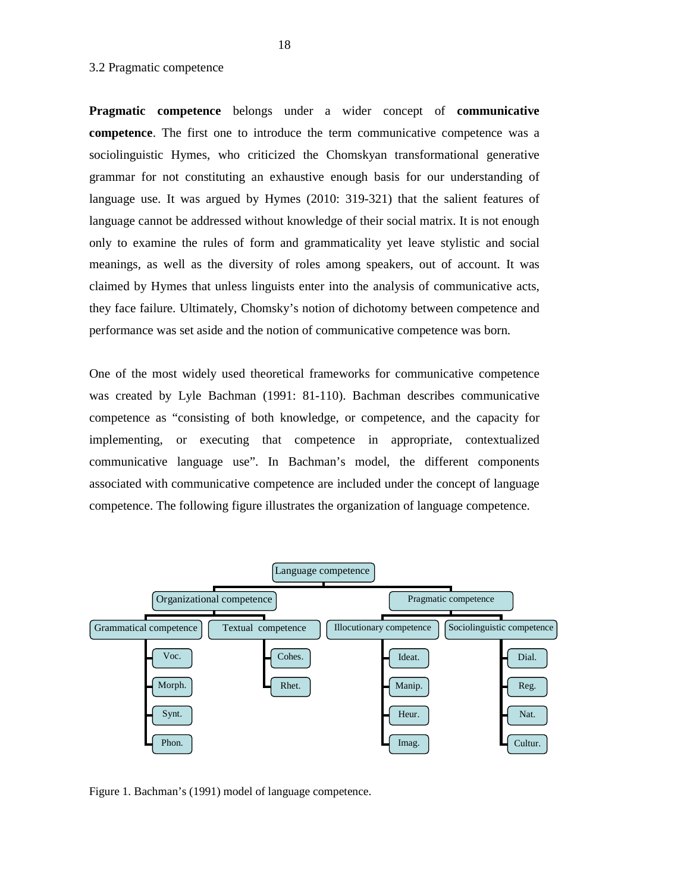## 3.2 Pragmatic competence

**Pragmatic competence** belongs under a wider concept of **communicative competence**. The first one to introduce the term communicative competence was a sociolinguistic Hymes, who criticized the Chomskyan transformational generative grammar for not constituting an exhaustive enough basis for our understanding of language use. It was argued by Hymes (2010: 319-321) that the salient features of language cannot be addressed without knowledge of their social matrix. It is not enough only to examine the rules of form and grammaticality yet leave stylistic and social meanings, as well as the diversity of roles among speakers, out of account. It was claimed by Hymes that unless linguists enter into the analysis of communicative acts, they face failure. Ultimately, Chomsky's notion of dichotomy between competence and performance was set aside and the notion of communicative competence was born.

One of the most widely used theoretical frameworks for communicative competence was created by Lyle Bachman (1991: 81-110). Bachman describes communicative competence as "consisting of both knowledge, or competence, and the capacity for implementing, or executing that competence in appropriate, contextualized communicative language use". In Bachman's model, the different components associated with communicative competence are included under the concept of language competence. The following figure illustrates the organization of language competence.

- Language competence
  - Organizational competence
    - Grammatical competence
      - Voc.
      - Morph.
      - Synt.
      - Phon.
    - Textual competence
      - Cohes.
      - Rhet.
  - Pragmatic competence
    - Illocutionary competence
      - Ideat.
      - Manip.
      - Heur.
      - Imag.
    - Sociolinguistic competence
      - Dial.
      - Reg.
      - Nat.
      - Cultur.

Figure 1. Bachman's (1991) model of language competence.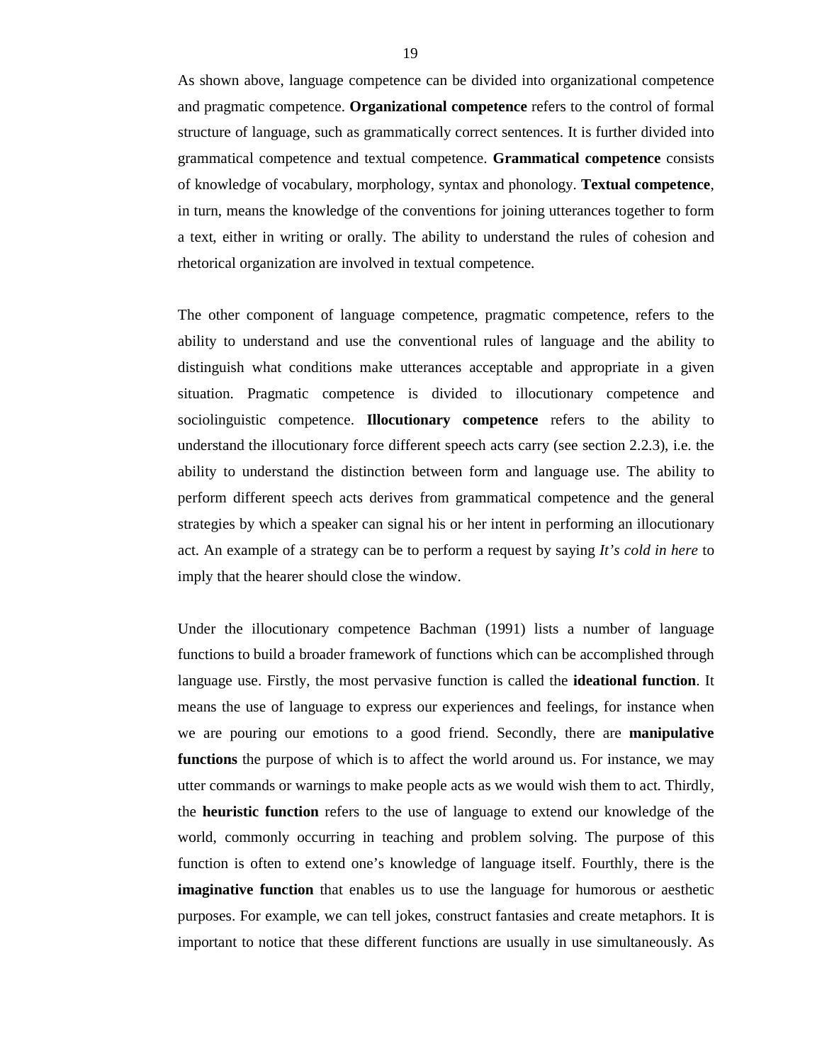As shown above, language competence can be divided into organizational competence and pragmatic competence. **Organizational competence** refers to the control of formal structure of language, such as grammatically correct sentences. It is further divided into grammatical competence and textual competence. **Grammatical competence** consists of knowledge of vocabulary, morphology, syntax and phonology. **Textual competence**, in turn, means the knowledge of the conventions for joining utterances together to form a text, either in writing or orally. The ability to understand the rules of cohesion and rhetorical organization are involved in textual competence.

The other component of language competence, pragmatic competence, refers to the ability to understand and use the conventional rules of language and the ability to distinguish what conditions make utterances acceptable and appropriate in a given situation. Pragmatic competence is divided to illocutionary competence and sociolinguistic competence. **Illocutionary competence** refers to the ability to understand the illocutionary force different speech acts carry (see section 2.2.3), i.e. the ability to understand the distinction between form and language use. The ability to perform different speech acts derives from grammatical competence and the general strategies by which a speaker can signal his or her intent in performing an illocutionary act. An example of a strategy can be to perform a request by saying *It's cold in here* to imply that the hearer should close the window.

Under the illocutionary competence Bachman (1991) lists a number of language functions to build a broader framework of functions which can be accomplished through language use. Firstly, the most pervasive function is called the **ideational function**. It means the use of language to express our experiences and feelings, for instance when we are pouring our emotions to a good friend. Secondly, there are **manipulative functions** the purpose of which is to affect the world around us. For instance, we may utter commands or warnings to make people acts as we would wish them to act. Thirdly, the **heuristic function** refers to the use of language to extend our knowledge of the world, commonly occurring in teaching and problem solving. The purpose of this function is often to extend one's knowledge of language itself. Fourthly, there is the **imaginative function** that enables us to use the language for humorous or aesthetic purposes. For example, we can tell jokes, construct fantasies and create metaphors. It is important to notice that these different functions are usually in use simultaneously. As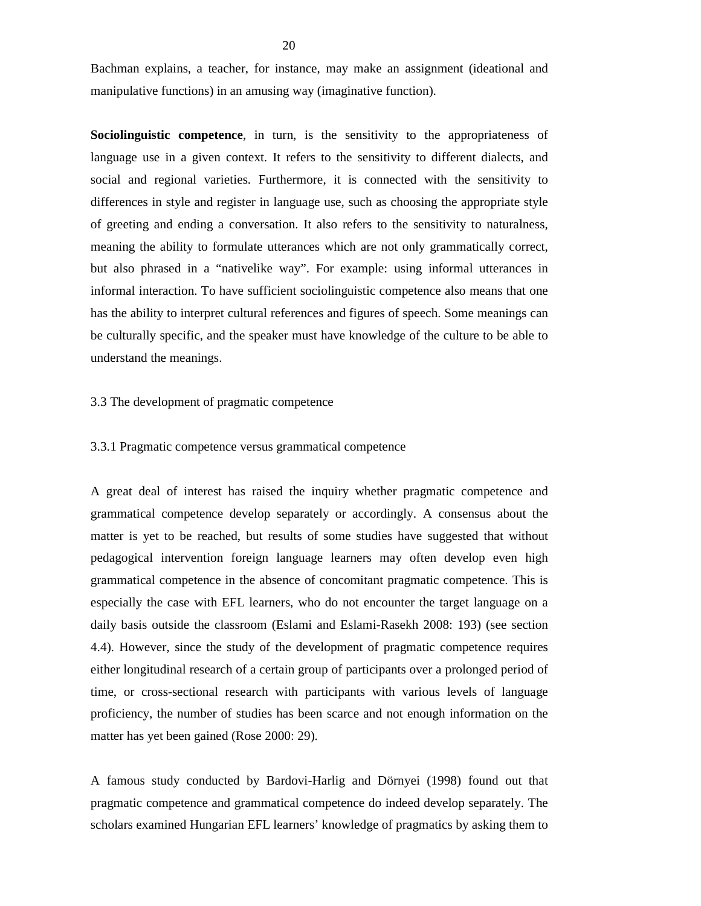Bachman explains, a teacher, for instance, may make an assignment (ideational and manipulative functions) in an amusing way (imaginative function).

**Sociolinguistic competence**, in turn, is the sensitivity to the appropriateness of language use in a given context. It refers to the sensitivity to different dialects, and social and regional varieties. Furthermore, it is connected with the sensitivity to differences in style and register in language use, such as choosing the appropriate style of greeting and ending a conversation. It also refers to the sensitivity to naturalness, meaning the ability to formulate utterances which are not only grammatically correct, but also phrased in a "nativelike way". For example: using informal utterances in informal interaction. To have sufficient sociolinguistic competence also means that one has the ability to interpret cultural references and figures of speech. Some meanings can be culturally specific, and the speaker must have knowledge of the culture to be able to understand the meanings.

## 3.3 The development of pragmatic competence

### 3.3.1 Pragmatic competence versus grammatical competence

A great deal of interest has raised the inquiry whether pragmatic competence and grammatical competence develop separately or accordingly. A consensus about the matter is yet to be reached, but results of some studies have suggested that without pedagogical intervention foreign language learners may often develop even high grammatical competence in the absence of concomitant pragmatic competence. This is especially the case with EFL learners, who do not encounter the target language on a daily basis outside the classroom (Eslami and Eslami-Rasekh 2008: 193) (see section 4.4). However, since the study of the development of pragmatic competence requires either longitudinal research of a certain group of participants over a prolonged period of time, or cross-sectional research with participants with various levels of language proficiency, the number of studies has been scarce and not enough information on the matter has yet been gained (Rose 2000: 29).

A famous study conducted by Bardovi-Harlig and Dörnyei (1998) found out that pragmatic competence and grammatical competence do indeed develop separately. The scholars examined Hungarian EFL learners' knowledge of pragmatics by asking them to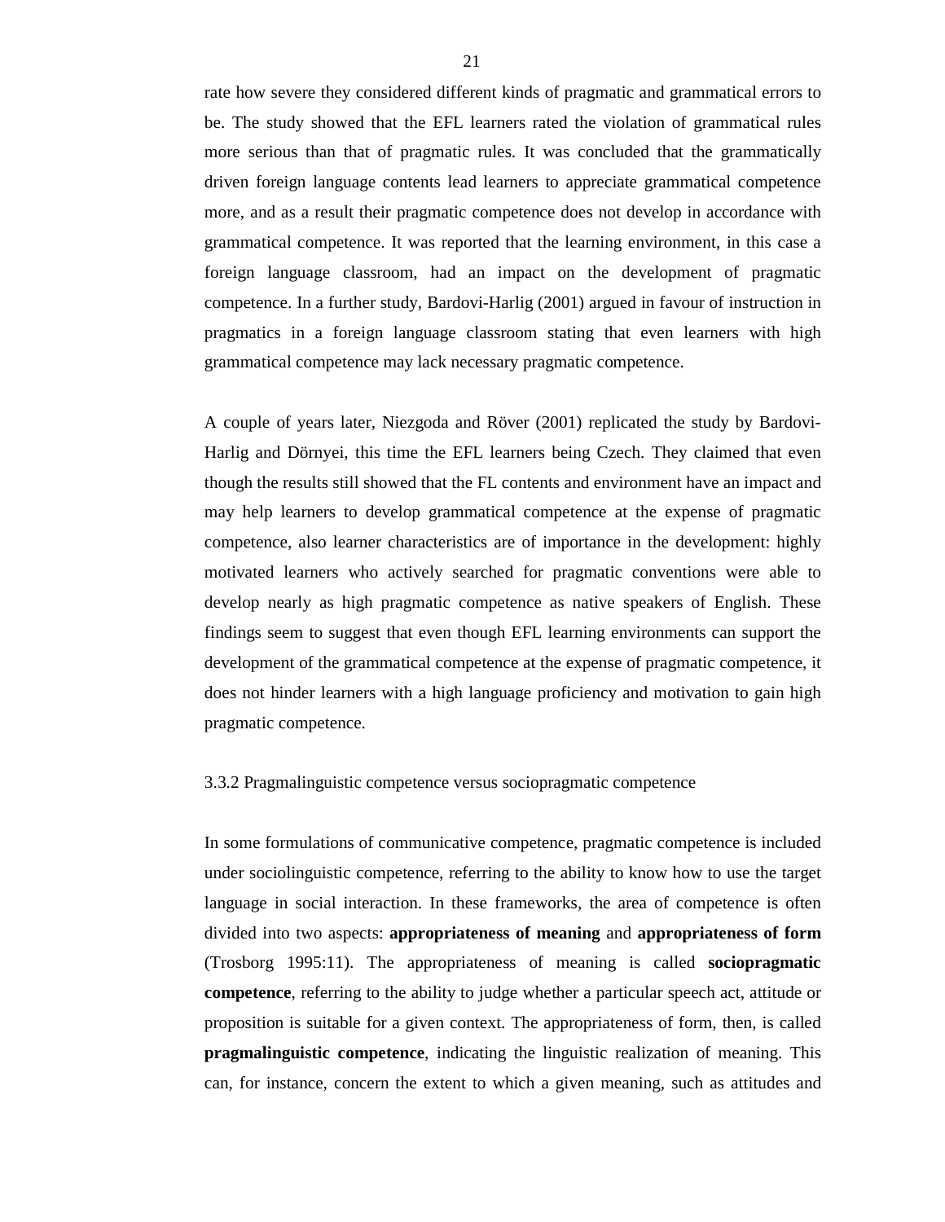rate how severe they considered different kinds of pragmatic and grammatical errors to be. The study showed that the EFL learners rated the violation of grammatical rules more serious than that of pragmatic rules. It was concluded that the grammatically driven foreign language contents lead learners to appreciate grammatical competence more, and as a result their pragmatic competence does not develop in accordance with grammatical competence. It was reported that the learning environment, in this case a foreign language classroom, had an impact on the development of pragmatic competence. In a further study, Bardovi-Harlig (2001) argued in favour of instruction in pragmatics in a foreign language classroom stating that even learners with high grammatical competence may lack necessary pragmatic competence.

A couple of years later, Niezgoda and Röver (2001) replicated the study by Bardovi-Harlig and Dörnyei, this time the EFL learners being Czech. They claimed that even though the results still showed that the FL contents and environment have an impact and may help learners to develop grammatical competence at the expense of pragmatic competence, also learner characteristics are of importance in the development: highly motivated learners who actively searched for pragmatic conventions were able to develop nearly as high pragmatic competence as native speakers of English. These findings seem to suggest that even though EFL learning environments can support the development of the grammatical competence at the expense of pragmatic competence, it does not hinder learners with a high language proficiency and motivation to gain high pragmatic competence.

### 3.3.2 Pragmalinguistic competence versus sociopragmatic competence

In some formulations of communicative competence, pragmatic competence is included under sociolinguistic competence, referring to the ability to know how to use the target language in social interaction. In these frameworks, the area of competence is often divided into two aspects: **appropriateness of meaning** and **appropriateness of form** (Trosborg 1995:11). The appropriateness of meaning is called **sociopragmatic competence**, referring to the ability to judge whether a particular speech act, attitude or proposition is suitable for a given context. The appropriateness of form, then, is called **pragmalinguistic competence**, indicating the linguistic realization of meaning. This can, for instance, concern the extent to which a given meaning, such as attitudes and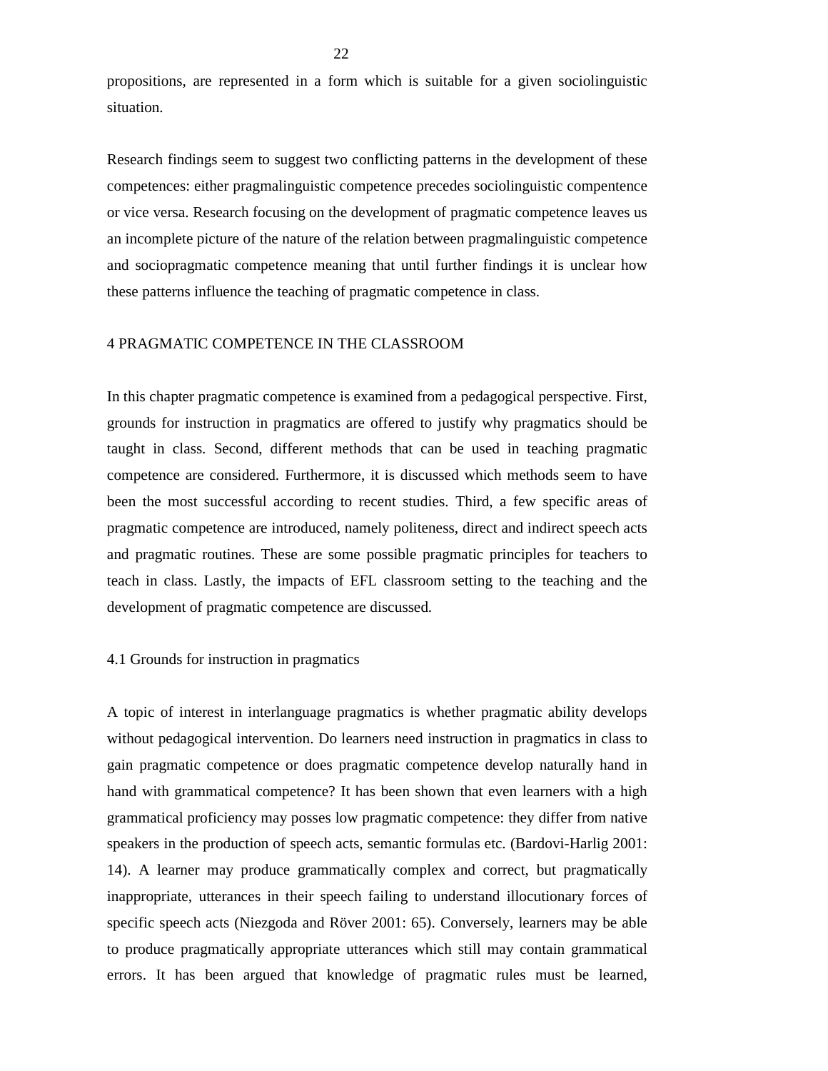propositions, are represented in a form which is suitable for a given sociolinguistic situation.

Research findings seem to suggest two conflicting patterns in the development of these competences: either pragmalinguistic competence precedes sociolinguistic compentence or vice versa. Research focusing on the development of pragmatic competence leaves us an incomplete picture of the nature of the relation between pragmalinguistic competence and sociopragmatic competence meaning that until further findings it is unclear how these patterns influence the teaching of pragmatic competence in class.

## 4 PRAGMATIC COMPETENCE IN THE CLASSROOM

In this chapter pragmatic competence is examined from a pedagogical perspective. First, grounds for instruction in pragmatics are offered to justify why pragmatics should be taught in class. Second, different methods that can be used in teaching pragmatic competence are considered. Furthermore, it is discussed which methods seem to have been the most successful according to recent studies. Third, a few specific areas of pragmatic competence are introduced, namely politeness, direct and indirect speech acts and pragmatic routines. These are some possible pragmatic principles for teachers to teach in class. Lastly, the impacts of EFL classroom setting to the teaching and the development of pragmatic competence are discussed.

### 4.1 Grounds for instruction in pragmatics

A topic of interest in interlanguage pragmatics is whether pragmatic ability develops without pedagogical intervention. Do learners need instruction in pragmatics in class to gain pragmatic competence or does pragmatic competence develop naturally hand in hand with grammatical competence? It has been shown that even learners with a high grammatical proficiency may posses low pragmatic competence: they differ from native speakers in the production of speech acts, semantic formulas etc. (Bardovi-Harlig 2001: 14). A learner may produce grammatically complex and correct, but pragmatically inappropriate, utterances in their speech failing to understand illocutionary forces of specific speech acts (Niezgoda and Röver 2001: 65). Conversely, learners may be able to produce pragmatically appropriate utterances which still may contain grammatical errors. It has been argued that knowledge of pragmatic rules must be learned,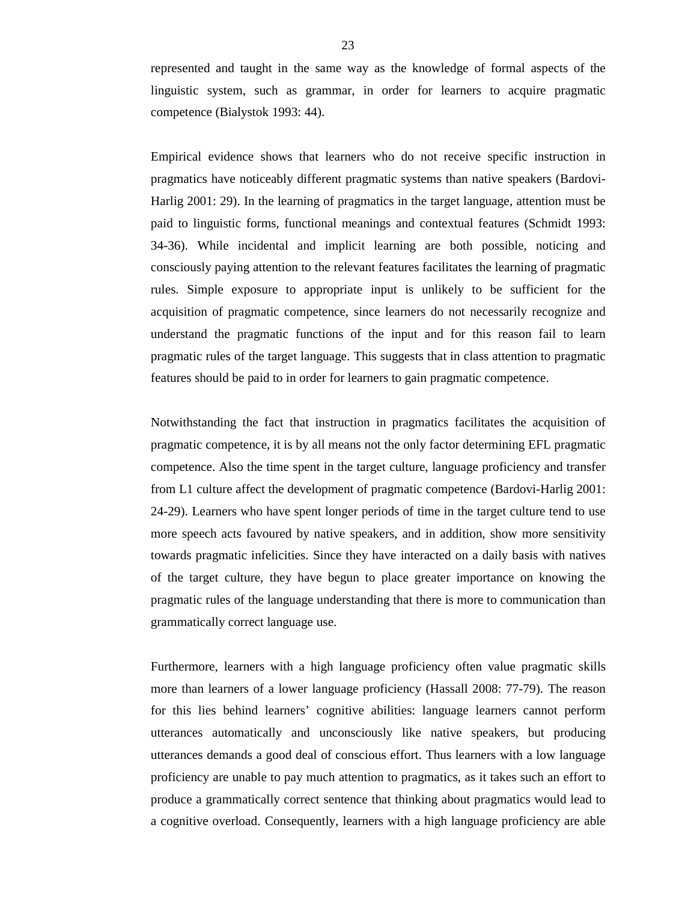represented and taught in the same way as the knowledge of formal aspects of the linguistic system, such as grammar, in order for learners to acquire pragmatic competence (Bialystok 1993: 44).

Empirical evidence shows that learners who do not receive specific instruction in pragmatics have noticeably different pragmatic systems than native speakers (Bardovi-Harlig 2001: 29). In the learning of pragmatics in the target language, attention must be paid to linguistic forms, functional meanings and contextual features (Schmidt 1993: 34-36). While incidental and implicit learning are both possible, noticing and consciously paying attention to the relevant features facilitates the learning of pragmatic rules. Simple exposure to appropriate input is unlikely to be sufficient for the acquisition of pragmatic competence, since learners do not necessarily recognize and understand the pragmatic functions of the input and for this reason fail to learn pragmatic rules of the target language. This suggests that in class attention to pragmatic features should be paid to in order for learners to gain pragmatic competence.

Notwithstanding the fact that instruction in pragmatics facilitates the acquisition of pragmatic competence, it is by all means not the only factor determining EFL pragmatic competence. Also the time spent in the target culture, language proficiency and transfer from L1 culture affect the development of pragmatic competence (Bardovi-Harlig 2001: 24-29). Learners who have spent longer periods of time in the target culture tend to use more speech acts favoured by native speakers, and in addition, show more sensitivity towards pragmatic infelicities. Since they have interacted on a daily basis with natives of the target culture, they have begun to place greater importance on knowing the pragmatic rules of the language understanding that there is more to communication than grammatically correct language use.

Furthermore, learners with a high language proficiency often value pragmatic skills more than learners of a lower language proficiency (Hassall 2008: 77-79). The reason for this lies behind learners' cognitive abilities: language learners cannot perform utterances automatically and unconsciously like native speakers, but producing utterances demands a good deal of conscious effort. Thus learners with a low language proficiency are unable to pay much attention to pragmatics, as it takes such an effort to produce a grammatically correct sentence that thinking about pragmatics would lead to a cognitive overload. Consequently, learners with a high language proficiency are able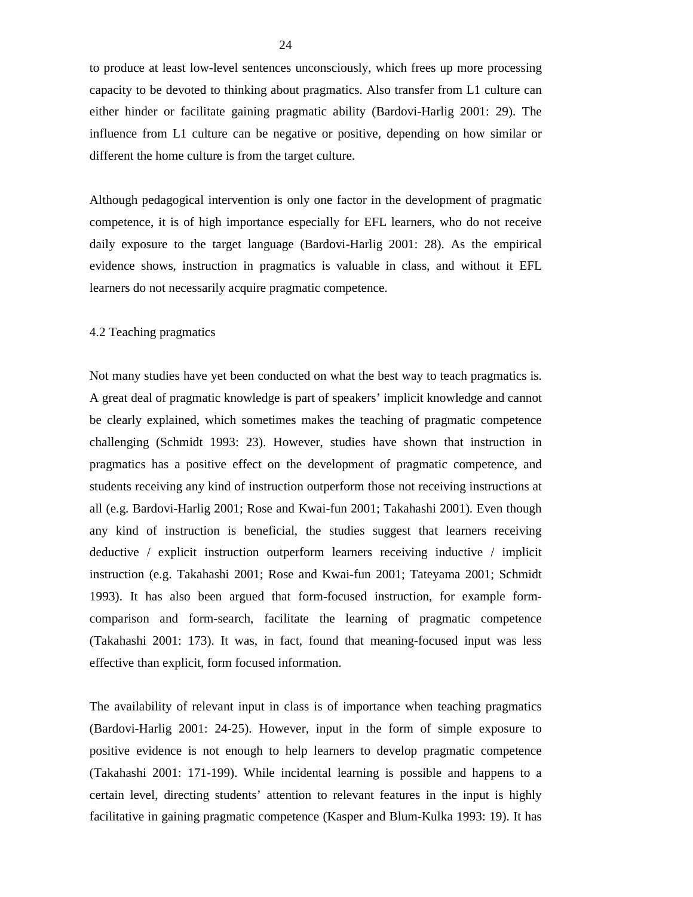to produce at least low-level sentences unconsciously, which frees up more processing capacity to be devoted to thinking about pragmatics. Also transfer from L1 culture can either hinder or facilitate gaining pragmatic ability (Bardovi-Harlig 2001: 29). The influence from L1 culture can be negative or positive, depending on how similar or different the home culture is from the target culture.

Although pedagogical intervention is only one factor in the development of pragmatic competence, it is of high importance especially for EFL learners, who do not receive daily exposure to the target language (Bardovi-Harlig 2001: 28). As the empirical evidence shows, instruction in pragmatics is valuable in class, and without it EFL learners do not necessarily acquire pragmatic competence.

## 4.2 Teaching pragmatics

Not many studies have yet been conducted on what the best way to teach pragmatics is. A great deal of pragmatic knowledge is part of speakers' implicit knowledge and cannot be clearly explained, which sometimes makes the teaching of pragmatic competence challenging (Schmidt 1993: 23). However, studies have shown that instruction in pragmatics has a positive effect on the development of pragmatic competence, and students receiving any kind of instruction outperform those not receiving instructions at all (e.g. Bardovi-Harlig 2001; Rose and Kwai-fun 2001; Takahashi 2001). Even though any kind of instruction is beneficial, the studies suggest that learners receiving deductive / explicit instruction outperform learners receiving inductive / implicit instruction (e.g. Takahashi 2001; Rose and Kwai-fun 2001; Tateyama 2001; Schmidt 1993). It has also been argued that form-focused instruction, for example form-comparison and form-search, facilitate the learning of pragmatic competence (Takahashi 2001: 173). It was, in fact, found that meaning-focused input was less effective than explicit, form focused information.

The availability of relevant input in class is of importance when teaching pragmatics (Bardovi-Harlig 2001: 24-25). However, input in the form of simple exposure to positive evidence is not enough to help learners to develop pragmatic competence (Takahashi 2001: 171-199). While incidental learning is possible and happens to a certain level, directing students' attention to relevant features in the input is highly facilitative in gaining pragmatic competence (Kasper and Blum-Kulka 1993: 19). It has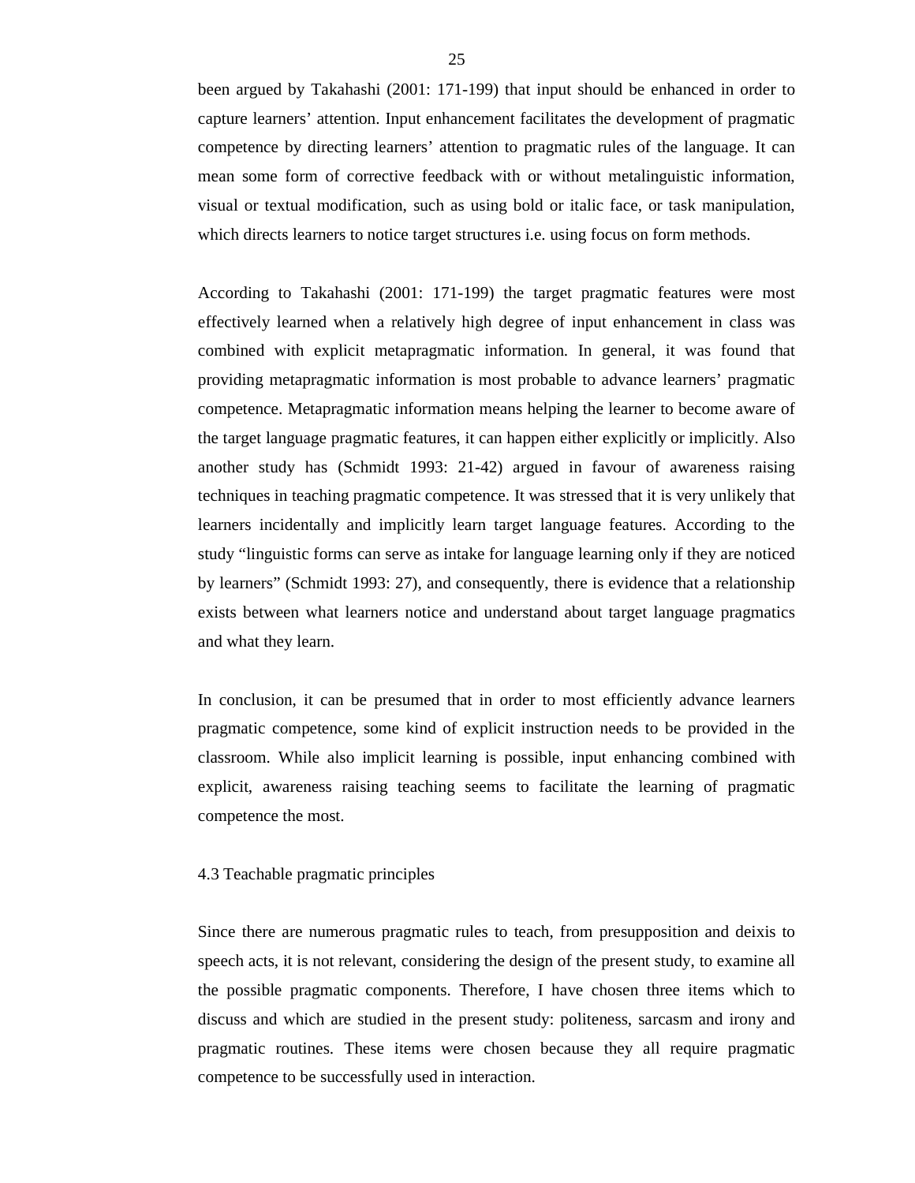been argued by Takahashi (2001: 171-199) that input should be enhanced in order to capture learners' attention. Input enhancement facilitates the development of pragmatic competence by directing learners' attention to pragmatic rules of the language. It can mean some form of corrective feedback with or without metalinguistic information, visual or textual modification, such as using bold or italic face, or task manipulation, which directs learners to notice target structures i.e. using focus on form methods.

According to Takahashi (2001: 171-199) the target pragmatic features were most effectively learned when a relatively high degree of input enhancement in class was combined with explicit metapragmatic information. In general, it was found that providing metapragmatic information is most probable to advance learners' pragmatic competence. Metapragmatic information means helping the learner to become aware of the target language pragmatic features, it can happen either explicitly or implicitly. Also another study has (Schmidt 1993: 21-42) argued in favour of awareness raising techniques in teaching pragmatic competence. It was stressed that it is very unlikely that learners incidentally and implicitly learn target language features. According to the study "linguistic forms can serve as intake for language learning only if they are noticed by learners" (Schmidt 1993: 27), and consequently, there is evidence that a relationship exists between what learners notice and understand about target language pragmatics and what they learn.

In conclusion, it can be presumed that in order to most efficiently advance learners pragmatic competence, some kind of explicit instruction needs to be provided in the classroom. While also implicit learning is possible, input enhancing combined with explicit, awareness raising teaching seems to facilitate the learning of pragmatic competence the most.

### 4.3 Teachable pragmatic principles

Since there are numerous pragmatic rules to teach, from presupposition and deixis to speech acts, it is not relevant, considering the design of the present study, to examine all the possible pragmatic components. Therefore, I have chosen three items which to discuss and which are studied in the present study: politeness, sarcasm and irony and pragmatic routines. These items were chosen because they all require pragmatic competence to be successfully used in interaction.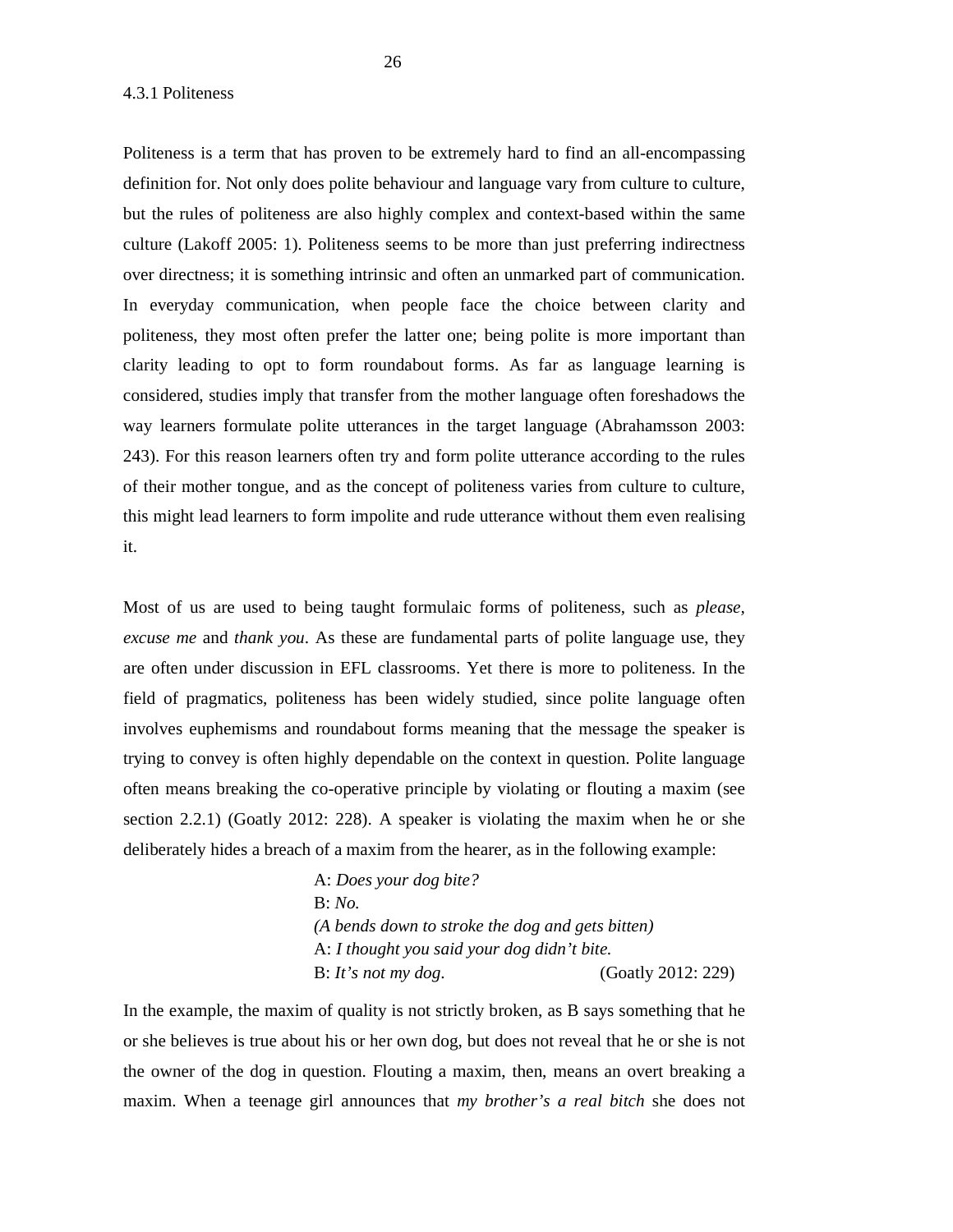### 4.3.1 Politeness

Politeness is a term that has proven to be extremely hard to find an all-encompassing definition for. Not only does polite behaviour and language vary from culture to culture, but the rules of politeness are also highly complex and context-based within the same culture (Lakoff 2005: 1). Politeness seems to be more than just preferring indirectness over directness; it is something intrinsic and often an unmarked part of communication. In everyday communication, when people face the choice between clarity and politeness, they most often prefer the latter one; being polite is more important than clarity leading to opt to form roundabout forms. As far as language learning is considered, studies imply that transfer from the mother language often foreshadows the way learners formulate polite utterances in the target language (Abrahamsson 2003: 243). For this reason learners often try and form polite utterance according to the rules of their mother tongue, and as the concept of politeness varies from culture to culture, this might lead learners to form impolite and rude utterance without them even realising it.

Most of us are used to being taught formulaic forms of politeness, such as *please, excuse me* and *thank you*. As these are fundamental parts of polite language use, they are often under discussion in EFL classrooms. Yet there is more to politeness. In the field of pragmatics, politeness has been widely studied, since polite language often involves euphemisms and roundabout forms meaning that the message the speaker is trying to convey is often highly dependable on the context in question. Polite language often means breaking the co-operative principle by violating or flouting a maxim (see section 2.2.1) (Goatly 2012: 228). A speaker is violating the maxim when he or she deliberately hides a breach of a maxim from the hearer, as in the following example:

> A: *Does your dog bite?*
> B: *No.*
> *(A bends down to stroke the dog and gets bitten)*
> A: *I thought you said your dog didn't bite.*
> B: *It's not my dog*. (Goatly 2012: 229)

In the example, the maxim of quality is not strictly broken, as B says something that he or she believes is true about his or her own dog, but does not reveal that he or she is not the owner of the dog in question. Flouting a maxim, then, means an overt breaking a maxim. When a teenage girl announces that *my brother's a real bitch* she does not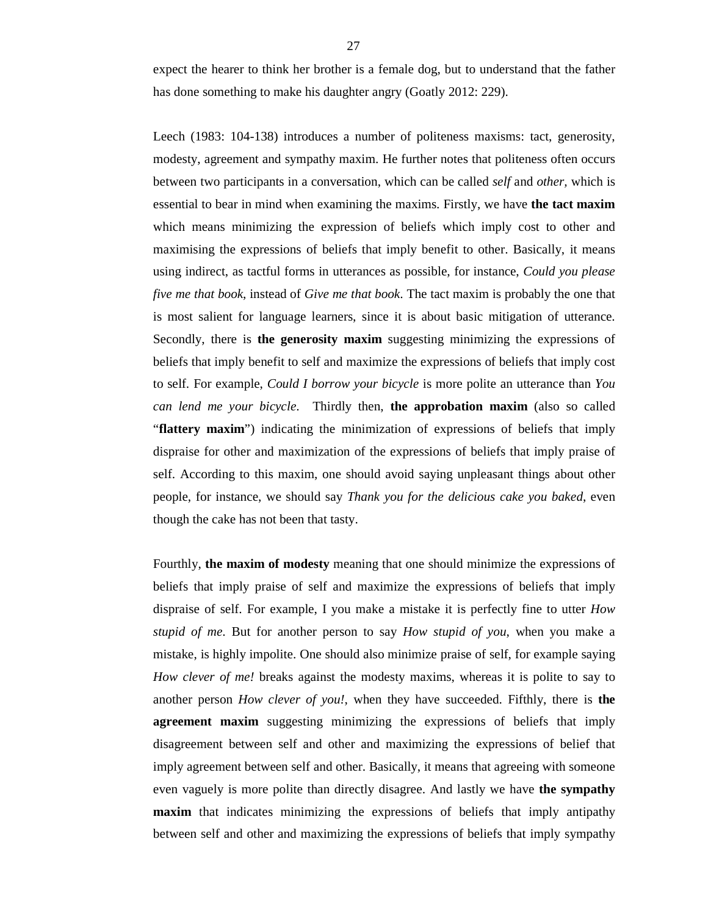expect the hearer to think her brother is a female dog, but to understand that the father has done something to make his daughter angry (Goatly 2012: 229).

Leech (1983: 104-138) introduces a number of politeness maxisms: tact, generosity, modesty, agreement and sympathy maxim. He further notes that politeness often occurs between two participants in a conversation, which can be called *self* and *other*, which is essential to bear in mind when examining the maxims. Firstly, we have **the tact maxim** which means minimizing the expression of beliefs which imply cost to other and maximising the expressions of beliefs that imply benefit to other. Basically, it means using indirect, as tactful forms in utterances as possible, for instance, *Could you please five me that book*, instead of *Give me that book*. The tact maxim is probably the one that is most salient for language learners, since it is about basic mitigation of utterance. Secondly, there is **the generosity maxim** suggesting minimizing the expressions of beliefs that imply benefit to self and maximize the expressions of beliefs that imply cost to self. For example, *Could I borrow your bicycle* is more polite an utterance than *You can lend me your bicycle*. Thirdly then, **the approbation maxim** (also so called "**flattery maxim**") indicating the minimization of expressions of beliefs that imply dispraise for other and maximization of the expressions of beliefs that imply praise of self. According to this maxim, one should avoid saying unpleasant things about other people, for instance, we should say *Thank you for the delicious cake you baked*, even though the cake has not been that tasty.

Fourthly, **the maxim of modesty** meaning that one should minimize the expressions of beliefs that imply praise of self and maximize the expressions of beliefs that imply dispraise of self. For example, I you make a mistake it is perfectly fine to utter *How stupid of me*. But for another person to say *How stupid of you*, when you make a mistake, is highly impolite. One should also minimize praise of self, for example saying *How clever of me!* breaks against the modesty maxims, whereas it is polite to say to another person *How clever of you!*, when they have succeeded. Fifthly, there is **the agreement maxim** suggesting minimizing the expressions of beliefs that imply disagreement between self and other and maximizing the expressions of belief that imply agreement between self and other. Basically, it means that agreeing with someone even vaguely is more polite than directly disagree. And lastly we have **the sympathy maxim** that indicates minimizing the expressions of beliefs that imply antipathy between self and other and maximizing the expressions of beliefs that imply sympathy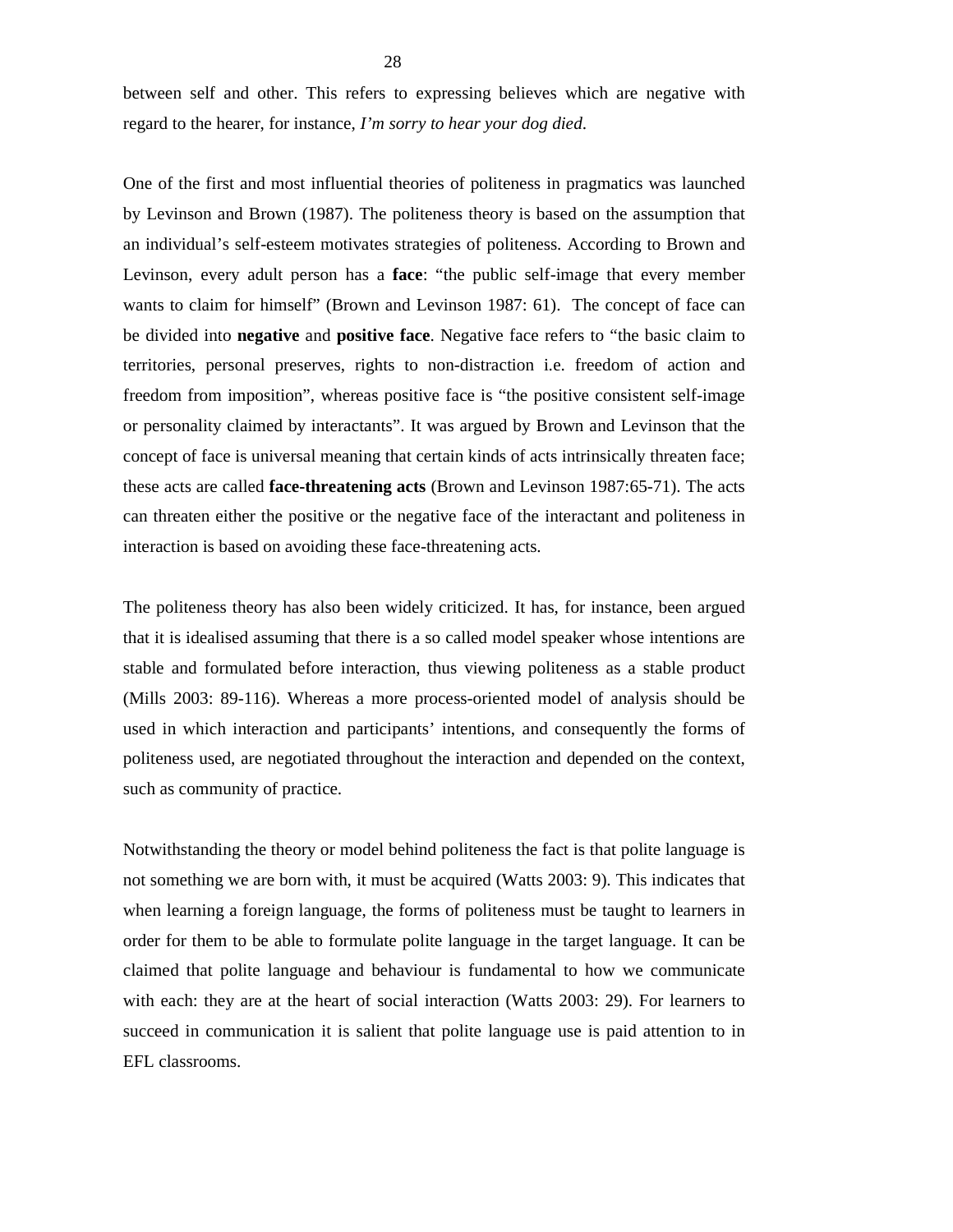between self and other. This refers to expressing believes which are negative with regard to the hearer, for instance, *I'm sorry to hear your dog died*.

One of the first and most influential theories of politeness in pragmatics was launched by Levinson and Brown (1987). The politeness theory is based on the assumption that an individual's self-esteem motivates strategies of politeness. According to Brown and Levinson, every adult person has a **face**: "the public self-image that every member wants to claim for himself" (Brown and Levinson 1987: 61). The concept of face can be divided into **negative** and **positive face**. Negative face refers to "the basic claim to territories, personal preserves, rights to non-distraction i.e. freedom of action and freedom from imposition", whereas positive face is "the positive consistent self-image or personality claimed by interactants". It was argued by Brown and Levinson that the concept of face is universal meaning that certain kinds of acts intrinsically threaten face; these acts are called **face-threatening acts** (Brown and Levinson 1987:65-71). The acts can threaten either the positive or the negative face of the interactant and politeness in interaction is based on avoiding these face-threatening acts.

The politeness theory has also been widely criticized. It has, for instance, been argued that it is idealised assuming that there is a so called model speaker whose intentions are stable and formulated before interaction, thus viewing politeness as a stable product (Mills 2003: 89-116). Whereas a more process-oriented model of analysis should be used in which interaction and participants' intentions, and consequently the forms of politeness used, are negotiated throughout the interaction and depended on the context, such as community of practice.

Notwithstanding the theory or model behind politeness the fact is that polite language is not something we are born with, it must be acquired (Watts 2003: 9). This indicates that when learning a foreign language, the forms of politeness must be taught to learners in order for them to be able to formulate polite language in the target language. It can be claimed that polite language and behaviour is fundamental to how we communicate with each: they are at the heart of social interaction (Watts 2003: 29). For learners to succeed in communication it is salient that polite language use is paid attention to in EFL classrooms.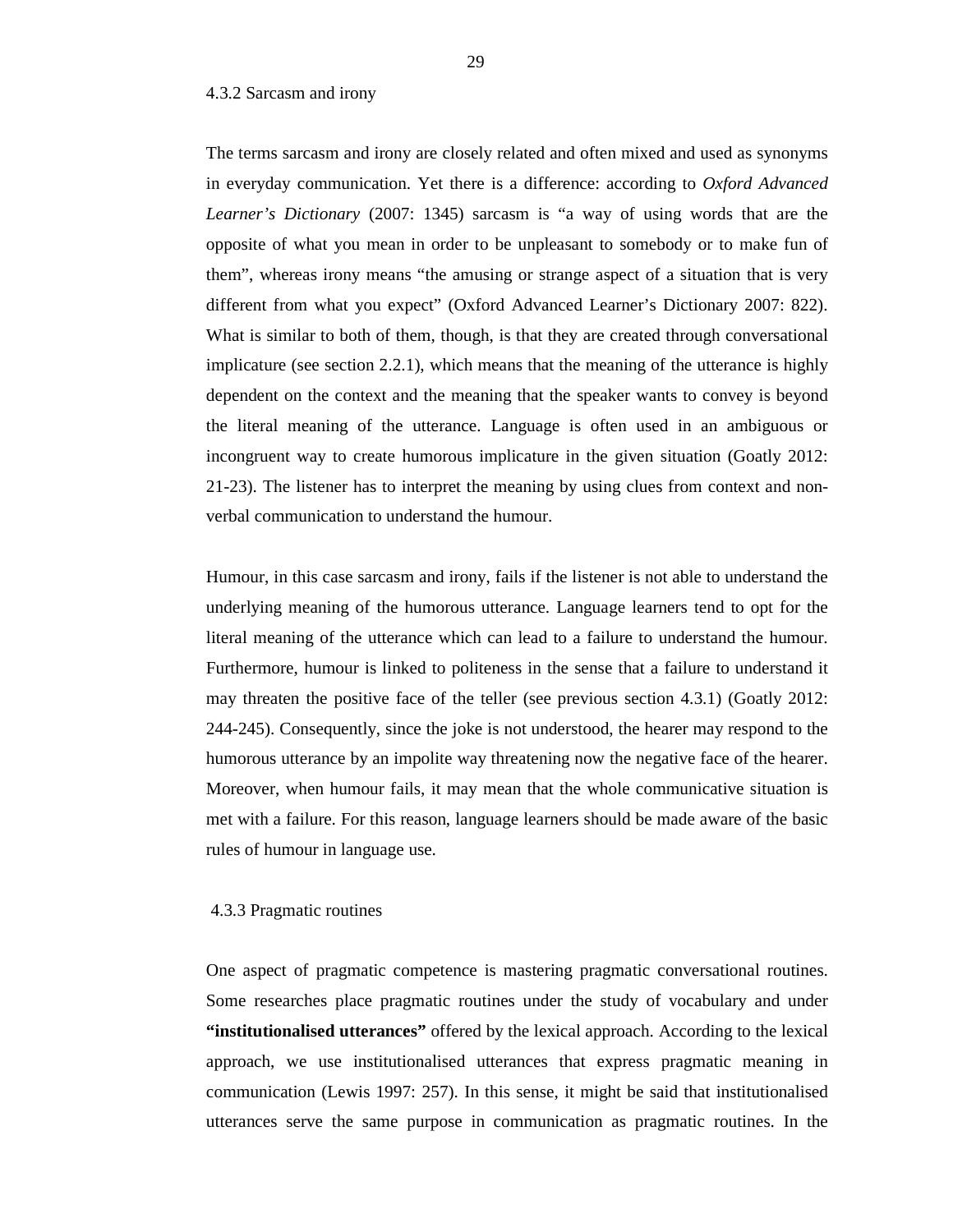### 4.3.2 Sarcasm and irony

The terms sarcasm and irony are closely related and often mixed and used as synonyms in everyday communication. Yet there is a difference: according to *Oxford Advanced Learner's Dictionary* (2007: 1345) sarcasm is "a way of using words that are the opposite of what you mean in order to be unpleasant to somebody or to make fun of them", whereas irony means "the amusing or strange aspect of a situation that is very different from what you expect" (Oxford Advanced Learner's Dictionary 2007: 822). What is similar to both of them, though, is that they are created through conversational implicature (see section 2.2.1), which means that the meaning of the utterance is highly dependent on the context and the meaning that the speaker wants to convey is beyond the literal meaning of the utterance. Language is often used in an ambiguous or incongruent way to create humorous implicature in the given situation (Goatly 2012: 21-23). The listener has to interpret the meaning by using clues from context and non-verbal communication to understand the humour.

Humour, in this case sarcasm and irony, fails if the listener is not able to understand the underlying meaning of the humorous utterance. Language learners tend to opt for the literal meaning of the utterance which can lead to a failure to understand the humour. Furthermore, humour is linked to politeness in the sense that a failure to understand it may threaten the positive face of the teller (see previous section 4.3.1) (Goatly 2012: 244-245). Consequently, since the joke is not understood, the hearer may respond to the humorous utterance by an impolite way threatening now the negative face of the hearer. Moreover, when humour fails, it may mean that the whole communicative situation is met with a failure. For this reason, language learners should be made aware of the basic rules of humour in language use.

### 4.3.3 Pragmatic routines

One aspect of pragmatic competence is mastering pragmatic conversational routines. Some researches place pragmatic routines under the study of vocabulary and under **"institutionalised utterances"** offered by the lexical approach. According to the lexical approach, we use institutionalised utterances that express pragmatic meaning in communication (Lewis 1997: 257). In this sense, it might be said that institutionalised utterances serve the same purpose in communication as pragmatic routines. In the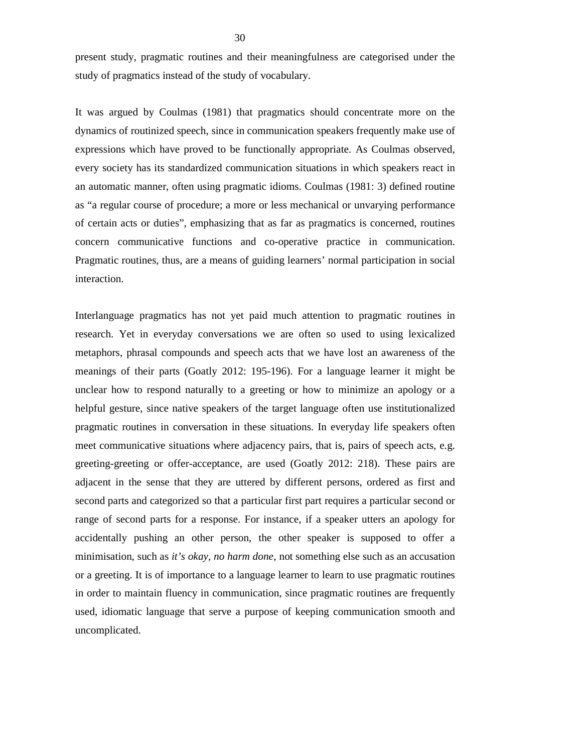present study, pragmatic routines and their meaningfulness are categorised under the study of pragmatics instead of the study of vocabulary.

It was argued by Coulmas (1981) that pragmatics should concentrate more on the dynamics of routinized speech, since in communication speakers frequently make use of expressions which have proved to be functionally appropriate. As Coulmas observed, every society has its standardized communication situations in which speakers react in an automatic manner, often using pragmatic idioms. Coulmas (1981: 3) defined routine as "a regular course of procedure; a more or less mechanical or unvarying performance of certain acts or duties", emphasizing that as far as pragmatics is concerned, routines concern communicative functions and co-operative practice in communication. Pragmatic routines, thus, are a means of guiding learners' normal participation in social interaction.

Interlanguage pragmatics has not yet paid much attention to pragmatic routines in research. Yet in everyday conversations we are often so used to using lexicalized metaphors, phrasal compounds and speech acts that we have lost an awareness of the meanings of their parts (Goatly 2012: 195-196). For a language learner it might be unclear how to respond naturally to a greeting or how to minimize an apology or a helpful gesture, since native speakers of the target language often use institutionalized pragmatic routines in conversation in these situations. In everyday life speakers often meet communicative situations where adjacency pairs, that is, pairs of speech acts, e.g. greeting-greeting or offer-acceptance, are used (Goatly 2012: 218). These pairs are adjacent in the sense that they are uttered by different persons, ordered as first and second parts and categorized so that a particular first part requires a particular second or range of second parts for a response. For instance, if a speaker utters an apology for accidentally pushing an other person, the other speaker is supposed to offer a minimisation, such as *it's okay, no harm done,* not something else such as an accusation or a greeting. It is of importance to a language learner to learn to use pragmatic routines in order to maintain fluency in communication, since pragmatic routines are frequently used, idiomatic language that serve a purpose of keeping communication smooth and uncomplicated.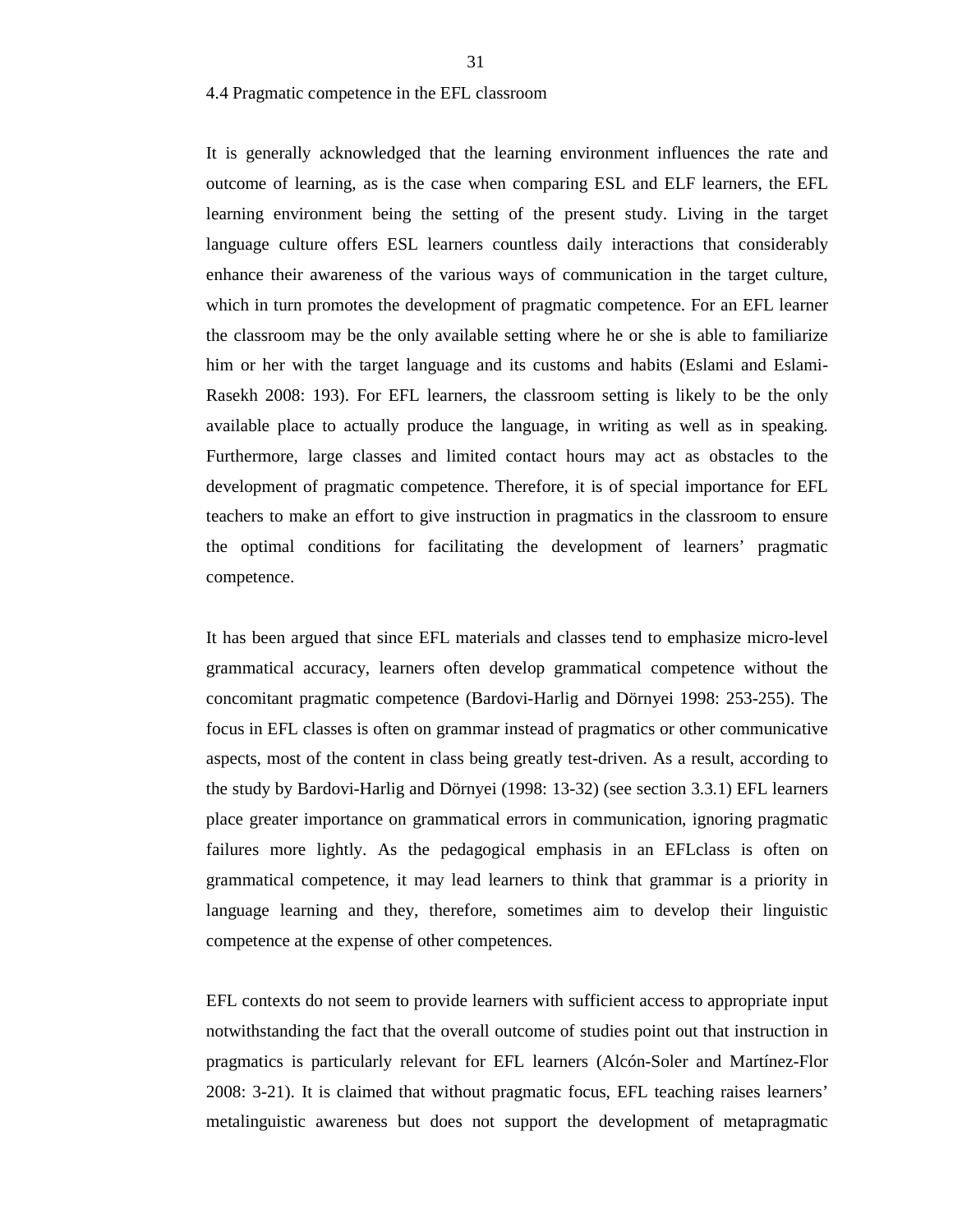## 4.4 Pragmatic competence in the EFL classroom

It is generally acknowledged that the learning environment influences the rate and outcome of learning, as is the case when comparing ESL and ELF learners, the EFL learning environment being the setting of the present study. Living in the target language culture offers ESL learners countless daily interactions that considerably enhance their awareness of the various ways of communication in the target culture, which in turn promotes the development of pragmatic competence. For an EFL learner the classroom may be the only available setting where he or she is able to familiarize him or her with the target language and its customs and habits (Eslami and Eslami-Rasekh 2008: 193). For EFL learners, the classroom setting is likely to be the only available place to actually produce the language, in writing as well as in speaking. Furthermore, large classes and limited contact hours may act as obstacles to the development of pragmatic competence. Therefore, it is of special importance for EFL teachers to make an effort to give instruction in pragmatics in the classroom to ensure the optimal conditions for facilitating the development of learners' pragmatic competence.

It has been argued that since EFL materials and classes tend to emphasize micro-level grammatical accuracy, learners often develop grammatical competence without the concomitant pragmatic competence (Bardovi-Harlig and Dörnyei 1998: 253-255). The focus in EFL classes is often on grammar instead of pragmatics or other communicative aspects, most of the content in class being greatly test-driven. As a result, according to the study by Bardovi-Harlig and Dörnyei (1998: 13-32) (see section 3.3.1) EFL learners place greater importance on grammatical errors in communication, ignoring pragmatic failures more lightly. As the pedagogical emphasis in an EFLclass is often on grammatical competence, it may lead learners to think that grammar is a priority in language learning and they, therefore, sometimes aim to develop their linguistic competence at the expense of other competences.

EFL contexts do not seem to provide learners with sufficient access to appropriate input notwithstanding the fact that the overall outcome of studies point out that instruction in pragmatics is particularly relevant for EFL learners (Alcón-Soler and Martínez-Flor 2008: 3-21). It is claimed that without pragmatic focus, EFL teaching raises learners' metalinguistic awareness but does not support the development of metapragmatic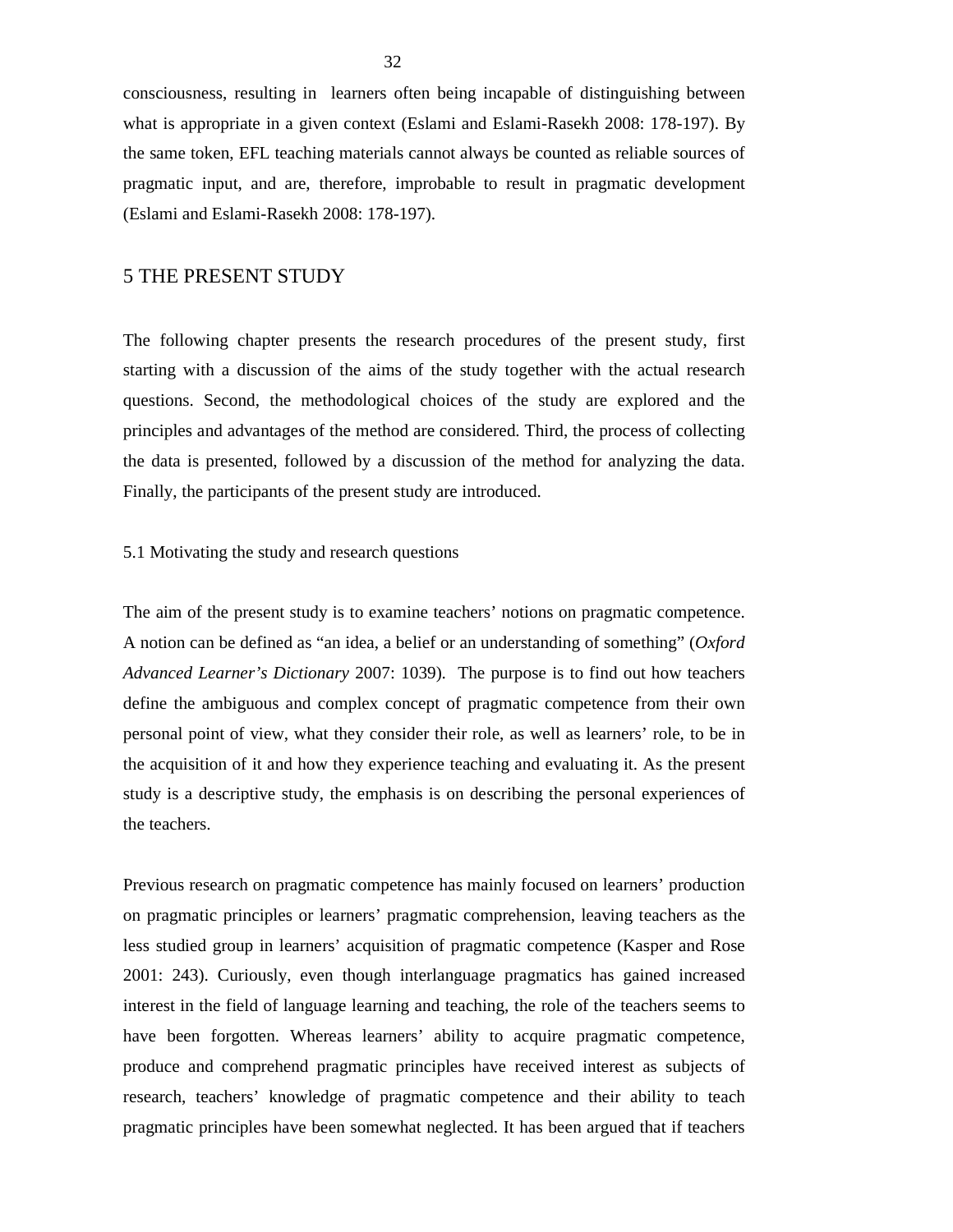consciousness, resulting in learners often being incapable of distinguishing between what is appropriate in a given context (Eslami and Eslami-Rasekh 2008: 178-197). By the same token, EFL teaching materials cannot always be counted as reliable sources of pragmatic input, and are, therefore, improbable to result in pragmatic development (Eslami and Eslami-Rasekh 2008: 178-197).

# 5 THE PRESENT STUDY

The following chapter presents the research procedures of the present study, first starting with a discussion of the aims of the study together with the actual research questions. Second, the methodological choices of the study are explored and the principles and advantages of the method are considered. Third, the process of collecting the data is presented, followed by a discussion of the method for analyzing the data. Finally, the participants of the present study are introduced.

## 5.1 Motivating the study and research questions

The aim of the present study is to examine teachers' notions on pragmatic competence. A notion can be defined as "an idea, a belief or an understanding of something" (*Oxford Advanced Learner's Dictionary* 2007: 1039). The purpose is to find out how teachers define the ambiguous and complex concept of pragmatic competence from their own personal point of view, what they consider their role, as well as learners' role, to be in the acquisition of it and how they experience teaching and evaluating it. As the present study is a descriptive study, the emphasis is on describing the personal experiences of the teachers.

Previous research on pragmatic competence has mainly focused on learners' production on pragmatic principles or learners' pragmatic comprehension, leaving teachers as the less studied group in learners' acquisition of pragmatic competence (Kasper and Rose 2001: 243). Curiously, even though interlanguage pragmatics has gained increased interest in the field of language learning and teaching, the role of the teachers seems to have been forgotten. Whereas learners' ability to acquire pragmatic competence, produce and comprehend pragmatic principles have received interest as subjects of research, teachers' knowledge of pragmatic competence and their ability to teach pragmatic principles have been somewhat neglected. It has been argued that if teachers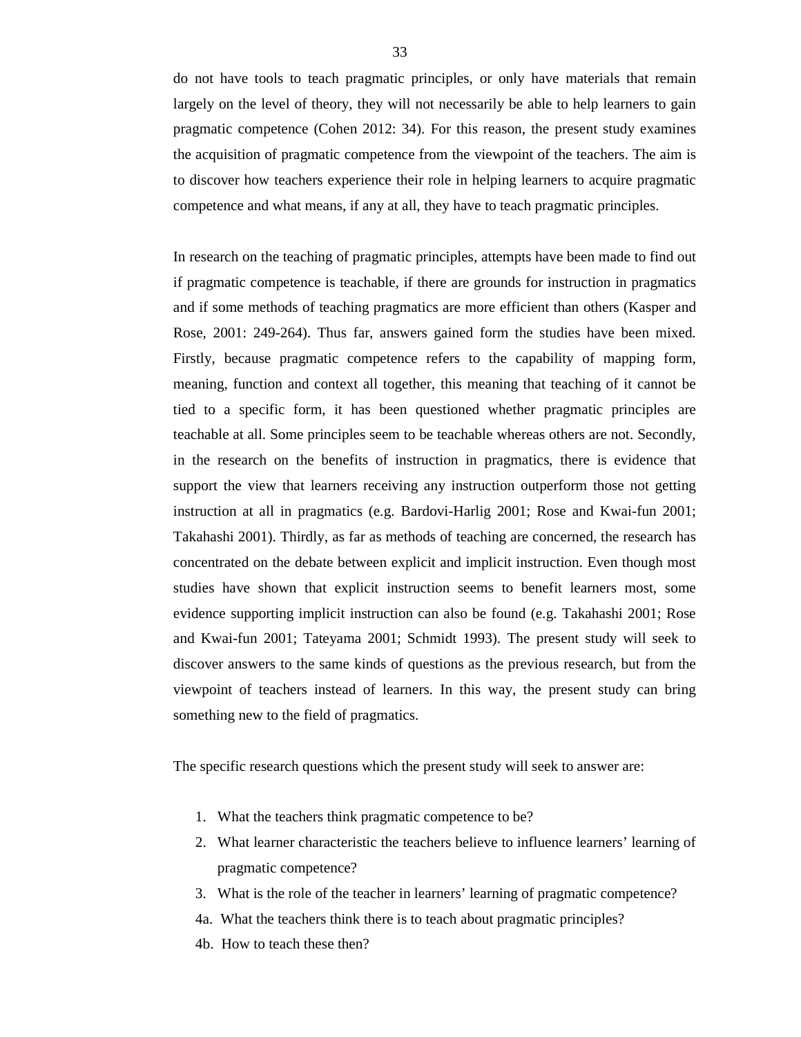do not have tools to teach pragmatic principles, or only have materials that remain largely on the level of theory, they will not necessarily be able to help learners to gain pragmatic competence (Cohen 2012: 34). For this reason, the present study examines the acquisition of pragmatic competence from the viewpoint of the teachers. The aim is to discover how teachers experience their role in helping learners to acquire pragmatic competence and what means, if any at all, they have to teach pragmatic principles.

In research on the teaching of pragmatic principles, attempts have been made to find out if pragmatic competence is teachable, if there are grounds for instruction in pragmatics and if some methods of teaching pragmatics are more efficient than others (Kasper and Rose, 2001: 249-264). Thus far, answers gained form the studies have been mixed. Firstly, because pragmatic competence refers to the capability of mapping form, meaning, function and context all together, this meaning that teaching of it cannot be tied to a specific form, it has been questioned whether pragmatic principles are teachable at all. Some principles seem to be teachable whereas others are not. Secondly, in the research on the benefits of instruction in pragmatics, there is evidence that support the view that learners receiving any instruction outperform those not getting instruction at all in pragmatics (e.g. Bardovi-Harlig 2001; Rose and Kwai-fun 2001; Takahashi 2001). Thirdly, as far as methods of teaching are concerned, the research has concentrated on the debate between explicit and implicit instruction. Even though most studies have shown that explicit instruction seems to benefit learners most, some evidence supporting implicit instruction can also be found (e.g. Takahashi 2001; Rose and Kwai-fun 2001; Tateyama 2001; Schmidt 1993). The present study will seek to discover answers to the same kinds of questions as the previous research, but from the viewpoint of teachers instead of learners. In this way, the present study can bring something new to the field of pragmatics.

The specific research questions which the present study will seek to answer are:

1. What the teachers think pragmatic competence to be?
2. What learner characteristic the teachers believe to influence learners' learning of pragmatic competence?
3. What is the role of the teacher in learners' learning of pragmatic competence?

4a. What the teachers think there is to teach about pragmatic principles?

4b. How to teach these then?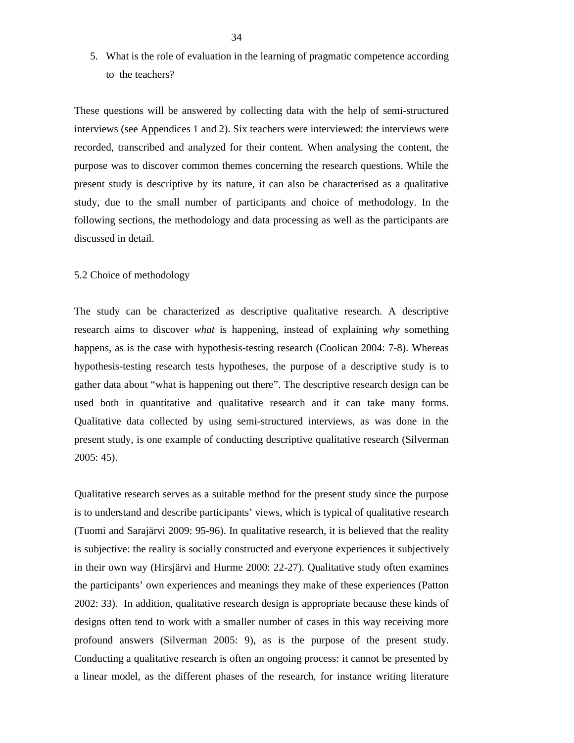5. What is the role of evaluation in the learning of pragmatic competence according to the teachers?

These questions will be answered by collecting data with the help of semi-structured interviews (see Appendices 1 and 2). Six teachers were interviewed: the interviews were recorded, transcribed and analyzed for their content. When analysing the content, the purpose was to discover common themes concerning the research questions. While the present study is descriptive by its nature, it can also be characterised as a qualitative study, due to the small number of participants and choice of methodology. In the following sections, the methodology and data processing as well as the participants are discussed in detail.

## 5.2 Choice of methodology

The study can be characterized as descriptive qualitative research. A descriptive research aims to discover *what* is happening, instead of explaining *why* something happens, as is the case with hypothesis-testing research (Coolican 2004: 7-8). Whereas hypothesis-testing research tests hypotheses, the purpose of a descriptive study is to gather data about "what is happening out there". The descriptive research design can be used both in quantitative and qualitative research and it can take many forms. Qualitative data collected by using semi-structured interviews, as was done in the present study, is one example of conducting descriptive qualitative research (Silverman 2005: 45).

Qualitative research serves as a suitable method for the present study since the purpose is to understand and describe participants' views, which is typical of qualitative research (Tuomi and Sarajärvi 2009: 95-96). In qualitative research, it is believed that the reality is subjective: the reality is socially constructed and everyone experiences it subjectively in their own way (Hirsjärvi and Hurme 2000: 22-27). Qualitative study often examines the participants' own experiences and meanings they make of these experiences (Patton 2002: 33). In addition, qualitative research design is appropriate because these kinds of designs often tend to work with a smaller number of cases in this way receiving more profound answers (Silverman 2005: 9), as is the purpose of the present study. Conducting a qualitative research is often an ongoing process: it cannot be presented by a linear model, as the different phases of the research, for instance writing literature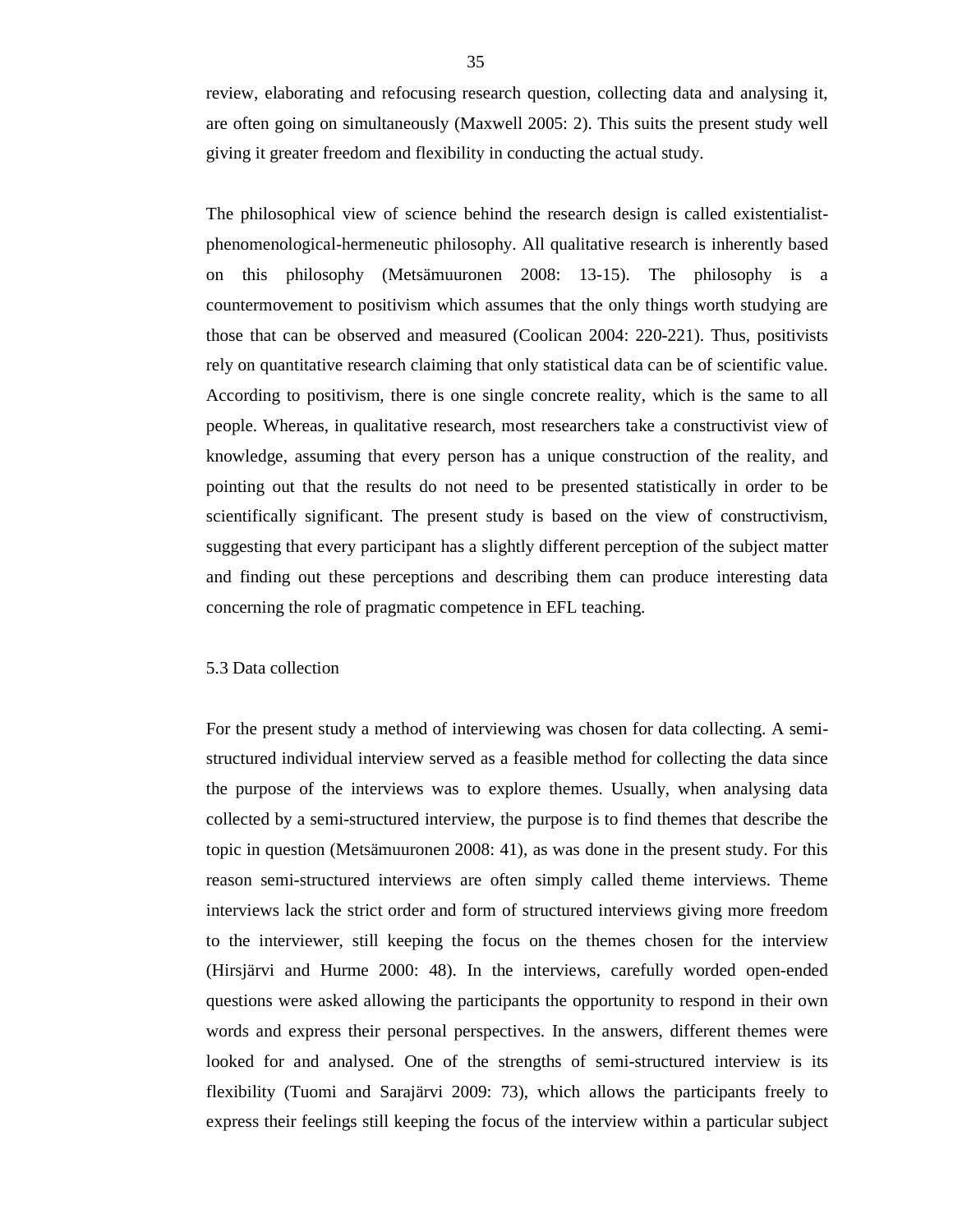review, elaborating and refocusing research question, collecting data and analysing it, are often going on simultaneously (Maxwell 2005: 2). This suits the present study well giving it greater freedom and flexibility in conducting the actual study.

The philosophical view of science behind the research design is called existentialist-phenomenological-hermeneutic philosophy. All qualitative research is inherently based on this philosophy (Metsämuuronen 2008: 13-15). The philosophy is a countermovement to positivism which assumes that the only things worth studying are those that can be observed and measured (Coolican 2004: 220-221). Thus, positivists rely on quantitative research claiming that only statistical data can be of scientific value. According to positivism, there is one single concrete reality, which is the same to all people. Whereas, in qualitative research, most researchers take a constructivist view of knowledge, assuming that every person has a unique construction of the reality, and pointing out that the results do not need to be presented statistically in order to be scientifically significant. The present study is based on the view of constructivism, suggesting that every participant has a slightly different perception of the subject matter and finding out these perceptions and describing them can produce interesting data concerning the role of pragmatic competence in EFL teaching.

## 5.3 Data collection

For the present study a method of interviewing was chosen for data collecting. A semi-structured individual interview served as a feasible method for collecting the data since the purpose of the interviews was to explore themes. Usually, when analysing data collected by a semi-structured interview, the purpose is to find themes that describe the topic in question (Metsämuuronen 2008: 41), as was done in the present study. For this reason semi-structured interviews are often simply called theme interviews. Theme interviews lack the strict order and form of structured interviews giving more freedom to the interviewer, still keeping the focus on the themes chosen for the interview (Hirsjärvi and Hurme 2000: 48). In the interviews, carefully worded open-ended questions were asked allowing the participants the opportunity to respond in their own words and express their personal perspectives. In the answers, different themes were looked for and analysed. One of the strengths of semi-structured interview is its flexibility (Tuomi and Sarajärvi 2009: 73), which allows the participants freely to express their feelings still keeping the focus of the interview within a particular subject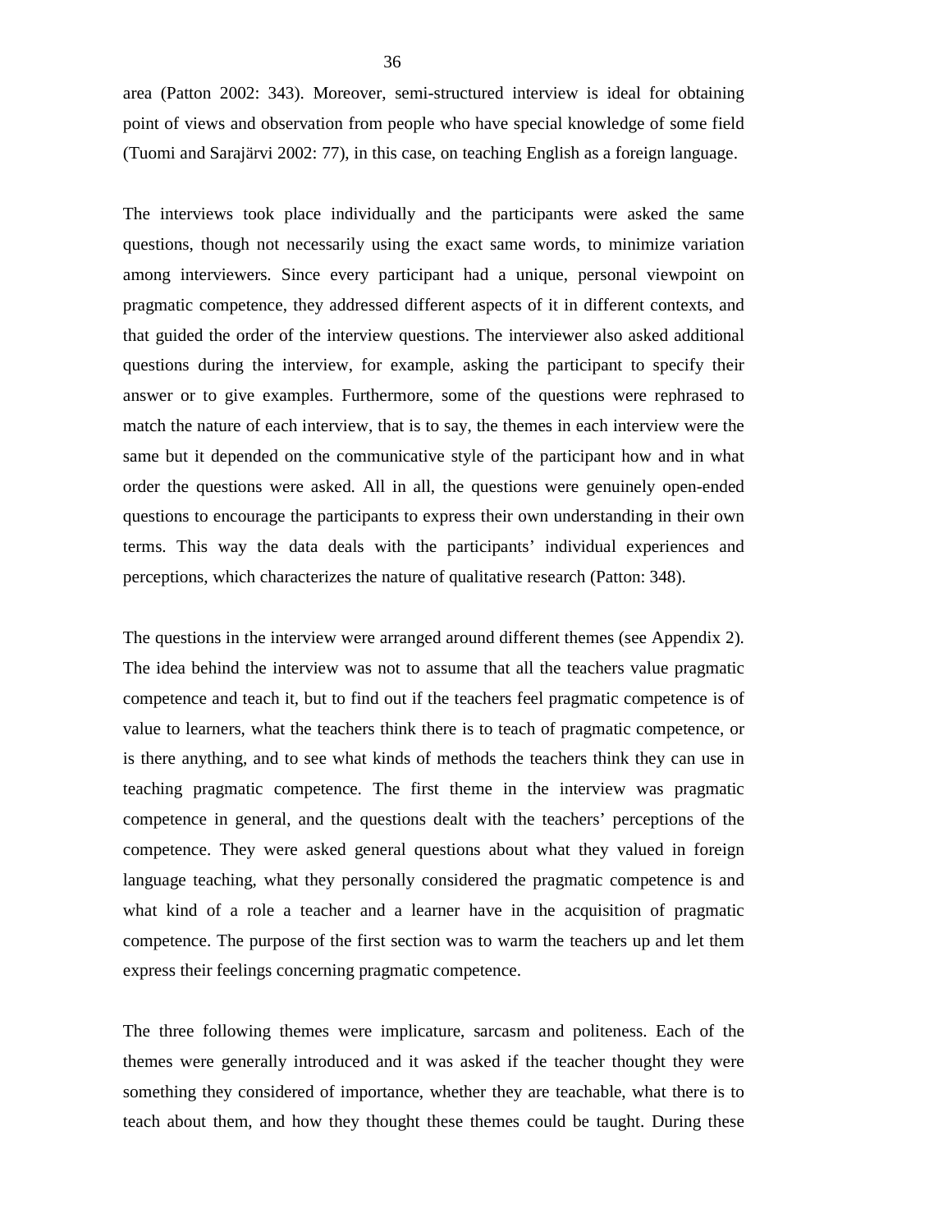area (Patton 2002: 343). Moreover, semi-structured interview is ideal for obtaining point of views and observation from people who have special knowledge of some field (Tuomi and Sarajärvi 2002: 77), in this case, on teaching English as a foreign language.

The interviews took place individually and the participants were asked the same questions, though not necessarily using the exact same words, to minimize variation among interviewers. Since every participant had a unique, personal viewpoint on pragmatic competence, they addressed different aspects of it in different contexts, and that guided the order of the interview questions. The interviewer also asked additional questions during the interview, for example, asking the participant to specify their answer or to give examples. Furthermore, some of the questions were rephrased to match the nature of each interview, that is to say, the themes in each interview were the same but it depended on the communicative style of the participant how and in what order the questions were asked. All in all, the questions were genuinely open-ended questions to encourage the participants to express their own understanding in their own terms. This way the data deals with the participants' individual experiences and perceptions, which characterizes the nature of qualitative research (Patton: 348).

The questions in the interview were arranged around different themes (see Appendix 2). The idea behind the interview was not to assume that all the teachers value pragmatic competence and teach it, but to find out if the teachers feel pragmatic competence is of value to learners, what the teachers think there is to teach of pragmatic competence, or is there anything, and to see what kinds of methods the teachers think they can use in teaching pragmatic competence. The first theme in the interview was pragmatic competence in general, and the questions dealt with the teachers' perceptions of the competence. They were asked general questions about what they valued in foreign language teaching, what they personally considered the pragmatic competence is and what kind of a role a teacher and a learner have in the acquisition of pragmatic competence. The purpose of the first section was to warm the teachers up and let them express their feelings concerning pragmatic competence.

The three following themes were implicature, sarcasm and politeness. Each of the themes were generally introduced and it was asked if the teacher thought they were something they considered of importance, whether they are teachable, what there is to teach about them, and how they thought these themes could be taught. During these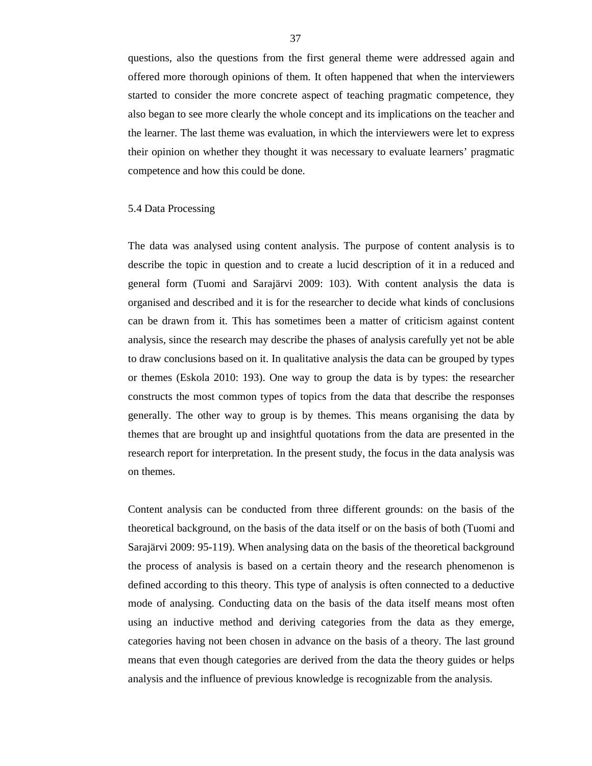questions, also the questions from the first general theme were addressed again and offered more thorough opinions of them. It often happened that when the interviewers started to consider the more concrete aspect of teaching pragmatic competence, they also began to see more clearly the whole concept and its implications on the teacher and the learner. The last theme was evaluation, in which the interviewers were let to express their opinion on whether they thought it was necessary to evaluate learners' pragmatic competence and how this could be done.

## 5.4 Data Processing

The data was analysed using content analysis. The purpose of content analysis is to describe the topic in question and to create a lucid description of it in a reduced and general form (Tuomi and Sarajärvi 2009: 103). With content analysis the data is organised and described and it is for the researcher to decide what kinds of conclusions can be drawn from it. This has sometimes been a matter of criticism against content analysis, since the research may describe the phases of analysis carefully yet not be able to draw conclusions based on it. In qualitative analysis the data can be grouped by types or themes (Eskola 2010: 193). One way to group the data is by types: the researcher constructs the most common types of topics from the data that describe the responses generally. The other way to group is by themes. This means organising the data by themes that are brought up and insightful quotations from the data are presented in the research report for interpretation. In the present study, the focus in the data analysis was on themes.

Content analysis can be conducted from three different grounds: on the basis of the theoretical background, on the basis of the data itself or on the basis of both (Tuomi and Sarajärvi 2009: 95-119). When analysing data on the basis of the theoretical background the process of analysis is based on a certain theory and the research phenomenon is defined according to this theory. This type of analysis is often connected to a deductive mode of analysing. Conducting data on the basis of the data itself means most often using an inductive method and deriving categories from the data as they emerge, categories having not been chosen in advance on the basis of a theory. The last ground means that even though categories are derived from the data the theory guides or helps analysis and the influence of previous knowledge is recognizable from the analysis.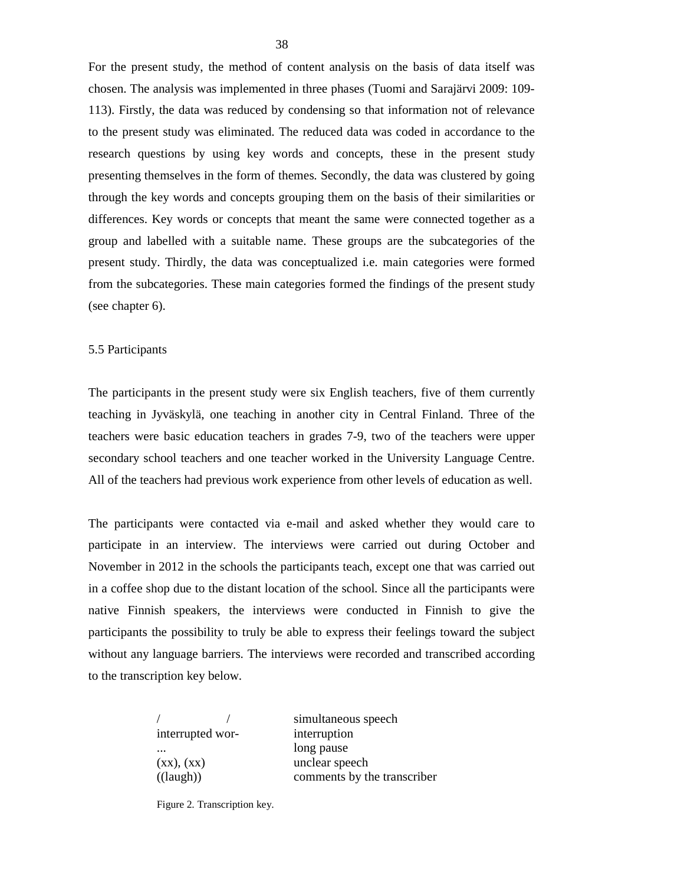For the present study, the method of content analysis on the basis of data itself was chosen. The analysis was implemented in three phases (Tuomi and Sarajärvi 2009: 109-113). Firstly, the data was reduced by condensing so that information not of relevance to the present study was eliminated. The reduced data was coded in accordance to the research questions by using key words and concepts, these in the present study presenting themselves in the form of themes. Secondly, the data was clustered by going through the key words and concepts grouping them on the basis of their similarities or differences. Key words or concepts that meant the same were connected together as a group and labelled with a suitable name. These groups are the subcategories of the present study. Thirdly, the data was conceptualized i.e. main categories were formed from the subcategories. These main categories formed the findings of the present study (see chapter 6).

## 5.5 Participants

The participants in the present study were six English teachers, five of them currently teaching in Jyväskylä, one teaching in another city in Central Finland. Three of the teachers were basic education teachers in grades 7-9, two of the teachers were upper secondary school teachers and one teacher worked in the University Language Centre. All of the teachers had previous work experience from other levels of education as well.

The participants were contacted via e-mail and asked whether they would care to participate in an interview. The interviews were carried out during October and November in 2012 in the schools the participants teach, except one that was carried out in a coffee shop due to the distant location of the school. Since all the participants were native Finnish speakers, the interviews were conducted in Finnish to give the participants the possibility to truly be able to express their feelings toward the subject without any language barriers. The interviews were recorded and transcribed according to the transcription key below.

| | |
|---|---|
| / / | simultaneous speech |
| interrupted wor- | interruption |
| ... | long pause |
| (xx), (xx) | unclear speech |
| ((laugh)) | comments by the transcriber |

Figure 2. Transcription key.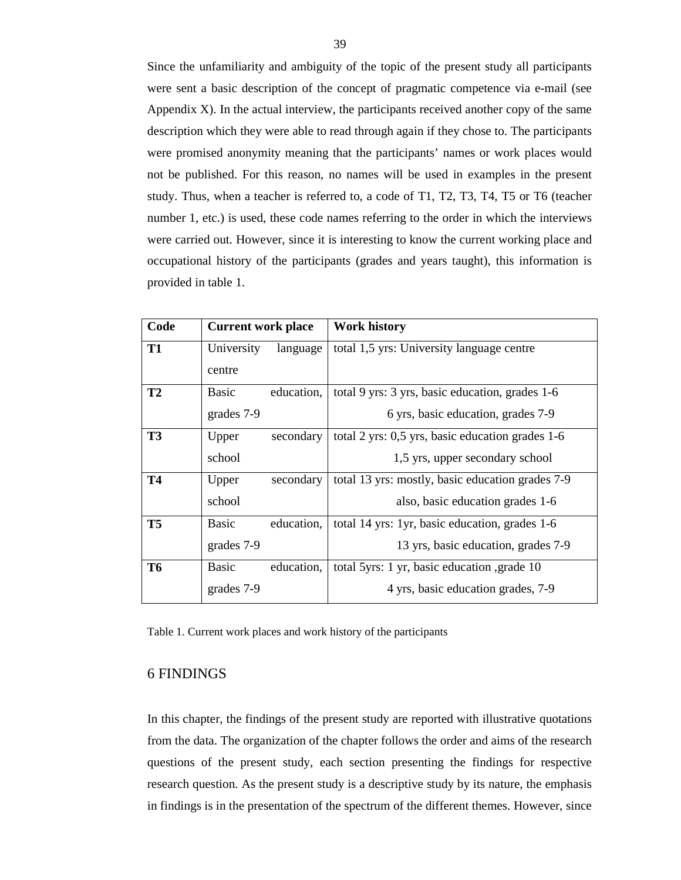Since the unfamiliarity and ambiguity of the topic of the present study all participants were sent a basic description of the concept of pragmatic competence via e-mail (see Appendix X). In the actual interview, the participants received another copy of the same description which they were able to read through again if they chose to. The participants were promised anonymity meaning that the participants' names or work places would not be published. For this reason, no names will be used in examples in the present study. Thus, when a teacher is referred to, a code of T1, T2, T3, T4, T5 or T6 (teacher number 1, etc.) is used, these code names referring to the order in which the interviews were carried out. However, since it is interesting to know the current working place and occupational history of the participants (grades and years taught), this information is provided in table 1.

| Code | Current work place | Work history |
|---|---|---|
| **T1** | University language centre | total 1,5 yrs: University language centre |
| **T2** | Basic education, grades 7-9 | total 9 yrs: 3 yrs, basic education, grades 1-6<br>6 yrs, basic education, grades 7-9 |
| **T3** | Upper secondary school | total 2 yrs: 0,5 yrs, basic education grades 1-6<br>1,5 yrs, upper secondary school |
| **T4** | Upper secondary school | total 13 yrs: mostly, basic education grades 7-9<br>also, basic education grades 1-6 |
| **T5** | Basic education, grades 7-9 | total 14 yrs: 1yr, basic education, grades 1-6<br>13 yrs, basic education, grades 7-9 |
| **T6** | Basic education, grades 7-9 | total 5yrs: 1 yr, basic education ,grade 10<br>4 yrs, basic education grades, 7-9 |

Table 1. Current work places and work history of the participants

# 6 FINDINGS

In this chapter, the findings of the present study are reported with illustrative quotations from the data. The organization of the chapter follows the order and aims of the research questions of the present study, each section presenting the findings for respective research question. As the present study is a descriptive study by its nature, the emphasis in findings is in the presentation of the spectrum of the different themes. However, since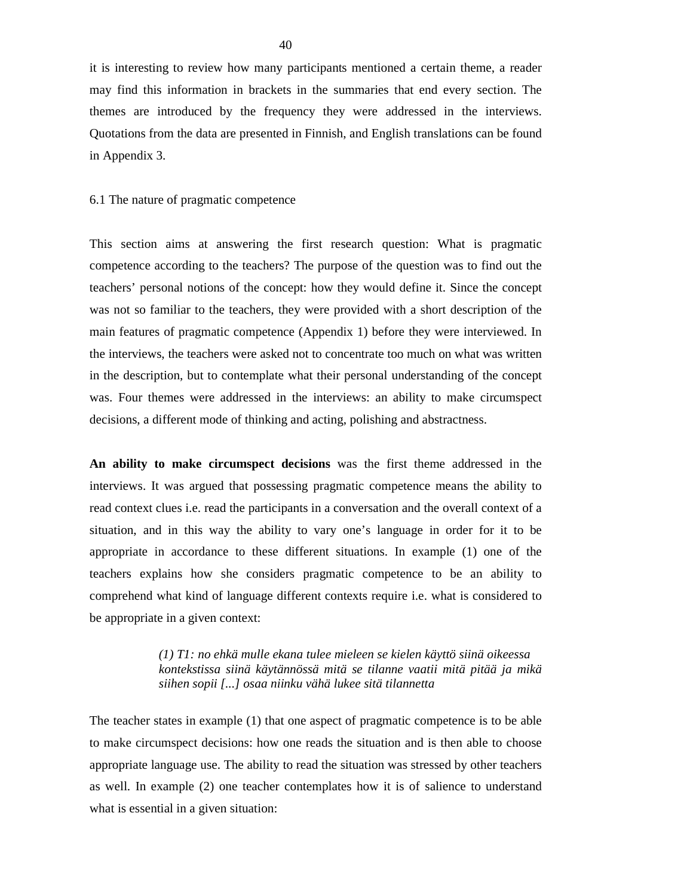it is interesting to review how many participants mentioned a certain theme, a reader may find this information in brackets in the summaries that end every section. The themes are introduced by the frequency they were addressed in the interviews. Quotations from the data are presented in Finnish, and English translations can be found in Appendix 3.

## 6.1 The nature of pragmatic competence

This section aims at answering the first research question: What is pragmatic competence according to the teachers? The purpose of the question was to find out the teachers' personal notions of the concept: how they would define it. Since the concept was not so familiar to the teachers, they were provided with a short description of the main features of pragmatic competence (Appendix 1) before they were interviewed. In the interviews, the teachers were asked not to concentrate too much on what was written in the description, but to contemplate what their personal understanding of the concept was. Four themes were addressed in the interviews: an ability to make circumspect decisions, a different mode of thinking and acting, polishing and abstractness.

**An ability to make circumspect decisions** was the first theme addressed in the interviews. It was argued that possessing pragmatic competence means the ability to read context clues i.e. read the participants in a conversation and the overall context of a situation, and in this way the ability to vary one's language in order for it to be appropriate in accordance to these different situations. In example (1) one of the teachers explains how she considers pragmatic competence to be an ability to comprehend what kind of language different contexts require i.e. what is considered to be appropriate in a given context:

> *(1) T1: no ehkä mulle ekana tulee mieleen se kielen käyttö siinä oikeessa kontekstissa siinä käytännössä mitä se tilanne vaatii mitä pitää ja mikä siihen sopii [...] osaa niinku vähä lukee sitä tilannetta*

The teacher states in example (1) that one aspect of pragmatic competence is to be able to make circumspect decisions: how one reads the situation and is then able to choose appropriate language use. The ability to read the situation was stressed by other teachers as well. In example (2) one teacher contemplates how it is of salience to understand what is essential in a given situation: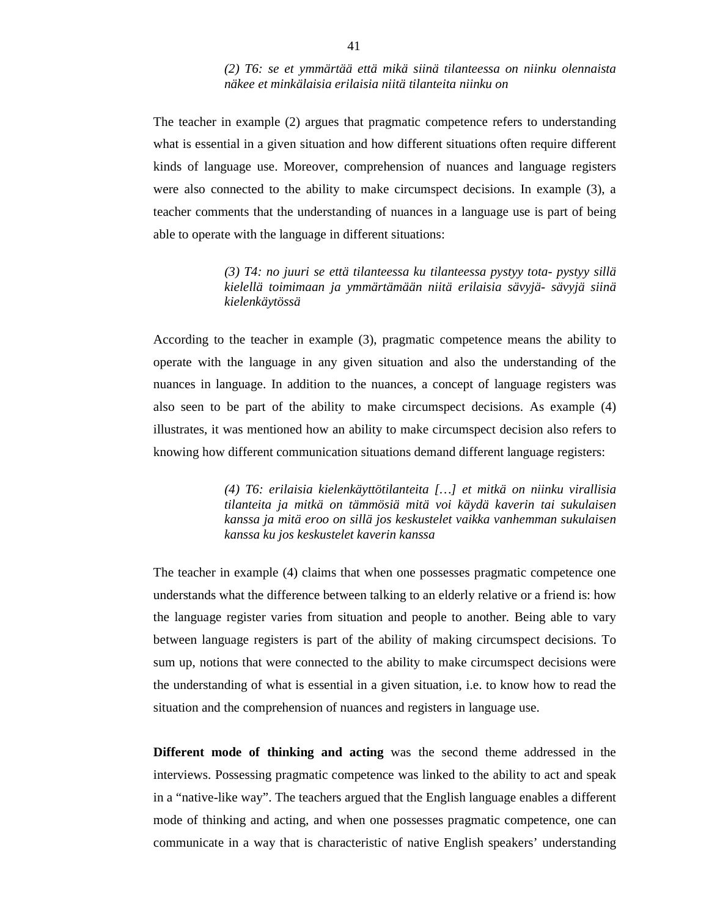> *(2) T6: se et ymmärtää että mikä siinä tilanteessa on niinku olennaista näkee et minkälaisia erilaisia niitä tilanteita niinku on*

The teacher in example (2) argues that pragmatic competence refers to understanding what is essential in a given situation and how different situations often require different kinds of language use. Moreover, comprehension of nuances and language registers were also connected to the ability to make circumspect decisions. In example (3), a teacher comments that the understanding of nuances in a language use is part of being able to operate with the language in different situations:

> *(3) T4: no juuri se että tilanteessa ku tilanteessa pystyy tota- pystyy sillä kielellä toimimaan ja ymmärtämään niitä erilaisia sävyjä- sävyjä siinä kielenkäytössä*

According to the teacher in example (3), pragmatic competence means the ability to operate with the language in any given situation and also the understanding of the nuances in language. In addition to the nuances, a concept of language registers was also seen to be part of the ability to make circumspect decisions. As example (4) illustrates, it was mentioned how an ability to make circumspect decision also refers to knowing how different communication situations demand different language registers:

> *(4) T6: erilaisia kielenkäyttötilanteita […] et mitkä on niinku virallisia tilanteita ja mitkä on tämmösiä mitä voi käydä kaverin tai sukulaisen kanssa ja mitä eroo on sillä jos keskustelet vaikka vanhemman sukulaisen kanssa ku jos keskustelet kaverin kanssa*

The teacher in example (4) claims that when one possesses pragmatic competence one understands what the difference between talking to an elderly relative or a friend is: how the language register varies from situation and people to another. Being able to vary between language registers is part of the ability of making circumspect decisions. To sum up, notions that were connected to the ability to make circumspect decisions were the understanding of what is essential in a given situation, i.e. to know how to read the situation and the comprehension of nuances and registers in language use.

**Different mode of thinking and acting** was the second theme addressed in the interviews. Possessing pragmatic competence was linked to the ability to act and speak in a "native-like way". The teachers argued that the English language enables a different mode of thinking and acting, and when one possesses pragmatic competence, one can communicate in a way that is characteristic of native English speakers' understanding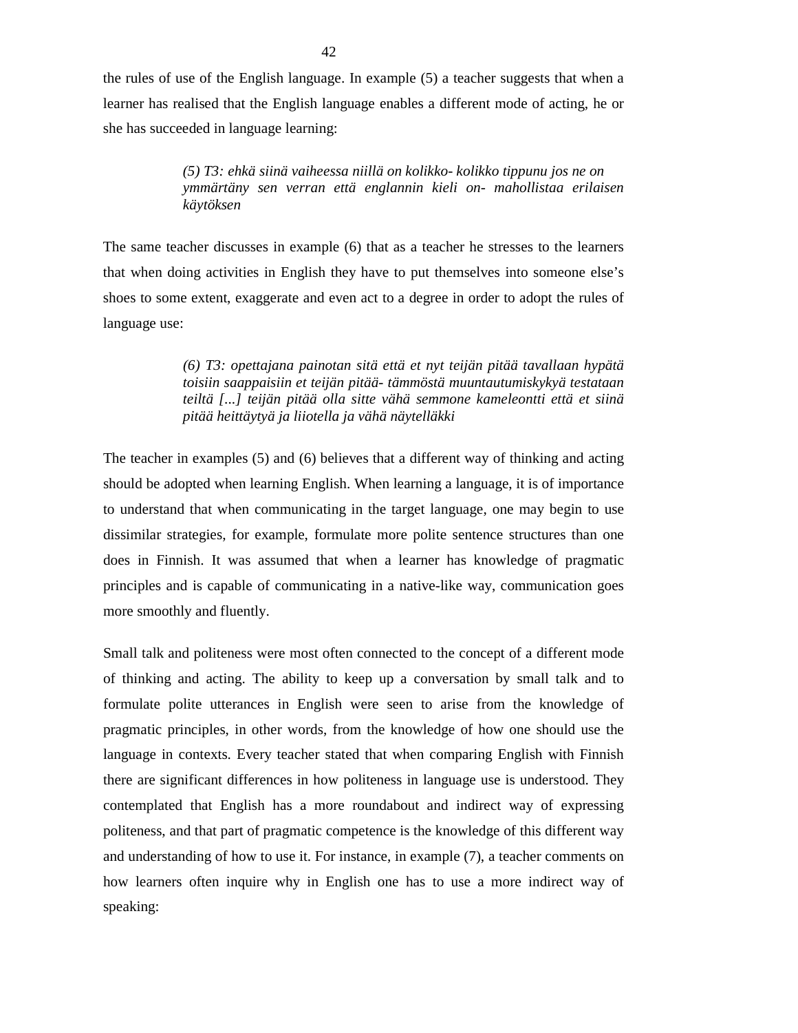the rules of use of the English language. In example (5) a teacher suggests that when a learner has realised that the English language enables a different mode of acting, he or she has succeeded in language learning:

> *(5) T3: ehkä siinä vaiheessa niillä on kolikko- kolikko tippunu jos ne on ymmärtäny sen verran että englannin kieli on- mahollistaa erilaisen käytöksen*

The same teacher discusses in example (6) that as a teacher he stresses to the learners that when doing activities in English they have to put themselves into someone else's shoes to some extent, exaggerate and even act to a degree in order to adopt the rules of language use:

> *(6) T3: opettajana painotan sitä että et nyt teijän pitää tavallaan hypätä toisiin saappaisiin et teijän pitää- tämmöstä muuntautumiskykyä testataan teiltä [...] teijän pitää olla sitte vähä semmone kameleontti että et siinä pitää heittäytyä ja liiotella ja vähä näytelläkki*

The teacher in examples (5) and (6) believes that a different way of thinking and acting should be adopted when learning English. When learning a language, it is of importance to understand that when communicating in the target language, one may begin to use dissimilar strategies, for example, formulate more polite sentence structures than one does in Finnish. It was assumed that when a learner has knowledge of pragmatic principles and is capable of communicating in a native-like way, communication goes more smoothly and fluently.

Small talk and politeness were most often connected to the concept of a different mode of thinking and acting. The ability to keep up a conversation by small talk and to formulate polite utterances in English were seen to arise from the knowledge of pragmatic principles, in other words, from the knowledge of how one should use the language in contexts. Every teacher stated that when comparing English with Finnish there are significant differences in how politeness in language use is understood. They contemplated that English has a more roundabout and indirect way of expressing politeness, and that part of pragmatic competence is the knowledge of this different way and understanding of how to use it. For instance, in example (7), a teacher comments on how learners often inquire why in English one has to use a more indirect way of speaking: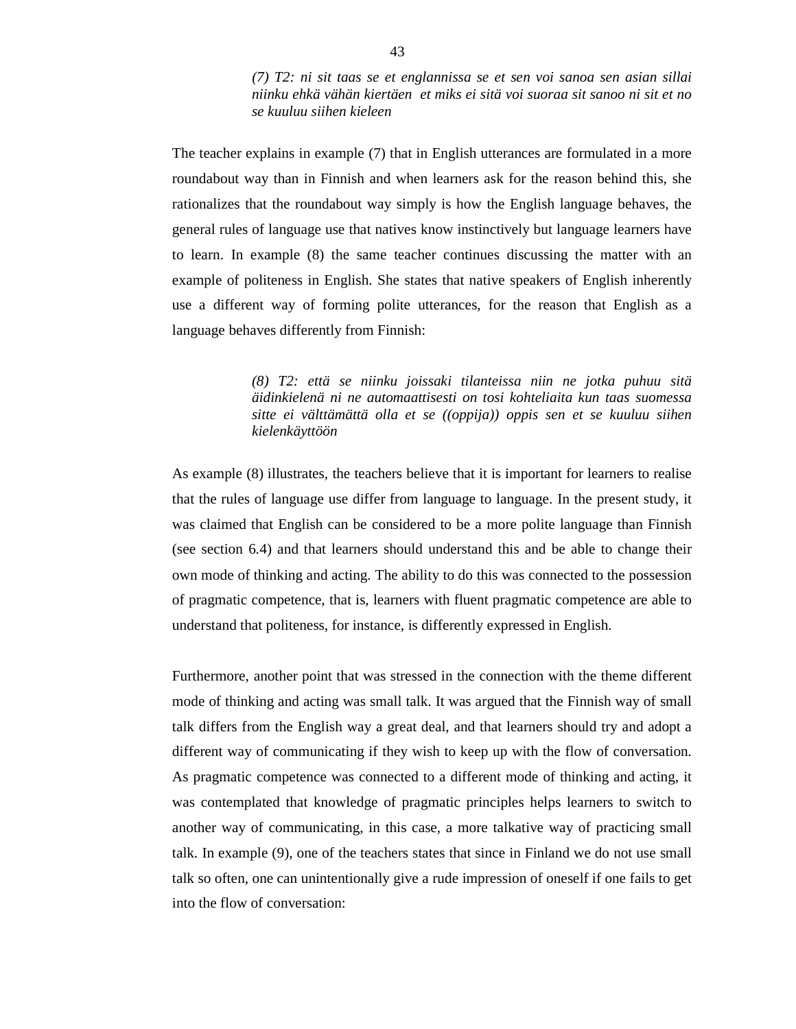> *(7) T2: ni sit taas se et englannissa se et sen voi sanoa sen asian sillai niinku ehkä vähän kiertäen et miks ei sitä voi suoraa sit sanoo ni sit et no se kuuluu siihen kieleen*

The teacher explains in example (7) that in English utterances are formulated in a more roundabout way than in Finnish and when learners ask for the reason behind this, she rationalizes that the roundabout way simply is how the English language behaves, the general rules of language use that natives know instinctively but language learners have to learn. In example (8) the same teacher continues discussing the matter with an example of politeness in English. She states that native speakers of English inherently use a different way of forming polite utterances, for the reason that English as a language behaves differently from Finnish:

> *(8) T2: että se niinku joissaki tilanteissa niin ne jotka puhuu sitä äidinkielenä ni ne automaattisesti on tosi kohteliaita kun taas suomessa sitte ei välttämättä olla et se ((oppija)) oppis sen et se kuuluu siihen kielenkäyttöön*

As example (8) illustrates, the teachers believe that it is important for learners to realise that the rules of language use differ from language to language. In the present study, it was claimed that English can be considered to be a more polite language than Finnish (see section 6.4) and that learners should understand this and be able to change their own mode of thinking and acting. The ability to do this was connected to the possession of pragmatic competence, that is, learners with fluent pragmatic competence are able to understand that politeness, for instance, is differently expressed in English.

Furthermore, another point that was stressed in the connection with the theme different mode of thinking and acting was small talk. It was argued that the Finnish way of small talk differs from the English way a great deal, and that learners should try and adopt a different way of communicating if they wish to keep up with the flow of conversation. As pragmatic competence was connected to a different mode of thinking and acting, it was contemplated that knowledge of pragmatic principles helps learners to switch to another way of communicating, in this case, a more talkative way of practicing small talk. In example (9), one of the teachers states that since in Finland we do not use small talk so often, one can unintentionally give a rude impression of oneself if one fails to get into the flow of conversation: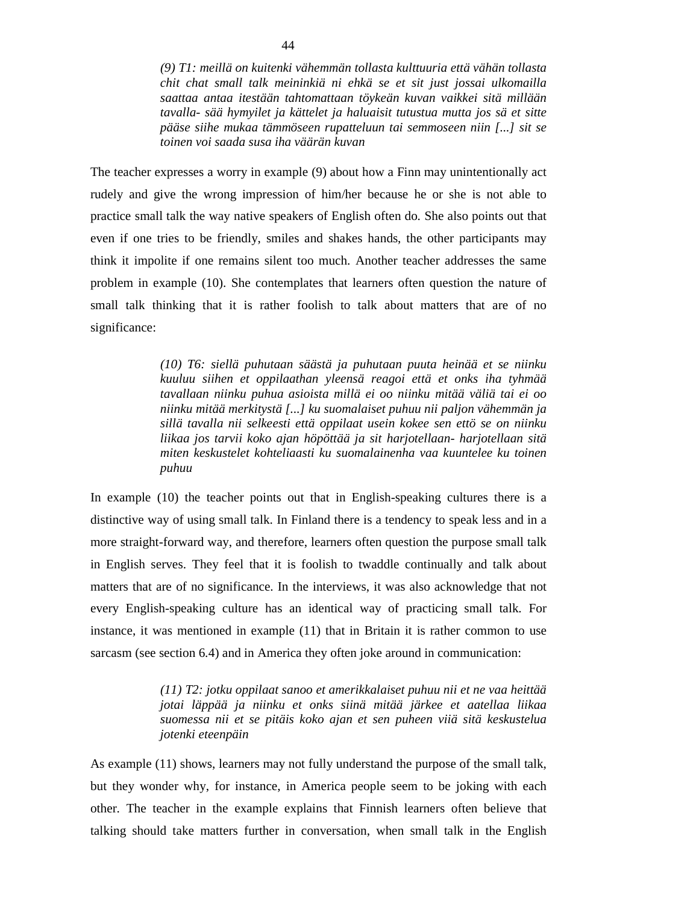*(9) T1: meillä on kuitenki vähemmän tollasta kulttuuria että vähän tollasta chit chat small talk meininkiä ni ehkä se et sit just jossai ulkomailla saattaa antaa itestään tahtomattaan töykeän kuvan vaikkei sitä millään tavalla- sää hymyilet ja kättelet ja haluaisit tutustua mutta jos sä et sitte pääse siihe mukaa tämmöseen rupatteluun tai semmoseen niin [...] sit se toinen voi saada susa iha väärän kuvan*

The teacher expresses a worry in example (9) about how a Finn may unintentionally act rudely and give the wrong impression of him/her because he or she is not able to practice small talk the way native speakers of English often do. She also points out that even if one tries to be friendly, smiles and shakes hands, the other participants may think it impolite if one remains silent too much. Another teacher addresses the same problem in example (10). She contemplates that learners often question the nature of small talk thinking that it is rather foolish to talk about matters that are of no significance:

*(10) T6: siellä puhutaan säästä ja puhutaan puuta heinää et se niinku kuuluu siihen et oppilaathan yleensä reagoi että et onks iha tyhmää tavallaan niinku puhua asioista millä ei oo niinku mitää väliä tai ei oo niinku mitää merkitystä [...] ku suomalaiset puhuu nii paljon vähemmän ja sillä tavalla nii selkeesti että oppilaat usein kokee senettö se on niinku liikaa jos tarvii koko ajan höpöttää ja sit harjotellaan- harjotellaan sitä miten keskustelet kohteliaasti ku suomalainenha vaa kuuntelee ku toinen puhuu*

In example (10) the teacher points out that in English-speaking cultures there is a distinctive way of using small talk. In Finland there is a tendency to speak less and in a more straight-forward way, and therefore, learners often question the purpose small talk in English serves. They feel that it is foolish to twaddle continually and talk about matters that are of no significance. In the interviews, it was also acknowledge that not every English-speaking culture has an identical way of practicing small talk. For instance, it was mentioned in example (11) that in Britain it is rather common to use sarcasm (see section 6.4) and in America they often joke around in communication:

*(11) T2: jotku oppilaat sanoo et amerikkalaiset puhuu nii et ne vaa heittää jotai läppää ja niinku et onks siinä mitää järkee et aatellaa liikaa suomessa nii et se pitäis koko ajan et sen puheen viiä sitä keskustelua jotenki eteenpäin*

As example (11) shows, learners may not fully understand the purpose of the small talk, but they wonder why, for instance, in America people seem to be joking with each other. The teacher in the example explains that Finnish learners often believe that talking should take matters further in conversation, when small talk in the English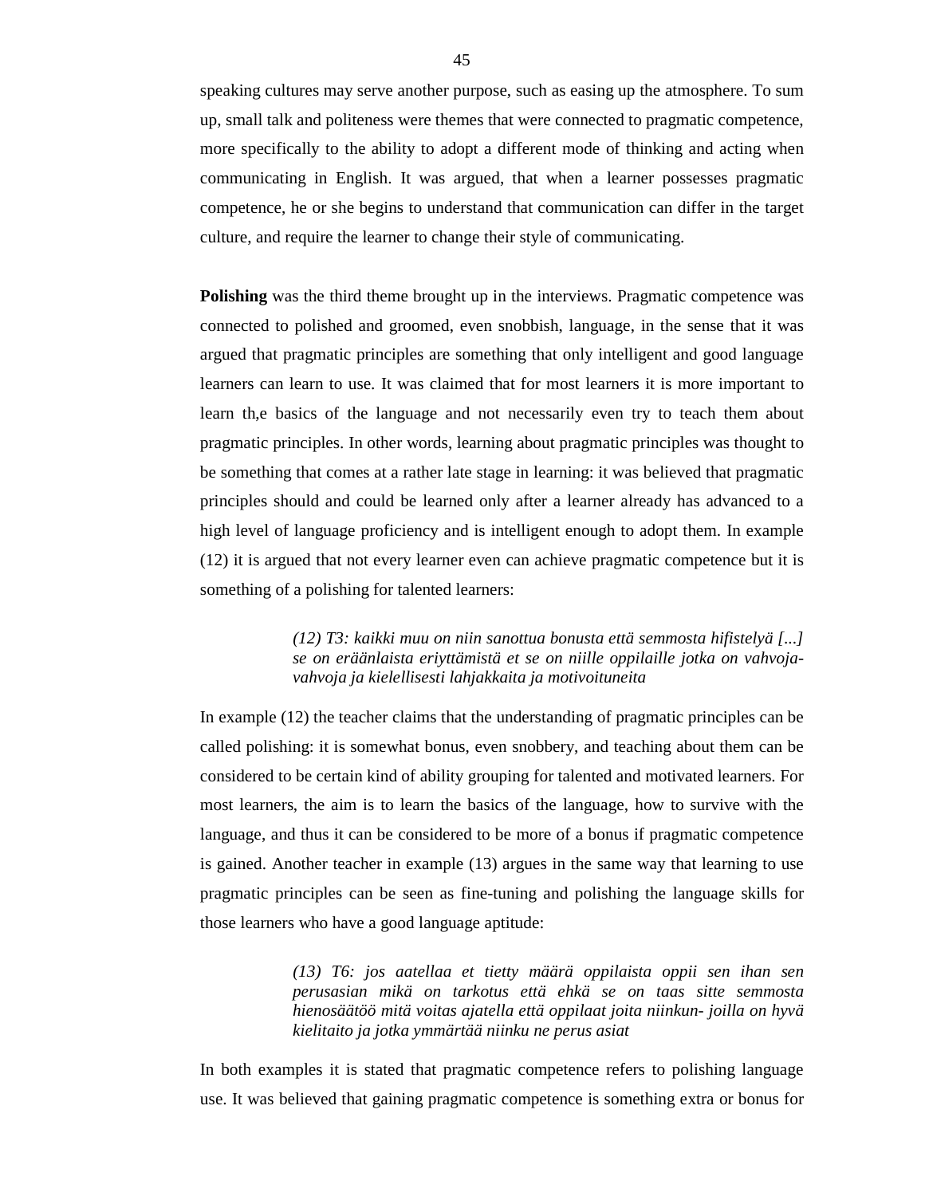speaking cultures may serve another purpose, such as easing up the atmosphere. To sum up, small talk and politeness were themes that were connected to pragmatic competence, more specifically to the ability to adopt a different mode of thinking and acting when communicating in English. It was argued, that when a learner possesses pragmatic competence, he or she begins to understand that communication can differ in the target culture, and require the learner to change their style of communicating.

**Polishing** was the third theme brought up in the interviews. Pragmatic competence was connected to polished and groomed, even snobbish, language, in the sense that it was argued that pragmatic principles are something that only intelligent and good language learners can learn to use. It was claimed that for most learners it is more important to learn th,e basics of the language and not necessarily even try to teach them about pragmatic principles. In other words, learning about pragmatic principles was thought to be something that comes at a rather late stage in learning: it was believed that pragmatic principles should and could be learned only after a learner already has advanced to a high level of language proficiency and is intelligent enough to adopt them. In example (12) it is argued that not every learner even can achieve pragmatic competence but it is something of a polishing for talented learners:

> *(12) T3: kaikki muu on niin sanottua bonusta että semmosta hifistelyä [...] se on eräänlaista eriyttämistä et se on niille oppilaille jotka on vahvoja-vahvoja ja kielellisesti lahjakkaita ja motivoituneita*

In example (12) the teacher claims that the understanding of pragmatic principles can be called polishing: it is somewhat bonus, even snobbery, and teaching about them can be considered to be certain kind of ability grouping for talented and motivated learners. For most learners, the aim is to learn the basics of the language, how to survive with the language, and thus it can be considered to be more of a bonus if pragmatic competence is gained. Another teacher in example (13) argues in the same way that learning to use pragmatic principles can be seen as fine-tuning and polishing the language skills for those learners who have a good language aptitude:

> *(13) T6: jos aatellaa et tietty määrä oppilaista oppii sen ihan sen perusasian mikä on tarkotus että ehkä se on taas sitte semmosta hienosäätöö mitä voitas ajatella että oppilaat joita niinkun- joilla on hyvä kielitaito ja jotka ymmärtää niinku ne perus asiat*

In both examples it is stated that pragmatic competence refers to polishing language use. It was believed that gaining pragmatic competence is something extra or bonus for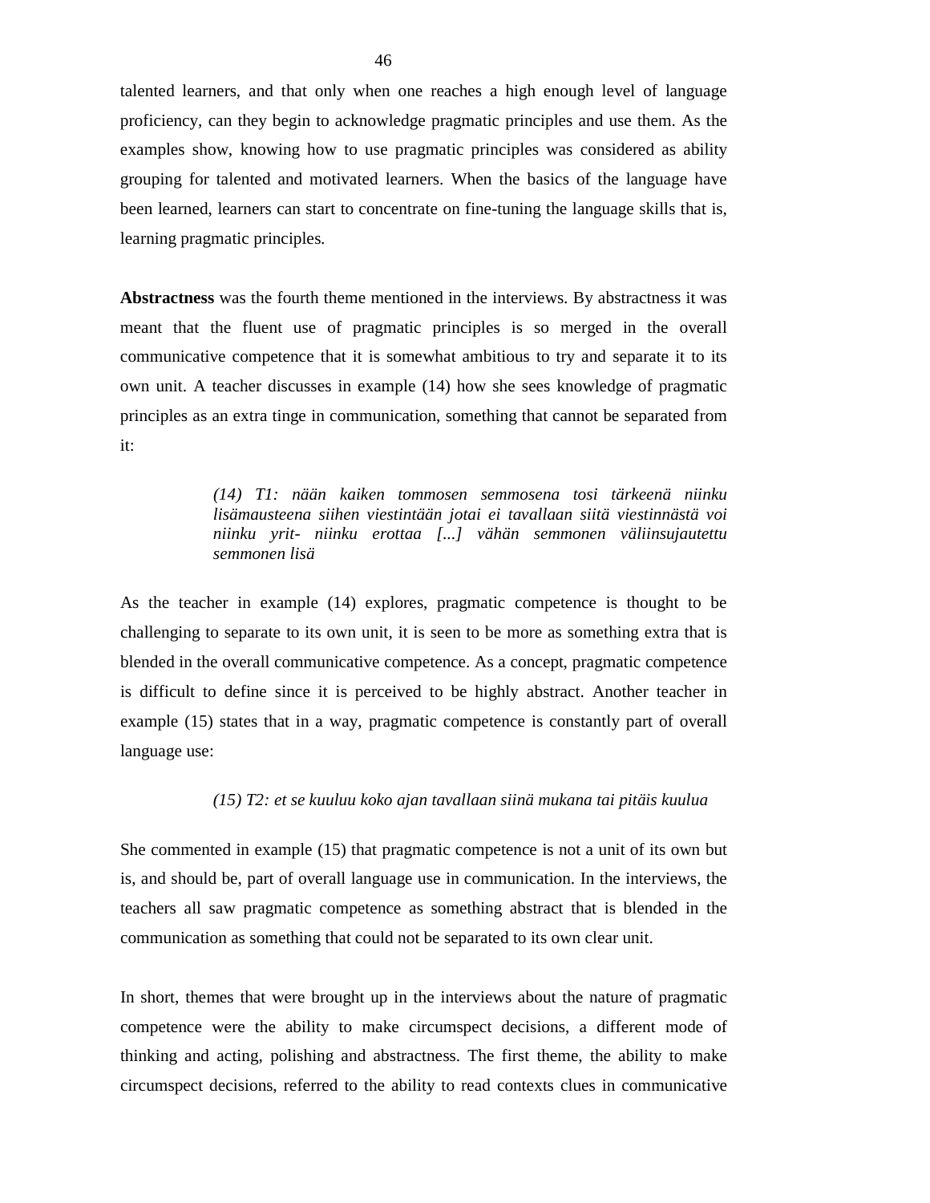talented learners, and that only when one reaches a high enough level of language proficiency, can they begin to acknowledge pragmatic principles and use them. As the examples show, knowing how to use pragmatic principles was considered as ability grouping for talented and motivated learners. When the basics of the language have been learned, learners can start to concentrate on fine-tuning the language skills that is, learning pragmatic principles.

**Abstractness** was the fourth theme mentioned in the interviews. By abstractness it was meant that the fluent use of pragmatic principles is so merged in the overall communicative competence that it is somewhat ambitious to try and separate it to its own unit. A teacher discusses in example (14) how she sees knowledge of pragmatic principles as an extra tinge in communication, something that cannot be separated from it:

> *(14) T1: nään kaiken tommosen semmosena tosi tärkeenä niinku lisämausteena siihen viestintään jotai ei tavallaan siitä viestinnästä voi niinku yrit- niinku erottaa [...] vähän semmonen väliinsujautettu semmonen lisä*

As the teacher in example (14) explores, pragmatic competence is thought to be challenging to separate to its own unit, it is seen to be more as something extra that is blended in the overall communicative competence. As a concept, pragmatic competence is difficult to define since it is perceived to be highly abstract. Another teacher in example (15) states that in a way, pragmatic competence is constantly part of overall language use:

> *(15) T2: et se kuuluu koko ajan tavallaan siinä mukana tai pitäis kuulua*

She commented in example (15) that pragmatic competence is not a unit of its own but is, and should be, part of overall language use in communication. In the interviews, the teachers all saw pragmatic competence as something abstract that is blended in the communication as something that could not be separated to its own clear unit.

In short, themes that were brought up in the interviews about the nature of pragmatic competence were the ability to make circumspect decisions, a different mode of thinking and acting, polishing and abstractness. The first theme, the ability to make circumspect decisions, referred to the ability to read contexts clues in communicative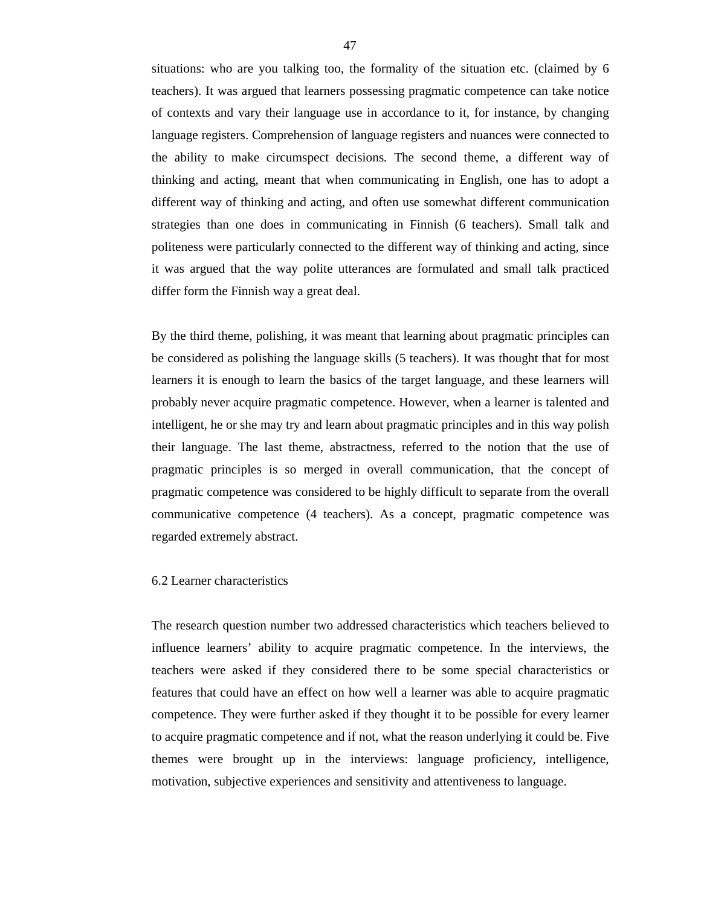situations: who are you talking too, the formality of the situation etc. (claimed by 6 teachers). It was argued that learners possessing pragmatic competence can take notice of contexts and vary their language use in accordance to it, for instance, by changing language registers. Comprehension of language registers and nuances were connected to the ability to make circumspect decisions. The second theme, a different way of thinking and acting, meant that when communicating in English, one has to adopt a different way of thinking and acting, and often use somewhat different communication strategies than one does in communicating in Finnish (6 teachers). Small talk and politeness were particularly connected to the different way of thinking and acting, since it was argued that the way polite utterances are formulated and small talk practiced differ form the Finnish way a great deal.

By the third theme, polishing, it was meant that learning about pragmatic principles can be considered as polishing the language skills (5 teachers). It was thought that for most learners it is enough to learn the basics of the target language, and these learners will probably never acquire pragmatic competence. However, when a learner is talented and intelligent, he or she may try and learn about pragmatic principles and in this way polish their language. The last theme, abstractness, referred to the notion that the use of pragmatic principles is so merged in overall communication, that the concept of pragmatic competence was considered to be highly difficult to separate from the overall communicative competence (4 teachers). As a concept, pragmatic competence was regarded extremely abstract.

## 6.2 Learner characteristics

The research question number two addressed characteristics which teachers believed to influence learners' ability to acquire pragmatic competence. In the interviews, the teachers were asked if they considered there to be some special characteristics or features that could have an effect on how well a learner was able to acquire pragmatic competence. They were further asked if they thought it to be possible for every learner to acquire pragmatic competence and if not, what the reason underlying it could be. Five themes were brought up in the interviews: language proficiency, intelligence, motivation, subjective experiences and sensitivity and attentiveness to language.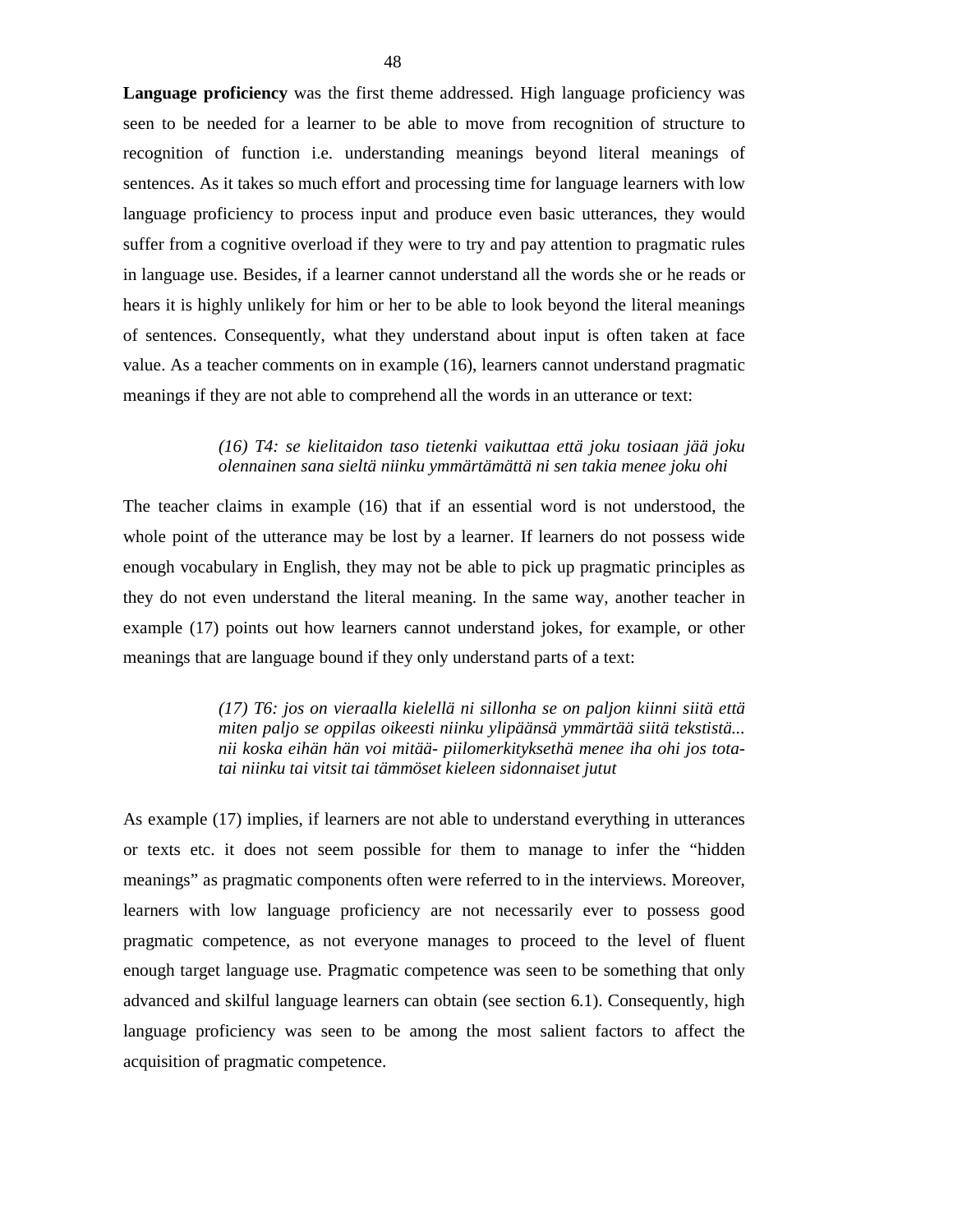**Language proficiency** was the first theme addressed. High language proficiency was seen to be needed for a learner to be able to move from recognition of structure to recognition of function i.e. understanding meanings beyond literal meanings of sentences. As it takes so much effort and processing time for language learners with low language proficiency to process input and produce even basic utterances, they would suffer from a cognitive overload if they were to try and pay attention to pragmatic rules in language use. Besides, if a learner cannot understand all the words she or he reads or hears it is highly unlikely for him or her to be able to look beyond the literal meanings of sentences. Consequently, what they understand about input is often taken at face value. As a teacher comments on in example (16), learners cannot understand pragmatic meanings if they are not able to comprehend all the words in an utterance or text:

> *(16) T4: se kielitaidon taso tietenki vaikuttaa että joku tosiaan jää joku olennainen sana sieltä niinku ymmärtämättä ni sen takia menee joku ohi*

The teacher claims in example (16) that if an essential word is not understood, the whole point of the utterance may be lost by a learner. If learners do not possess wide enough vocabulary in English, they may not be able to pick up pragmatic principles as they do not even understand the literal meaning. In the same way, another teacher in example (17) points out how learners cannot understand jokes, for example, or other meanings that are language bound if they only understand parts of a text:

> *(17) T6: jos on vieraalla kielellä ni sillonha se on paljon kiinni siitä että miten paljo se oppilas oikeesti niinku ylipäänsä ymmärtää siitä tekstistä... nii koska eihän hän voi mitää- piilomerkityksethä menee iha ohi jos tota-tai niinku tai vitsit tai tämmöset kieleen sidonnaiset jutut*

As example (17) implies, if learners are not able to understand everything in utterances or texts etc. it does not seem possible for them to manage to infer the "hidden meanings" as pragmatic components often were referred to in the interviews. Moreover, learners with low language proficiency are not necessarily ever to possess good pragmatic competence, as not everyone manages to proceed to the level of fluent enough target language use. Pragmatic competence was seen to be something that only advanced and skilful language learners can obtain (see section 6.1). Consequently, high language proficiency was seen to be among the most salient factors to affect the acquisition of pragmatic competence.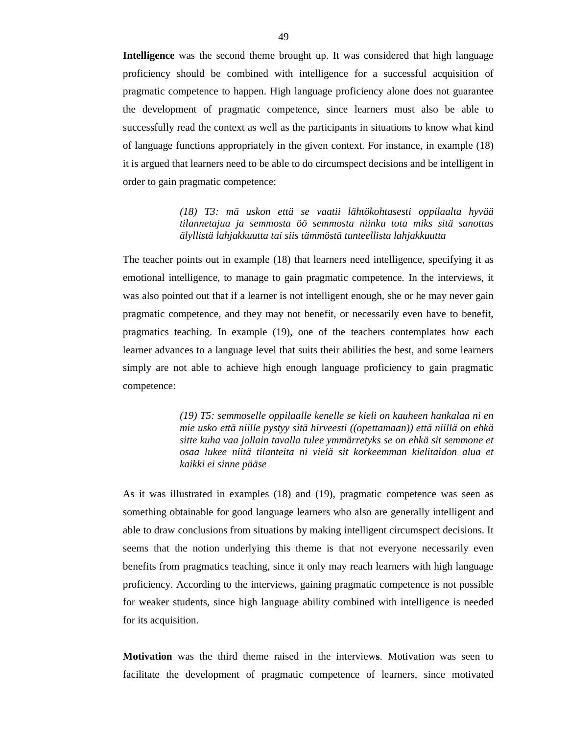**Intelligence** was the second theme brought up. It was considered that high language proficiency should be combined with intelligence for a successful acquisition of pragmatic competence to happen. High language proficiency alone does not guarantee the development of pragmatic competence, since learners must also be able to successfully read the context as well as the participants in situations to know what kind of language functions appropriately in the given context. For instance, in example (18) it is argued that learners need to be able to do circumspect decisions and be intelligent in order to gain pragmatic competence:

> *(18) T3: mä uskon että se vaatii lähtökohtasesti oppilaalta hyvää tilannetajua ja semmosta öö semmosta niinku tota miks sitä sanottas älyllistä lahjakkuutta tai siis tämmöstä tunteellista lahjakkuutta*

The teacher points out in example (18) that learners need intelligence, specifying it as emotional intelligence, to manage to gain pragmatic competence. In the interviews, it was also pointed out that if a learner is not intelligent enough, she or he may never gain pragmatic competence, and they may not benefit, or necessarily even have to benefit, pragmatics teaching. In example (19), one of the teachers contemplates how each learner advances to a language level that suits their abilities the best, and some learners simply are not able to achieve high enough language proficiency to gain pragmatic competence:

> *(19) T5: semmoselle oppilaalle kenelle se kieli on kauheen hankalaa ni en mie usko että niille pystyy sitä hirveesti ((opettamaan)) että niillä on ehkä sitte kuha vaa jollain tavalla tulee ymmärretyks se on ehkä sit semmone et osaa lukee niitä tilanteita ni vielä sit korkeemman kielitaidon alua et kaikki ei sinne pääse*

As it was illustrated in examples (18) and (19), pragmatic competence was seen as something obtainable for good language learners who also are generally intelligent and able to draw conclusions from situations by making intelligent circumspect decisions. It seems that the notion underlying this theme is that not everyone necessarily even benefits from pragmatics teaching, since it only may reach learners with high language proficiency. According to the interviews, gaining pragmatic competence is not possible for weaker students, since high language ability combined with intelligence is needed for its acquisition.

**Motivation** was the third theme raised in the interviews. Motivation was seen to facilitate the development of pragmatic competence of learners, since motivated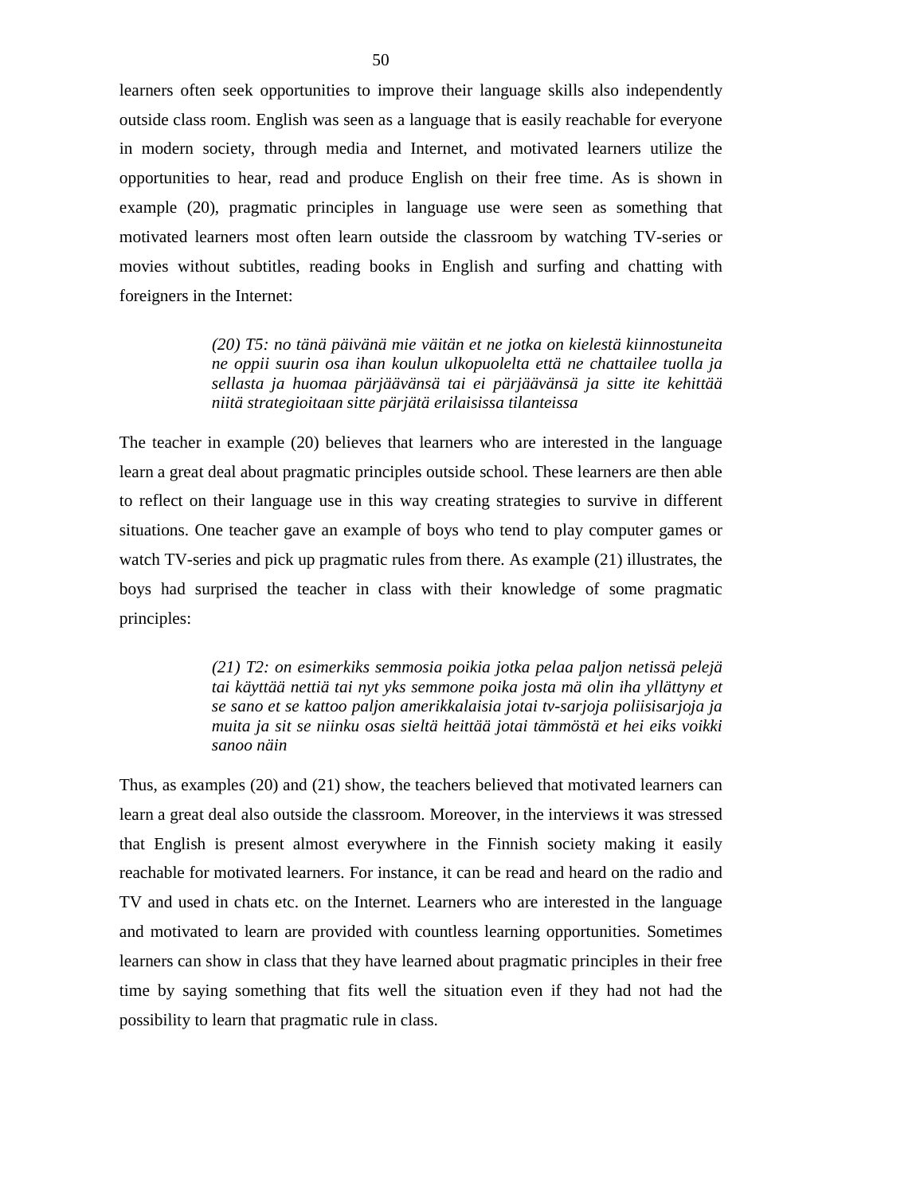learners often seek opportunities to improve their language skills also independently outside class room. English was seen as a language that is easily reachable for everyone in modern society, through media and Internet, and motivated learners utilize the opportunities to hear, read and produce English on their free time. As is shown in example (20), pragmatic principles in language use were seen as something that motivated learners most often learn outside the classroom by watching TV-series or movies without subtitles, reading books in English and surfing and chatting with foreigners in the Internet:

> *(20) T5: no tänä päivänä mie väitän et ne jotka on kielestä kiinnostuneita ne oppii suurin osa ihan koulun ulkopuolelta että ne chattailee tuolla ja sellasta ja huomaa pärjäävänsä tai ei pärjäävänsä ja sitte ite kehittää niitä strategioitaan sitte pärjätä erilaisissa tilanteissa*

The teacher in example (20) believes that learners who are interested in the language learn a great deal about pragmatic principles outside school. These learners are then able to reflect on their language use in this way creating strategies to survive in different situations. One teacher gave an example of boys who tend to play computer games or watch TV-series and pick up pragmatic rules from there. As example (21) illustrates, the boys had surprised the teacher in class with their knowledge of some pragmatic principles:

> *(21) T2: on esimerkiks semmosia poikia jotka pelaa paljon netissä pelejä tai käyttää nettiä tai nyt yks semmone poika josta mä olin iha yllättyny et se sano et se kattoo paljon amerikkalaisia jotai tv-sarjoja poliisisarjoja ja muita ja sit se niinku osas sieltä heittää jotai tämmöstä et hei eiks voikki sanoo näin*

Thus, as examples (20) and (21) show, the teachers believed that motivated learners can learn a great deal also outside the classroom. Moreover, in the interviews it was stressed that English is present almost everywhere in the Finnish society making it easily reachable for motivated learners. For instance, it can be read and heard on the radio and TV and used in chats etc. on the Internet. Learners who are interested in the language and motivated to learn are provided with countless learning opportunities. Sometimes learners can show in class that they have learned about pragmatic principles in their free time by saying something that fits well the situation even if they had not had the possibility to learn that pragmatic rule in class.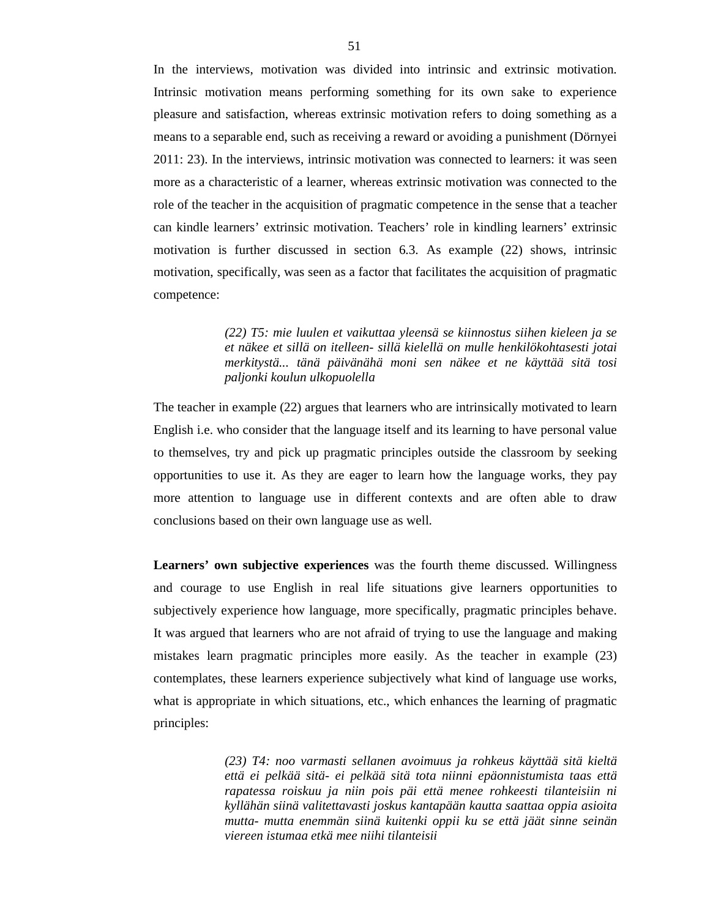In the interviews, motivation was divided into intrinsic and extrinsic motivation. Intrinsic motivation means performing something for its own sake to experience pleasure and satisfaction, whereas extrinsic motivation refers to doing something as a means to a separable end, such as receiving a reward or avoiding a punishment (Dörnyei 2011: 23). In the interviews, intrinsic motivation was connected to learners: it was seen more as a characteristic of a learner, whereas extrinsic motivation was connected to the role of the teacher in the acquisition of pragmatic competence in the sense that a teacher can kindle learners' extrinsic motivation. Teachers' role in kindling learners' extrinsic motivation is further discussed in section 6.3. As example (22) shows, intrinsic motivation, specifically, was seen as a factor that facilitates the acquisition of pragmatic competence:

> *(22) T5: mie luulen et vaikuttaa yleensä se kiinnostus siihen kieleen ja se et näkee et sillä on itelleen- sillä kielellä on mulle henkilökohtasesti jotai merkitystä... tänä päivänähä moni sen näkee et ne käyttää sitä tosi paljonki koulun ulkopuolella*

The teacher in example (22) argues that learners who are intrinsically motivated to learn English i.e. who consider that the language itself and its learning to have personal value to themselves, try and pick up pragmatic principles outside the classroom by seeking opportunities to use it. As they are eager to learn how the language works, they pay more attention to language use in different contexts and are often able to draw conclusions based on their own language use as well.

**Learners' own subjective experiences** was the fourth theme discussed. Willingness and courage to use English in real life situations give learners opportunities to subjectively experience how language, more specifically, pragmatic principles behave. It was argued that learners who are not afraid of trying to use the language and making mistakes learn pragmatic principles more easily. As the teacher in example (23) contemplates, these learners experience subjectively what kind of language use works, what is appropriate in which situations, etc., which enhances the learning of pragmatic principles:

> *(23) T4: noo varmasti sellanen avoimuus ja rohkeus käyttää sitä kieltä että ei pelkää sitä- ei pelkää sitä tota niinni epäonnistumista taas että rapatessa roiskuu ja niin pois päi että menee rohkeesti tilanteisiin ni kyllähän siinä valitettavasti joskus kantapään kautta saattaa oppia asioita mutta- mutta enemmän siinä kuitenki oppii ku se että jäät sinne seinän viereen istumaa etkä mee niihi tilanteisii*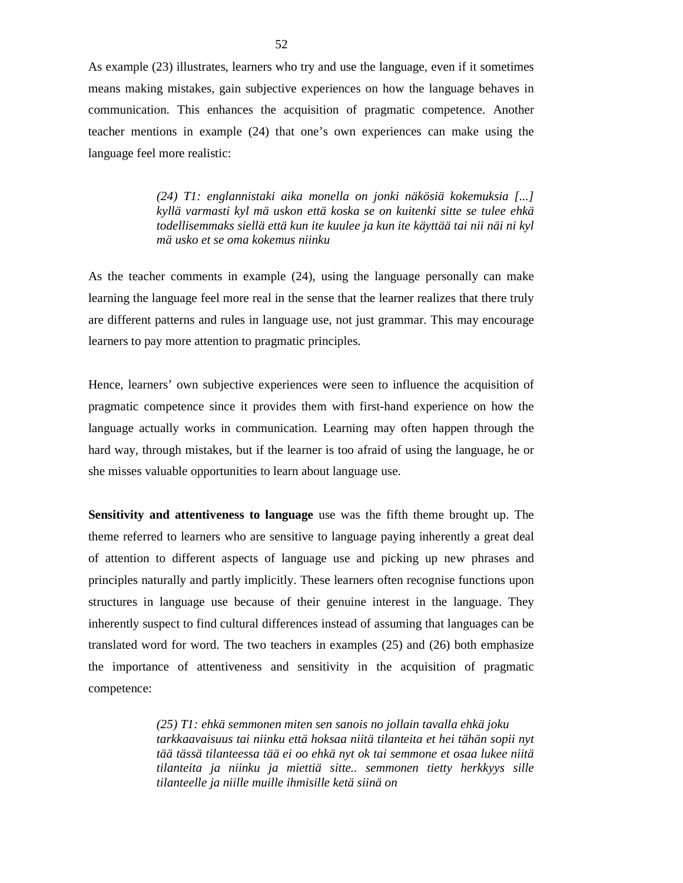As example (23) illustrates, learners who try and use the language, even if it sometimes means making mistakes, gain subjective experiences on how the language behaves in communication. This enhances the acquisition of pragmatic competence. Another teacher mentions in example (24) that one's own experiences can make using the language feel more realistic:

> *(24) T1: englannistaki aika monella on jonki näkösiä kokemuksia [...] kyllä varmasti kyl mä uskon että koska se on kuitenki sitte se tulee ehkä todellisemmaks siellä että kun ite kuulee ja kun ite käyttää tai nii näi ni kyl mä usko et se oma kokemus niinku*

As the teacher comments in example (24), using the language personally can make learning the language feel more real in the sense that the learner realizes that there truly are different patterns and rules in language use, not just grammar. This may encourage learners to pay more attention to pragmatic principles.

Hence, learners' own subjective experiences were seen to influence the acquisition of pragmatic competence since it provides them with first-hand experience on how the language actually works in communication. Learning may often happen through the hard way, through mistakes, but if the learner is too afraid of using the language, he or she misses valuable opportunities to learn about language use.

**Sensitivity and attentiveness to language** use was the fifth theme brought up. The theme referred to learners who are sensitive to language paying inherently a great deal of attention to different aspects of language use and picking up new phrases and principles naturally and partly implicitly. These learners often recognise functions upon structures in language use because of their genuine interest in the language. They inherently suspect to find cultural differences instead of assuming that languages can be translated word for word. The two teachers in examples (25) and (26) both emphasize the importance of attentiveness and sensitivity in the acquisition of pragmatic competence:

> *(25) T1: ehkä semmonen miten sen sanois no jollain tavalla ehkä joku tarkkaavaisuus tai niinku että hoksaa niitä tilanteita et hei tähän sopii nyt tää tässä tilanteessa tää ei oo ehkä nyt ok tai semmone et osaa lukee niitä tilanteita ja niinku ja miettiä sitte.. semmonen tietty herkkyys sille tilanteelle ja niille muille ihmisille ketä siinä on*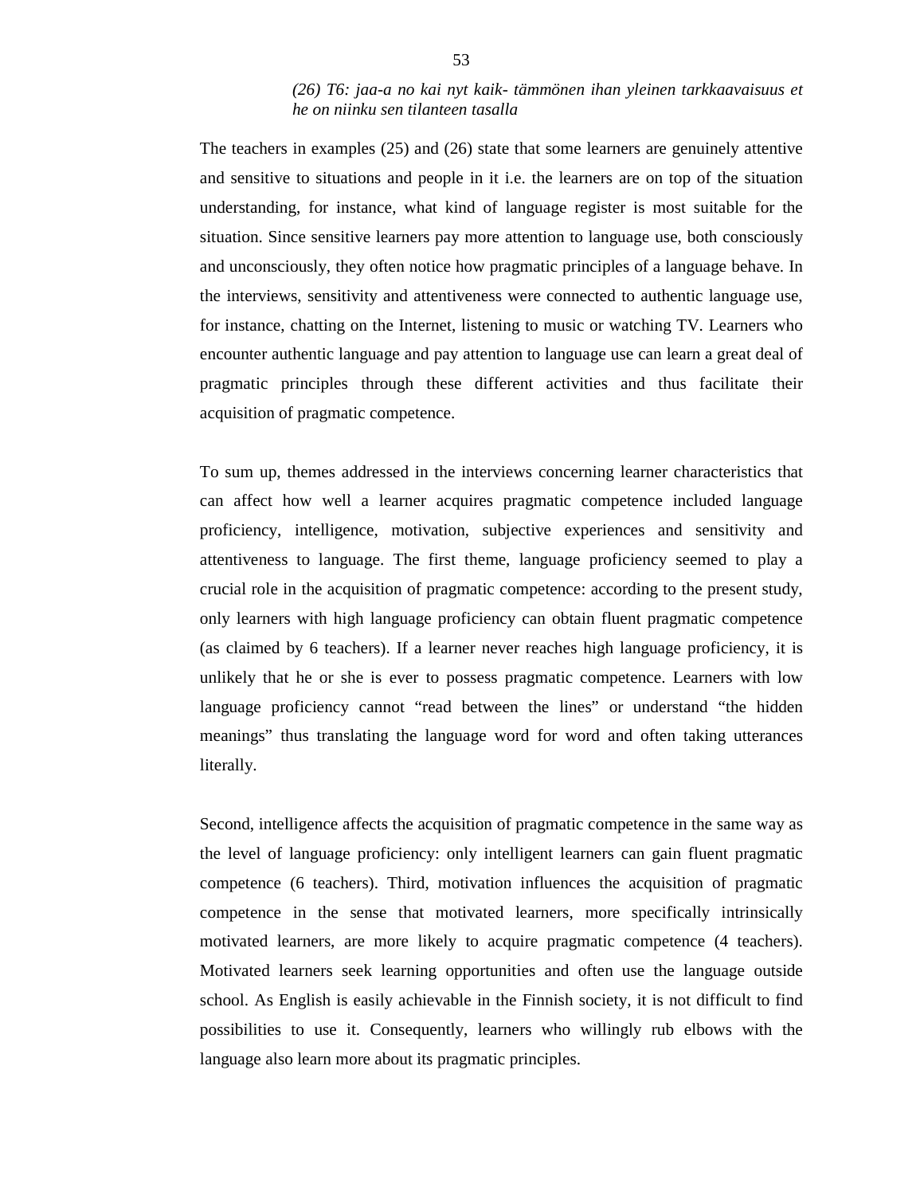> *(26) T6: jaa-a no kai nyt kaik- tämmönen ihan yleinen tarkkaavaisuus et he on niinku sen tilanteen tasalla*

The teachers in examples (25) and (26) state that some learners are genuinely attentive and sensitive to situations and people in it i.e. the learners are on top of the situation understanding, for instance, what kind of language register is most suitable for the situation. Since sensitive learners pay more attention to language use, both consciously and unconsciously, they often notice how pragmatic principles of a language behave. In the interviews, sensitivity and attentiveness were connected to authentic language use, for instance, chatting on the Internet, listening to music or watching TV. Learners who encounter authentic language and pay attention to language use can learn a great deal of pragmatic principles through these different activities and thus facilitate their acquisition of pragmatic competence.

To sum up, themes addressed in the interviews concerning learner characteristics that can affect how well a learner acquires pragmatic competence included language proficiency, intelligence, motivation, subjective experiences and sensitivity and attentiveness to language. The first theme, language proficiency seemed to play a crucial role in the acquisition of pragmatic competence: according to the present study, only learners with high language proficiency can obtain fluent pragmatic competence (as claimed by 6 teachers). If a learner never reaches high language proficiency, it is unlikely that he or she is ever to possess pragmatic competence. Learners with low language proficiency cannot "read between the lines" or understand "the hidden meanings" thus translating the language word for word and often taking utterances literally.

Second, intelligence affects the acquisition of pragmatic competence in the same way as the level of language proficiency: only intelligent learners can gain fluent pragmatic competence (6 teachers). Third, motivation influences the acquisition of pragmatic competence in the sense that motivated learners, more specifically intrinsically motivated learners, are more likely to acquire pragmatic competence (4 teachers). Motivated learners seek learning opportunities and often use the language outside school. As English is easily achievable in the Finnish society, it is not difficult to find possibilities to use it. Consequently, learners who willingly rub elbows with the language also learn more about its pragmatic principles.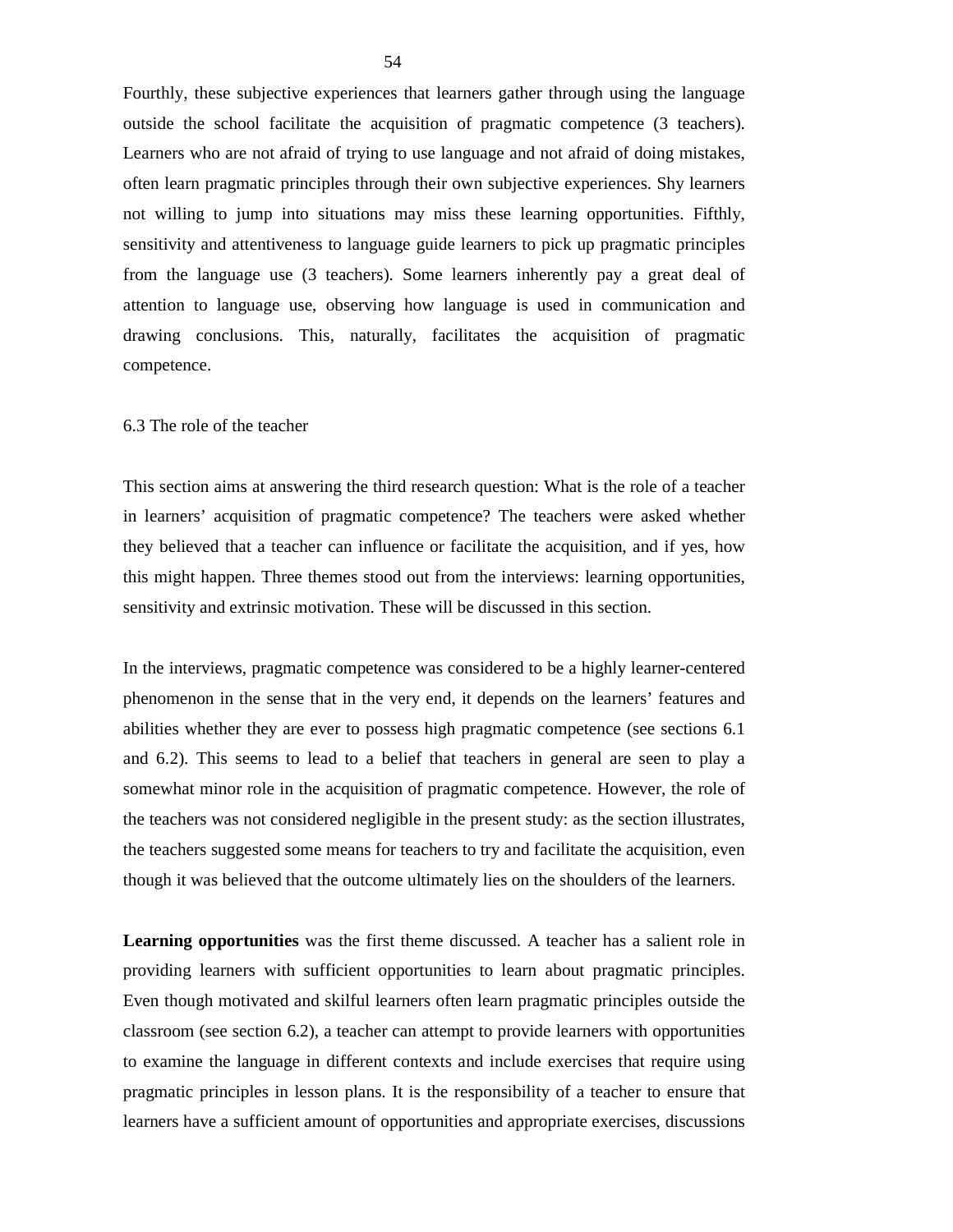Fourthly, these subjective experiences that learners gather through using the language outside the school facilitate the acquisition of pragmatic competence (3 teachers). Learners who are not afraid of trying to use language and not afraid of doing mistakes, often learn pragmatic principles through their own subjective experiences. Shy learners not willing to jump into situations may miss these learning opportunities. Fifthly, sensitivity and attentiveness to language guide learners to pick up pragmatic principles from the language use (3 teachers). Some learners inherently pay a great deal of attention to language use, observing how language is used in communication and drawing conclusions. This, naturally, facilitates the acquisition of pragmatic competence.

## 6.3 The role of the teacher

This section aims at answering the third research question: What is the role of a teacher in learners' acquisition of pragmatic competence? The teachers were asked whether they believed that a teacher can influence or facilitate the acquisition, and if yes, how this might happen. Three themes stood out from the interviews: learning opportunities, sensitivity and extrinsic motivation. These will be discussed in this section.

In the interviews, pragmatic competence was considered to be a highly learner-centered phenomenon in the sense that in the very end, it depends on the learners' features and abilities whether they are ever to possess high pragmatic competence (see sections 6.1 and 6.2). This seems to lead to a belief that teachers in general are seen to play a somewhat minor role in the acquisition of pragmatic competence. However, the role of the teachers was not considered negligible in the present study: as the section illustrates, the teachers suggested some means for teachers to try and facilitate the acquisition, even though it was believed that the outcome ultimately lies on the shoulders of the learners.

**Learning opportunities** was the first theme discussed. A teacher has a salient role in providing learners with sufficient opportunities to learn about pragmatic principles. Even though motivated and skilful learners often learn pragmatic principles outside the classroom (see section 6.2), a teacher can attempt to provide learners with opportunities to examine the language in different contexts and include exercises that require using pragmatic principles in lesson plans. It is the responsibility of a teacher to ensure that learners have a sufficient amount of opportunities and appropriate exercises, discussions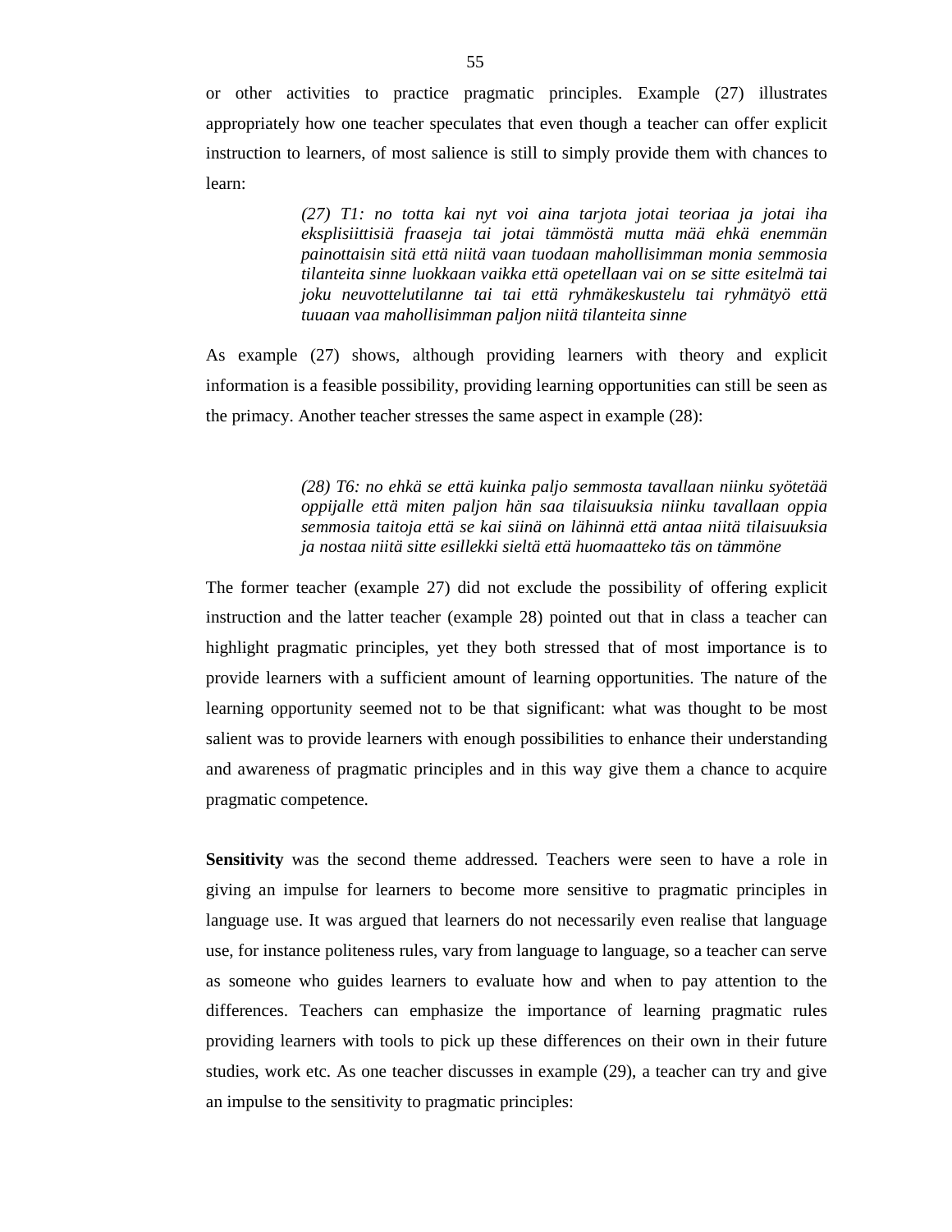or other activities to practice pragmatic principles. Example (27) illustrates appropriately how one teacher speculates that even though a teacher can offer explicit instruction to learners, of most salience is still to simply provide them with chances to learn:

> *(27) T1: no totta kai nyt voi aina tarjota jotai teoriaa ja jotai iha eksplisiittisiä fraaseja tai jotai tämmöstä mutta mää ehkä enemmän painottaisin sitä että niitä vaan tuodaan mahollisimman monia semmosia tilanteita sinne luokkaan vaikka että opetellaan vai on se sitte esitelmä tai joku neuvottelutilanne tai tai että ryhmäkeskustelu tai ryhmätyö että tuuaan vaa mahollisimman paljon niitä tilanteita sinne*

As example (27) shows, although providing learners with theory and explicit information is a feasible possibility, providing learning opportunities can still be seen as the primacy. Another teacher stresses the same aspect in example (28):

> *(28) T6: no ehkä se että kuinka paljo semmosta tavallaan niinku syötetää oppijalle että miten paljon hän saa tilaisuuksia niinku tavallaan oppia semmosia taitoja että se kai siinä on lähinnä että antaa niitä tilaisuuksia ja nostaa niitä sitte esillekki sieltä että huomaatteko täs on tämmöne*

The former teacher (example 27) did not exclude the possibility of offering explicit instruction and the latter teacher (example 28) pointed out that in class a teacher can highlight pragmatic principles, yet they both stressed that of most importance is to provide learners with a sufficient amount of learning opportunities. The nature of the learning opportunity seemed not to be that significant: what was thought to be most salient was to provide learners with enough possibilities to enhance their understanding and awareness of pragmatic principles and in this way give them a chance to acquire pragmatic competence.

**Sensitivity** was the second theme addressed. Teachers were seen to have a role in giving an impulse for learners to become more sensitive to pragmatic principles in language use. It was argued that learners do not necessarily even realise that language use, for instance politeness rules, vary from language to language, so a teacher can serve as someone who guides learners to evaluate how and when to pay attention to the differences. Teachers can emphasize the importance of learning pragmatic rules providing learners with tools to pick up these differences on their own in their future studies, work etc. As one teacher discusses in example (29), a teacher can try and give an impulse to the sensitivity to pragmatic principles: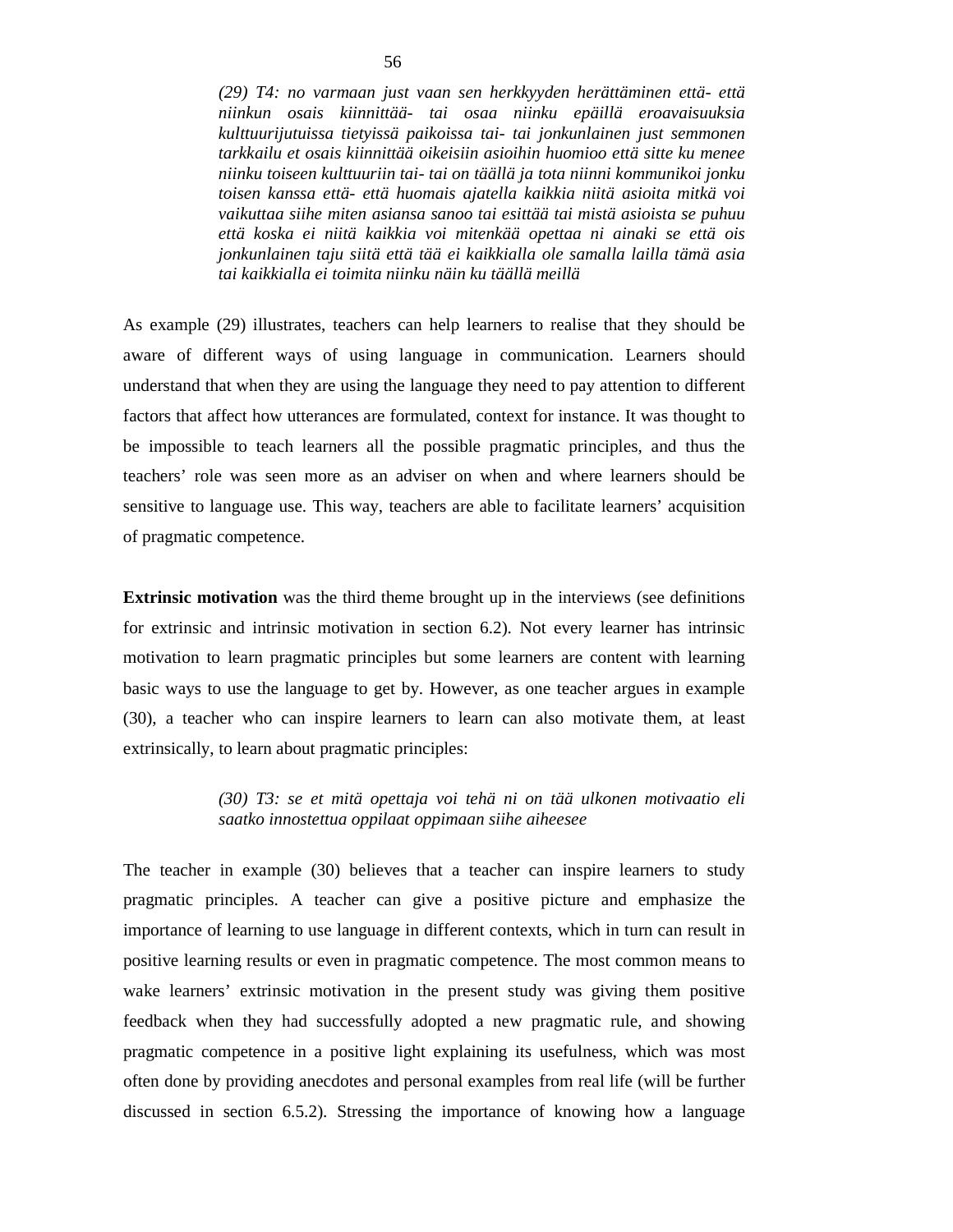*(29) T4: no varmaan just vaan sen herkkyyden herättäminen että- että niinkun osais kiinnittää- tai osaa niinku epäillä eroavaisuuksia kulttuurijutuissa tietyissä paikoissa tai- tai jonkunlainen just semmonen tarkkailu et osais kiinnittää oikeisiin asioihin huomioo että sitte ku menee niinku toiseen kulttuuriin tai- tai on täällä ja tota niinni kommunikoi jonku toisen kanssa että- että huomais ajatella kaikkia niitä asioita mitkä voi vaikuttaa siihe miten asiansa sanoo tai esittää tai mistä asioista se puhuu että koska ei niitä kaikkia voi mitenkää opettaa ni ainaki se että ois jonkunlainen taju siitä että tää ei kaikkialla ole samalla lailla tämä asia tai kaikkialla ei toimita niinku näin ku täällä meillä*

As example (29) illustrates, teachers can help learners to realise that they should be aware of different ways of using language in communication. Learners should understand that when they are using the language they need to pay attention to different factors that affect how utterances are formulated, context for instance. It was thought to be impossible to teach learners all the possible pragmatic principles, and thus the teachers' role was seen more as an adviser on when and where learners should be sensitive to language use. This way, teachers are able to facilitate learners' acquisition of pragmatic competence.

**Extrinsic motivation** was the third theme brought up in the interviews (see definitions for extrinsic and intrinsic motivation in section 6.2). Not every learner has intrinsic motivation to learn pragmatic principles but some learners are content with learning basic ways to use the language to get by. However, as one teacher argues in example (30), a teacher who can inspire learners to learn can also motivate them, at least extrinsically, to learn about pragmatic principles:

*(30) T3: se et mitä opettaja voi tehä ni on tää ulkonen motivaatio eli saatko innostettua oppilaat oppimaan siihe aiheesee*

The teacher in example (30) believes that a teacher can inspire learners to study pragmatic principles. A teacher can give a positive picture and emphasize the importance of learning to use language in different contexts, which in turn can result in positive learning results or even in pragmatic competence. The most common means to wake learners' extrinsic motivation in the present study was giving them positive feedback when they had successfully adopted a new pragmatic rule, and showing pragmatic competence in a positive light explaining its usefulness, which was most often done by providing anecdotes and personal examples from real life (will be further discussed in section 6.5.2). Stressing the importance of knowing how a language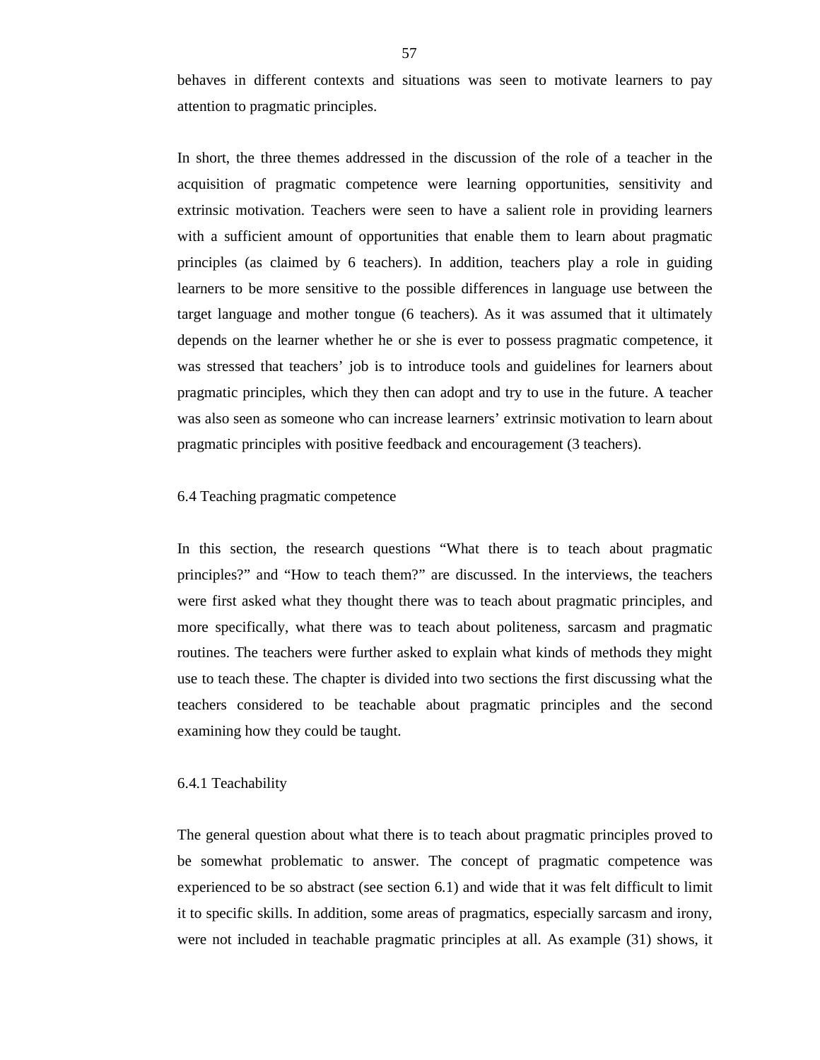behaves in different contexts and situations was seen to motivate learners to pay attention to pragmatic principles.

In short, the three themes addressed in the discussion of the role of a teacher in the acquisition of pragmatic competence were learning opportunities, sensitivity and extrinsic motivation. Teachers were seen to have a salient role in providing learners with a sufficient amount of opportunities that enable them to learn about pragmatic principles (as claimed by 6 teachers). In addition, teachers play a role in guiding learners to be more sensitive to the possible differences in language use between the target language and mother tongue (6 teachers). As it was assumed that it ultimately depends on the learner whether he or she is ever to possess pragmatic competence, it was stressed that teachers' job is to introduce tools and guidelines for learners about pragmatic principles, which they then can adopt and try to use in the future. A teacher was also seen as someone who can increase learners' extrinsic motivation to learn about pragmatic principles with positive feedback and encouragement (3 teachers).

### 6.4 Teaching pragmatic competence

In this section, the research questions "What there is to teach about pragmatic principles?" and "How to teach them?" are discussed. In the interviews, the teachers were first asked what they thought there was to teach about pragmatic principles, and more specifically, what there was to teach about politeness, sarcasm and pragmatic routines. The teachers were further asked to explain what kinds of methods they might use to teach these. The chapter is divided into two sections the first discussing what the teachers considered to be teachable about pragmatic principles and the second examining how they could be taught.

#### 6.4.1 Teachability

The general question about what there is to teach about pragmatic principles proved to be somewhat problematic to answer. The concept of pragmatic competence was experienced to be so abstract (see section 6.1) and wide that it was felt difficult to limit it to specific skills. In addition, some areas of pragmatics, especially sarcasm and irony, were not included in teachable pragmatic principles at all. As example (31) shows, it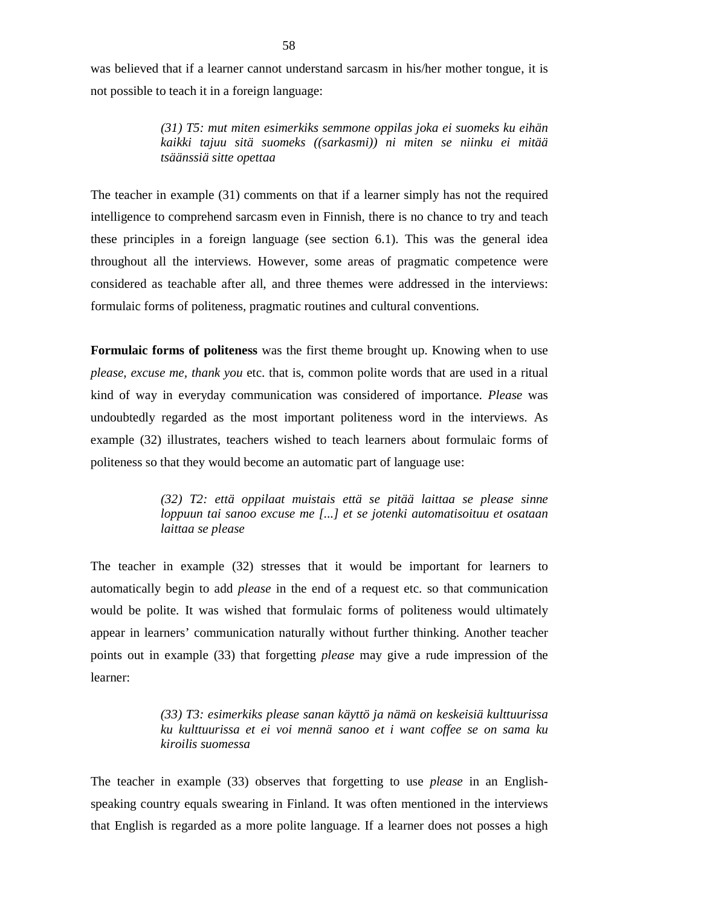was believed that if a learner cannot understand sarcasm in his/her mother tongue, it is not possible to teach it in a foreign language:

> *(31) T5: mut miten esimerkiks semmone oppilas joka ei suomeks ku eihän kaikki tajuu sitä suomeks ((sarkasmi)) ni miten se niinku ei mitää tsäänssiä sitte opettaa*

The teacher in example (31) comments on that if a learner simply has not the required intelligence to comprehend sarcasm even in Finnish, there is no chance to try and teach these principles in a foreign language (see section 6.1). This was the general idea throughout all the interviews. However, some areas of pragmatic competence were considered as teachable after all, and three themes were addressed in the interviews: formulaic forms of politeness, pragmatic routines and cultural conventions.

**Formulaic forms of politeness** was the first theme brought up. Knowing when to use *please*, *excuse me, thank you* etc. that is, common polite words that are used in a ritual kind of way in everyday communication was considered of importance. *Please* was undoubtedly regarded as the most important politeness word in the interviews. As example (32) illustrates, teachers wished to teach learners about formulaic forms of politeness so that they would become an automatic part of language use:

> *(32) T2: että oppilaat muistais että se pitää laittaa se please sinne loppuun tai sanoo excuse me [...] et se jotenki automatisoituu et osataan laittaa se please*

The teacher in example (32) stresses that it would be important for learners to automatically begin to add *please* in the end of a request etc. so that communication would be polite. It was wished that formulaic forms of politeness would ultimately appear in learners' communication naturally without further thinking. Another teacher points out in example (33) that forgetting *please* may give a rude impression of the learner:

> *(33) T3: esimerkiks please sanan käyttö ja nämä on keskeisiä kulttuurissa ku kulttuurissa et ei voi mennä sanoo et i want coffee se on sama ku kiroilis suomessa*

The teacher in example (33) observes that forgetting to use *please* in an English-speaking country equals swearing in Finland. It was often mentioned in the interviews that English is regarded as a more polite language. If a learner does not posses a high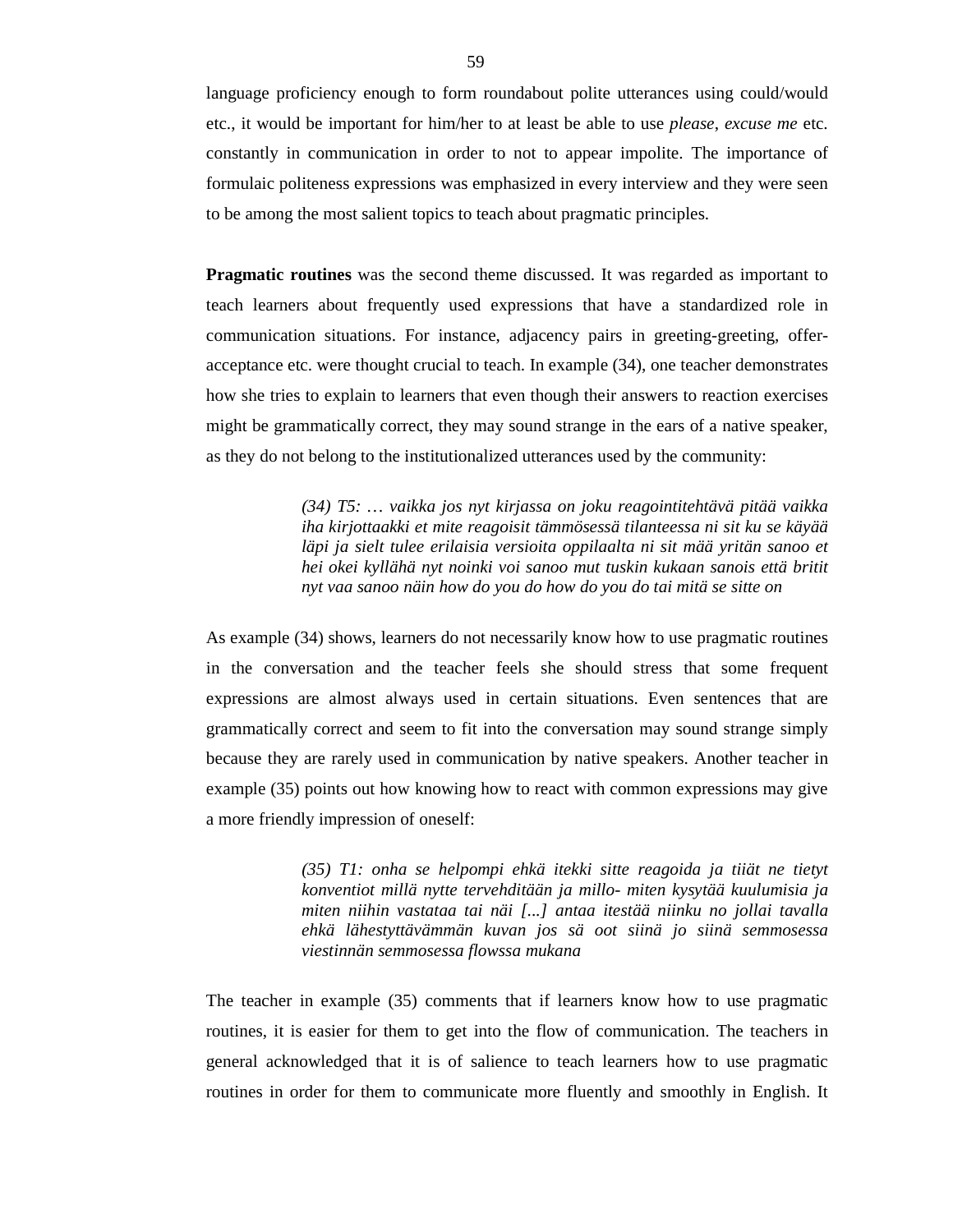language proficiency enough to form roundabout polite utterances using could/would etc., it would be important for him/her to at least be able to use *please*, *excuse me* etc. constantly in communication in order to not to appear impolite. The importance of formulaic politeness expressions was emphasized in every interview and they were seen to be among the most salient topics to teach about pragmatic principles.

**Pragmatic routines** was the second theme discussed. It was regarded as important to teach learners about frequently used expressions that have a standardized role in communication situations. For instance, adjacency pairs in greeting-greeting, offer-acceptance etc. were thought crucial to teach. In example (34), one teacher demonstrates how she tries to explain to learners that even though their answers to reaction exercises might be grammatically correct, they may sound strange in the ears of a native speaker, as they do not belong to the institutionalized utterances used by the community:

> *(34) T5: … vaikka jos nyt kirjassa on joku reagointitehtävä pitää vaikka iha kirjottaakki et mite reagoisit tämmösessä tilanteessa ni sit ku se käyää läpi ja sielt tulee erilaisia versioita oppilaalta ni sit mää yritän sanoo et hei okei kyllähä nyt noinki voi sanoo mut tuskin kukaan sanois että britit nyt vaa sanoo näin how do you do how do you do tai mitä se sitte on*

As example (34) shows, learners do not necessarily know how to use pragmatic routines in the conversation and the teacher feels she should stress that some frequent expressions are almost always used in certain situations. Even sentences that are grammatically correct and seem to fit into the conversation may sound strange simply because they are rarely used in communication by native speakers. Another teacher in example (35) points out how knowing how to react with common expressions may give a more friendly impression of oneself:

> *(35) T1: onha se helpompi ehkä itekki sitte reagoida ja tiiät ne tietyt konventiot millä nytte tervehditään ja millo- miten kysytää kuulumisia ja miten niihin vastataa tai näi [...] antaa itestää niinku no jollai tavalla ehkä lähestyttävämmän kuvan jos sä oot siinä jo siinä semmosessa viestinnän semmosessa flowssa mukana*

The teacher in example (35) comments that if learners know how to use pragmatic routines, it is easier for them to get into the flow of communication. The teachers in general acknowledged that it is of salience to teach learners how to use pragmatic routines in order for them to communicate more fluently and smoothly in English. It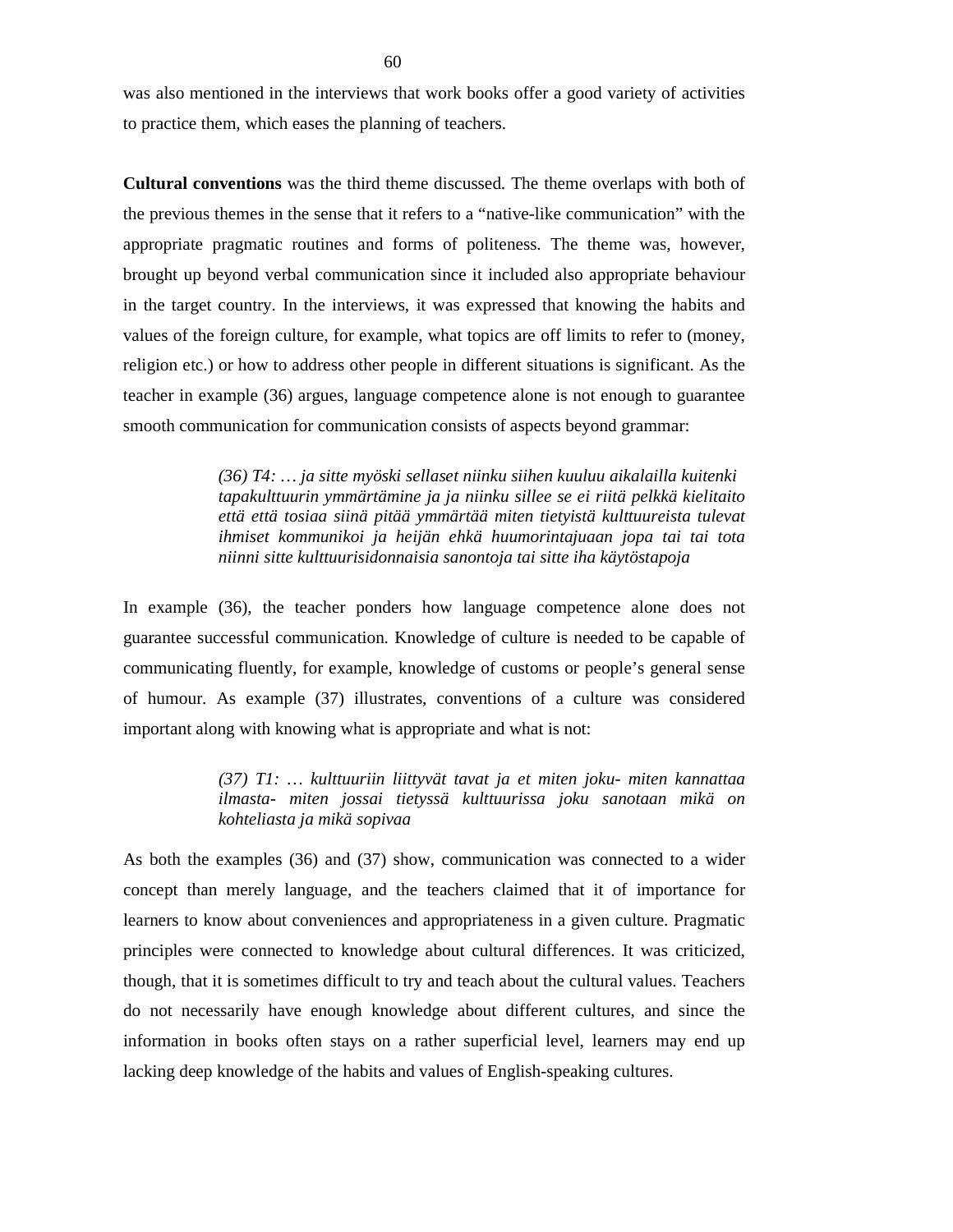was also mentioned in the interviews that work books offer a good variety of activities to practice them, which eases the planning of teachers.

**Cultural conventions** was the third theme discussed. The theme overlaps with both of the previous themes in the sense that it refers to a "native-like communication" with the appropriate pragmatic routines and forms of politeness. The theme was, however, brought up beyond verbal communication since it included also appropriate behaviour in the target country. In the interviews, it was expressed that knowing the habits and values of the foreign culture, for example, what topics are off limits to refer to (money, religion etc.) or how to address other people in different situations is significant. As the teacher in example (36) argues, language competence alone is not enough to guarantee smooth communication for communication consists of aspects beyond grammar:

> *(36) T4: … ja sitte myöski sellaset niinku siihen kuuluu aikalailla kuitenki tapakulttuurin ymmärtämine ja ja niinku sillee se ei riitä pelkkä kielitaito että että tosiaa siinä pitää ymmärtää miten tietyistä kulttuureista tulevat ihmiset kommunikoi ja heijän ehkä huumorintajuaan jopa tai tai tota niinni sitte kulttuurisidonnaisia sanontoja tai sitte iha käytöstapoja*

In example (36), the teacher ponders how language competence alone does not guarantee successful communication. Knowledge of culture is needed to be capable of communicating fluently, for example, knowledge of customs or people's general sense of humour. As example (37) illustrates, conventions of a culture was considered important along with knowing what is appropriate and what is not:

> *(37) T1: … kulttuuriin liittyvät tavat ja et miten joku- miten kannattaa ilmasta- miten jossai tietyssä kulttuurissa joku sanotaan mikä on kohteliasta ja mikä sopivaa*

As both the examples (36) and (37) show, communication was connected to a wider concept than merely language, and the teachers claimed that it of importance for learners to know about conveniences and appropriateness in a given culture. Pragmatic principles were connected to knowledge about cultural differences. It was criticized, though, that it is sometimes difficult to try and teach about the cultural values. Teachers do not necessarily have enough knowledge about different cultures, and since the information in books often stays on a rather superficial level, learners may end up lacking deep knowledge of the habits and values of English-speaking cultures.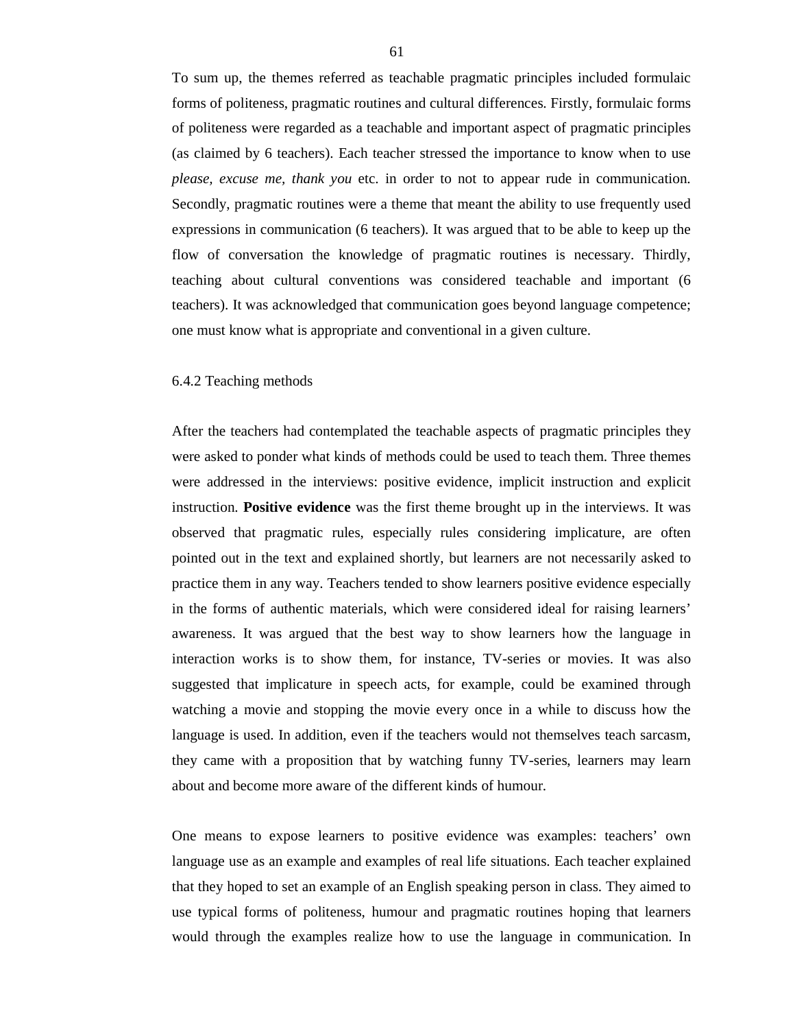To sum up, the themes referred as teachable pragmatic principles included formulaic forms of politeness, pragmatic routines and cultural differences. Firstly, formulaic forms of politeness were regarded as a teachable and important aspect of pragmatic principles (as claimed by 6 teachers). Each teacher stressed the importance to know when to use *please, excuse me, thank you* etc. in order to not to appear rude in communication. Secondly, pragmatic routines were a theme that meant the ability to use frequently used expressions in communication (6 teachers). It was argued that to be able to keep up the flow of conversation the knowledge of pragmatic routines is necessary. Thirdly, teaching about cultural conventions was considered teachable and important (6 teachers). It was acknowledged that communication goes beyond language competence; one must know what is appropriate and conventional in a given culture.

### 6.4.2 Teaching methods

After the teachers had contemplated the teachable aspects of pragmatic principles they were asked to ponder what kinds of methods could be used to teach them. Three themes were addressed in the interviews: positive evidence, implicit instruction and explicit instruction. **Positive evidence** was the first theme brought up in the interviews. It was observed that pragmatic rules, especially rules considering implicature, are often pointed out in the text and explained shortly, but learners are not necessarily asked to practice them in any way. Teachers tended to show learners positive evidence especially in the forms of authentic materials, which were considered ideal for raising learners' awareness. It was argued that the best way to show learners how the language in interaction works is to show them, for instance, TV-series or movies. It was also suggested that implicature in speech acts, for example, could be examined through watching a movie and stopping the movie every once in a while to discuss how the language is used. In addition, even if the teachers would not themselves teach sarcasm, they came with a proposition that by watching funny TV-series, learners may learn about and become more aware of the different kinds of humour.

One means to expose learners to positive evidence was examples: teachers' own language use as an example and examples of real life situations. Each teacher explained that they hoped to set an example of an English speaking person in class. They aimed to use typical forms of politeness, humour and pragmatic routines hoping that learners would through the examples realize how to use the language in communication. In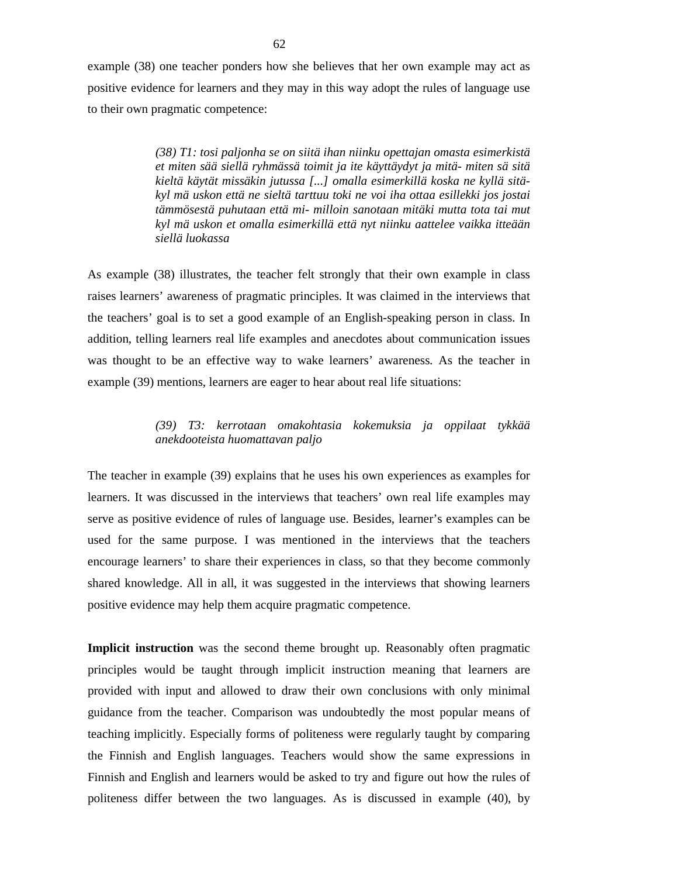example (38) one teacher ponders how she believes that her own example may act as positive evidence for learners and they may in this way adopt the rules of language use to their own pragmatic competence:

> *(38) T1: tosi paljonha se on siitä ihan niinku opettajan omasta esimerkistä et miten sää siellä ryhmässä toimit ja ite käyttäydyt ja mitä- miten sä sitä kieltä käytät missäkin jutussa [...] omalla esimerkillä koska ne kyllä sitä- kyl mä uskon että ne sieltä tarttuu toki ne voi iha ottaa esillekki jos jostai tämmösestä puhutaan että mi- milloin sanotaan mitäki mutta tota tai mut kyl mä uskon et omalla esimerkillä että nyt niinku aattelee vaikka itteään siellä luokassa*

As example (38) illustrates, the teacher felt strongly that their own example in class raises learners' awareness of pragmatic principles. It was claimed in the interviews that the teachers' goal is to set a good example of an English-speaking person in class. In addition, telling learners real life examples and anecdotes about communication issues was thought to be an effective way to wake learners' awareness. As the teacher in example (39) mentions, learners are eager to hear about real life situations:

> *(39) T3: kerrotaan omakohtasia kokemuksia ja oppilaat tykkää anekdooteista huomattavan paljo*

The teacher in example (39) explains that he uses his own experiences as examples for learners. It was discussed in the interviews that teachers' own real life examples may serve as positive evidence of rules of language use. Besides, learner's examples can be used for the same purpose. I was mentioned in the interviews that the teachers encourage learners' to share their experiences in class, so that they become commonly shared knowledge. All in all, it was suggested in the interviews that showing learners positive evidence may help them acquire pragmatic competence.

**Implicit instruction** was the second theme brought up. Reasonably often pragmatic principles would be taught through implicit instruction meaning that learners are provided with input and allowed to draw their own conclusions with only minimal guidance from the teacher. Comparison was undoubtedly the most popular means of teaching implicitly. Especially forms of politeness were regularly taught by comparing the Finnish and English languages. Teachers would show the same expressions in Finnish and English and learners would be asked to try and figure out how the rules of politeness differ between the two languages. As is discussed in example (40), by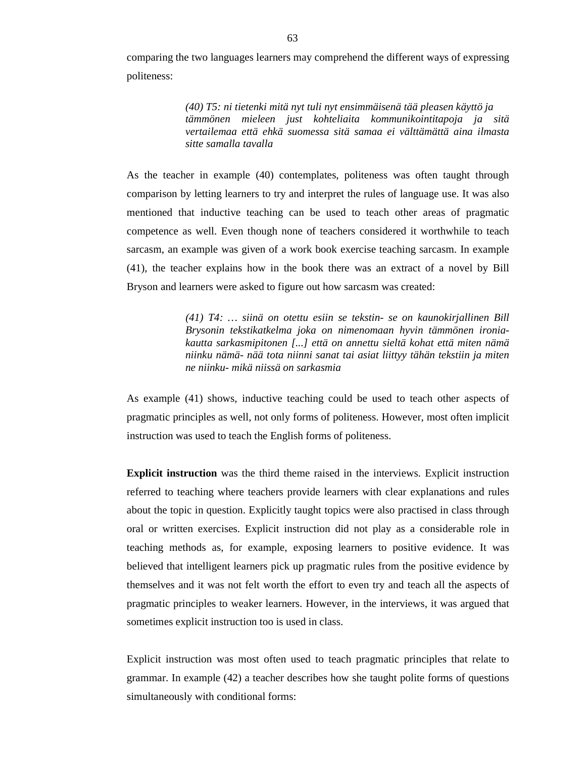comparing the two languages learners may comprehend the different ways of expressing politeness:

> *(40) T5: ni tietenki mitä nyt tuli nyt ensimmäisenä tää pleasen käyttö ja tämmönen mieleen just kohteliaita kommunikointitapoja ja sitä vertailemaa että ehkä suomessa sitä samaa ei välttämättä aina ilmasta sitte samalla tavalla*

As the teacher in example (40) contemplates, politeness was often taught through comparison by letting learners to try and interpret the rules of language use. It was also mentioned that inductive teaching can be used to teach other areas of pragmatic competence as well. Even though none of teachers considered it worthwhile to teach sarcasm, an example was given of a work book exercise teaching sarcasm. In example (41), the teacher explains how in the book there was an extract of a novel by Bill Bryson and learners were asked to figure out how sarcasm was created:

> *(41) T4: … siinä on otettu esiin se tekstin- se on kaunokirjallinen Bill Brysonin tekstikatkelma joka on nimenomaan hyvin tämmönen ironia-kautta sarkasmipitonen [...] että on annettu sieltä kohat että miten nämä niinku nämä- nää tota niinni sanat tai asiat liittyy tähän tekstiin ja miten ne niinku- mikä niissä on sarkasmia*

As example (41) shows, inductive teaching could be used to teach other aspects of pragmatic principles as well, not only forms of politeness. However, most often implicit instruction was used to teach the English forms of politeness.

**Explicit instruction** was the third theme raised in the interviews. Explicit instruction referred to teaching where teachers provide learners with clear explanations and rules about the topic in question. Explicitly taught topics were also practised in class through oral or written exercises. Explicit instruction did not play as a considerable role in teaching methods as, for example, exposing learners to positive evidence. It was believed that intelligent learners pick up pragmatic rules from the positive evidence by themselves and it was not felt worth the effort to even try and teach all the aspects of pragmatic principles to weaker learners. However, in the interviews, it was argued that sometimes explicit instruction too is used in class.

Explicit instruction was most often used to teach pragmatic principles that relate to grammar. In example (42) a teacher describes how she taught polite forms of questions simultaneously with conditional forms: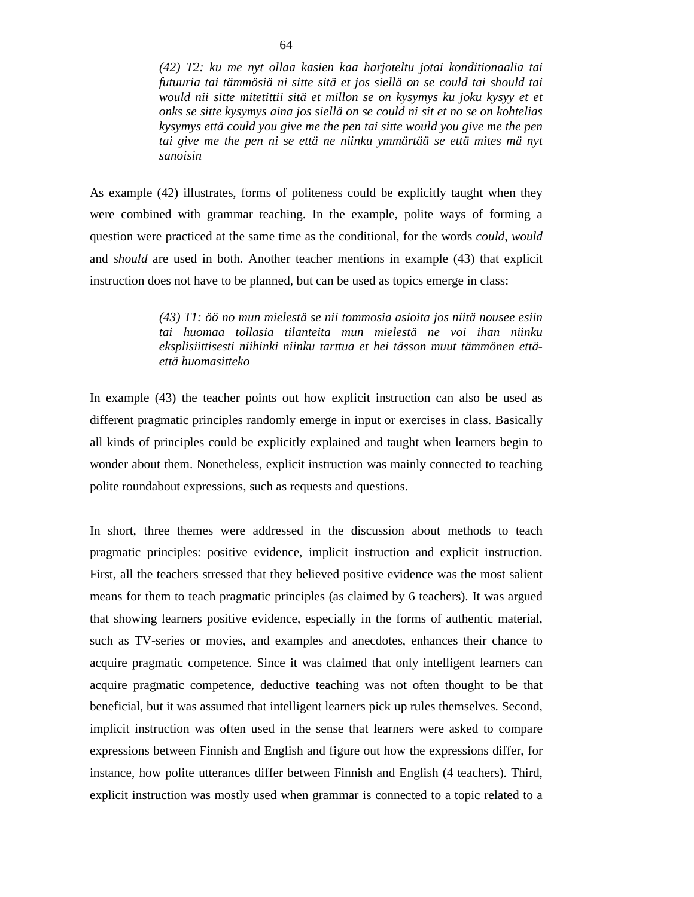*(42) T2: ku me nyt ollaa kasien kaa harjoteltu jotai konditionaalia tai futuuria tai tämmösiä ni sitte sitä et jos siellä on se could tai should tai would nii sitte mitetittii sitä et millon se on kysymys ku joku kysyy et et onks se sitte kysymys aina jos siellä on se could ni sit et no se on kohtelias kysymys että could you give me the pen tai sitte would you give me the pen tai give me the pen ni se että ne niinku ymmärtää se että mites mä nyt sanoisin*

As example (42) illustrates, forms of politeness could be explicitly taught when they were combined with grammar teaching. In the example, polite ways of forming a question were practiced at the same time as the conditional, for the words *could*, *would* and *should* are used in both. Another teacher mentions in example (43) that explicit instruction does not have to be planned, but can be used as topics emerge in class:

*(43) T1: öö no mun mielestä se nii tommosia asioita jos niitä nousee esiin tai huomaa tollasia tilanteita mun mielestä ne voi ihan niinku eksplisiittisesti niihinki niinku tarttua et hei tässon muut tämmönen että-että huomasitteko*

In example (43) the teacher points out how explicit instruction can also be used as different pragmatic principles randomly emerge in input or exercises in class. Basically all kinds of principles could be explicitly explained and taught when learners begin to wonder about them. Nonetheless, explicit instruction was mainly connected to teaching polite roundabout expressions, such as requests and questions.

In short, three themes were addressed in the discussion about methods to teach pragmatic principles: positive evidence, implicit instruction and explicit instruction. First, all the teachers stressed that they believed positive evidence was the most salient means for them to teach pragmatic principles (as claimed by 6 teachers). It was argued that showing learners positive evidence, especially in the forms of authentic material, such as TV-series or movies, and examples and anecdotes, enhances their chance to acquire pragmatic competence. Since it was claimed that only intelligent learners can acquire pragmatic competence, deductive teaching was not often thought to be that beneficial, but it was assumed that intelligent learners pick up rules themselves. Second, implicit instruction was often used in the sense that learners were asked to compare expressions between Finnish and English and figure out how the expressions differ, for instance, how polite utterances differ between Finnish and English (4 teachers). Third, explicit instruction was mostly used when grammar is connected to a topic related to a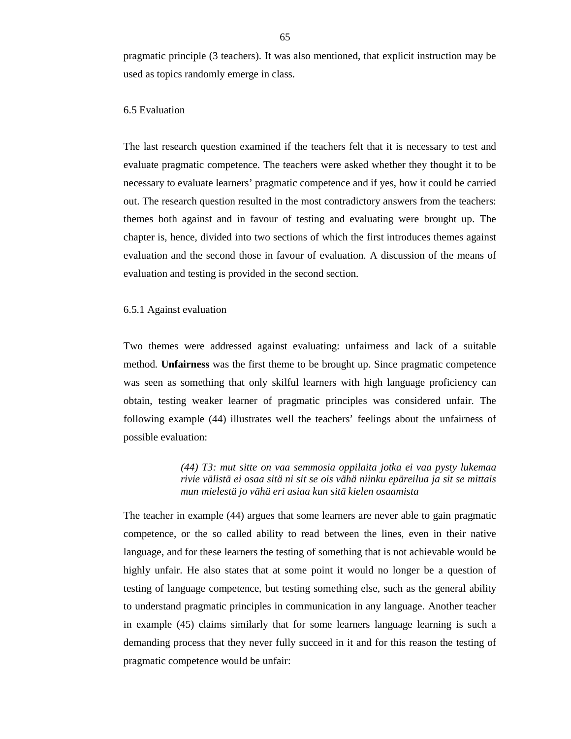pragmatic principle (3 teachers). It was also mentioned, that explicit instruction may be used as topics randomly emerge in class.

## 6.5 Evaluation

The last research question examined if the teachers felt that it is necessary to test and evaluate pragmatic competence. The teachers were asked whether they thought it to be necessary to evaluate learners' pragmatic competence and if yes, how it could be carried out. The research question resulted in the most contradictory answers from the teachers: themes both against and in favour of testing and evaluating were brought up. The chapter is, hence, divided into two sections of which the first introduces themes against evaluation and the second those in favour of evaluation. A discussion of the means of evaluation and testing is provided in the second section.

### 6.5.1 Against evaluation

Two themes were addressed against evaluating: unfairness and lack of a suitable method. **Unfairness** was the first theme to be brought up. Since pragmatic competence was seen as something that only skilful learners with high language proficiency can obtain, testing weaker learner of pragmatic principles was considered unfair. The following example (44) illustrates well the teachers' feelings about the unfairness of possible evaluation:

> *(44) T3: mut sitte on vaa semmosia oppilaita jotka ei vaa pysty lukemaa rivie välistä ei osaa sitä ni sit se ois vähä niinku epäreilua ja sit se mittais mun mielestä jo vähä eri asiaa kun sitä kielen osaamista*

The teacher in example (44) argues that some learners are never able to gain pragmatic competence, or the so called ability to read between the lines, even in their native language, and for these learners the testing of something that is not achievable would be highly unfair. He also states that at some point it would no longer be a question of testing of language competence, but testing something else, such as the general ability to understand pragmatic principles in communication in any language. Another teacher in example (45) claims similarly that for some learners language learning is such a demanding process that they never fully succeed in it and for this reason the testing of pragmatic competence would be unfair: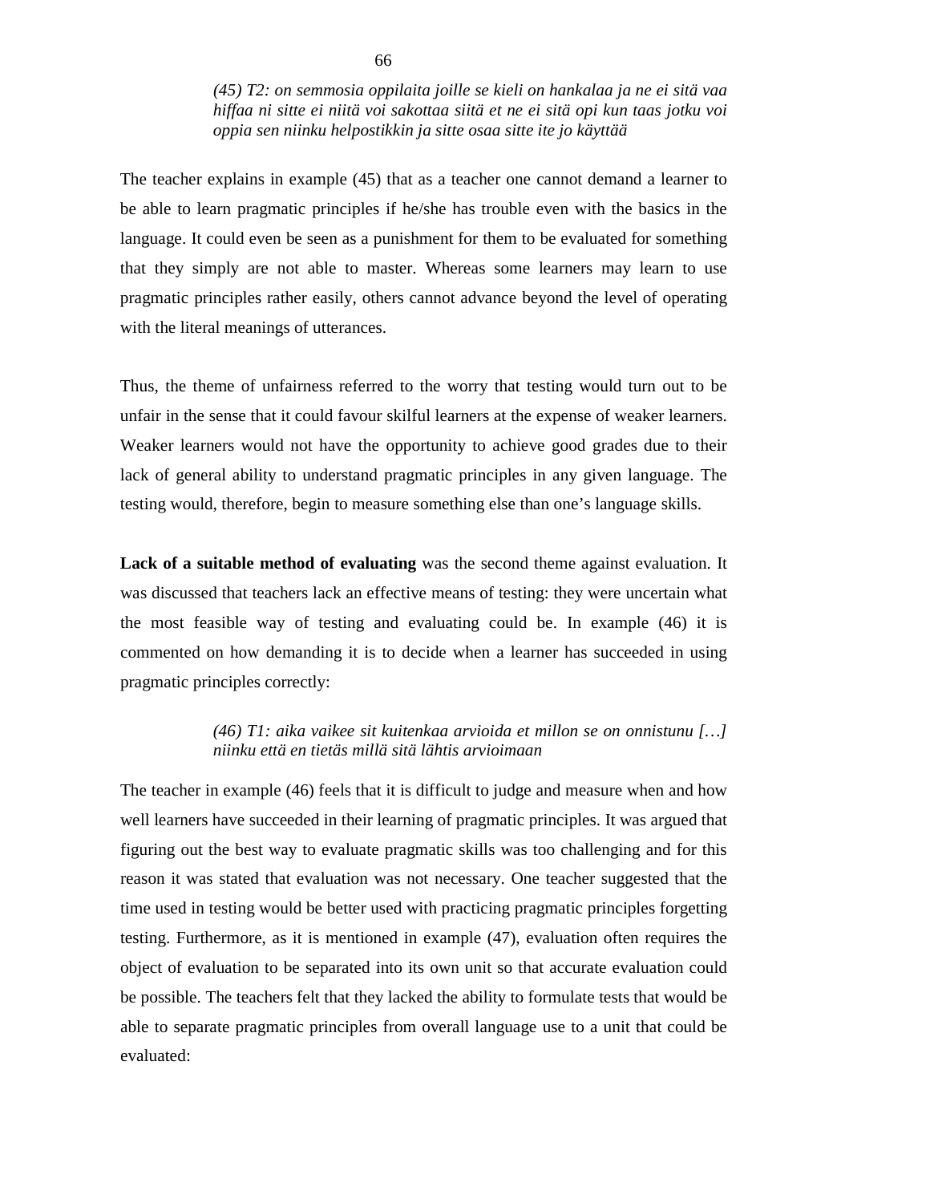> *(45) T2: on semmosia oppilaita joille se kieli on hankalaa ja ne ei sitä vaa hiffaa ni sitte ei niitä voi sakottaa siitä et ne ei sitä opi kun taas jotku voi oppia sen niinku helpostikkin ja sitte osaa sitte ite jo käyttää*

The teacher explains in example (45) that as a teacher one cannot demand a learner to be able to learn pragmatic principles if he/she has trouble even with the basics in the language. It could even be seen as a punishment for them to be evaluated for something that they simply are not able to master. Whereas some learners may learn to use pragmatic principles rather easily, others cannot advance beyond the level of operating with the literal meanings of utterances.

Thus, the theme of unfairness referred to the worry that testing would turn out to be unfair in the sense that it could favour skilful learners at the expense of weaker learners. Weaker learners would not have the opportunity to achieve good grades due to their lack of general ability to understand pragmatic principles in any given language. The testing would, therefore, begin to measure something else than one's language skills.

**Lack of a suitable method of evaluating** was the second theme against evaluation. It was discussed that teachers lack an effective means of testing: they were uncertain what the most feasible way of testing and evaluating could be. In example (46) it is commented on how demanding it is to decide when a learner has succeeded in using pragmatic principles correctly:

> *(46) T1: aika vaikee sit kuitenkaa arvioida et millon se on onnistunu […] niinku että en tietäs millä sitä lähtis arvioimaan*

The teacher in example (46) feels that it is difficult to judge and measure when and how well learners have succeeded in their learning of pragmatic principles. It was argued that figuring out the best way to evaluate pragmatic skills was too challenging and for this reason it was stated that evaluation was not necessary. One teacher suggested that the time used in testing would be better used with practicing pragmatic principles forgetting testing. Furthermore, as it is mentioned in example (47), evaluation often requires the object of evaluation to be separated into its own unit so that accurate evaluation could be possible. The teachers felt that they lacked the ability to formulate tests that would be able to separate pragmatic principles from overall language use to a unit that could be evaluated: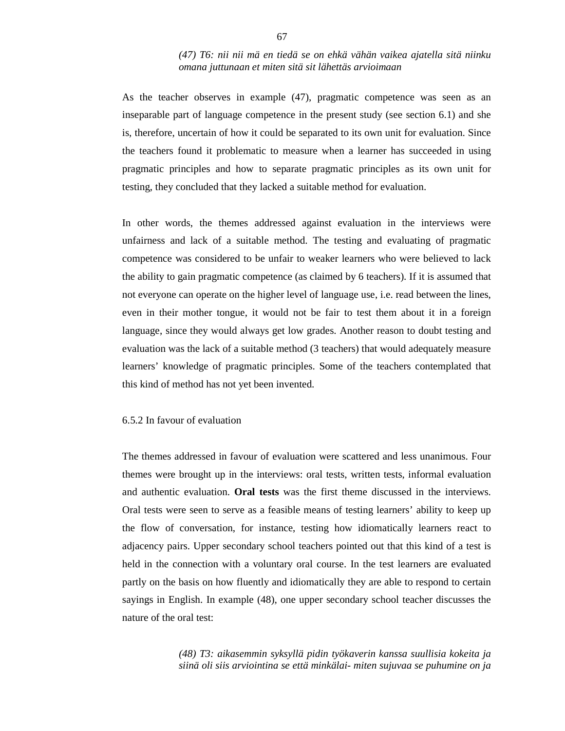> *(47) T6: nii nii mä en tiedä se on ehkä vähän vaikea ajatella sitä niinku omana juttunaan et miten sitä sit lähettäs arvioimaan*

As the teacher observes in example (47), pragmatic competence was seen as an inseparable part of language competence in the present study (see section 6.1) and she is, therefore, uncertain of how it could be separated to its own unit for evaluation. Since the teachers found it problematic to measure when a learner has succeeded in using pragmatic principles and how to separate pragmatic principles as its own unit for testing, they concluded that they lacked a suitable method for evaluation.

In other words, the themes addressed against evaluation in the interviews were unfairness and lack of a suitable method. The testing and evaluating of pragmatic competence was considered to be unfair to weaker learners who were believed to lack the ability to gain pragmatic competence (as claimed by 6 teachers). If it is assumed that not everyone can operate on the higher level of language use, i.e. read between the lines, even in their mother tongue, it would not be fair to test them about it in a foreign language, since they would always get low grades. Another reason to doubt testing and evaluation was the lack of a suitable method (3 teachers) that would adequately measure learners' knowledge of pragmatic principles. Some of the teachers contemplated that this kind of method has not yet been invented.

### 6.5.2 In favour of evaluation

The themes addressed in favour of evaluation were scattered and less unanimous. Four themes were brought up in the interviews: oral tests, written tests, informal evaluation and authentic evaluation. **Oral tests** was the first theme discussed in the interviews. Oral tests were seen to serve as a feasible means of testing learners' ability to keep up the flow of conversation, for instance, testing how idiomatically learners react to adjacency pairs. Upper secondary school teachers pointed out that this kind of a test is held in the connection with a voluntary oral course. In the test learners are evaluated partly on the basis on how fluently and idiomatically they are able to respond to certain sayings in English. In example (48), one upper secondary school teacher discusses the nature of the oral test:

> *(48) T3: aikasemmin syksyllä pidin työkaverin kanssa suullisia kokeita ja siinä oli siis arviointina se että minkälai- miten sujuvaa se puhuminen on ja*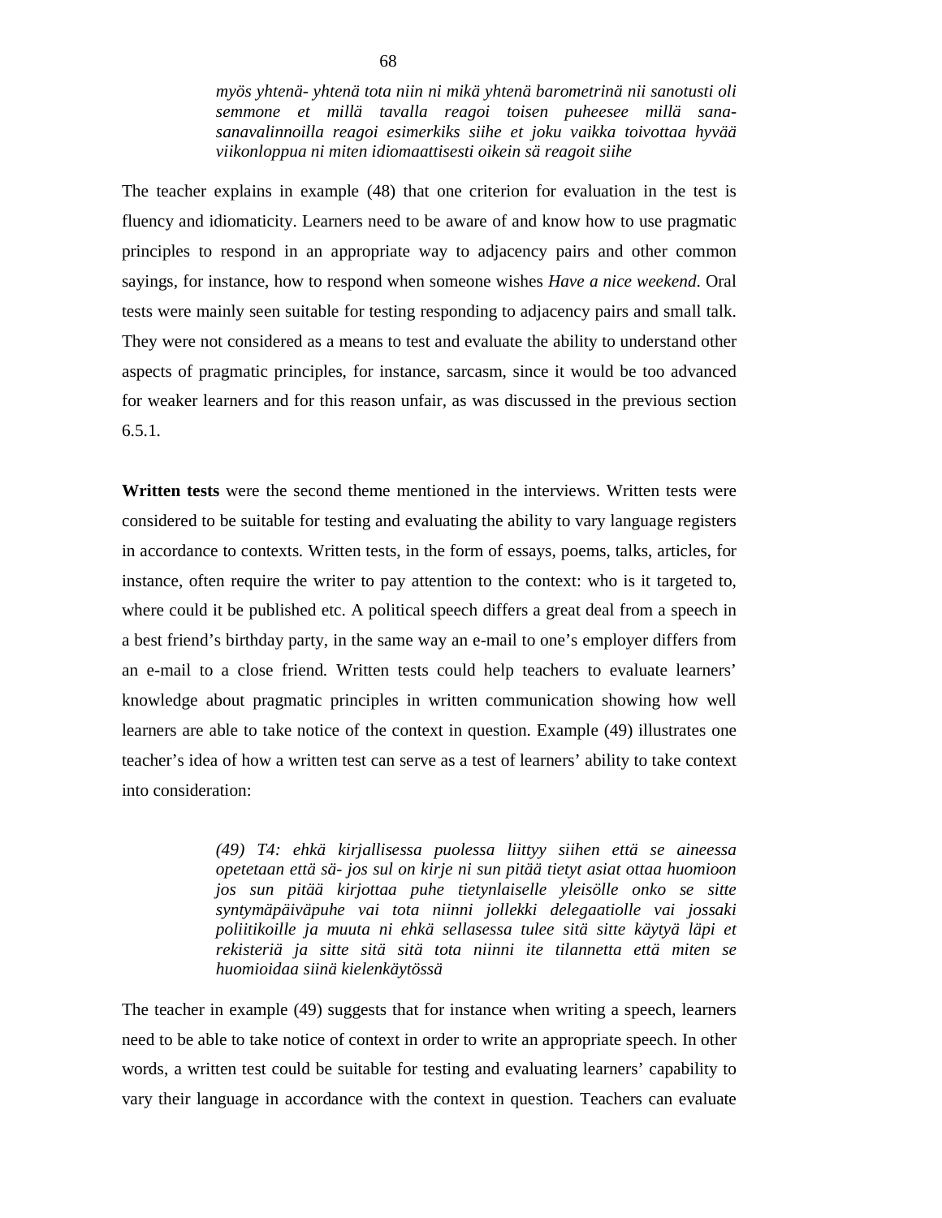> *myös yhtenä- yhtenä tota niin ni mikä yhtenä barometrinä nii sanotusti oli semmone et millä tavalla reagoi toisen puheesee millä sana-sanavalinnoilla reagoi esimerkiks siihe et joku vaikka toivottaa hyvää viikonloppua ni miten idiomaattisesti oikein sä reagoit siihe*

The teacher explains in example (48) that one criterion for evaluation in the test is fluency and idiomaticity. Learners need to be aware of and know how to use pragmatic principles to respond in an appropriate way to adjacency pairs and other common sayings, for instance, how to respond when someone wishes *Have a nice weekend*. Oral tests were mainly seen suitable for testing responding to adjacency pairs and small talk. They were not considered as a means to test and evaluate the ability to understand other aspects of pragmatic principles, for instance, sarcasm, since it would be too advanced for weaker learners and for this reason unfair, as was discussed in the previous section 6.5.1.

**Written tests** were the second theme mentioned in the interviews. Written tests were considered to be suitable for testing and evaluating the ability to vary language registers in accordance to contexts. Written tests, in the form of essays, poems, talks, articles, for instance, often require the writer to pay attention to the context: who is it targeted to, where could it be published etc. A political speech differs a great deal from a speech in a best friend's birthday party, in the same way an e-mail to one's employer differs from an e-mail to a close friend. Written tests could help teachers to evaluate learners' knowledge about pragmatic principles in written communication showing how well learners are able to take notice of the context in question. Example (49) illustrates one teacher's idea of how a written test can serve as a test of learners' ability to take context into consideration:

> *(49) T4: ehkä kirjallisessa puolessa liittyy siihen että se aineessa opetetaan että sä- jos sul on kirje ni sun pitää tietyt asiat ottaa huomioon jos sun pitää kirjottaa puhe tietynlaiselle yleisölle onko se sitte syntymäpäiväpuhe vai tota niinni jollekki delegaatiolle vai jossaki poliitikoille ja muuta ni ehkä sellasessa tulee sitä sitte käytyä läpi et rekisteriä ja sitte sitä sitä tota niinni ite tilannetta että miten se huomioidaa siinä kielenkäytössä*

The teacher in example (49) suggests that for instance when writing a speech, learners need to be able to take notice of context in order to write an appropriate speech. In other words, a written test could be suitable for testing and evaluating learners' capability to vary their language in accordance with the context in question. Teachers can evaluate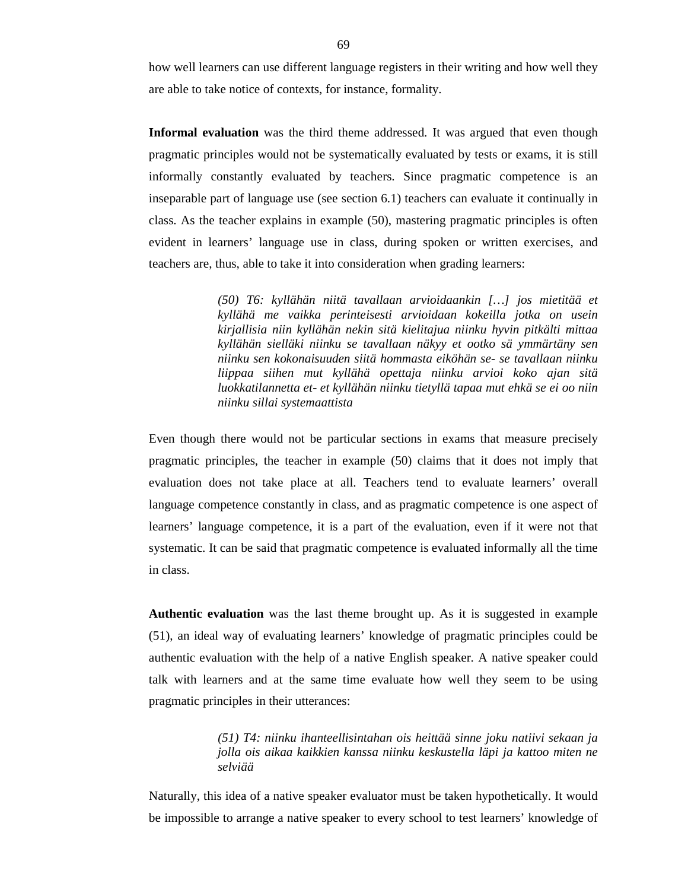how well learners can use different language registers in their writing and how well they are able to take notice of contexts, for instance, formality.

**Informal evaluation** was the third theme addressed. It was argued that even though pragmatic principles would not be systematically evaluated by tests or exams, it is still informally constantly evaluated by teachers. Since pragmatic competence is an inseparable part of language use (see section 6.1) teachers can evaluate it continually in class. As the teacher explains in example (50), mastering pragmatic principles is often evident in learners' language use in class, during spoken or written exercises, and teachers are, thus, able to take it into consideration when grading learners:

> *(50) T6: kyllähän niitä tavallaan arvioidaankin […] jos mietitää et kyllähä me vaikka perinteisesti arvioidaan kokeilla jotka on usein kirjallisia niin kyllähän nekin sitä kielitajua niinku hyvin pitkälti mittaa kyllähän sielläki niinku se tavallaan näkyy et ootko sä ymmärtäny sen niinku sen kokonaisuuden siitä hommasta eiköhän se- se tavallaan niinku liippaa siihen mut kyllähä opettaja niinku arvioi koko ajan sitä luokkatilannetta et- et kyllähän niinku tietyllä tapaa mut ehkä se ei oo niin niinku sillai systemaattista*

Even though there would not be particular sections in exams that measure precisely pragmatic principles, the teacher in example (50) claims that it does not imply that evaluation does not take place at all. Teachers tend to evaluate learners' overall language competence constantly in class, and as pragmatic competence is one aspect of learners' language competence, it is a part of the evaluation, even if it were not that systematic. It can be said that pragmatic competence is evaluated informally all the time in class.

**Authentic evaluation** was the last theme brought up. As it is suggested in example (51), an ideal way of evaluating learners' knowledge of pragmatic principles could be authentic evaluation with the help of a native English speaker. A native speaker could talk with learners and at the same time evaluate how well they seem to be using pragmatic principles in their utterances:

> *(51) T4: niinku ihanteellisintahan ois heittää sinne joku natiivi sekaan ja jolla ois aikaa kaikkien kanssa niinku keskustella läpi ja kattoo miten ne selviää*

Naturally, this idea of a native speaker evaluator must be taken hypothetically. It would be impossible to arrange a native speaker to every school to test learners' knowledge of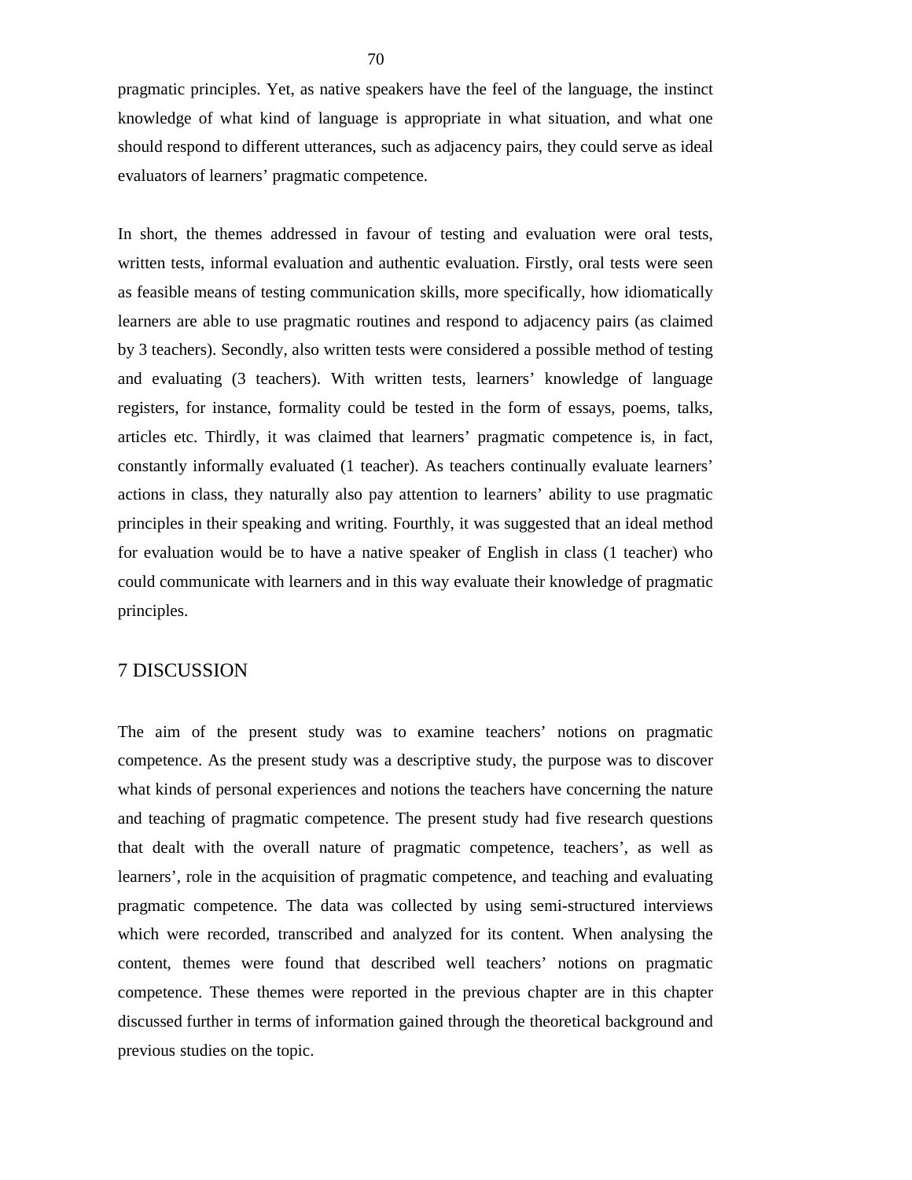pragmatic principles. Yet, as native speakers have the feel of the language, the instinct knowledge of what kind of language is appropriate in what situation, and what one should respond to different utterances, such as adjacency pairs, they could serve as ideal evaluators of learners' pragmatic competence.

In short, the themes addressed in favour of testing and evaluation were oral tests, written tests, informal evaluation and authentic evaluation. Firstly, oral tests were seen as feasible means of testing communication skills, more specifically, how idiomatically learners are able to use pragmatic routines and respond to adjacency pairs (as claimed by 3 teachers). Secondly, also written tests were considered a possible method of testing and evaluating (3 teachers). With written tests, learners' knowledge of language registers, for instance, formality could be tested in the form of essays, poems, talks, articles etc. Thirdly, it was claimed that learners' pragmatic competence is, in fact, constantly informally evaluated (1 teacher). As teachers continually evaluate learners' actions in class, they naturally also pay attention to learners' ability to use pragmatic principles in their speaking and writing. Fourthly, it was suggested that an ideal method for evaluation would be to have a native speaker of English in class (1 teacher) who could communicate with learners and in this way evaluate their knowledge of pragmatic principles.

# 7 DISCUSSION

The aim of the present study was to examine teachers' notions on pragmatic competence. As the present study was a descriptive study, the purpose was to discover what kinds of personal experiences and notions the teachers have concerning the nature and teaching of pragmatic competence. The present study had five research questions that dealt with the overall nature of pragmatic competence, teachers', as well as learners', role in the acquisition of pragmatic competence, and teaching and evaluating pragmatic competence. The data was collected by using semi-structured interviews which were recorded, transcribed and analyzed for its content. When analysing the content, themes were found that described well teachers' notions on pragmatic competence. These themes were reported in the previous chapter are in this chapter discussed further in terms of information gained through the theoretical background and previous studies on the topic.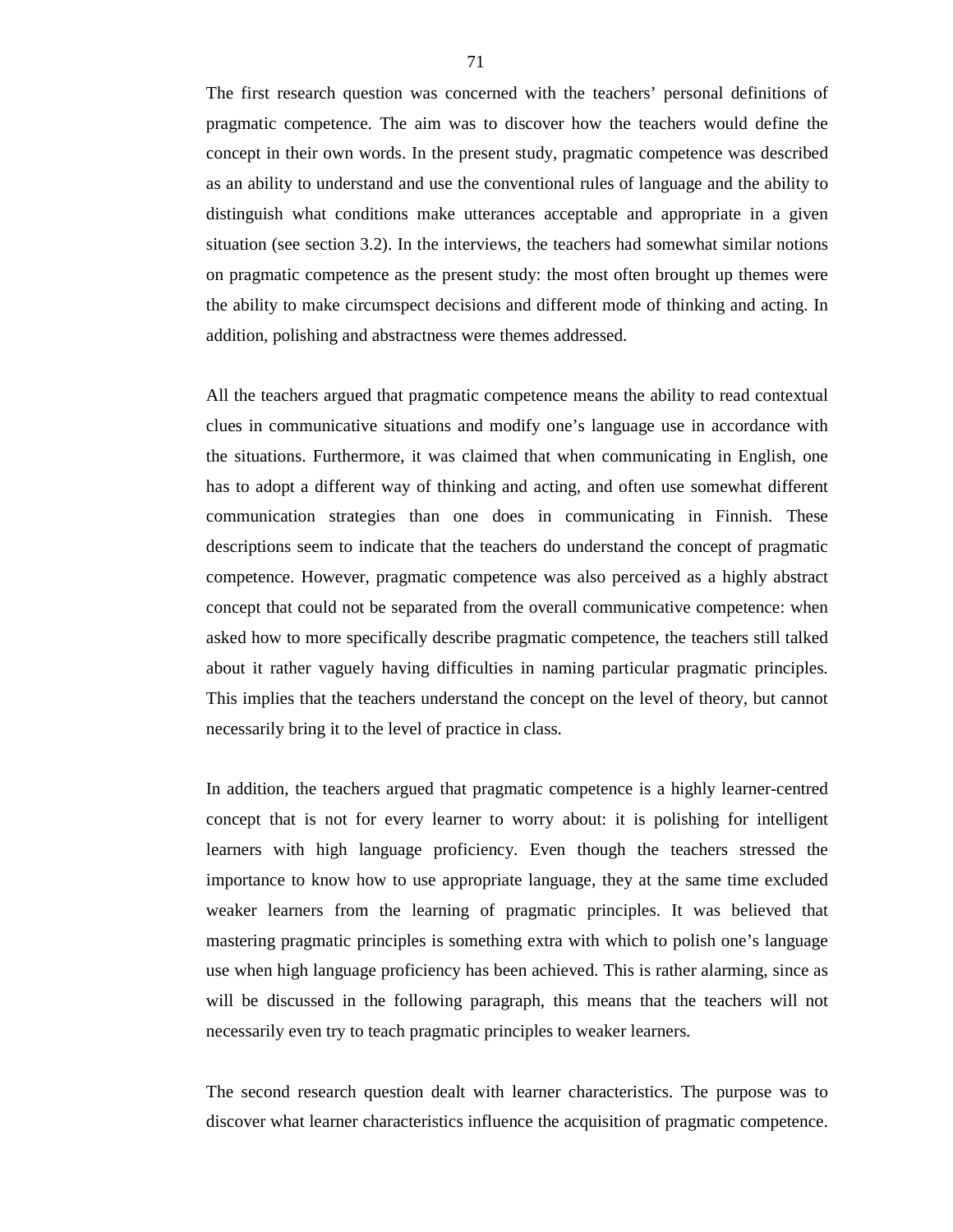The first research question was concerned with the teachers' personal definitions of pragmatic competence. The aim was to discover how the teachers would define the concept in their own words. In the present study, pragmatic competence was described as an ability to understand and use the conventional rules of language and the ability to distinguish what conditions make utterances acceptable and appropriate in a given situation (see section 3.2). In the interviews, the teachers had somewhat similar notions on pragmatic competence as the present study: the most often brought up themes were the ability to make circumspect decisions and different mode of thinking and acting. In addition, polishing and abstractness were themes addressed.

All the teachers argued that pragmatic competence means the ability to read contextual clues in communicative situations and modify one's language use in accordance with the situations. Furthermore, it was claimed that when communicating in English, one has to adopt a different way of thinking and acting, and often use somewhat different communication strategies than one does in communicating in Finnish. These descriptions seem to indicate that the teachers do understand the concept of pragmatic competence. However, pragmatic competence was also perceived as a highly abstract concept that could not be separated from the overall communicative competence: when asked how to more specifically describe pragmatic competence, the teachers still talked about it rather vaguely having difficulties in naming particular pragmatic principles. This implies that the teachers understand the concept on the level of theory, but cannot necessarily bring it to the level of practice in class.

In addition, the teachers argued that pragmatic competence is a highly learner-centred concept that is not for every learner to worry about: it is polishing for intelligent learners with high language proficiency. Even though the teachers stressed the importance to know how to use appropriate language, they at the same time excluded weaker learners from the learning of pragmatic principles. It was believed that mastering pragmatic principles is something extra with which to polish one's language use when high language proficiency has been achieved. This is rather alarming, since as will be discussed in the following paragraph, this means that the teachers will not necessarily even try to teach pragmatic principles to weaker learners.

The second research question dealt with learner characteristics. The purpose was to discover what learner characteristics influence the acquisition of pragmatic competence.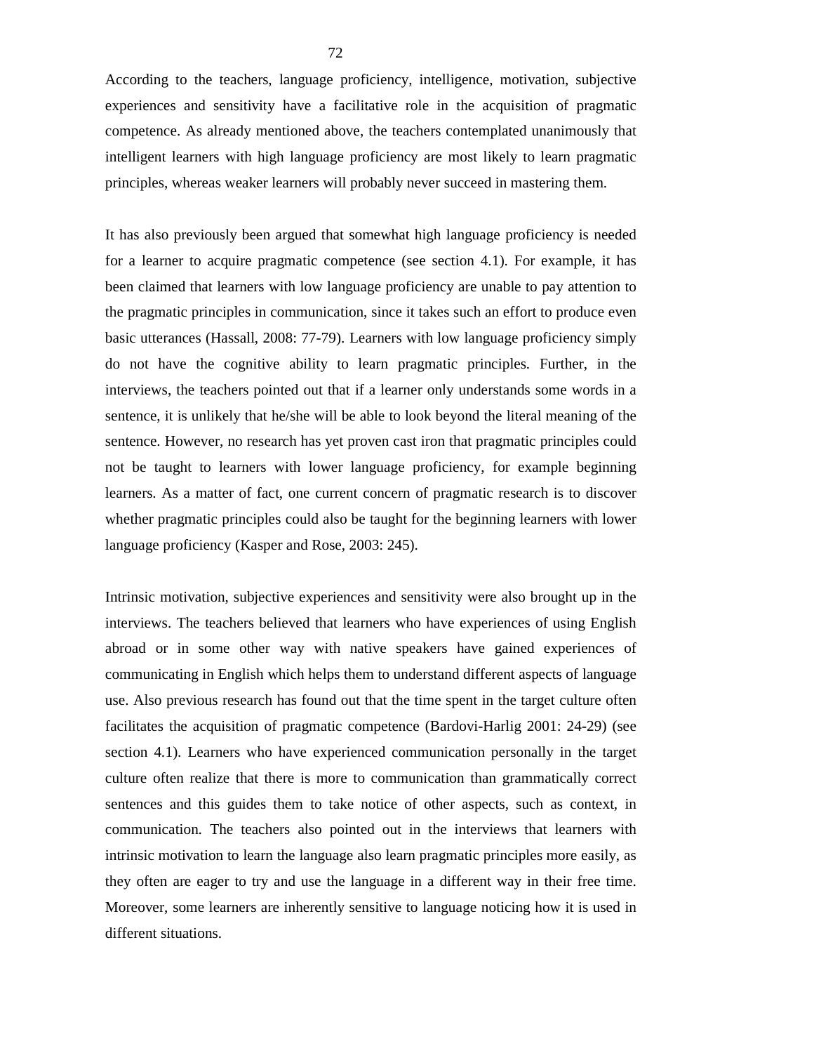According to the teachers, language proficiency, intelligence, motivation, subjective experiences and sensitivity have a facilitative role in the acquisition of pragmatic competence. As already mentioned above, the teachers contemplated unanimously that intelligent learners with high language proficiency are most likely to learn pragmatic principles, whereas weaker learners will probably never succeed in mastering them.

It has also previously been argued that somewhat high language proficiency is needed for a learner to acquire pragmatic competence (see section 4.1). For example, it has been claimed that learners with low language proficiency are unable to pay attention to the pragmatic principles in communication, since it takes such an effort to produce even basic utterances (Hassall, 2008: 77-79). Learners with low language proficiency simply do not have the cognitive ability to learn pragmatic principles. Further, in the interviews, the teachers pointed out that if a learner only understands some words in a sentence, it is unlikely that he/she will be able to look beyond the literal meaning of the sentence. However, no research has yet proven cast iron that pragmatic principles could not be taught to learners with lower language proficiency, for example beginning learners. As a matter of fact, one current concern of pragmatic research is to discover whether pragmatic principles could also be taught for the beginning learners with lower language proficiency (Kasper and Rose, 2003: 245).

Intrinsic motivation, subjective experiences and sensitivity were also brought up in the interviews. The teachers believed that learners who have experiences of using English abroad or in some other way with native speakers have gained experiences of communicating in English which helps them to understand different aspects of language use. Also previous research has found out that the time spent in the target culture often facilitates the acquisition of pragmatic competence (Bardovi-Harlig 2001: 24-29) (see section 4.1). Learners who have experienced communication personally in the target culture often realize that there is more to communication than grammatically correct sentences and this guides them to take notice of other aspects, such as context, in communication. The teachers also pointed out in the interviews that learners with intrinsic motivation to learn the language also learn pragmatic principles more easily, as they often are eager to try and use the language in a different way in their free time. Moreover, some learners are inherently sensitive to language noticing how it is used in different situations.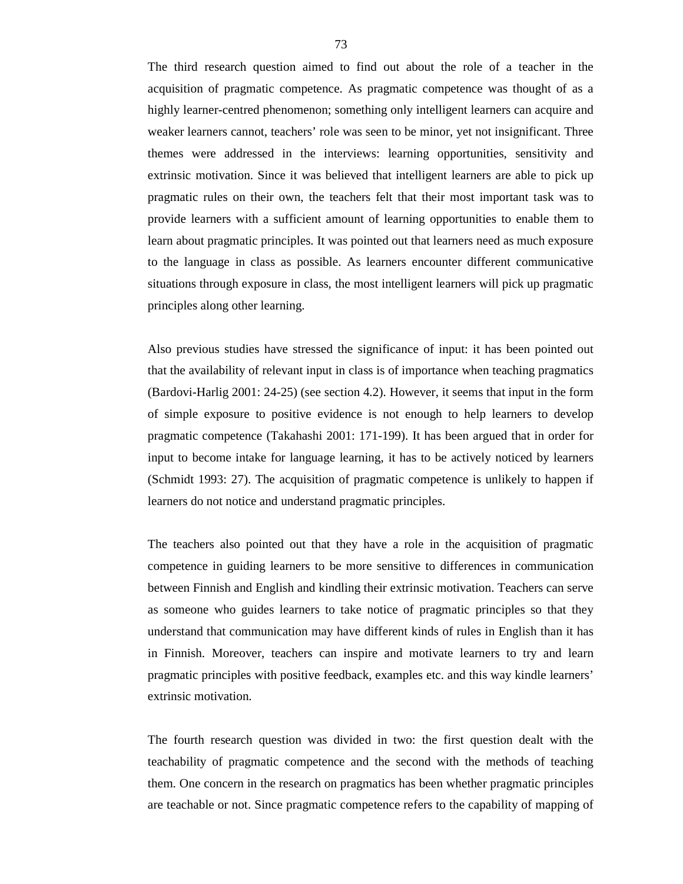The third research question aimed to find out about the role of a teacher in the acquisition of pragmatic competence. As pragmatic competence was thought of as a highly learner-centred phenomenon; something only intelligent learners can acquire and weaker learners cannot, teachers' role was seen to be minor, yet not insignificant. Three themes were addressed in the interviews: learning opportunities, sensitivity and extrinsic motivation. Since it was believed that intelligent learners are able to pick up pragmatic rules on their own, the teachers felt that their most important task was to provide learners with a sufficient amount of learning opportunities to enable them to learn about pragmatic principles. It was pointed out that learners need as much exposure to the language in class as possible. As learners encounter different communicative situations through exposure in class, the most intelligent learners will pick up pragmatic principles along other learning.

Also previous studies have stressed the significance of input: it has been pointed out that the availability of relevant input in class is of importance when teaching pragmatics (Bardovi-Harlig 2001: 24-25) (see section 4.2). However, it seems that input in the form of simple exposure to positive evidence is not enough to help learners to develop pragmatic competence (Takahashi 2001: 171-199). It has been argued that in order for input to become intake for language learning, it has to be actively noticed by learners (Schmidt 1993: 27). The acquisition of pragmatic competence is unlikely to happen if learners do not notice and understand pragmatic principles.

The teachers also pointed out that they have a role in the acquisition of pragmatic competence in guiding learners to be more sensitive to differences in communication between Finnish and English and kindling their extrinsic motivation. Teachers can serve as someone who guides learners to take notice of pragmatic principles so that they understand that communication may have different kinds of rules in English than it has in Finnish. Moreover, teachers can inspire and motivate learners to try and learn pragmatic principles with positive feedback, examples etc. and this way kindle learners' extrinsic motivation.

The fourth research question was divided in two: the first question dealt with the teachability of pragmatic competence and the second with the methods of teaching them. One concern in the research on pragmatics has been whether pragmatic principles are teachable or not. Since pragmatic competence refers to the capability of mapping of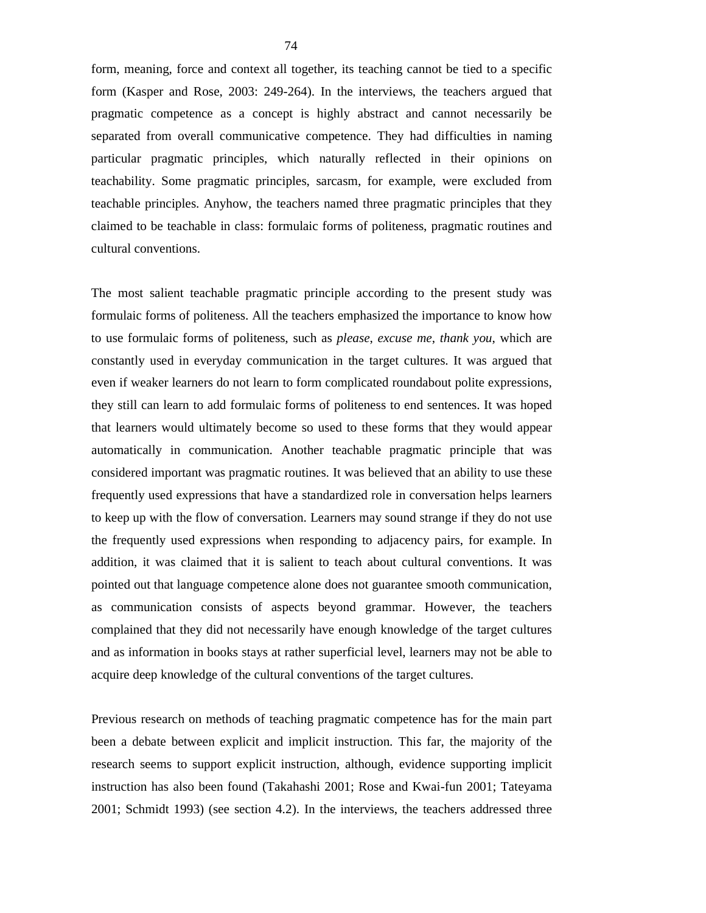form, meaning, force and context all together, its teaching cannot be tied to a specific form (Kasper and Rose, 2003: 249-264). In the interviews, the teachers argued that pragmatic competence as a concept is highly abstract and cannot necessarily be separated from overall communicative competence. They had difficulties in naming particular pragmatic principles, which naturally reflected in their opinions on teachability. Some pragmatic principles, sarcasm, for example, were excluded from teachable principles. Anyhow, the teachers named three pragmatic principles that they claimed to be teachable in class: formulaic forms of politeness, pragmatic routines and cultural conventions.

The most salient teachable pragmatic principle according to the present study was formulaic forms of politeness. All the teachers emphasized the importance to know how to use formulaic forms of politeness, such as *please*, *excuse me*, *thank you*, which are constantly used in everyday communication in the target cultures. It was argued that even if weaker learners do not learn to form complicated roundabout polite expressions, they still can learn to add formulaic forms of politeness to end sentences. It was hoped that learners would ultimately become so used to these forms that they would appear automatically in communication. Another teachable pragmatic principle that was considered important was pragmatic routines. It was believed that an ability to use these frequently used expressions that have a standardized role in conversation helps learners to keep up with the flow of conversation. Learners may sound strange if they do not use the frequently used expressions when responding to adjacency pairs, for example. In addition, it was claimed that it is salient to teach about cultural conventions. It was pointed out that language competence alone does not guarantee smooth communication, as communication consists of aspects beyond grammar. However, the teachers complained that they did not necessarily have enough knowledge of the target cultures and as information in books stays at rather superficial level, learners may not be able to acquire deep knowledge of the cultural conventions of the target cultures.

Previous research on methods of teaching pragmatic competence has for the main part been a debate between explicit and implicit instruction. This far, the majority of the research seems to support explicit instruction, although, evidence supporting implicit instruction has also been found (Takahashi 2001; Rose and Kwai-fun 2001; Tateyama 2001; Schmidt 1993) (see section 4.2). In the interviews, the teachers addressed three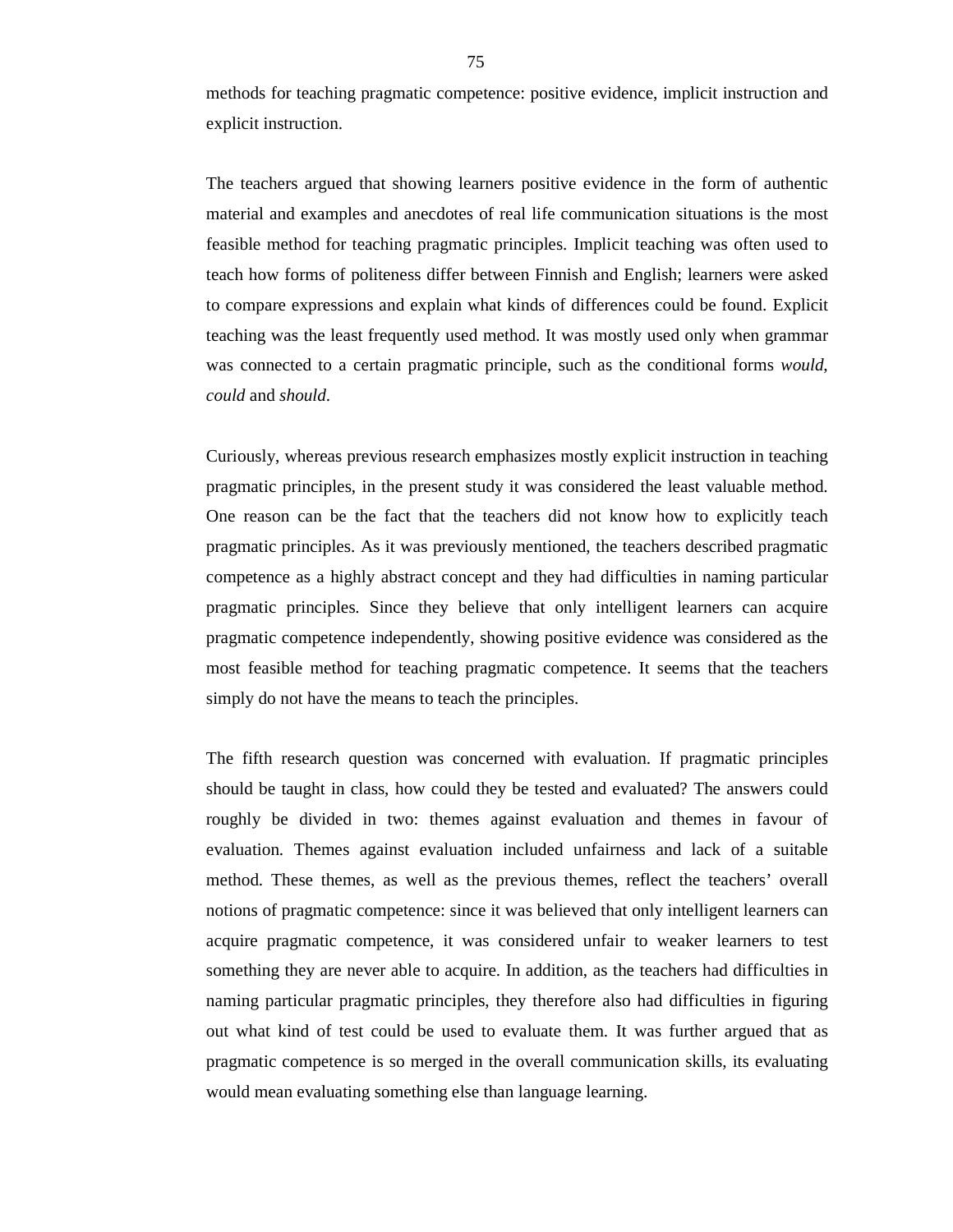methods for teaching pragmatic competence: positive evidence, implicit instruction and explicit instruction.

The teachers argued that showing learners positive evidence in the form of authentic material and examples and anecdotes of real life communication situations is the most feasible method for teaching pragmatic principles. Implicit teaching was often used to teach how forms of politeness differ between Finnish and English; learners were asked to compare expressions and explain what kinds of differences could be found. Explicit teaching was the least frequently used method. It was mostly used only when grammar was connected to a certain pragmatic principle, such as the conditional forms *would*, *could* and *should*.

Curiously, whereas previous research emphasizes mostly explicit instruction in teaching pragmatic principles, in the present study it was considered the least valuable method. One reason can be the fact that the teachers did not know how to explicitly teach pragmatic principles. As it was previously mentioned, the teachers described pragmatic competence as a highly abstract concept and they had difficulties in naming particular pragmatic principles. Since they believe that only intelligent learners can acquire pragmatic competence independently, showing positive evidence was considered as the most feasible method for teaching pragmatic competence. It seems that the teachers simply do not have the means to teach the principles.

The fifth research question was concerned with evaluation. If pragmatic principles should be taught in class, how could they be tested and evaluated? The answers could roughly be divided in two: themes against evaluation and themes in favour of evaluation. Themes against evaluation included unfairness and lack of a suitable method. These themes, as well as the previous themes, reflect the teachers' overall notions of pragmatic competence: since it was believed that only intelligent learners can acquire pragmatic competence, it was considered unfair to weaker learners to test something they are never able to acquire. In addition, as the teachers had difficulties in naming particular pragmatic principles, they therefore also had difficulties in figuring out what kind of test could be used to evaluate them. It was further argued that as pragmatic competence is so merged in the overall communication skills, its evaluating would mean evaluating something else than language learning.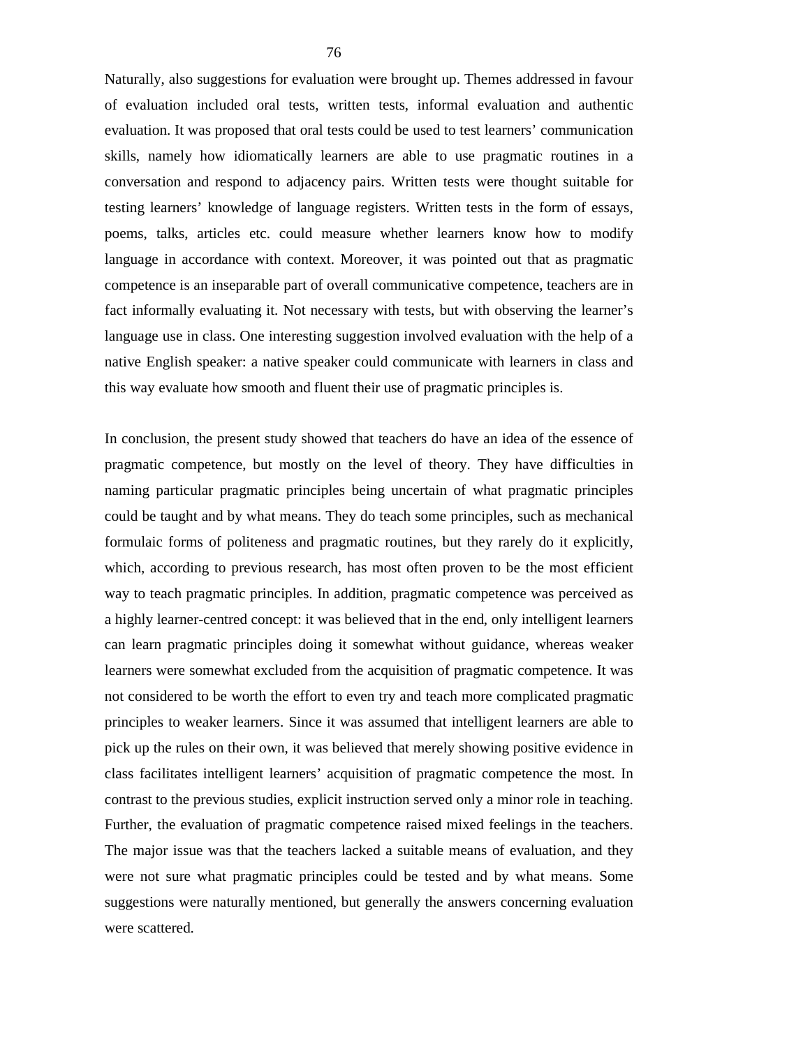Naturally, also suggestions for evaluation were brought up. Themes addressed in favour of evaluation included oral tests, written tests, informal evaluation and authentic evaluation. It was proposed that oral tests could be used to test learners' communication skills, namely how idiomatically learners are able to use pragmatic routines in a conversation and respond to adjacency pairs. Written tests were thought suitable for testing learners' knowledge of language registers. Written tests in the form of essays, poems, talks, articles etc. could measure whether learners know how to modify language in accordance with context. Moreover, it was pointed out that as pragmatic competence is an inseparable part of overall communicative competence, teachers are in fact informally evaluating it. Not necessary with tests, but with observing the learner's language use in class. One interesting suggestion involved evaluation with the help of a native English speaker: a native speaker could communicate with learners in class and this way evaluate how smooth and fluent their use of pragmatic principles is.

In conclusion, the present study showed that teachers do have an idea of the essence of pragmatic competence, but mostly on the level of theory. They have difficulties in naming particular pragmatic principles being uncertain of what pragmatic principles could be taught and by what means. They do teach some principles, such as mechanical formulaic forms of politeness and pragmatic routines, but they rarely do it explicitly, which, according to previous research, has most often proven to be the most efficient way to teach pragmatic principles. In addition, pragmatic competence was perceived as a highly learner-centred concept: it was believed that in the end, only intelligent learners can learn pragmatic principles doing it somewhat without guidance, whereas weaker learners were somewhat excluded from the acquisition of pragmatic competence. It was not considered to be worth the effort to even try and teach more complicated pragmatic principles to weaker learners. Since it was assumed that intelligent learners are able to pick up the rules on their own, it was believed that merely showing positive evidence in class facilitates intelligent learners' acquisition of pragmatic competence the most. In contrast to the previous studies, explicit instruction served only a minor role in teaching. Further, the evaluation of pragmatic competence raised mixed feelings in the teachers. The major issue was that the teachers lacked a suitable means of evaluation, and they were not sure what pragmatic principles could be tested and by what means. Some suggestions were naturally mentioned, but generally the answers concerning evaluation were scattered.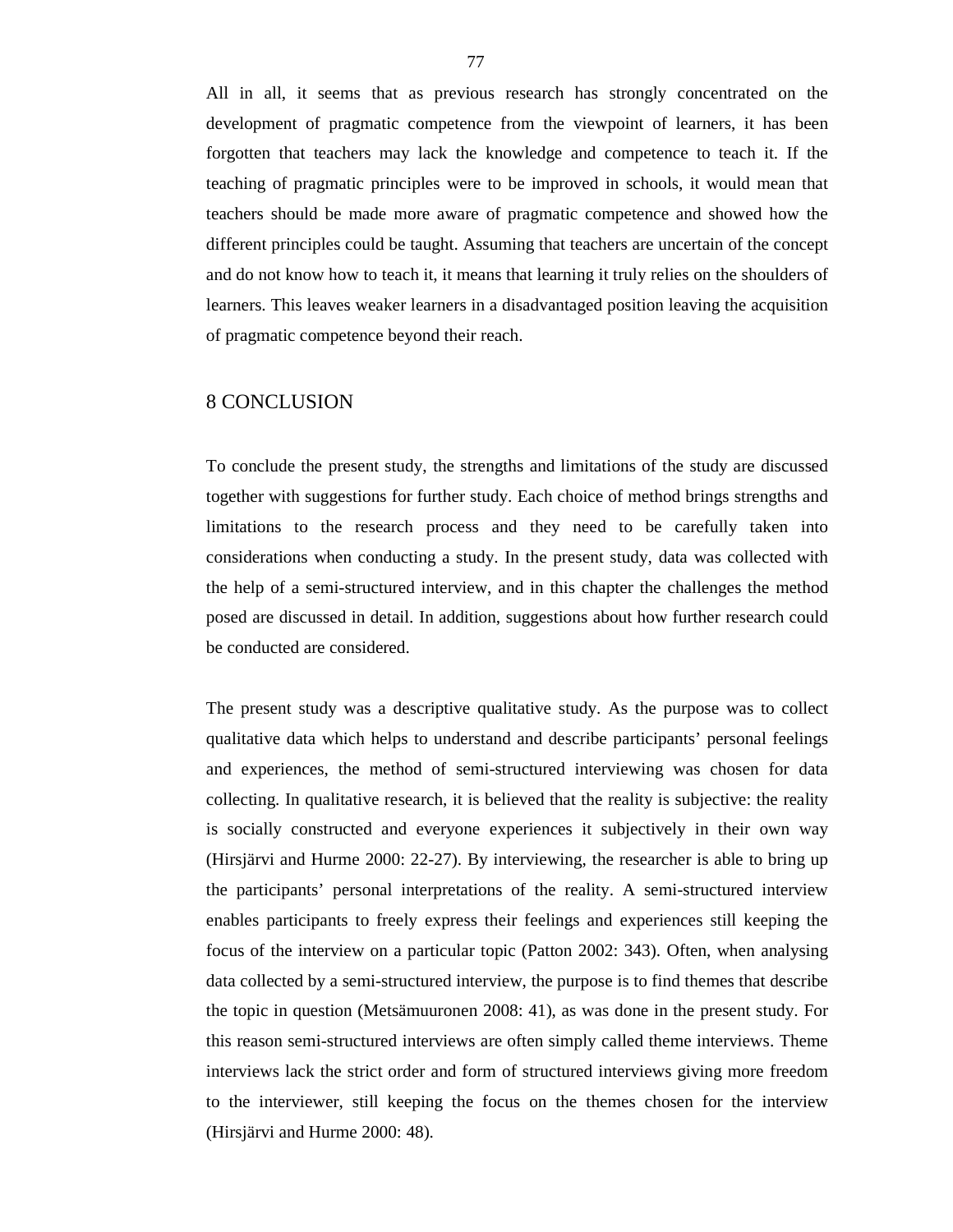All in all, it seems that as previous research has strongly concentrated on the development of pragmatic competence from the viewpoint of learners, it has been forgotten that teachers may lack the knowledge and competence to teach it. If the teaching of pragmatic principles were to be improved in schools, it would mean that teachers should be made more aware of pragmatic competence and showed how the different principles could be taught. Assuming that teachers are uncertain of the concept and do not know how to teach it, it means that learning it truly relies on the shoulders of learners. This leaves weaker learners in a disadvantaged position leaving the acquisition of pragmatic competence beyond their reach.

# 8 CONCLUSION

To conclude the present study, the strengths and limitations of the study are discussed together with suggestions for further study. Each choice of method brings strengths and limitations to the research process and they need to be carefully taken into considerations when conducting a study. In the present study, data was collected with the help of a semi-structured interview, and in this chapter the challenges the method posed are discussed in detail. In addition, suggestions about how further research could be conducted are considered.

The present study was a descriptive qualitative study. As the purpose was to collect qualitative data which helps to understand and describe participants' personal feelings and experiences, the method of semi-structured interviewing was chosen for data collecting. In qualitative research, it is believed that the reality is subjective: the reality is socially constructed and everyone experiences it subjectively in their own way (Hirsjärvi and Hurme 2000: 22-27). By interviewing, the researcher is able to bring up the participants' personal interpretations of the reality. A semi-structured interview enables participants to freely express their feelings and experiences still keeping the focus of the interview on a particular topic (Patton 2002: 343). Often, when analysing data collected by a semi-structured interview, the purpose is to find themes that describe the topic in question (Metsämuuronen 2008: 41), as was done in the present study. For this reason semi-structured interviews are often simply called theme interviews. Theme interviews lack the strict order and form of structured interviews giving more freedom to the interviewer, still keeping the focus on the themes chosen for the interview (Hirsjärvi and Hurme 2000: 48).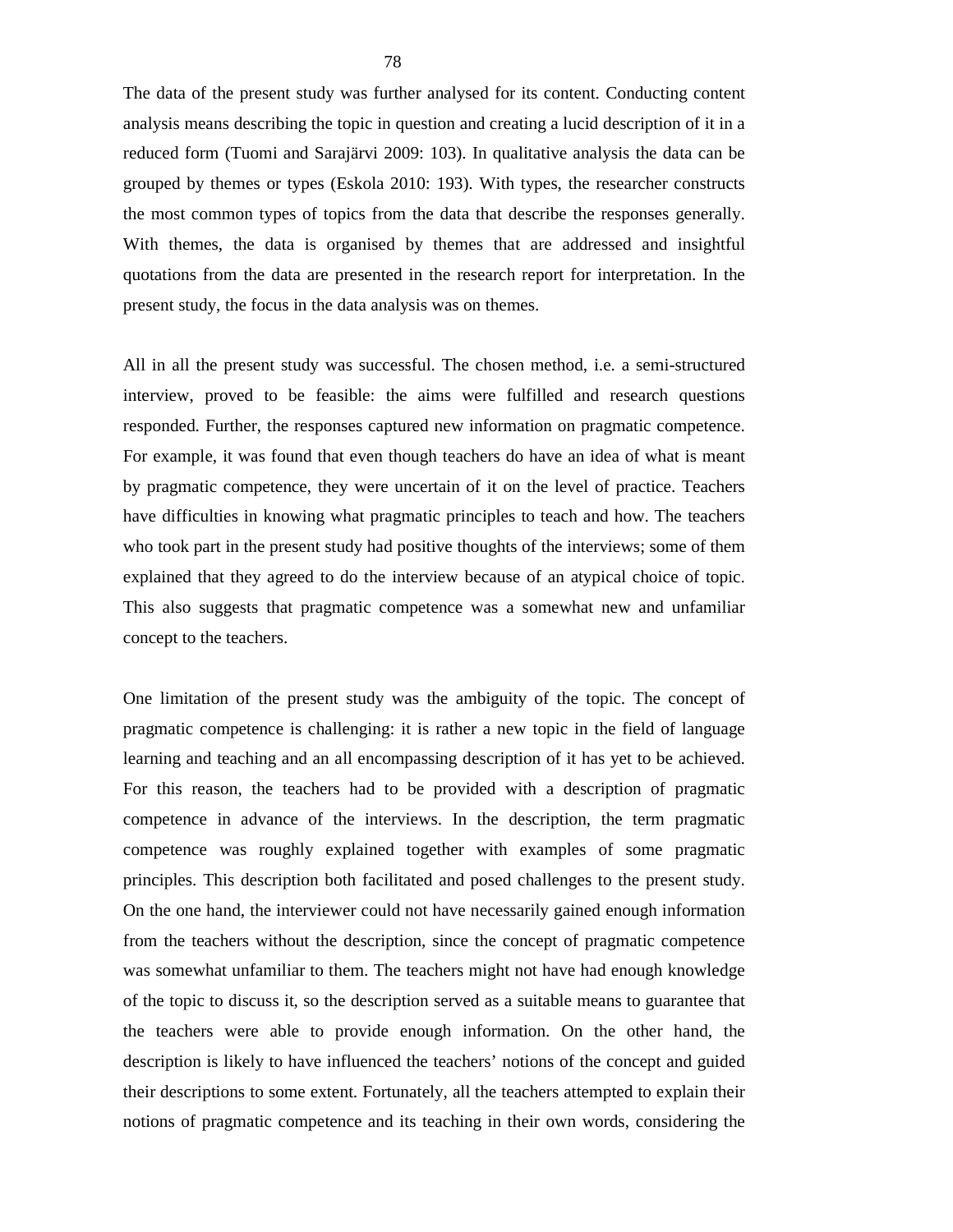The data of the present study was further analysed for its content. Conducting content analysis means describing the topic in question and creating a lucid description of it in a reduced form (Tuomi and Sarajärvi 2009: 103). In qualitative analysis the data can be grouped by themes or types (Eskola 2010: 193). With types, the researcher constructs the most common types of topics from the data that describe the responses generally. With themes, the data is organised by themes that are addressed and insightful quotations from the data are presented in the research report for interpretation. In the present study, the focus in the data analysis was on themes.

All in all the present study was successful. The chosen method, i.e. a semi-structured interview, proved to be feasible: the aims were fulfilled and research questions responded. Further, the responses captured new information on pragmatic competence. For example, it was found that even though teachers do have an idea of what is meant by pragmatic competence, they were uncertain of it on the level of practice. Teachers have difficulties in knowing what pragmatic principles to teach and how. The teachers who took part in the present study had positive thoughts of the interviews; some of them explained that they agreed to do the interview because of an atypical choice of topic. This also suggests that pragmatic competence was a somewhat new and unfamiliar concept to the teachers.

One limitation of the present study was the ambiguity of the topic. The concept of pragmatic competence is challenging: it is rather a new topic in the field of language learning and teaching and an all encompassing description of it has yet to be achieved. For this reason, the teachers had to be provided with a description of pragmatic competence in advance of the interviews. In the description, the term pragmatic competence was roughly explained together with examples of some pragmatic principles. This description both facilitated and posed challenges to the present study. On the one hand, the interviewer could not have necessarily gained enough information from the teachers without the description, since the concept of pragmatic competence was somewhat unfamiliar to them. The teachers might not have had enough knowledge of the topic to discuss it, so the description served as a suitable means to guarantee that the teachers were able to provide enough information. On the other hand, the description is likely to have influenced the teachers' notions of the concept and guided their descriptions to some extent. Fortunately, all the teachers attempted to explain their notions of pragmatic competence and its teaching in their own words, considering the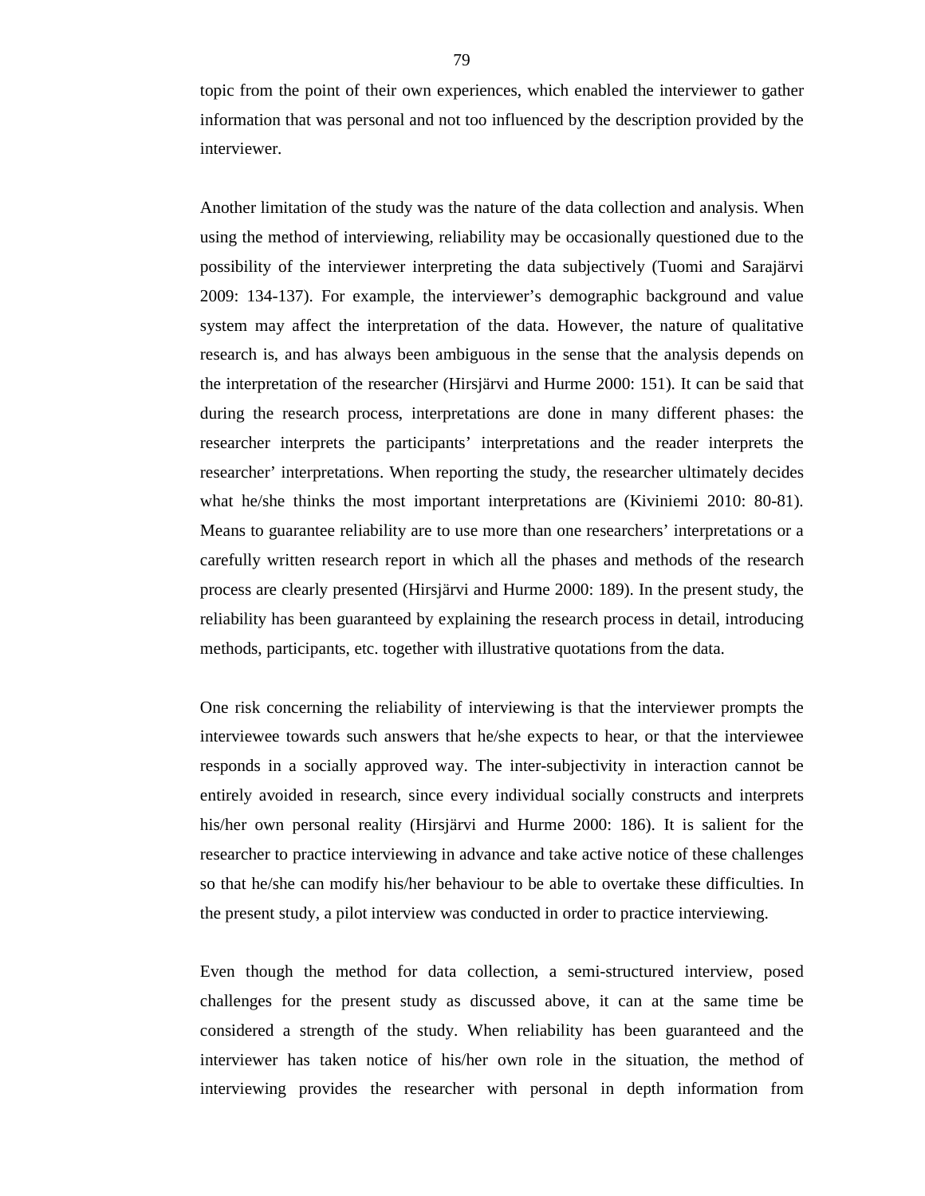topic from the point of their own experiences, which enabled the interviewer to gather information that was personal and not too influenced by the description provided by the interviewer.

Another limitation of the study was the nature of the data collection and analysis. When using the method of interviewing, reliability may be occasionally questioned due to the possibility of the interviewer interpreting the data subjectively (Tuomi and Sarajärvi 2009: 134-137). For example, the interviewer's demographic background and value system may affect the interpretation of the data. However, the nature of qualitative research is, and has always been ambiguous in the sense that the analysis depends on the interpretation of the researcher (Hirsjärvi and Hurme 2000: 151). It can be said that during the research process, interpretations are done in many different phases: the researcher interprets the participants' interpretations and the reader interprets the researcher' interpretations. When reporting the study, the researcher ultimately decides what he/she thinks the most important interpretations are (Kiviniemi 2010: 80-81). Means to guarantee reliability are to use more than one researchers' interpretations or a carefully written research report in which all the phases and methods of the research process are clearly presented (Hirsjärvi and Hurme 2000: 189). In the present study, the reliability has been guaranteed by explaining the research process in detail, introducing methods, participants, etc. together with illustrative quotations from the data.

One risk concerning the reliability of interviewing is that the interviewer prompts the interviewee towards such answers that he/she expects to hear, or that the interviewee responds in a socially approved way. The inter-subjectivity in interaction cannot be entirely avoided in research, since every individual socially constructs and interprets his/her own personal reality (Hirsjärvi and Hurme 2000: 186). It is salient for the researcher to practice interviewing in advance and take active notice of these challenges so that he/she can modify his/her behaviour to be able to overtake these difficulties. In the present study, a pilot interview was conducted in order to practice interviewing.

Even though the method for data collection, a semi-structured interview, posed challenges for the present study as discussed above, it can at the same time be considered a strength of the study. When reliability has been guaranteed and the interviewer has taken notice of his/her own role in the situation, the method of interviewing provides the researcher with personal in depth information from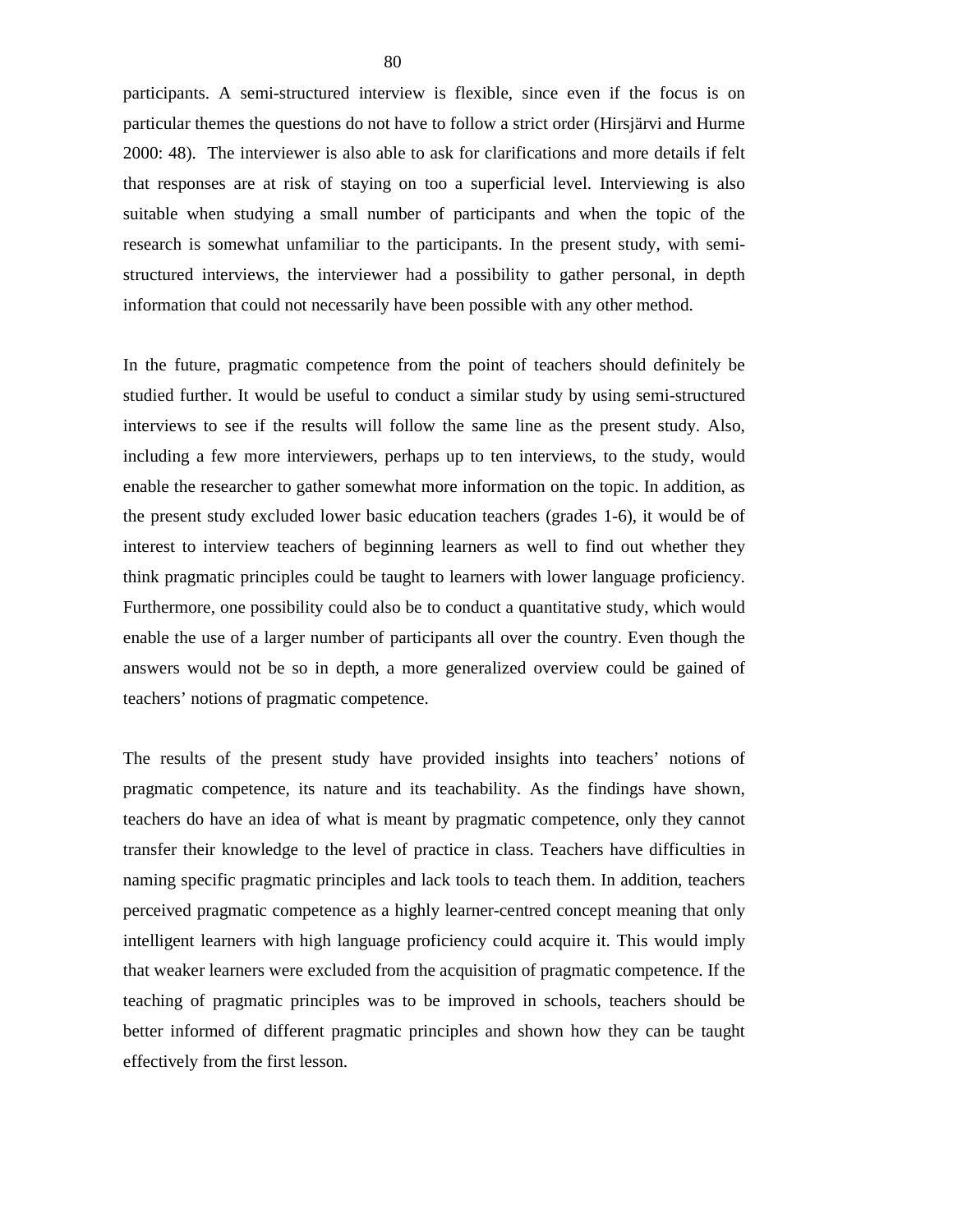participants. A semi-structured interview is flexible, since even if the focus is on particular themes the questions do not have to follow a strict order (Hirsjärvi and Hurme 2000: 48). The interviewer is also able to ask for clarifications and more details if felt that responses are at risk of staying on too a superficial level. Interviewing is also suitable when studying a small number of participants and when the topic of the research is somewhat unfamiliar to the participants. In the present study, with semi-structured interviews, the interviewer had a possibility to gather personal, in depth information that could not necessarily have been possible with any other method.

In the future, pragmatic competence from the point of teachers should definitely be studied further. It would be useful to conduct a similar study by using semi-structured interviews to see if the results will follow the same line as the present study. Also, including a few more interviewers, perhaps up to ten interviews, to the study, would enable the researcher to gather somewhat more information on the topic. In addition, as the present study excluded lower basic education teachers (grades 1-6), it would be of interest to interview teachers of beginning learners as well to find out whether they think pragmatic principles could be taught to learners with lower language proficiency. Furthermore, one possibility could also be to conduct a quantitative study, which would enable the use of a larger number of participants all over the country. Even though the answers would not be so in depth, a more generalized overview could be gained of teachers' notions of pragmatic competence.

The results of the present study have provided insights into teachers' notions of pragmatic competence, its nature and its teachability. As the findings have shown, teachers do have an idea of what is meant by pragmatic competence, only they cannot transfer their knowledge to the level of practice in class. Teachers have difficulties in naming specific pragmatic principles and lack tools to teach them. In addition, teachers perceived pragmatic competence as a highly learner-centred concept meaning that only intelligent learners with high language proficiency could acquire it. This would imply that weaker learners were excluded from the acquisition of pragmatic competence. If the teaching of pragmatic principles was to be improved in schools, teachers should be better informed of different pragmatic principles and shown how they can be taught effectively from the first lesson.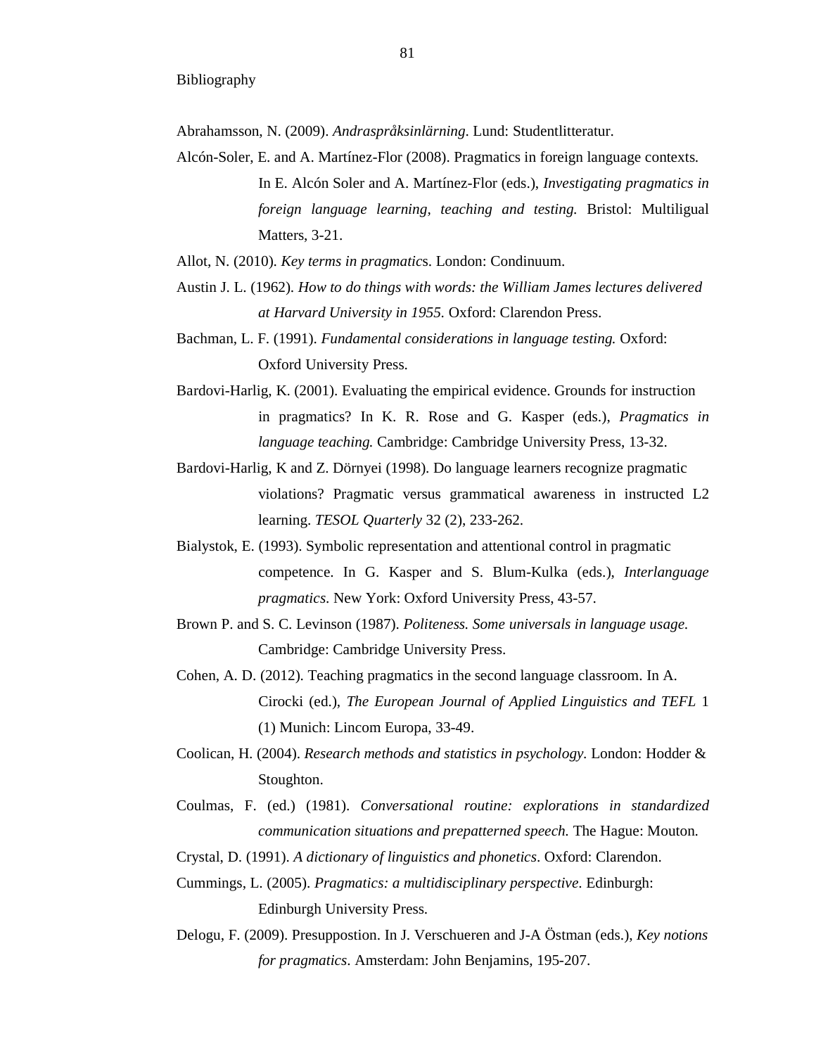Bibliography

Abrahamsson, N. (2009). *Andraspråksinlärning*. Lund: Studentlitteratur.

Alcón-Soler, E. and A. Martínez-Flor (2008). Pragmatics in foreign language contexts. In E. Alcón Soler and A. Martínez-Flor (eds.), *Investigating pragmatics in foreign language learning, teaching and testing.* Bristol: Multiligual Matters, 3-21.

Allot, N. (2010). *Key terms in pragmatic*s. London: Condinuum.

Austin J. L. (1962). *How to do things with words: the William James lectures delivered at Harvard University in 1955.* Oxford: Clarendon Press.

Bachman, L. F. (1991). *Fundamental considerations in language testing.* Oxford: Oxford University Press.

Bardovi-Harlig, K. (2001). Evaluating the empirical evidence. Grounds for instruction in pragmatics? In K. R. Rose and G. Kasper (eds.), *Pragmatics in language teaching.* Cambridge: Cambridge University Press, 13-32.

Bardovi-Harlig, K and Z. Dörnyei (1998). Do language learners recognize pragmatic violations? Pragmatic versus grammatical awareness in instructed L2 learning. *TESOL Quarterly* 32 (2), 233-262.

Bialystok, E. (1993). Symbolic representation and attentional control in pragmatic competence. In G. Kasper and S. Blum-Kulka (eds.), *Interlanguage pragmatics*. New York: Oxford University Press, 43-57.

Brown P. and S. C. Levinson (1987). *Politeness. Some universals in language usage.* Cambridge: Cambridge University Press.

Cohen, A. D. (2012). Teaching pragmatics in the second language classroom. In A. Cirocki (ed.), *The European Journal of Applied Linguistics and TEFL* 1 (1) Munich: Lincom Europa, 33-49.

Coolican, H. (2004). *Research methods and statistics in psychology.* London: Hodder & Stoughton.

Coulmas, F. (ed.) (1981). *Conversational routine: explorations in standardized communication situations and prepatterned speech.* The Hague: Mouton.

Crystal, D. (1991). *A dictionary of linguistics and phonetics*. Oxford: Clarendon.

Cummings, L. (2005). *Pragmatics: a multidisciplinary perspective*. Edinburgh: Edinburgh University Press.

Delogu, F. (2009). Presuppostion. In J. Verschueren and J-A Östman (eds.), *Key notions for pragmatics*. Amsterdam: John Benjamins, 195-207.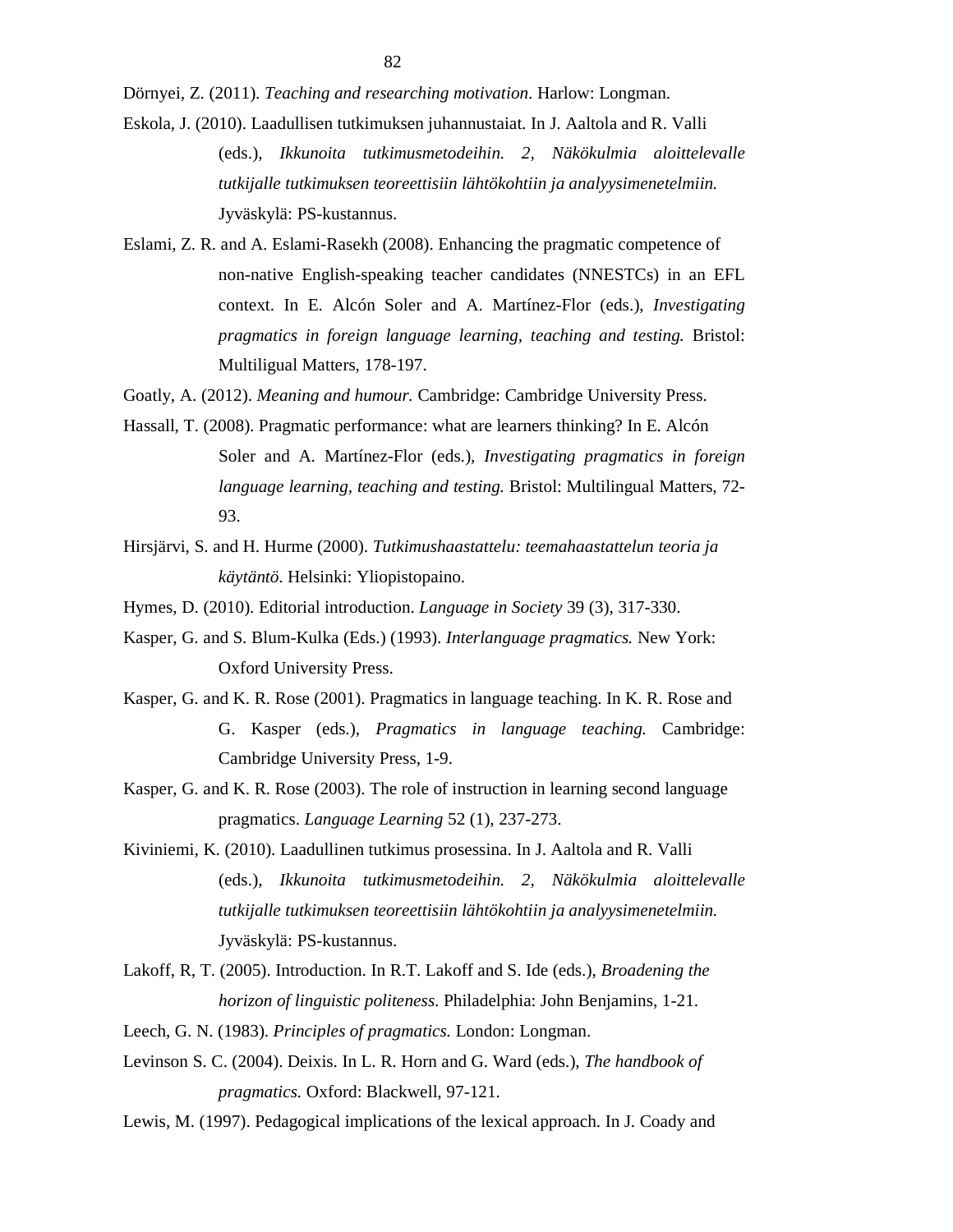Dörnyei, Z. (2011). *Teaching and researching motivation*. Harlow: Longman.

Eskola, J. (2010). Laadullisen tutkimuksen juhannustaiat. In J. Aaltola and R. Valli (eds.), *Ikkunoita tutkimusmetodeihin. 2, Näkökulmia aloittelevalle tutkijalle tutkimuksen teoreettisiin lähtökohtiin ja analyysimenetelmiin.* Jyväskylä: PS-kustannus.

Eslami, Z. R. and A. Eslami-Rasekh (2008). Enhancing the pragmatic competence of non-native English-speaking teacher candidates (NNESTCs) in an EFL context. In E. Alcón Soler and A. Martínez-Flor (eds.), *Investigating pragmatics in foreign language learning, teaching and testing.* Bristol: Multiligual Matters, 178-197.

Goatly, A. (2012). *Meaning and humour.* Cambridge: Cambridge University Press.

Hassall, T. (2008). Pragmatic performance: what are learners thinking? In E. Alcón Soler and A. Martínez-Flor (eds.), *Investigating pragmatics in foreign language learning, teaching and testing.* Bristol: Multilingual Matters, 72-93.

Hirsjärvi, S. and H. Hurme (2000). *Tutkimushaastattelu: teemahaastattelun teoria ja käytäntö*. Helsinki: Yliopistopaino.

Hymes, D. (2010). Editorial introduction. *Language in Society* 39 (3), 317-330.

Kasper, G. and S. Blum-Kulka (Eds.) (1993). *Interlanguage pragmatics.* New York: Oxford University Press.

Kasper, G. and K. R. Rose (2001). Pragmatics in language teaching. In K. R. Rose and G. Kasper (eds.), *Pragmatics in language teaching.* Cambridge: Cambridge University Press, 1-9.

Kasper, G. and K. R. Rose (2003). The role of instruction in learning second language pragmatics. *Language Learning* 52 (1), 237-273.

Kiviniemi, K. (2010). Laadullinen tutkimus prosessina. In J. Aaltola and R. Valli (eds.), *Ikkunoita tutkimusmetodeihin. 2, Näkökulmia aloittelevalle tutkijalle tutkimuksen teoreettisiin lähtökohtiin ja analyysimenetelmiin.* Jyväskylä: PS-kustannus.

Lakoff, R, T. (2005). Introduction. In R.T. Lakoff and S. Ide (eds.), *Broadening the horizon of linguistic politeness.* Philadelphia: John Benjamins, 1-21.

Leech, G. N. (1983). *Principles of pragmatics.* London: Longman.

Levinson S. C. (2004). Deixis. In L. R. Horn and G. Ward (eds.), *The handbook of pragmatics.* Oxford: Blackwell, 97-121.

Lewis, M. (1997). Pedagogical implications of the lexical approach. In J. Coady and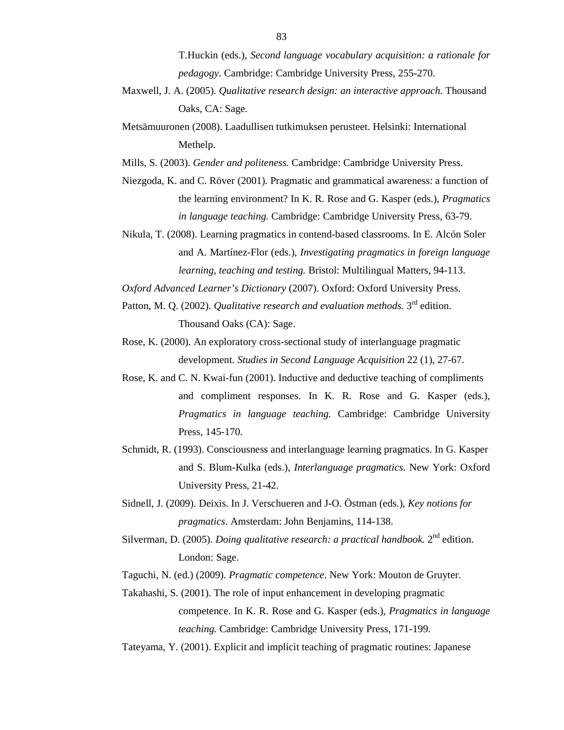T.Huckin (eds.), *Second language vocabulary acquisition: a rationale for pedagogy*. Cambridge: Cambridge University Press, 255-270.

Maxwell, J. A. (2005). *Qualitative research design: an interactive approach*. Thousand Oaks, CA: Sage.

Metsämuuronen (2008). Laadullisen tutkimuksen perusteet. Helsinki: International Methelp.

Mills, S. (2003). *Gender and politeness.* Cambridge: Cambridge University Press.

Niezgoda, K. and C. Röver (2001). Pragmatic and grammatical awareness: a function of the learning environment? In K. R. Rose and G. Kasper (eds.), *Pragmatics in language teaching.* Cambridge: Cambridge University Press, 63-79.

Nikula, T. (2008). Learning pragmatics in contend-based classrooms. In E. Alcón Soler and A. Martínez-Flor (eds.), *Investigating pragmatics in foreign language learning, teaching and testing.* Bristol: Multilingual Matters, 94-113.

*Oxford Advanced Learner's Dictionary* (2007). Oxford: Oxford University Press.

Patton, M. Q. (2002). *Qualitative research and evaluation methods.* 3rd edition. Thousand Oaks (CA): Sage.

Rose, K. (2000). An exploratory cross-sectional study of interlanguage pragmatic development. *Studies in Second Language Acquisition* 22 (1), 27-67.

Rose, K. and C. N. Kwai-fun (2001). Inductive and deductive teaching of compliments and compliment responses. In K. R. Rose and G. Kasper (eds.), *Pragmatics in language teaching.* Cambridge: Cambridge University Press, 145-170.

Schmidt, R. (1993). Consciousness and interlanguage learning pragmatics. In G. Kasper and S. Blum-Kulka (eds.), *Interlanguage pragmatics*. New York: Oxford University Press, 21-42.

Sidnell, J. (2009). Deixis. In J. Verschueren and J-O. Östman (eds.), *Key notions for pragmatics*. Amsterdam: John Benjamins, 114-138.

Silverman, D. (2005). *Doing qualitative research: a practical handbook.* 2nd edition. London: Sage.

Taguchi, N. (ed.) (2009). *Pragmatic competence*. New York: Mouton de Gruyter.

Takahashi, S. (2001). The role of input enhancement in developing pragmatic competence. In K. R. Rose and G. Kasper (eds.), *Pragmatics in language teaching.* Cambridge: Cambridge University Press, 171-199.

Tateyama, Y. (2001). Explicit and implicit teaching of pragmatic routines: Japanese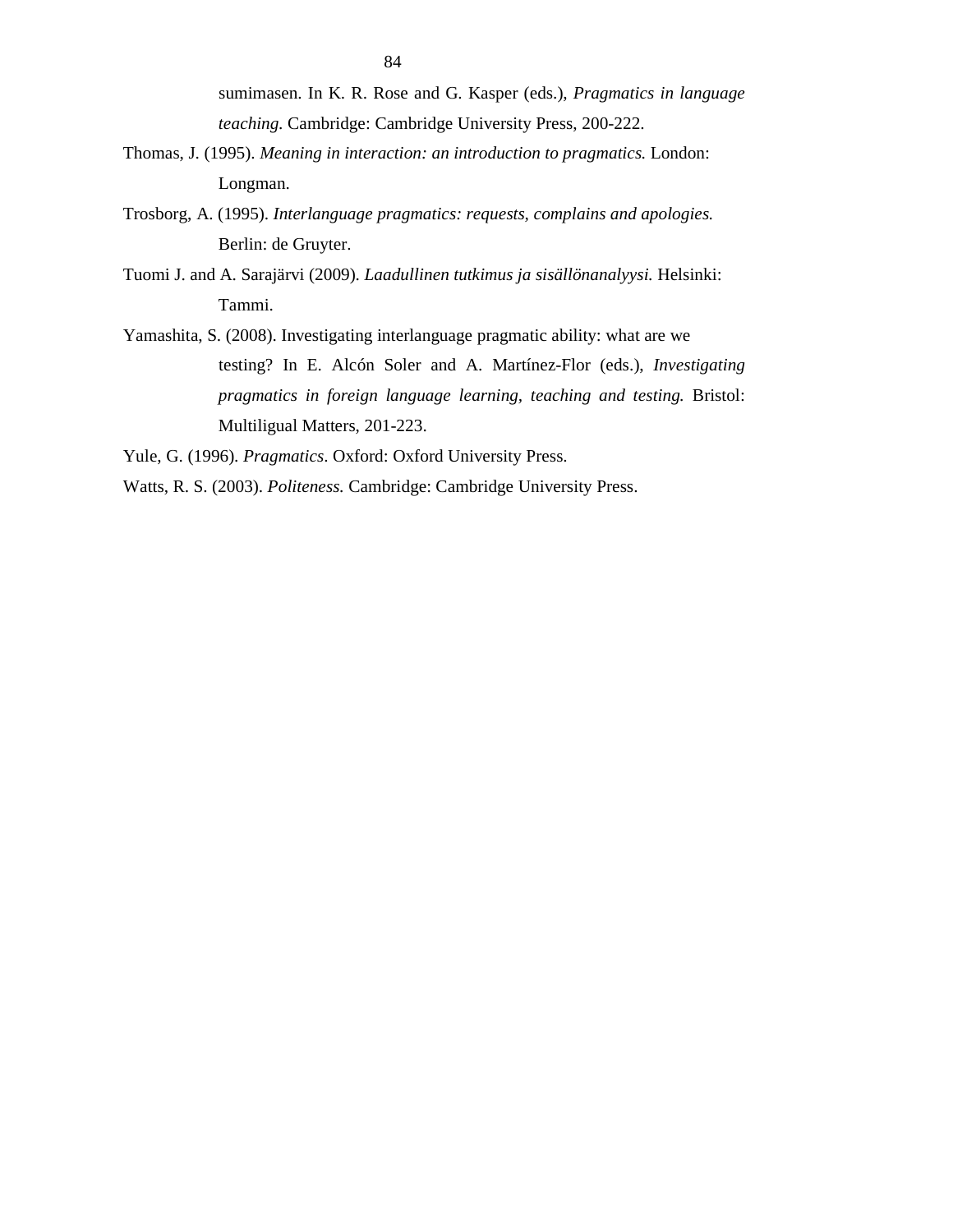sumimasen. In K. R. Rose and G. Kasper (eds.), *Pragmatics in language teaching.* Cambridge: Cambridge University Press, 200-222.

Thomas, J. (1995). *Meaning in interaction: an introduction to pragmatics.* London: Longman.

Trosborg, A. (1995). *Interlanguage pragmatics: requests, complains and apologies.* Berlin: de Gruyter.

Tuomi J. and A. Sarajärvi (2009). *Laadullinen tutkimus ja sisällönanalyysi.* Helsinki: Tammi.

Yamashita, S. (2008). Investigating interlanguage pragmatic ability: what are we testing? In E. Alcón Soler and A. Martínez-Flor (eds.), *Investigating pragmatics in foreign language learning, teaching and testing.* Bristol: Multiligual Matters, 201-223.

Yule, G. (1996). *Pragmatics*. Oxford: Oxford University Press.

Watts, R. S. (2003). *Politeness.* Cambridge: Cambridge University Press.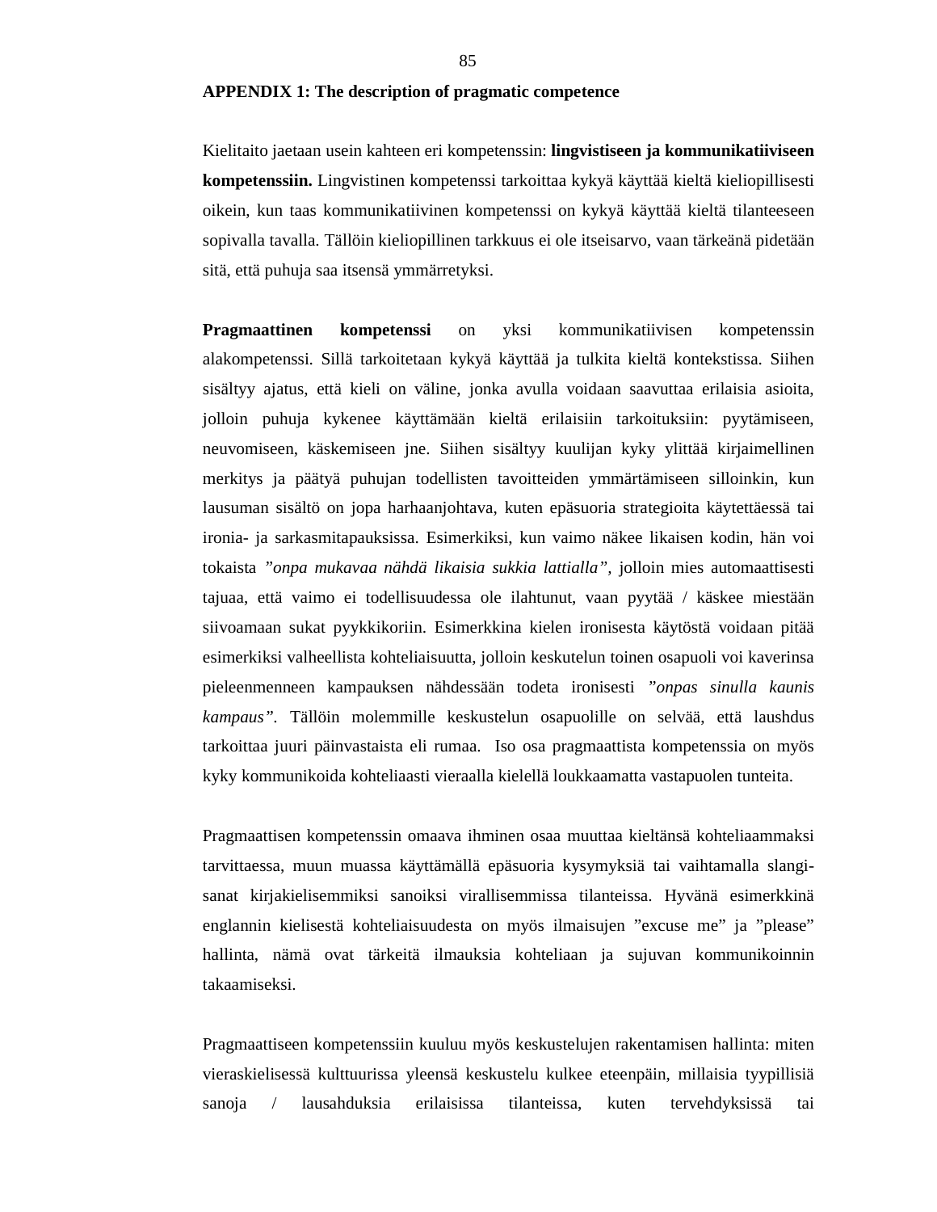**APPENDIX 1: The description of pragmatic competence**

Kielitaito jaetaan usein kahteen eri kompetenssin: **lingvistiseen ja kommunikatiiviseen kompetenssiin.** Lingvistinen kompetenssi tarkoittaa kykyä käyttää kieltä kieliopillisesti oikein, kun taas kommunikatiivinen kompetenssi on kykyä käyttää kieltä tilanteeseen sopivalla tavalla. Tällöin kieliopillinen tarkkuus ei ole itseisarvo, vaan tärkeänä pidetään sitä, että puhuja saa itsensä ymmärretyksi.

**Pragmaattinen kompetenssi** on yksi kommunikatiivisen kompetenssin alakompetenssi. Sillä tarkoitetaan kykyä käyttää ja tulkita kieltä kontekstissa. Siihen sisältyy ajatus, että kieli on väline, jonka avulla voidaan saavuttaa erilaisia asioita, jolloin puhuja kykenee käyttämään kieltä erilaisiin tarkoituksiin: pyytämiseen, neuvomiseen, käskemiseen jne. Siihen sisältyy kuulijan kyky ylittää kirjaimellinen merkitys ja päätyä puhujan todellisten tavoitteiden ymmärtämiseen silloinkin, kun lausuman sisältö on jopa harhaanjohtava, kuten epäsuoria strategioita käytettäessä tai ironia- ja sarkasmitapauksissa. Esimerkiksi, kun vaimo näkee likaisen kodin, hän voi tokaista *"onpa mukavaa nähdä likaisia sukkia lattialla"*, jolloin mies automaattisesti tajuaa, että vaimo ei todellisuudessa ole ilahtunut, vaan pyytää / käskee miestään siivoamaan sukat pyykkikoriin. Esimerkkina kielen ironisesta käytöstä voidaan pitää esimerkiksi valheellista kohteliaisuutta, jolloin keskutelun toinen osapuoli voi kaverinsa pieleenmenneen kampauksen nähdessään todeta ironisesti *"onpas sinulla kaunis kampaus"*. Tällöin molemmille keskustelun osapuolille on selvää, että laushdus tarkoittaa juuri päinvastaista eli rumaa. Iso osa pragmaattista kompetenssia on myös kyky kommunikoida kohteliaasti vieraalla kielellä loukkaamatta vastapuolen tunteita.

Pragmaattisen kompetenssin omaava ihminen osaa muuttaa kieltänsä kohteliaammaksi tarvittaessa, muun muassa käyttämällä epäsuoria kysymyksiä tai vaihtamalla slangi-sanat kirjakielisemmiksi sanoiksi virallisemmissa tilanteissa. Hyvänä esimerkkinä englannin kielisestä kohteliaisuudesta on myös ilmaisujen "excuse me" ja "please" hallinta, nämä ovat tärkeitä ilmauksia kohteliaan ja sujuvan kommunikoinnin takaamiseksi.

Pragmaattiseen kompetenssiin kuuluu myös keskustelujen rakentamisen hallinta: miten vieraskielisessä kulttuurissa yleensä keskustelu kulkee eteenpäin, millaisia tyypillisiä sanoja / lausahduksia erilaisissa tilanteissa, kuten tervehdyksissä tai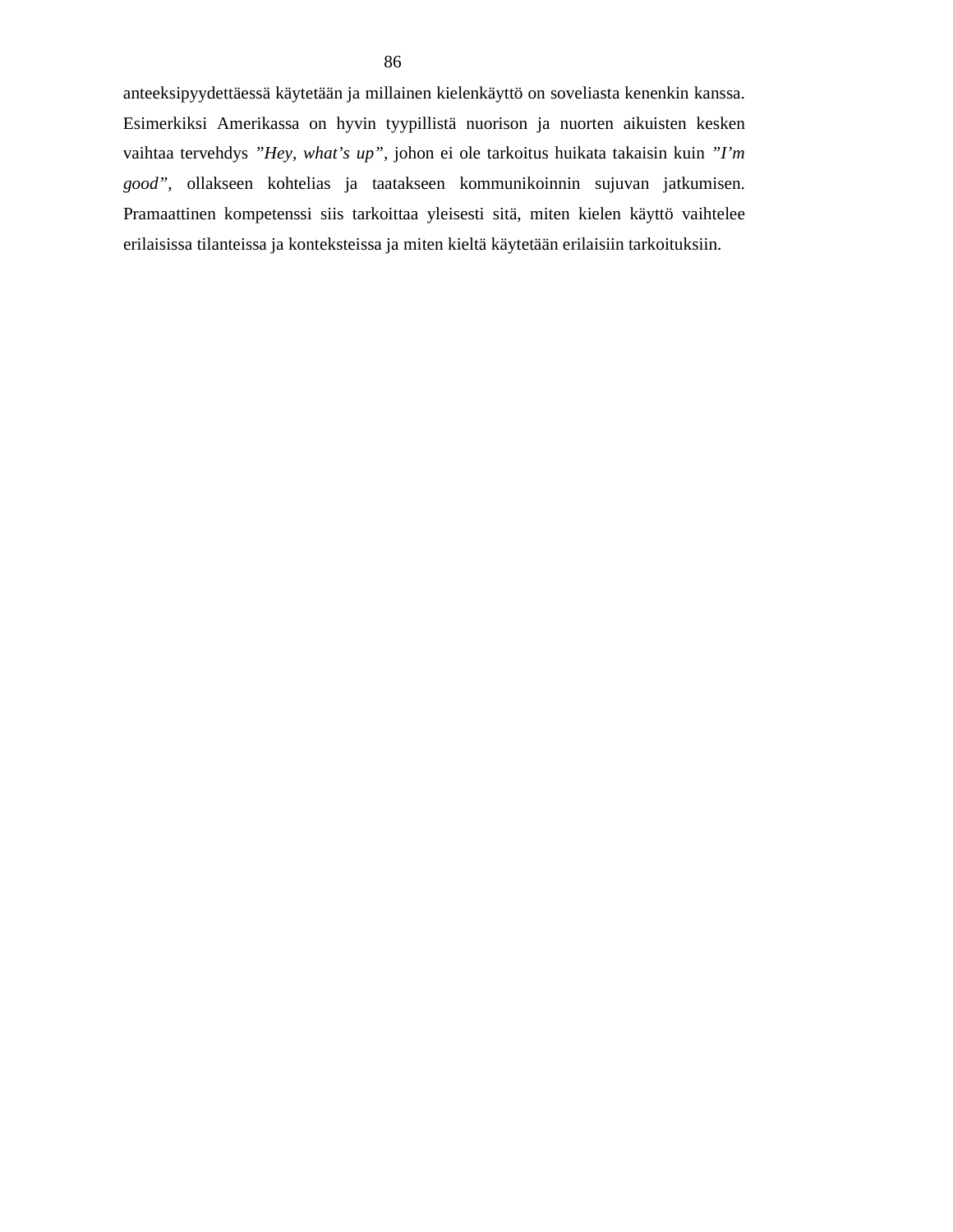anteeksipyydettäessä käytetään ja millainen kielenkäyttö on soveliasta kenenkin kanssa. Esimerkiksi Amerikassa on hyvin tyypillistä nuorison ja nuorten aikuisten kesken vaihtaa tervehdys *”Hey, what’s up”*, johon ei ole tarkoitus huikata takaisin kuin *”I’m good”*, ollakseen kohtelias ja taatakseen kommunikoinnin sujuvan jatkumisen. Pramaattinen kompetenssi siis tarkoittaa yleisesti sitä, miten kielen käyttö vaihtelee erilaisissa tilanteissa ja konteksteissa ja miten kieltä käytetään erilaisiin tarkoituksiin.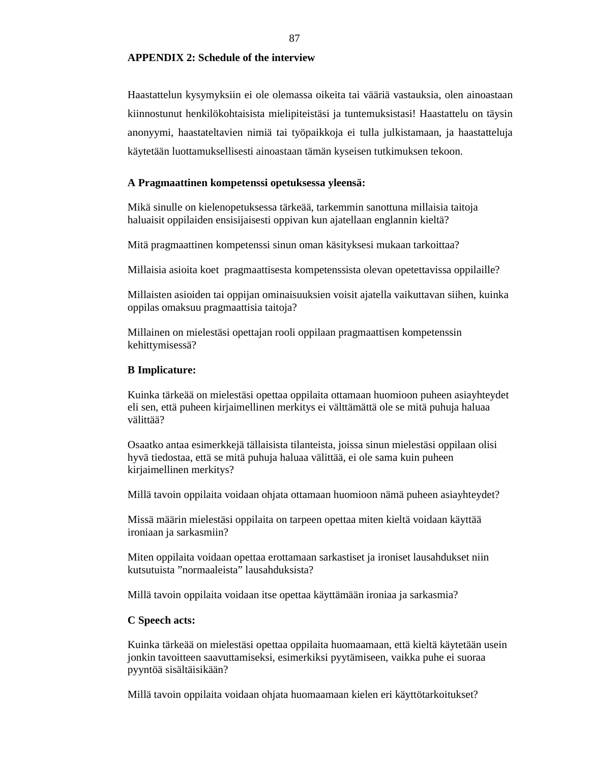## APPENDIX 2: Schedule of the interview

Haastattelun kysymyksiin ei ole olemassa oikeita tai vääriä vastauksia, olen ainoastaan kiinnostunut henkilökohtaisista mielipiteistäsi ja tuntemuksistasi! Haastattelu on täysin anonyymi, haastateltavien nimiä tai työpaikkoja ei tulla julkistamaan, ja haastatteluja käytetään luottamuksellisesti ainoastaan tämän kyseisen tutkimuksen tekoon.

### A Pragmaattinen kompetenssi opetuksessa yleensä:

Mikä sinulle on kielenopetuksessa tärkeää, tarkemmin sanottuna millaisia taitoja haluaisit oppilaiden ensisijaisesti oppivan kun ajatellaan englannin kieltä?

Mitä pragmaattinen kompetenssi sinun oman käsityksesi mukaan tarkoittaa?

Millaisia asioita koet pragmaattisesta kompetenssista olevan opetettavissa oppilaille?

Millaisten asioiden tai oppijan ominaisuuksien voisit ajatella vaikuttavan siihen, kuinka oppilas omaksuu pragmaattisia taitoja?

Millainen on mielestäsi opettajan rooli oppilaan pragmaattisen kompetenssin kehittymisessä?

### B Implicature:

Kuinka tärkeää on mielestäsi opettaa oppilaita ottamaan huomioon puheen asiayhteydet eli sen, että puheen kirjaimellinen merkitys ei välttämättä ole se mitä puhuja haluaa välittää?

Osaatko antaa esimerkkejä tällaisista tilanteista, joissa sinun mielestäsi oppilaan olisi hyvä tiedostaa, että se mitä puhuja haluaa välittää, ei ole sama kuin puheen kirjaimellinen merkitys?

Millä tavoin oppilaita voidaan ohjata ottamaan huomioon nämä puheen asiayhteydet?

Missä määrin mielestäsi oppilaita on tarpeen opettaa miten kieltä voidaan käyttää ironiaan ja sarkasmiin?

Miten oppilaita voidaan opettaa erottamaan sarkastiset ja ironiset lausahdukset niin kutsutuista ”normaaleista” lausahduksista?

Millä tavoin oppilaita voidaan itse opettaa käyttämään ironiaa ja sarkasmia?

### C Speech acts:

Kuinka tärkeää on mielestäsi opettaa oppilaita huomaamaan, että kieltä käytetään usein jonkin tavoitteen saavuttamiseksi, esimerkiksi pyytämiseen, vaikka puhe ei suoraa pyyntöä sisältäisikään?

Millä tavoin oppilaita voidaan ohjata huomaamaan kielen eri käyttötarkoitukset?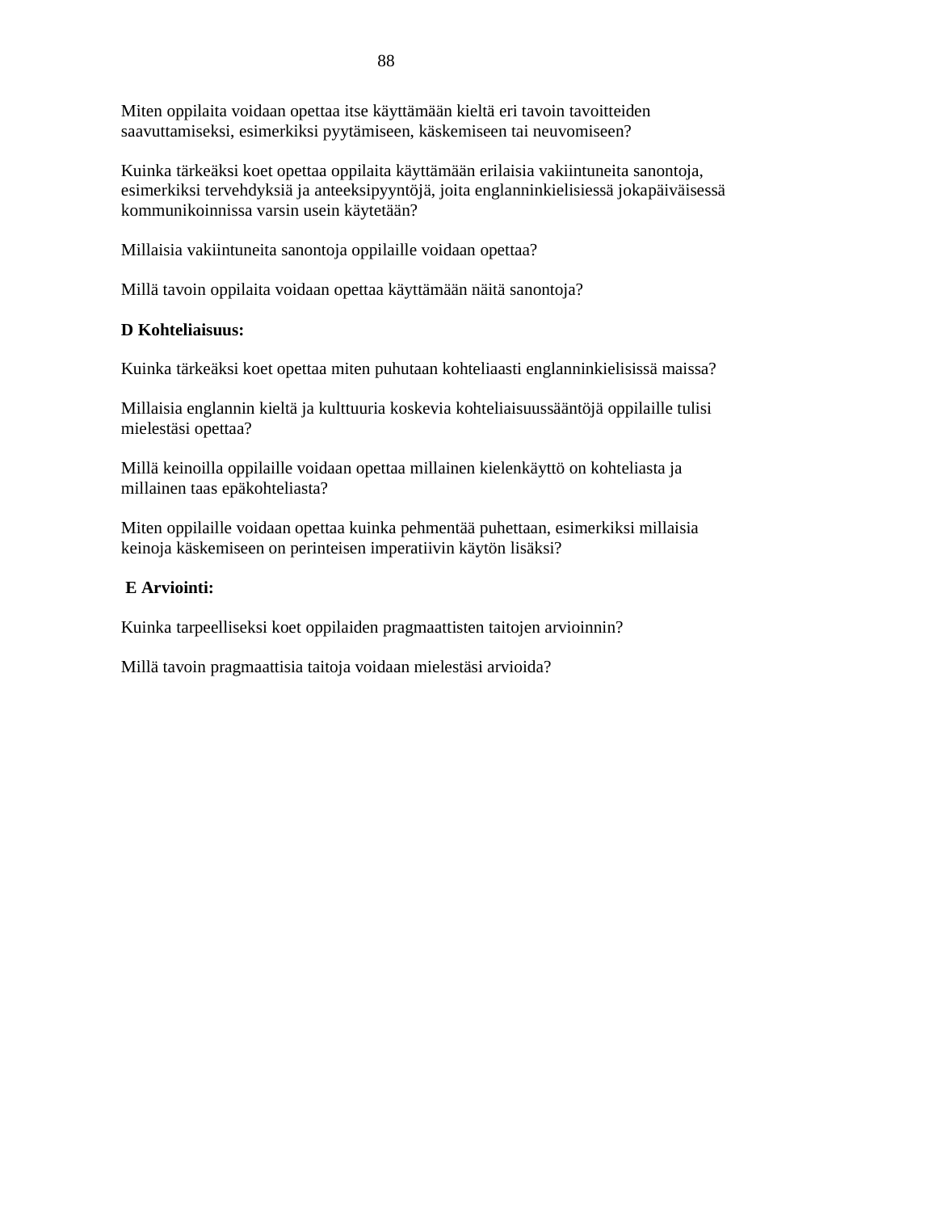Miten oppilaita voidaan opettaa itse käyttämään kieltä eri tavoin tavoitteiden saavuttamiseksi, esimerkiksi pyytämiseen, käskemiseen tai neuvomiseen?

Kuinka tärkeäksi koet opettaa oppilaita käyttämään erilaisia vakiintuneita sanontoja, esimerkiksi tervehdyksiä ja anteeksipyyntöjä, joita englanninkielisiessä jokapäiväisessä kommunikoinnissa varsin usein käytetään?

Millaisia vakiintuneita sanontoja oppilaille voidaan opettaa?

Millä tavoin oppilaita voidaan opettaa käyttämään näitä sanontoja?

**D Kohteliaisuus:**

Kuinka tärkeäksi koet opettaa miten puhutaan kohteliaasti englanninkielisissä maissa?

Millaisia englannin kieltä ja kulttuuria koskevia kohteliaisuussääntöjä oppilaille tulisi mielestäsi opettaa?

Millä keinoilla oppilaille voidaan opettaa millainen kielenkäyttö on kohteliasta ja millainen taas epäkohteliasta?

Miten oppilaille voidaan opettaa kuinka pehmentää puhettaan, esimerkiksi millaisia keinoja käskemiseen on perinteisen imperatiivin käytön lisäksi?

**E Arviointi:**

Kuinka tarpeelliseksi koet oppilaiden pragmaattisten taitojen arvioinnin?

Millä tavoin pragmaattisia taitoja voidaan mielestäsi arvioida?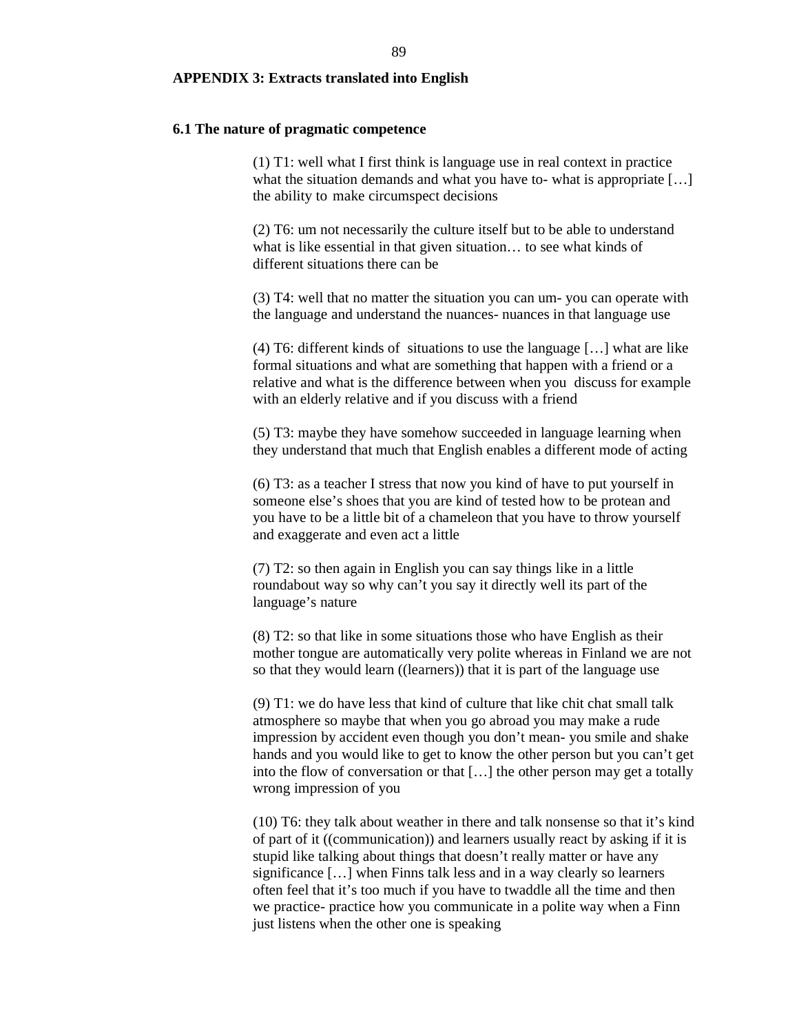## APPENDIX 3: Extracts translated into English

### 6.1 The nature of pragmatic competence

(1) T1: well what I first think is language use in real context in practice what the situation demands and what you have to- what is appropriate […] the ability to make circumspect decisions

(2) T6: um not necessarily the culture itself but to be able to understand what is like essential in that given situation… to see what kinds of different situations there can be

(3) T4: well that no matter the situation you can um- you can operate with the language and understand the nuances- nuances in that language use

(4) T6: different kinds of situations to use the language […] what are like formal situations and what are something that happen with a friend or a relative and what is the difference between when you discuss for example with an elderly relative and if you discuss with a friend

(5) T3: maybe they have somehow succeeded in language learning when they understand that much that English enables a different mode of acting

(6) T3: as a teacher I stress that now you kind of have to put yourself in someone else's shoes that you are kind of tested how to be protean and you have to be a little bit of a chameleon that you have to throw yourself and exaggerate and even act a little

(7) T2: so then again in English you can say things like in a little roundabout way so why can't you say it directly well its part of the language's nature

(8) T2: so that like in some situations those who have English as their mother tongue are automatically very polite whereas in Finland we are not so that they would learn ((learners)) that it is part of the language use

(9) T1: we do have less that kind of culture that like chit chat small talk atmosphere so maybe that when you go abroad you may make a rude impression by accident even though you don't mean- you smile and shake hands and you would like to get to know the other person but you can't get into the flow of conversation or that […] the other person may get a totally wrong impression of you

(10) T6: they talk about weather in there and talk nonsense so that it's kind of part of it ((communication)) and learners usually react by asking if it is stupid like talking about things that doesn't really matter or have any significance […] when Finns talk less and in a way clearly so learners often feel that it's too much if you have to twaddle all the time and then we practice- practice how you communicate in a polite way when a Finn just listens when the other one is speaking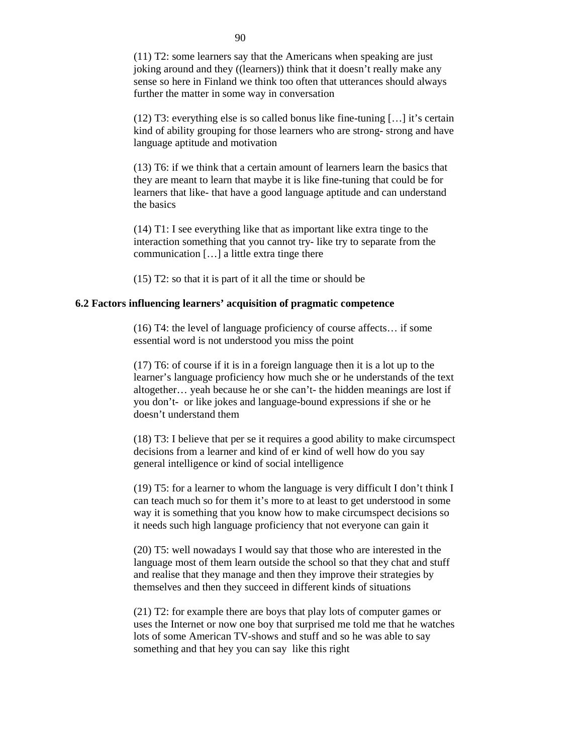(11) T2: some learners say that the Americans when speaking are just joking around and they ((learners)) think that it doesn't really make any sense so here in Finland we think too often that utterances should always further the matter in some way in conversation

(12) T3: everything else is so called bonus like fine-tuning […] it's certain kind of ability grouping for those learners who are strong- strong and have language aptitude and motivation

(13) T6: if we think that a certain amount of learners learn the basics that they are meant to learn that maybe it is like fine-tuning that could be for learners that like- that have a good language aptitude and can understand the basics

(14) T1: I see everything like that as important like extra tinge to the interaction something that you cannot try- like try to separate from the communication […] a little extra tinge there

(15) T2: so that it is part of it all the time or should be

### 6.2 Factors influencing learners' acquisition of pragmatic competence

(16) T4: the level of language proficiency of course affects… if some essential word is not understood you miss the point

(17) T6: of course if it is in a foreign language then it is a lot up to the learner's language proficiency how much she or he understands of the text altogether… yeah because he or she can't- the hidden meanings are lost if you don't- or like jokes and language-bound expressions if she or he doesn't understand them

(18) T3: I believe that per se it requires a good ability to make circumspect decisions from a learner and kind of er kind of well how do you say general intelligence or kind of social intelligence

(19) T5: for a learner to whom the language is very difficult I don't think I can teach much so for them it's more to at least to get understood in some way it is something that you know how to make circumspect decisions so it needs such high language proficiency that not everyone can gain it

(20) T5: well nowadays I would say that those who are interested in the language most of them learn outside the school so that they chat and stuff and realise that they manage and then they improve their strategies by themselves and then they succeed in different kinds of situations

(21) T2: for example there are boys that play lots of computer games or uses the Internet or now one boy that surprised me told me that he watches lots of some American TV-shows and stuff and so he was able to say something and that hey you can say like this right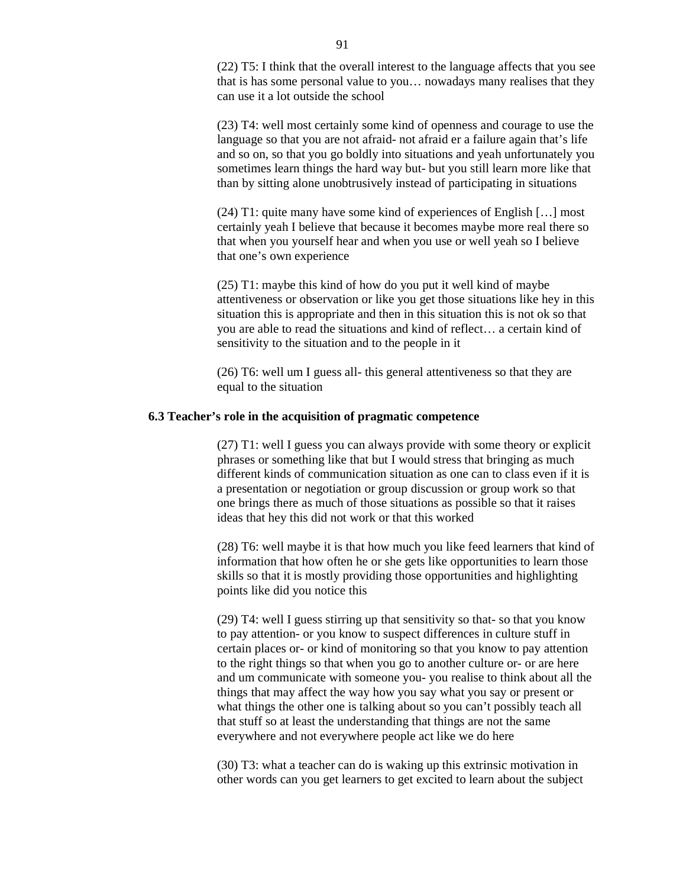(22) T5: I think that the overall interest to the language affects that you see that is has some personal value to you… nowadays many realises that they can use it a lot outside the school

(23) T4: well most certainly some kind of openness and courage to use the language so that you are not afraid- not afraid er a failure again that's life and so on, so that you go boldly into situations and yeah unfortunately you sometimes learn things the hard way but- but you still learn more like that than by sitting alone unobtrusively instead of participating in situations

(24) T1: quite many have some kind of experiences of English […] most certainly yeah I believe that because it becomes maybe more real there so that when you yourself hear and when you use or well yeah so I believe that one's own experience

(25) T1: maybe this kind of how do you put it well kind of maybe attentiveness or observation or like you get those situations like hey in this situation this is appropriate and then in this situation this is not ok so that you are able to read the situations and kind of reflect… a certain kind of sensitivity to the situation and to the people in it

(26) T6: well um I guess all- this general attentiveness so that they are equal to the situation

### 6.3 Teacher's role in the acquisition of pragmatic competence

(27) T1: well I guess you can always provide with some theory or explicit phrases or something like that but I would stress that bringing as much different kinds of communication situation as one can to class even if it is a presentation or negotiation or group discussion or group work so that one brings there as much of those situations as possible so that it raises ideas that hey this did not work or that this worked

(28) T6: well maybe it is that how much you like feed learners that kind of information that how often he or she gets like opportunities to learn those skills so that it is mostly providing those opportunities and highlighting points like did you notice this

(29) T4: well I guess stirring up that sensitivity so that- so that you know to pay attention- or you know to suspect differences in culture stuff in certain places or- or kind of monitoring so that you know to pay attention to the right things so that when you go to another culture or- or are here and um communicate with someone you- you realise to think about all the things that may affect the way how you say what you say or present or what things the other one is talking about so you can't possibly teach all that stuff so at least the understanding that things are not the same everywhere and not everywhere people act like we do here

(30) T3: what a teacher can do is waking up this extrinsic motivation in other words can you get learners to get excited to learn about the subject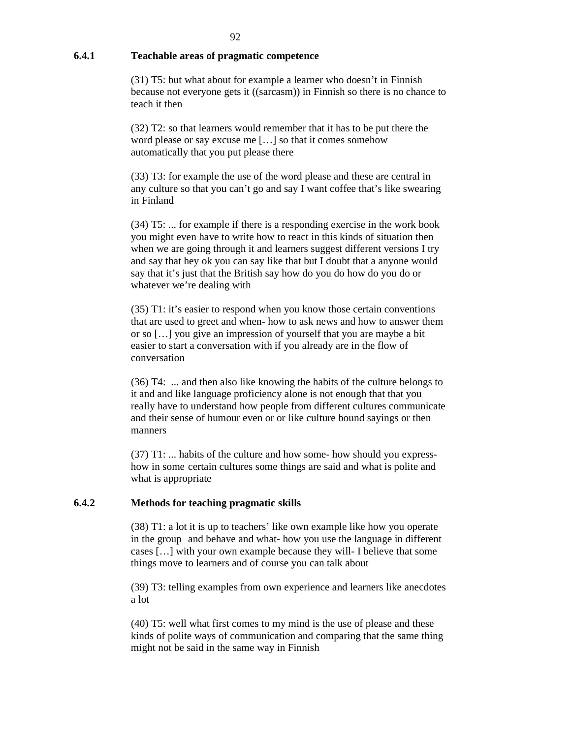### 6.4.1 Teachable areas of pragmatic competence

(31) T5: but what about for example a learner who doesn't in Finnish because not everyone gets it ((sarcasm)) in Finnish so there is no chance to teach it then

(32) T2: so that learners would remember that it has to be put there the word please or say excuse me […] so that it comes somehow automatically that you put please there

(33) T3: for example the use of the word please and these are central in any culture so that you can't go and say I want coffee that's like swearing in Finland

(34) T5: ... for example if there is a responding exercise in the work book you might even have to write how to react in this kinds of situation then when we are going through it and learners suggest different versions I try and say that hey ok you can say like that but I doubt that a anyone would say that it's just that the British say how do you do how do you do or whatever we're dealing with

(35) T1: it's easier to respond when you know those certain conventions that are used to greet and when- how to ask news and how to answer them or so […] you give an impression of yourself that you are maybe a bit easier to start a conversation with if you already are in the flow of conversation

(36) T4: ... and then also like knowing the habits of the culture belongs to it and and like language proficiency alone is not enough that that you really have to understand how people from different cultures communicate and their sense of humour even or or like culture bound sayings or then manners

(37) T1: ... habits of the culture and how some- how should you express- how in some certain cultures some things are said and what is polite and what is appropriate

### 6.4.2 Methods for teaching pragmatic skills

(38) T1: a lot it is up to teachers' like own example like how you operate in the group and behave and what- how you use the language in different cases […] with your own example because they will- I believe that some things move to learners and of course you can talk about

(39) T3: telling examples from own experience and learners like anecdotes a lot

(40) T5: well what first comes to my mind is the use of please and these kinds of polite ways of communication and comparing that the same thing might not be said in the same way in Finnish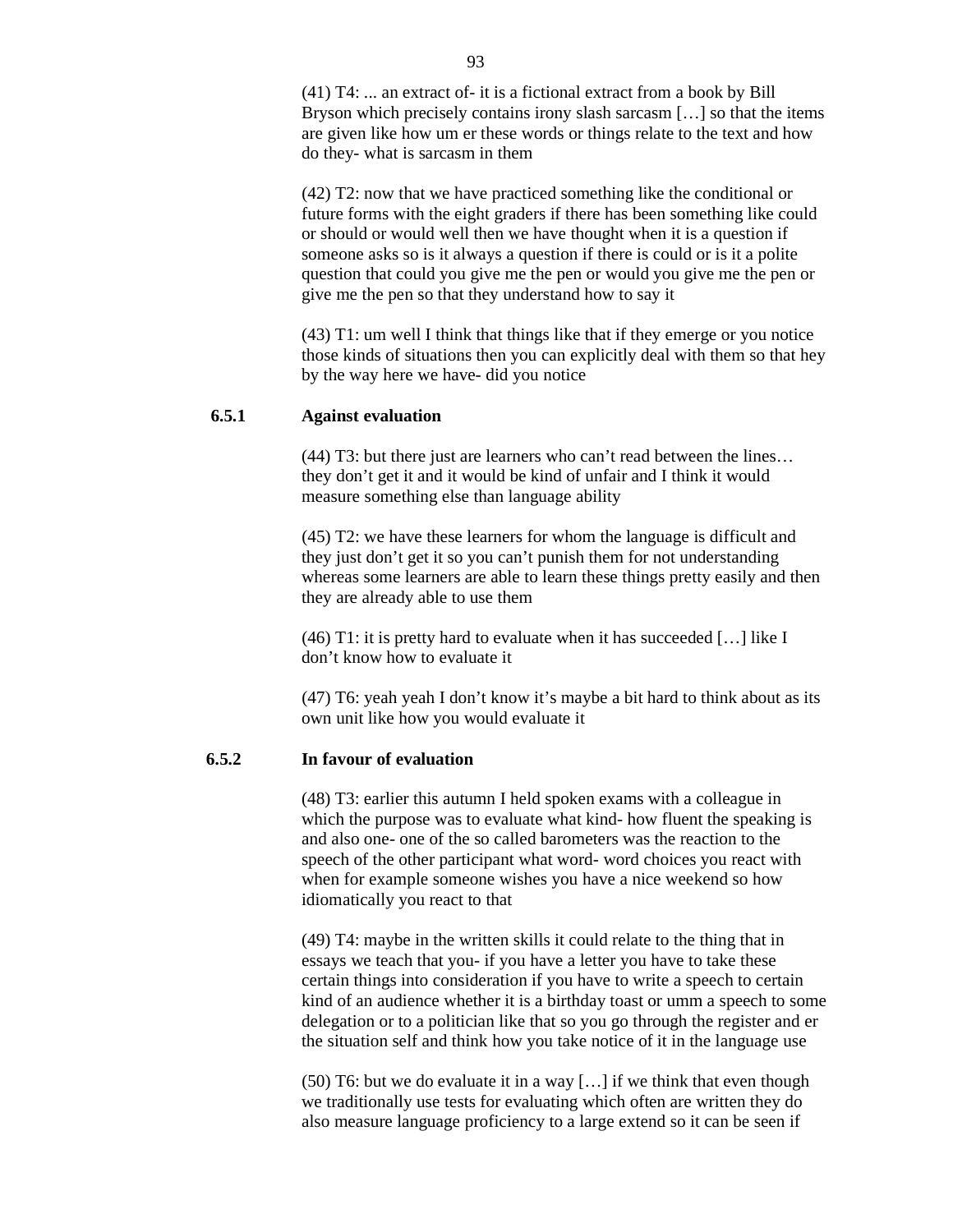(41) T4: ... an extract of- it is a fictional extract from a book by Bill Bryson which precisely contains irony slash sarcasm […] so that the items are given like how um er these words or things relate to the text and how do they- what is sarcasm in them

(42) T2: now that we have practiced something like the conditional or future forms with the eight graders if there has been something like could or should or would well then we have thought when it is a question if someone asks so is it always a question if there is could or is it a polite question that could you give me the pen or would you give me the pen or give me the pen so that they understand how to say it

(43) T1: um well I think that things like that if they emerge or you notice those kinds of situations then you can explicitly deal with them so that hey by the way here we have- did you notice

### 6.5.1 Against evaluation

(44) T3: but there just are learners who can't read between the lines… they don't get it and it would be kind of unfair and I think it would measure something else than language ability

(45) T2: we have these learners for whom the language is difficult and they just don't get it so you can't punish them for not understanding whereas some learners are able to learn these things pretty easily and then they are already able to use them

(46) T1: it is pretty hard to evaluate when it has succeeded […] like I don't know how to evaluate it

(47) T6: yeah yeah I don't know it's maybe a bit hard to think about as its own unit like how you would evaluate it

### 6.5.2 In favour of evaluation

(48) T3: earlier this autumn I held spoken exams with a colleague in which the purpose was to evaluate what kind- how fluent the speaking is and also one- one of the so called barometers was the reaction to the speech of the other participant what word- word choices you react with when for example someone wishes you have a nice weekend so how idiomatically you react to that

(49) T4: maybe in the written skills it could relate to the thing that in essays we teach that you- if you have a letter you have to take these certain things into consideration if you have to write a speech to certain kind of an audience whether it is a birthday toast or umm a speech to some delegation or to a politician like that so you go through the register and er the situation self and think how you take notice of it in the language use

(50) T6: but we do evaluate it in a way […] if we think that even though we traditionally use tests for evaluating which often are written they do also measure language proficiency to a large extend so it can be seen if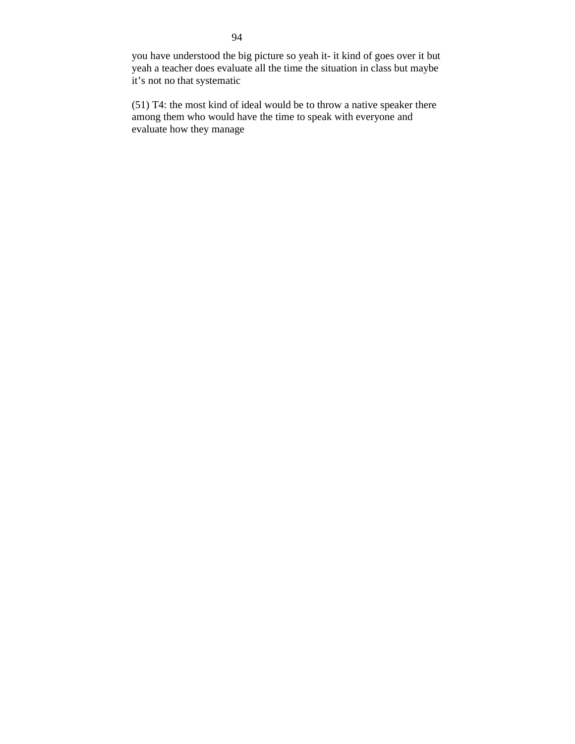you have understood the big picture so yeah it- it kind of goes over it but yeah a teacher does evaluate all the time the situation in class but maybe it's not no that systematic

(51) T4: the most kind of ideal would be to throw a native speaker there among them who would have the time to speak with everyone and evaluate how they manage